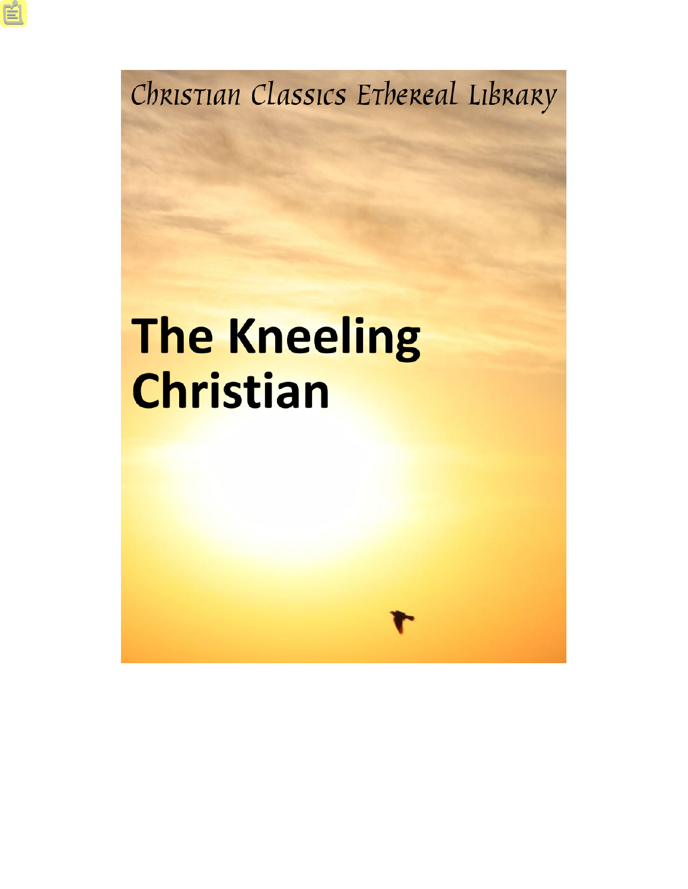Christian Classics Ethereal Library

# The Kneeling Christian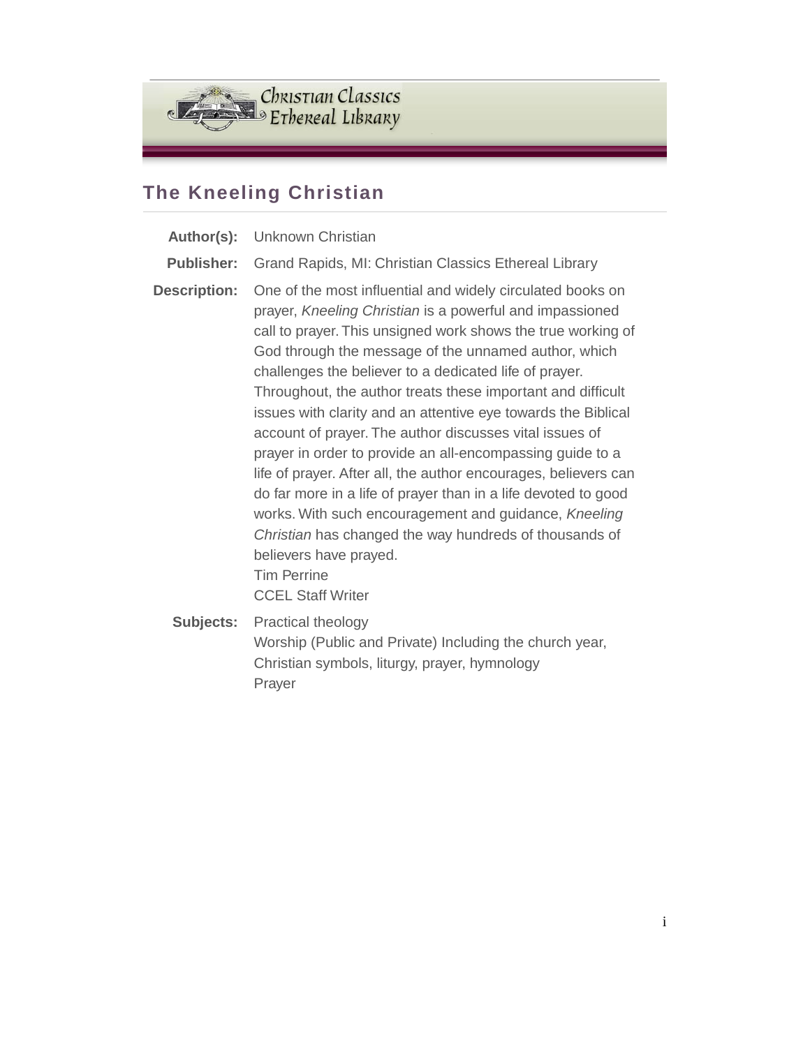# The Kneeling Christian

**Author(s):** Unknown Christian

**Publisher:** Grand Rapids, MI: Christian Classics Ethereal Library

**Description:** One of the most influential and widely circulated books on prayer, *Kneeling Christian* is a powerful and impassioned call to prayer. This unsigned work shows the true working of God through the message of the unnamed author, which challenges the believer to a dedicated life of prayer. Throughout, the author treats these important and difficult issues with clarity and an attentive eye towards the Biblical account of prayer. The author discusses vital issues of prayer in order to provide an all-encompassing guide to a life of prayer. After all, the author encourages, believers can do far more in a life of prayer than in a life devoted to good works. With such encouragement and guidance, *Kneeling Christian* has changed the way hundreds of thousands of believers have prayed.
Tim Perrine
CCEL Staff Writer

**Subjects:** Practical theology
Worship (Public and Private) Including the church year, Christian symbols, liturgy, prayer, hymnology
Prayer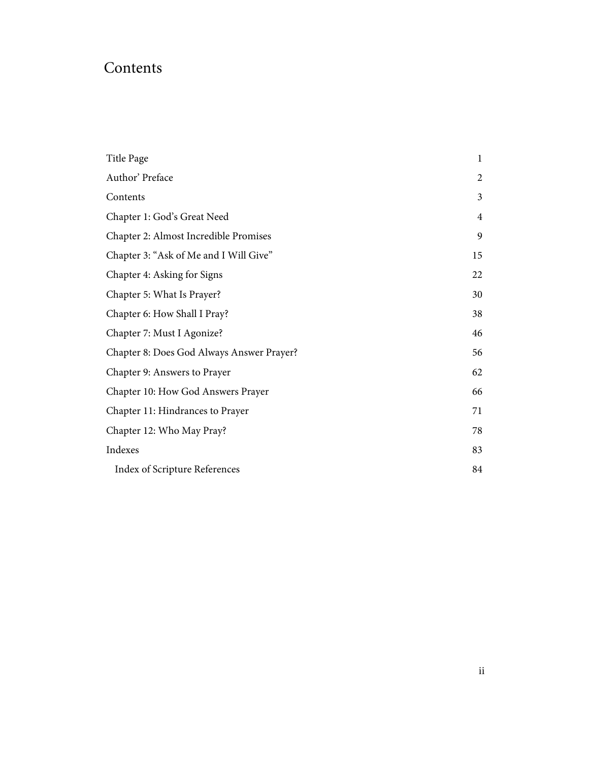# Contents

| | |
|---|---|
| Title Page | 1 |
| Author' Preface | 2 |
| Contents | 3 |
| Chapter 1: God's Great Need | 4 |
| Chapter 2: Almost Incredible Promises | 9 |
| Chapter 3: "Ask of Me and I Will Give" | 15 |
| Chapter 4: Asking for Signs | 22 |
| Chapter 5: What Is Prayer? | 30 |
| Chapter 6: How Shall I Pray? | 38 |
| Chapter 7: Must I Agonize? | 46 |
| Chapter 8: Does God Always Answer Prayer? | 56 |
| Chapter 9: Answers to Prayer | 62 |
| Chapter 10: How God Answers Prayer | 66 |
| Chapter 11: Hindrances to Prayer | 71 |
| Chapter 12: Who May Pray? | 78 |
| Indexes | 83 |
| Index of Scripture References | 84 |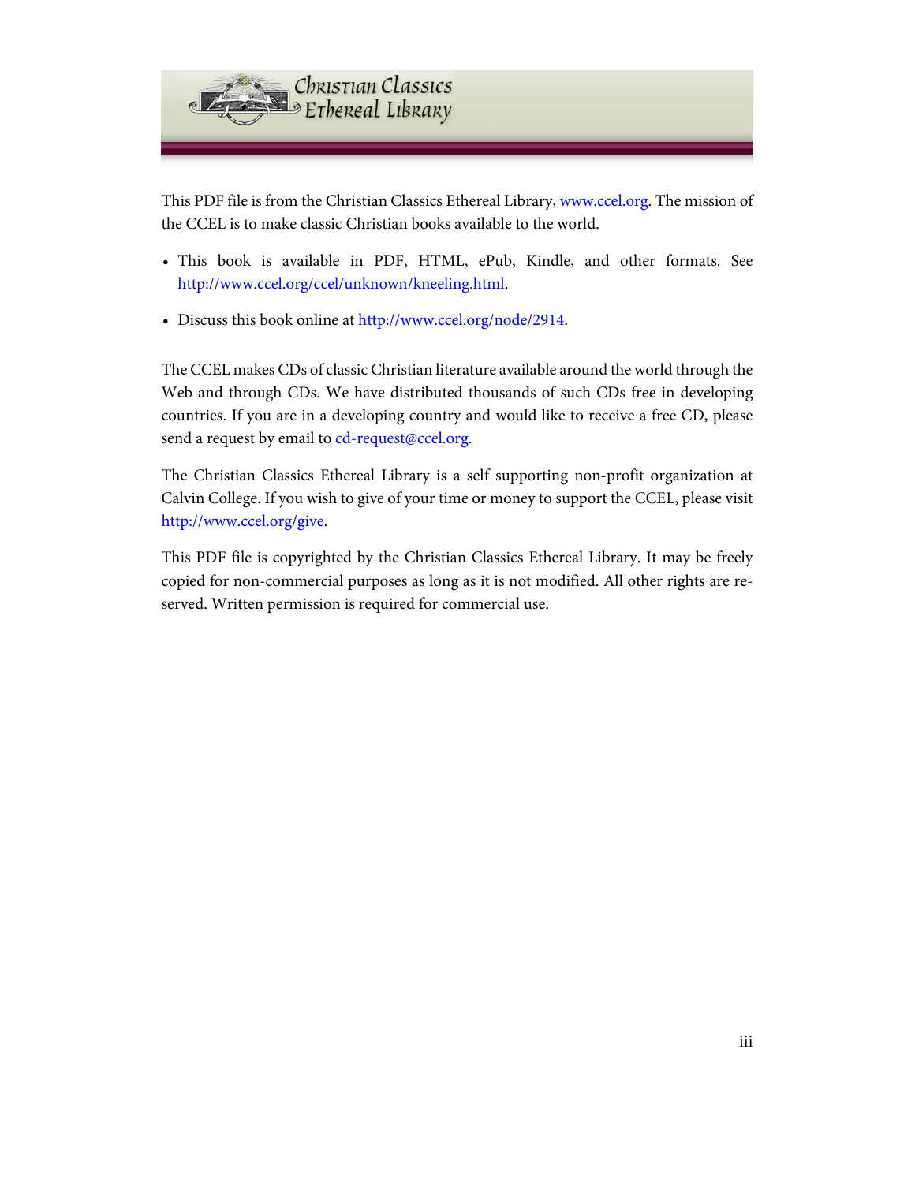Christian Classics Ethereal Library

This PDF file is from the Christian Classics Ethereal Library, www.ccel.org. The mission of the CCEL is to make classic Christian books available to the world.

- This book is available in PDF, HTML, ePub, Kindle, and other formats. See http://www.ccel.org/ccel/unknown/kneeling.html.
- Discuss this book online at http://www.ccel.org/node/2914.

The CCEL makes CDs of classic Christian literature available around the world through the Web and through CDs. We have distributed thousands of such CDs free in developing countries. If you are in a developing country and would like to receive a free CD, please send a request by email to cd-request@ccel.org.

The Christian Classics Ethereal Library is a self supporting non-profit organization at Calvin College. If you wish to give of your time or money to support the CCEL, please visit http://www.ccel.org/give.

This PDF file is copyrighted by the Christian Classics Ethereal Library. It may be freely copied for non-commercial purposes as long as it is not modified. All other rights are reserved. Written permission is required for commercial use.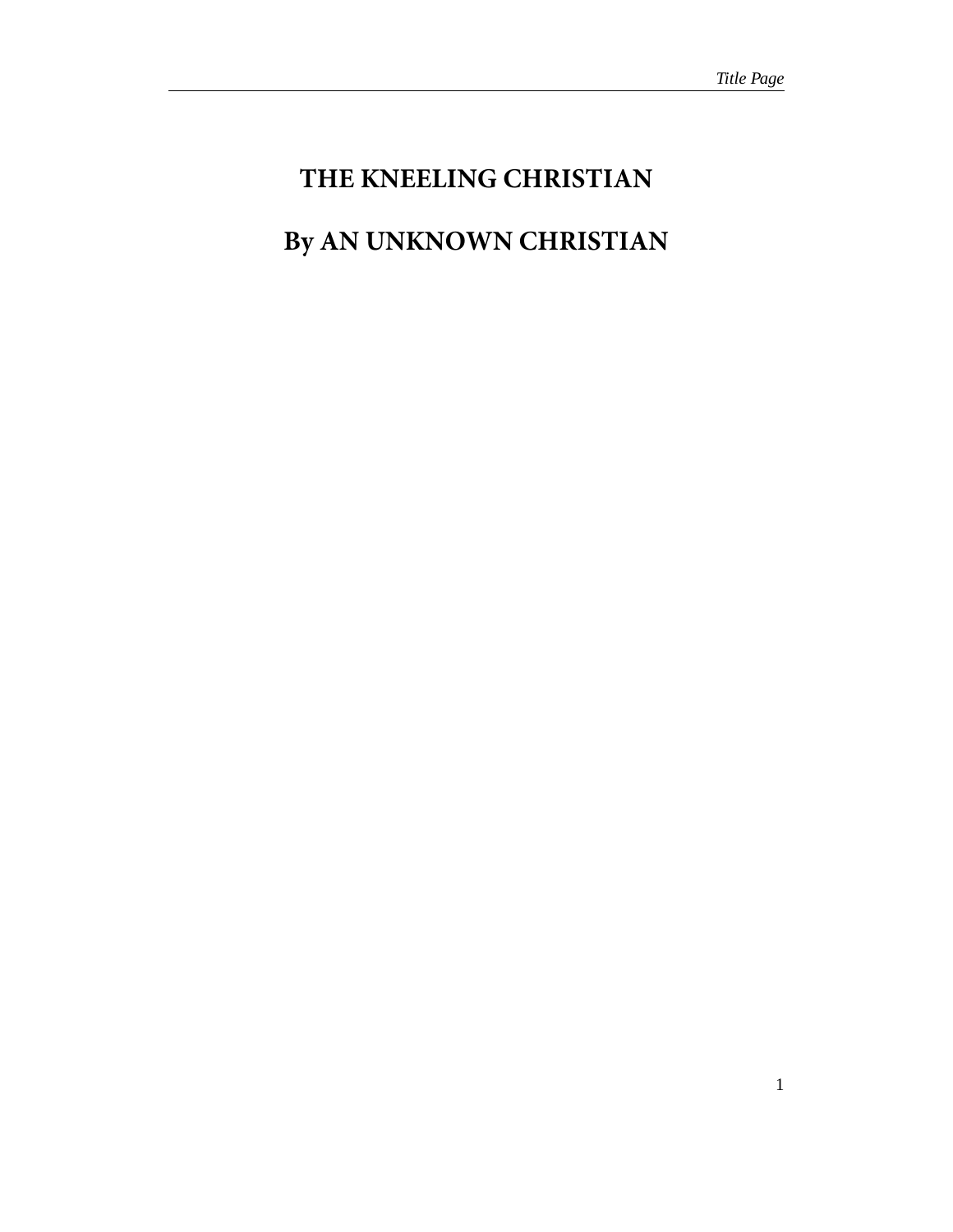# THE KNEELING CHRISTIAN

# By AN UNKNOWN CHRISTIAN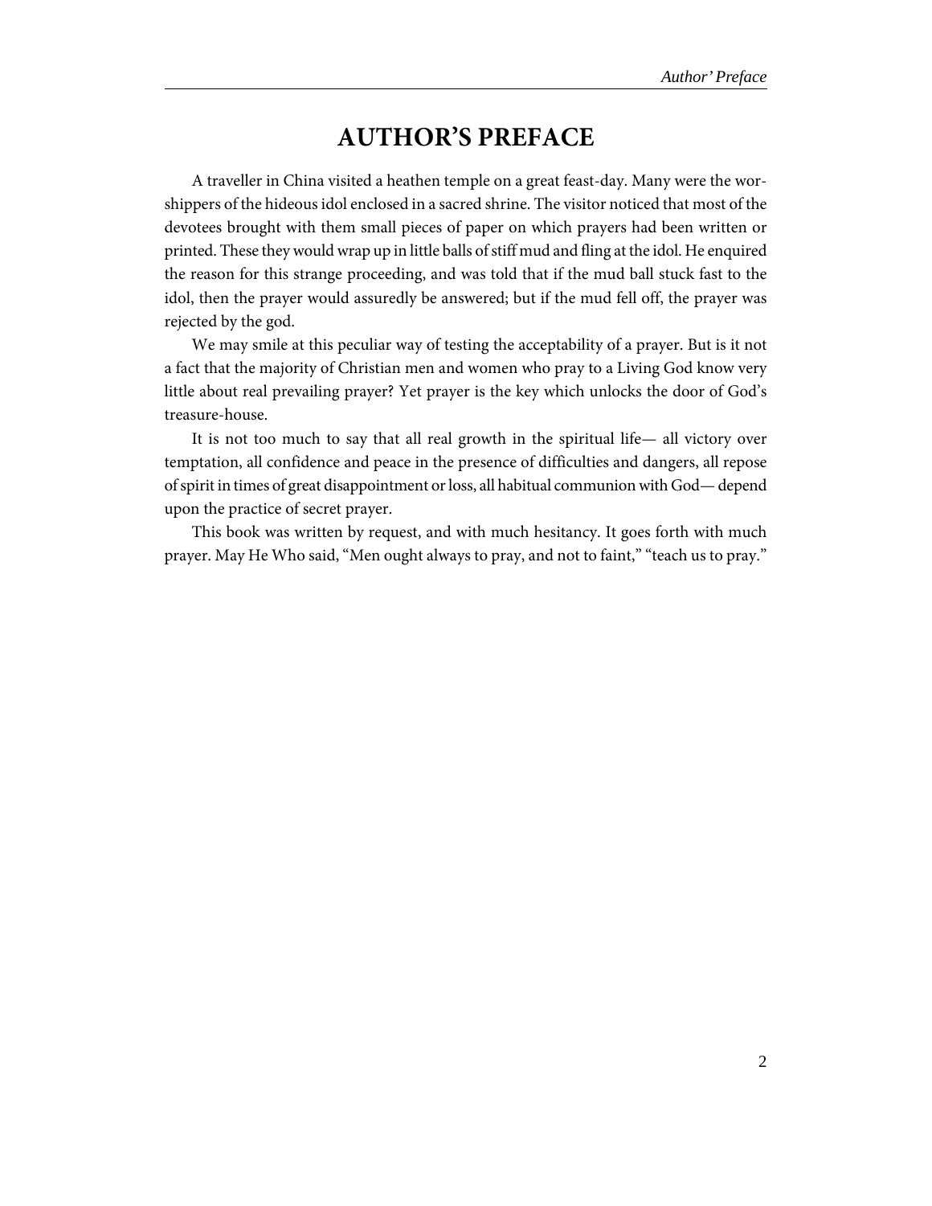# AUTHOR'S PREFACE

A traveller in China visited a heathen temple on a great feast-day. Many were the worshippers of the hideous idol enclosed in a sacred shrine. The visitor noticed that most of the devotees brought with them small pieces of paper on which prayers had been written or printed. These they would wrap up in little balls of stiff mud and fling at the idol. He enquired the reason for this strange proceeding, and was told that if the mud ball stuck fast to the idol, then the prayer would assuredly be answered; but if the mud fell off, the prayer was rejected by the god.

We may smile at this peculiar way of testing the acceptability of a prayer. But is it not a fact that the majority of Christian men and women who pray to a Living God know very little about real prevailing prayer? Yet prayer is the key which unlocks the door of God's treasure-house.

It is not too much to say that all real growth in the spiritual life— all victory over temptation, all confidence and peace in the presence of difficulties and dangers, all repose of spirit in times of great disappointment or loss, all habitual communion with God— depend upon the practice of secret prayer.

This book was written by request, and with much hesitancy. It goes forth with much prayer. May He Who said, "Men ought always to pray, and not to faint," "teach us to pray."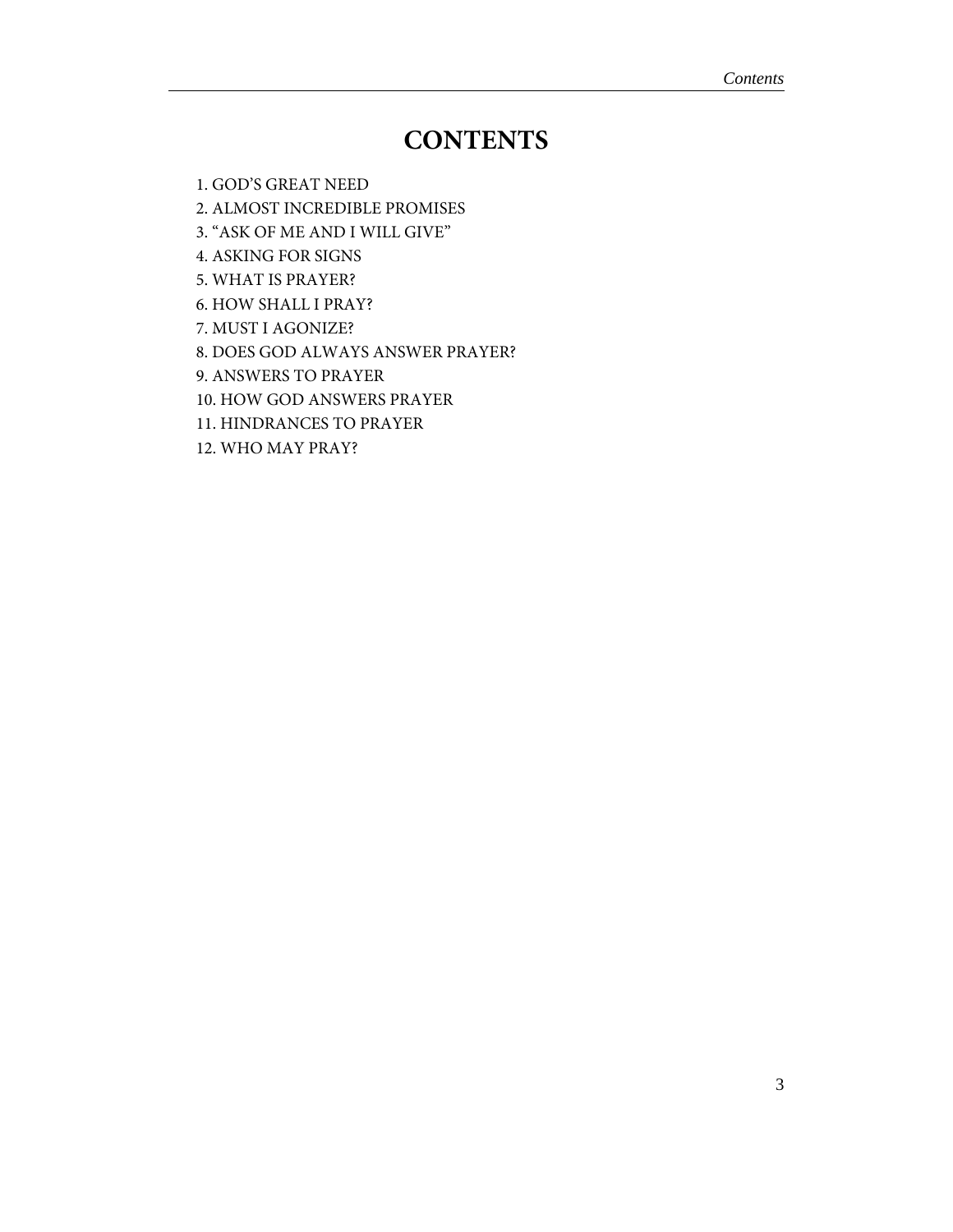# CONTENTS

1. GOD’S GREAT NEED
2. ALMOST INCREDIBLE PROMISES
3. “ASK OF ME AND I WILL GIVE”
4. ASKING FOR SIGNS
5. WHAT IS PRAYER?
6. HOW SHALL I PRAY?
7. MUST I AGONIZE?
8. DOES GOD ALWAYS ANSWER PRAYER?
9. ANSWERS TO PRAYER
10. HOW GOD ANSWERS PRAYER
11. HINDRANCES TO PRAYER
12. WHO MAY PRAY?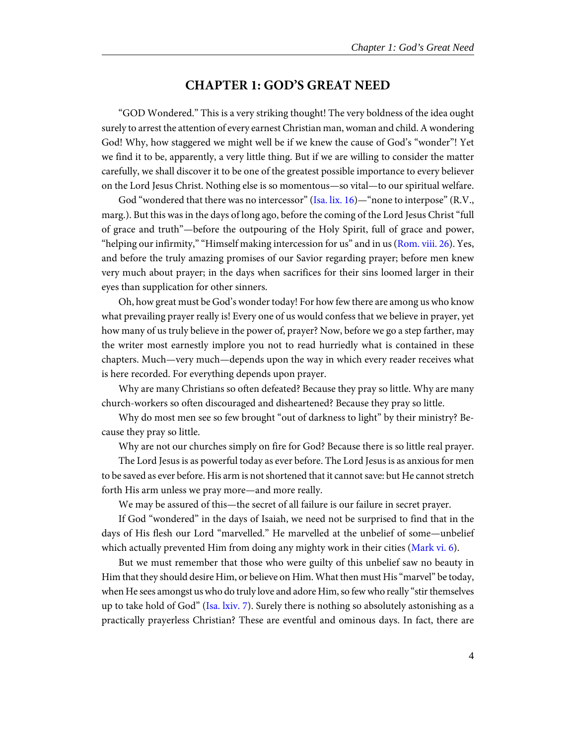# CHAPTER 1: GOD'S GREAT NEED

"GOD Wondered." This is a very striking thought! The very boldness of the idea ought surely to arrest the attention of every earnest Christian man, woman and child. A wondering God! Why, how staggered we might well be if we knew the cause of God's "wonder"! Yet we find it to be, apparently, a very little thing. But if we are willing to consider the matter carefully, we shall discover it to be one of the greatest possible importance to every believer on the Lord Jesus Christ. Nothing else is so momentous—so vital—to our spiritual welfare.

God "wondered that there was no intercessor" (Isa. lix. 16)—"none to interpose" (R.V., marg.). But this was in the days of long ago, before the coming of the Lord Jesus Christ "full of grace and truth"—before the outpouring of the Holy Spirit, full of grace and power, "helping our infirmity," "Himself making intercession for us" and in us (Rom. viii. 26). Yes, and before the truly amazing promises of our Savior regarding prayer; before men knew very much about prayer; in the days when sacrifices for their sins loomed larger in their eyes than supplication for other sinners.

Oh, how great must be God's wonder today! For how few there are among us who know what prevailing prayer really is! Every one of us would confess that we believe in prayer, yet how many of us truly believe in the power of, prayer? Now, before we go a step farther, may the writer most earnestly implore you not to read hurriedly what is contained in these chapters. Much—very much—depends upon the way in which every reader receives what is here recorded. For everything depends upon prayer.

Why are many Christians so often defeated? Because they pray so little. Why are many church-workers so often discouraged and disheartened? Because they pray so little.

Why do most men see so few brought "out of darkness to light" by their ministry? Because they pray so little.

Why are not our churches simply on fire for God? Because there is so little real prayer.

The Lord Jesus is as powerful today as ever before. The Lord Jesus is as anxious for men to be saved as ever before. His arm is not shortened that it cannot save: but He cannot stretch forth His arm unless we pray more—and more really.

We may be assured of this—the secret of all failure is our failure in secret prayer.

If God "wondered" in the days of Isaiah, we need not be surprised to find that in the days of His flesh our Lord "marvelled." He marvelled at the unbelief of some—unbelief which actually prevented Him from doing any mighty work in their cities (Mark vi. 6).

But we must remember that those who were guilty of this unbelief saw no beauty in Him that they should desire Him, or believe on Him. What then must His "marvel" be today, when He sees amongst us who do truly love and adore Him, so few who really "stir themselves up to take hold of God" (Isa. lxiv. 7). Surely there is nothing so absolutely astonishing as a practically prayerless Christian? These are eventful and ominous days. In fact, there are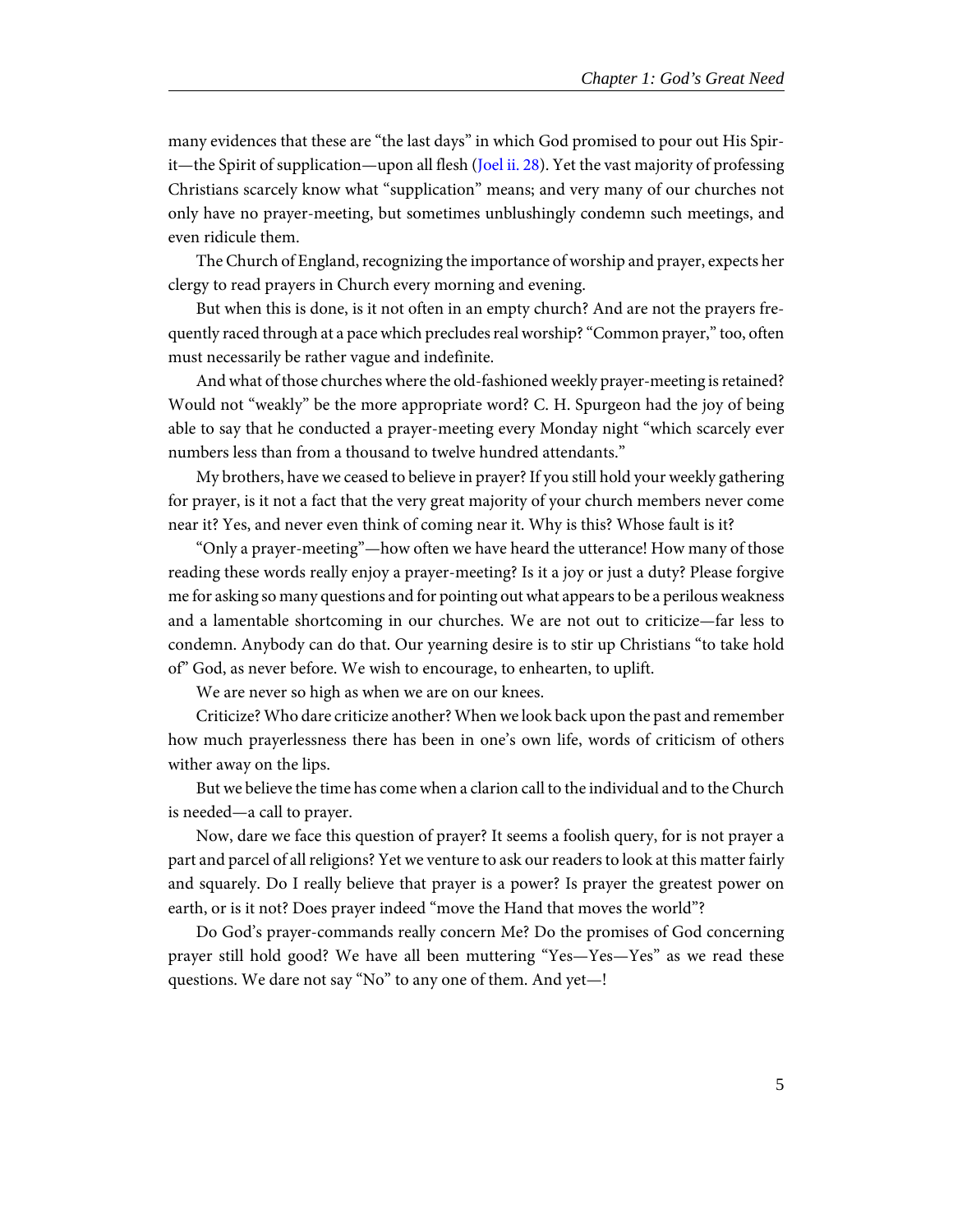many evidences that these are "the last days" in which God promised to pour out His Spirit—the Spirit of supplication—upon all flesh (Joel ii. 28). Yet the vast majority of professing Christians scarcely know what "supplication" means; and very many of our churches not only have no prayer-meeting, but sometimes unblushingly condemn such meetings, and even ridicule them.

The Church of England, recognizing the importance of worship and prayer, expects her clergy to read prayers in Church every morning and evening.

But when this is done, is it not often in an empty church? And are not the prayers frequently raced through at a pace which precludes real worship? "Common prayer," too, often must necessarily be rather vague and indefinite.

And what of those churches where the old-fashioned weekly prayer-meeting is retained? Would not "weakly" be the more appropriate word? C. H. Spurgeon had the joy of being able to say that he conducted a prayer-meeting every Monday night "which scarcely ever numbers less than from a thousand to twelve hundred attendants."

My brothers, have we ceased to believe in prayer? If you still hold your weekly gathering for prayer, is it not a fact that the very great majority of your church members never come near it? Yes, and never even think of coming near it. Why is this? Whose fault is it?

"Only a prayer-meeting"—how often we have heard the utterance! How many of those reading these words really enjoy a prayer-meeting? Is it a joy or just a duty? Please forgive me for asking so many questions and for pointing out what appears to be a perilous weakness and a lamentable shortcoming in our churches. We are not out to criticize—far less to condemn. Anybody can do that. Our yearning desire is to stir up Christians "to take hold of" God, as never before. We wish to encourage, to enhearten, to uplift.

We are never so high as when we are on our knees.

Criticize? Who dare criticize another? When we look back upon the past and remember how much prayerlessness there has been in one's own life, words of criticism of others wither away on the lips.

But we believe the time has come when a clarion call to the individual and to the Church is needed—a call to prayer.

Now, dare we face this question of prayer? It seems a foolish query, for is not prayer a part and parcel of all religions? Yet we venture to ask our readers to look at this matter fairly and squarely. Do I really believe that prayer is a power? Is prayer the greatest power on earth, or is it not? Does prayer indeed "move the Hand that moves the world"?

Do God's prayer-commands really concern Me? Do the promises of God concerning prayer still hold good? We have all been muttering "Yes—Yes—Yes" as we read these questions. We dare not say "No" to any one of them. And yet—!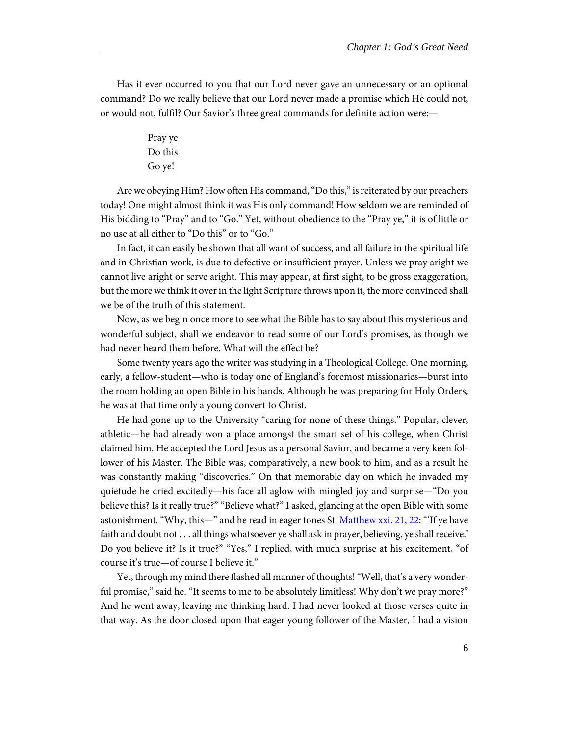Has it ever occurred to you that our Lord never gave an unnecessary or an optional command? Do we really believe that our Lord never made a promise which He could not, or would not, fulfil? Our Savior's three great commands for definite action were:—

> Pray ye
> Do this
> Go ye!

Are we obeying Him? How often His command, "Do this," is reiterated by our preachers today! One might almost think it was His only command! How seldom we are reminded of His bidding to "Pray" and to "Go." Yet, without obedience to the "Pray ye," it is of little or no use at all either to "Do this" or to "Go."

In fact, it can easily be shown that all want of success, and all failure in the spiritual life and in Christian work, is due to defective or insufficient prayer. Unless we pray aright we cannot live aright or serve aright. This may appear, at first sight, to be gross exaggeration, but the more we think it over in the light Scripture throws upon it, the more convinced shall we be of the truth of this statement.

Now, as we begin once more to see what the Bible has to say about this mysterious and wonderful subject, shall we endeavor to read some of our Lord's promises, as though we had never heard them before. What will the effect be?

Some twenty years ago the writer was studying in a Theological College. One morning, early, a fellow-student—who is today one of England's foremost missionaries—burst into the room holding an open Bible in his hands. Although he was preparing for Holy Orders, he was at that time only a young convert to Christ.

He had gone up to the University "caring for none of these things." Popular, clever, athletic—he had already won a place amongst the smart set of his college, when Christ claimed him. He accepted the Lord Jesus as a personal Savior, and became a very keen follower of his Master. The Bible was, comparatively, a new book to him, and as a result he was constantly making "discoveries." On that memorable day on which he invaded my quietude he cried excitedly—his face all aglow with mingled joy and surprise—"Do you believe this? Is it really true?" "Believe what?" I asked, glancing at the open Bible with some astonishment. "Why, this—" and he read in eager tones St. Matthew xxi. 21, 22: "'If ye have faith and doubt not . . . all things whatsoever ye shall ask in prayer, believing, ye shall receive.' Do you believe it? Is it true?" "Yes," I replied, with much surprise at his excitement, "of course it's true—of course I believe it."

Yet, through my mind there flashed all manner of thoughts! "Well, that's a very wonderful promise," said he. "It seems to me to be absolutely limitless! Why don't we pray more?" And he went away, leaving me thinking hard. I had never looked at those verses quite in that way. As the door closed upon that eager young follower of the Master, I had a vision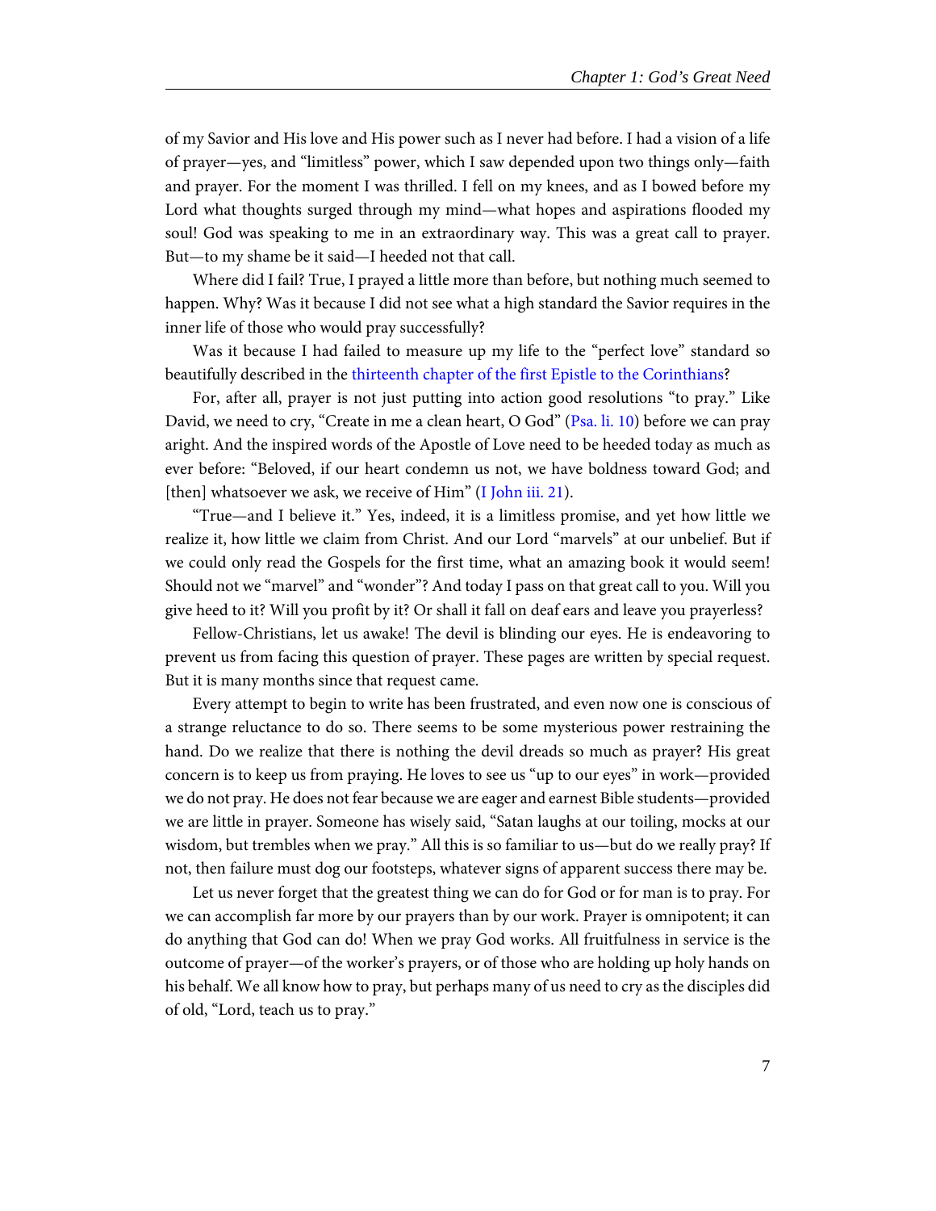of my Savior and His love and His power such as I never had before. I had a vision of a life of prayer—yes, and "limitless" power, which I saw depended upon two things only—faith and prayer. For the moment I was thrilled. I fell on my knees, and as I bowed before my Lord what thoughts surged through my mind—what hopes and aspirations flooded my soul! God was speaking to me in an extraordinary way. This was a great call to prayer. But—to my shame be it said—I heeded not that call.

Where did I fail? True, I prayed a little more than before, but nothing much seemed to happen. Why? Was it because I did not see what a high standard the Savior requires in the inner life of those who would pray successfully?

Was it because I had failed to measure up my life to the "perfect love" standard so beautifully described in the thirteenth chapter of the first Epistle to the Corinthians?

For, after all, prayer is not just putting into action good resolutions "to pray." Like David, we need to cry, "Create in me a clean heart, O God" (Psa. li. 10) before we can pray aright. And the inspired words of the Apostle of Love need to be heeded today as much as ever before: "Beloved, if our heart condemn us not, we have boldness toward God; and [then] whatsoever we ask, we receive of Him" (I John iii. 21).

"True—and I believe it." Yes, indeed, it is a limitless promise, and yet how little we realize it, how little we claim from Christ. And our Lord "marvels" at our unbelief. But if we could only read the Gospels for the first time, what an amazing book it would seem! Should not we "marvel" and "wonder"? And today I pass on that great call to you. Will you give heed to it? Will you profit by it? Or shall it fall on deaf ears and leave you prayerless?

Fellow-Christians, let us awake! The devil is blinding our eyes. He is endeavoring to prevent us from facing this question of prayer. These pages are written by special request. But it is many months since that request came.

Every attempt to begin to write has been frustrated, and even now one is conscious of a strange reluctance to do so. There seems to be some mysterious power restraining the hand. Do we realize that there is nothing the devil dreads so much as prayer? His great concern is to keep us from praying. He loves to see us "up to our eyes" in work—provided we do not pray. He does not fear because we are eager and earnest Bible students—provided we are little in prayer. Someone has wisely said, "Satan laughs at our toiling, mocks at our wisdom, but trembles when we pray." All this is so familiar to us—but do we really pray? If not, then failure must dog our footsteps, whatever signs of apparent success there may be.

Let us never forget that the greatest thing we can do for God or for man is to pray. For we can accomplish far more by our prayers than by our work. Prayer is omnipotent; it can do anything that God can do! When we pray God works. All fruitfulness in service is the outcome of prayer—of the worker's prayers, or of those who are holding up holy hands on his behalf. We all know how to pray, but perhaps many of us need to cry as the disciples did of old, "Lord, teach us to pray."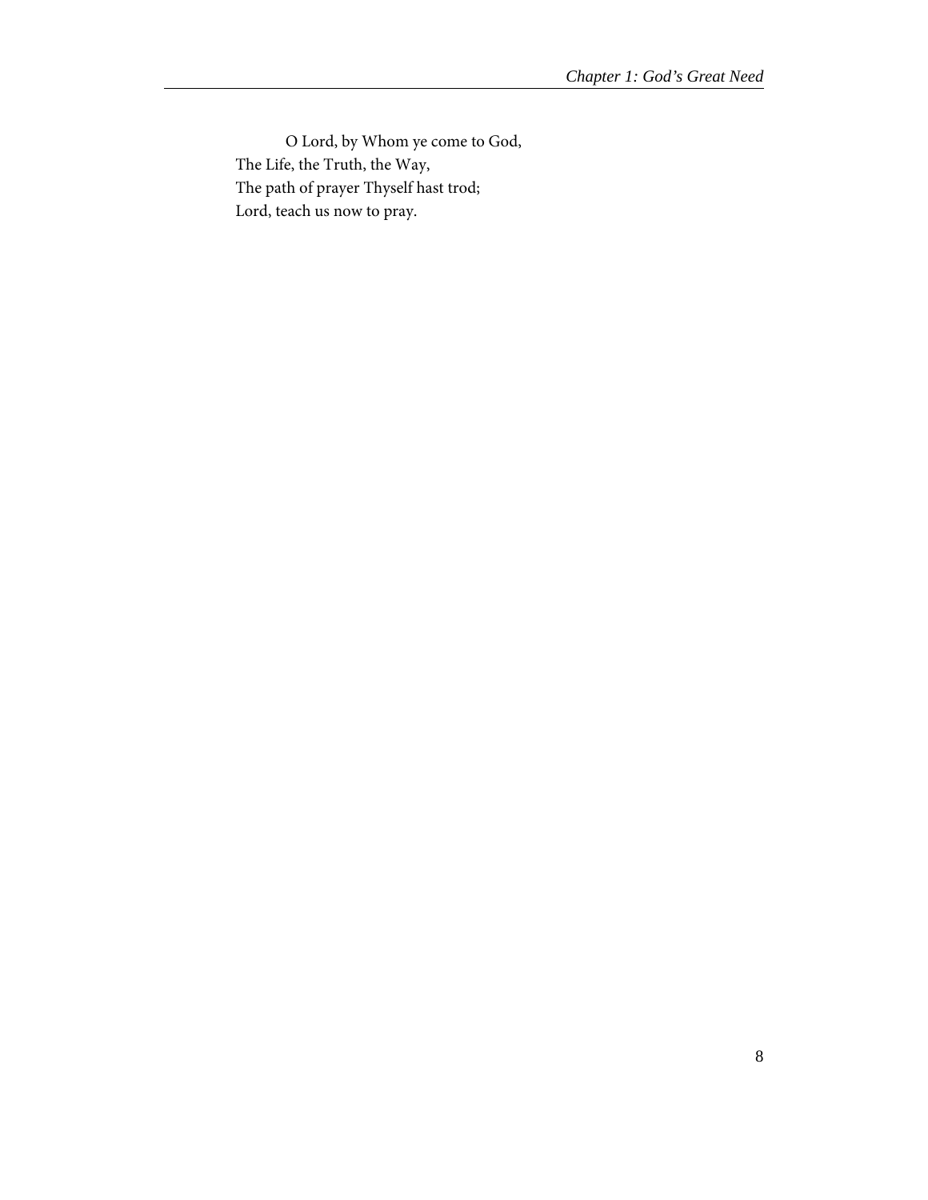O Lord, by Whom ye come to God,  
The Life, the Truth, the Way,  
The path of prayer Thyself hast trod;  
Lord, teach us now to pray.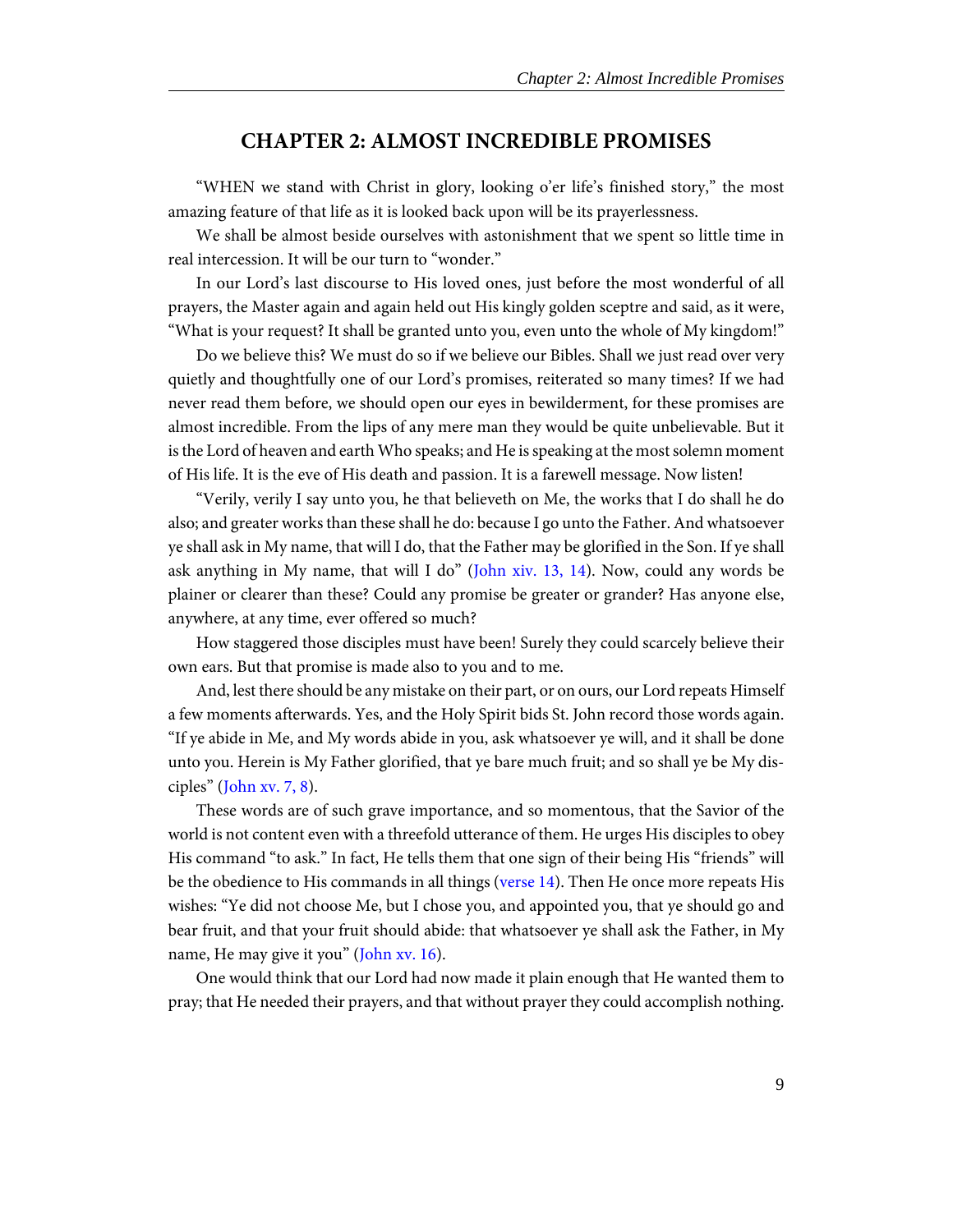## CHAPTER 2: ALMOST INCREDIBLE PROMISES

"WHEN we stand with Christ in glory, looking o'er life's finished story," the most amazing feature of that life as it is looked back upon will be its prayerlessness.

We shall be almost beside ourselves with astonishment that we spent so little time in real intercession. It will be our turn to "wonder."

In our Lord's last discourse to His loved ones, just before the most wonderful of all prayers, the Master again and again held out His kingly golden sceptre and said, as it were, "What is your request? It shall be granted unto you, even unto the whole of My kingdom!"

Do we believe this? We must do so if we believe our Bibles. Shall we just read over very quietly and thoughtfully one of our Lord's promises, reiterated so many times? If we had never read them before, we should open our eyes in bewilderment, for these promises are almost incredible. From the lips of any mere man they would be quite unbelievable. But it is the Lord of heaven and earth Who speaks; and He is speaking at the most solemn moment of His life. It is the eve of His death and passion. It is a farewell message. Now listen!

"Verily, verily I say unto you, he that believeth on Me, the works that I do shall he do also; and greater works than these shall he do: because I go unto the Father. And whatsoever ye shall ask in My name, that will I do, that the Father may be glorified in the Son. If ye shall ask anything in My name, that will I do" (John xiv. 13, 14). Now, could any words be plainer or clearer than these? Could any promise be greater or grander? Has anyone else, anywhere, at any time, ever offered so much?

How staggered those disciples must have been! Surely they could scarcely believe their own ears. But that promise is made also to you and to me.

And, lest there should be any mistake on their part, or on ours, our Lord repeats Himself a few moments afterwards. Yes, and the Holy Spirit bids St. John record those words again. "If ye abide in Me, and My words abide in you, ask whatsoever ye will, and it shall be done unto you. Herein is My Father glorified, that ye bare much fruit; and so shall ye be My disciples" (John xv. 7, 8).

These words are of such grave importance, and so momentous, that the Savior of the world is not content even with a threefold utterance of them. He urges His disciples to obey His command "to ask." In fact, He tells them that one sign of their being His "friends" will be the obedience to His commands in all things (verse 14). Then He once more repeats His wishes: "Ye did not choose Me, but I chose you, and appointed you, that ye should go and bear fruit, and that your fruit should abide: that whatsoever ye shall ask the Father, in My name, He may give it you" (John xv. 16).

One would think that our Lord had now made it plain enough that He wanted them to pray; that He needed their prayers, and that without prayer they could accomplish nothing.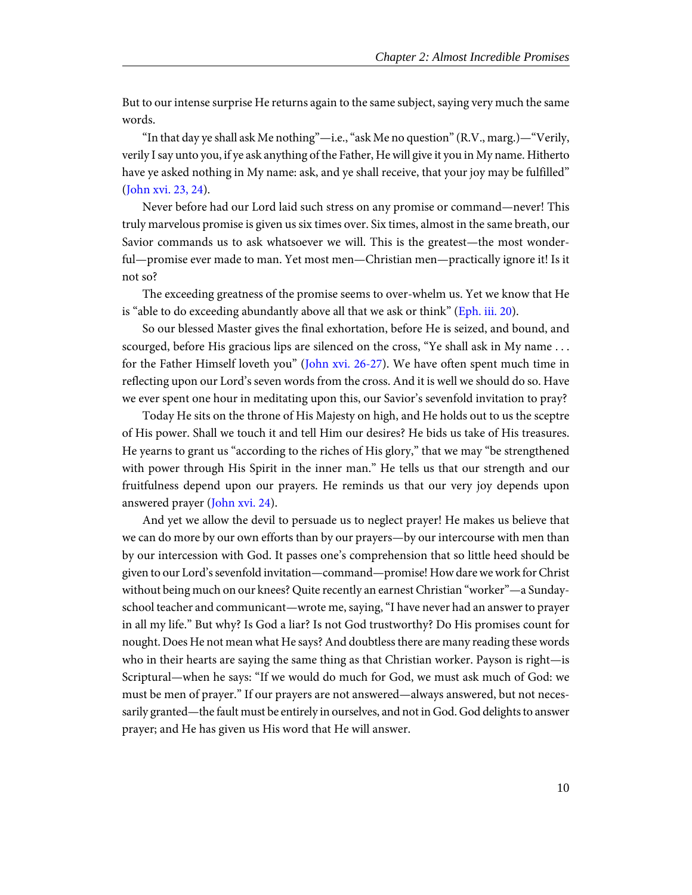But to our intense surprise He returns again to the same subject, saying very much the same words.

"In that day ye shall ask Me nothing"—i.e., "ask Me no question" (R.V., marg.)—"Verily, verily I say unto you, if ye ask anything of the Father, He will give it you in My name. Hitherto have ye asked nothing in My name: ask, and ye shall receive, that your joy may be fulfilled" (John xvi. 23, 24).

Never before had our Lord laid such stress on any promise or command—never! This truly marvelous promise is given us six times over. Six times, almost in the same breath, our Savior commands us to ask whatsoever we will. This is the greatest—the most wonderful—promise ever made to man. Yet most men—Christian men—practically ignore it! Is it not so?

The exceeding greatness of the promise seems to over-whelm us. Yet we know that He is "able to do exceeding abundantly above all that we ask or think" (Eph. iii. 20).

So our blessed Master gives the final exhortation, before He is seized, and bound, and scourged, before His gracious lips are silenced on the cross, "Ye shall ask in My name . . . for the Father Himself loveth you" (John xvi. 26-27). We have often spent much time in reflecting upon our Lord's seven words from the cross. And it is well we should do so. Have we ever spent one hour in meditating upon this, our Savior's sevenfold invitation to pray?

Today He sits on the throne of His Majesty on high, and He holds out to us the sceptre of His power. Shall we touch it and tell Him our desires? He bids us take of His treasures. He yearns to grant us "according to the riches of His glory," that we may "be strengthened with power through His Spirit in the inner man." He tells us that our strength and our fruitfulness depend upon our prayers. He reminds us that our very joy depends upon answered prayer (John xvi. 24).

And yet we allow the devil to persuade us to neglect prayer! He makes us believe that we can do more by our own efforts than by our prayers—by our intercourse with men than by our intercession with God. It passes one's comprehension that so little heed should be given to our Lord's sevenfold invitation—command—promise! How dare we work for Christ without being much on our knees? Quite recently an earnest Christian "worker"—a Sunday-school teacher and communicant—wrote me, saying, "I have never had an answer to prayer in all my life." But why? Is God a liar? Is not God trustworthy? Do His promises count for nought. Does He not mean what He says? And doubtless there are many reading these words who in their hearts are saying the same thing as that Christian worker. Payson is right—is Scriptural—when he says: "If we would do much for God, we must ask much of God: we must be men of prayer." If our prayers are not answered—always answered, but not necessarily granted—the fault must be entirely in ourselves, and not in God. God delights to answer prayer; and He has given us His word that He will answer.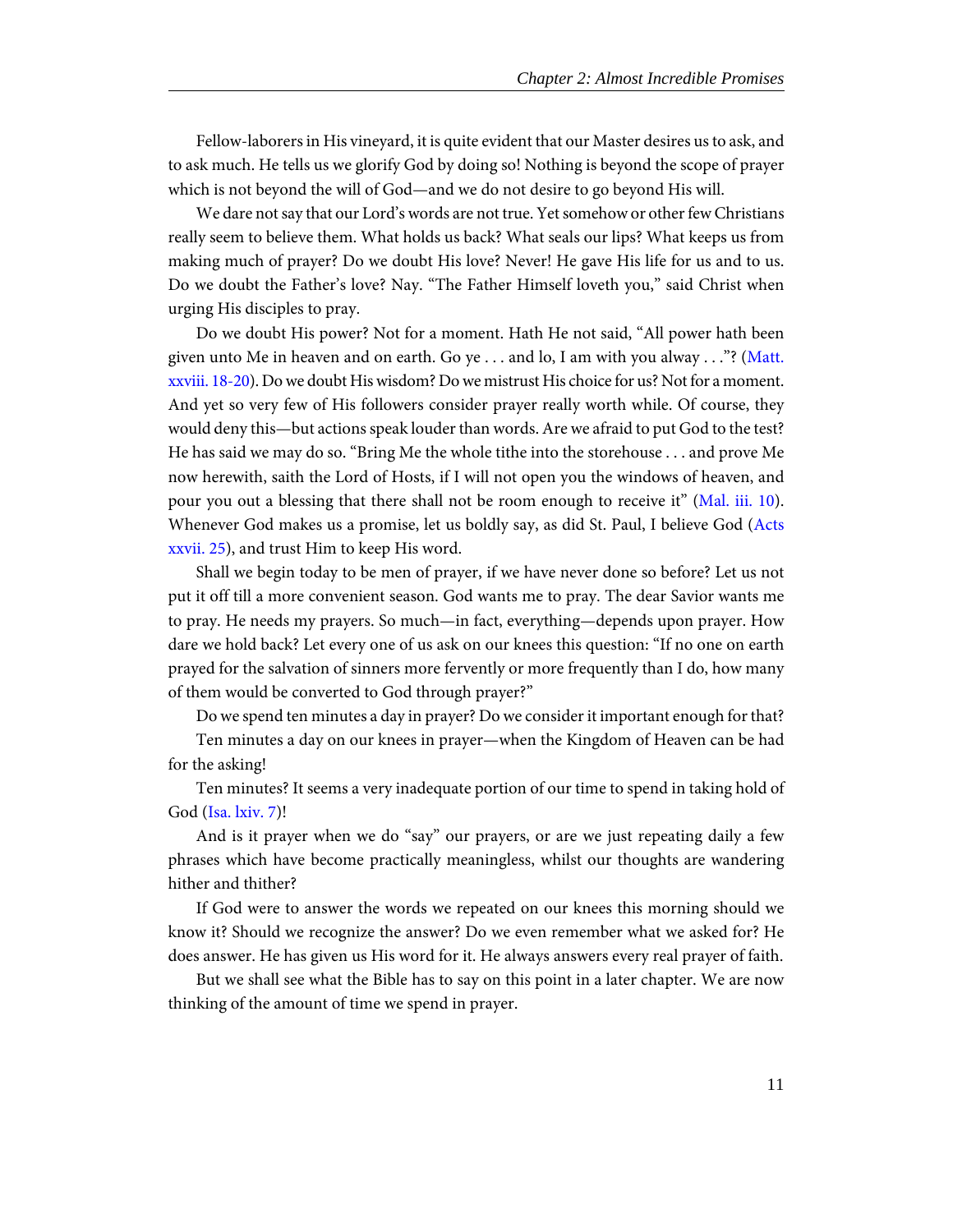Fellow-laborers in His vineyard, it is quite evident that our Master desires us to ask, and to ask much. He tells us we glorify God by doing so! Nothing is beyond the scope of prayer which is not beyond the will of God—and we do not desire to go beyond His will.

We dare not say that our Lord's words are not true. Yet somehow or other few Christians really seem to believe them. What holds us back? What seals our lips? What keeps us from making much of prayer? Do we doubt His love? Never! He gave His life for us and to us. Do we doubt the Father's love? Nay. "The Father Himself loveth you," said Christ when urging His disciples to pray.

Do we doubt His power? Not for a moment. Hath He not said, "All power hath been given unto Me in heaven and on earth. Go ye . . . and lo, I am with you alway . . ."? (Matt. xxviii. 18-20). Do we doubt His wisdom? Do we mistrust His choice for us? Not for a moment. And yet so very few of His followers consider prayer really worth while. Of course, they would deny this—but actions speak louder than words. Are we afraid to put God to the test? He has said we may do so. "Bring Me the whole tithe into the storehouse . . . and prove Me now herewith, saith the Lord of Hosts, if I will not open you the windows of heaven, and pour you out a blessing that there shall not be room enough to receive it" (Mal. iii. 10). Whenever God makes us a promise, let us boldly say, as did St. Paul, I believe God (Acts xxvii. 25), and trust Him to keep His word.

Shall we begin today to be men of prayer, if we have never done so before? Let us not put it off till a more convenient season. God wants me to pray. The dear Savior wants me to pray. He needs my prayers. So much—in fact, everything—depends upon prayer. How dare we hold back? Let every one of us ask on our knees this question: "If no one on earth prayed for the salvation of sinners more fervently or more frequently than I do, how many of them would be converted to God through prayer?"

Do we spend ten minutes a day in prayer? Do we consider it important enough for that?

Ten minutes a day on our knees in prayer—when the Kingdom of Heaven can be had for the asking!

Ten minutes? It seems a very inadequate portion of our time to spend in taking hold of God (Isa. lxiv. 7)!

And is it prayer when we do "say" our prayers, or are we just repeating daily a few phrases which have become practically meaningless, whilst our thoughts are wandering hither and thither?

If God were to answer the words we repeated on our knees this morning should we know it? Should we recognize the answer? Do we even remember what we asked for? He does answer. He has given us His word for it. He always answers every real prayer of faith.

But we shall see what the Bible has to say on this point in a later chapter. We are now thinking of the amount of time we spend in prayer.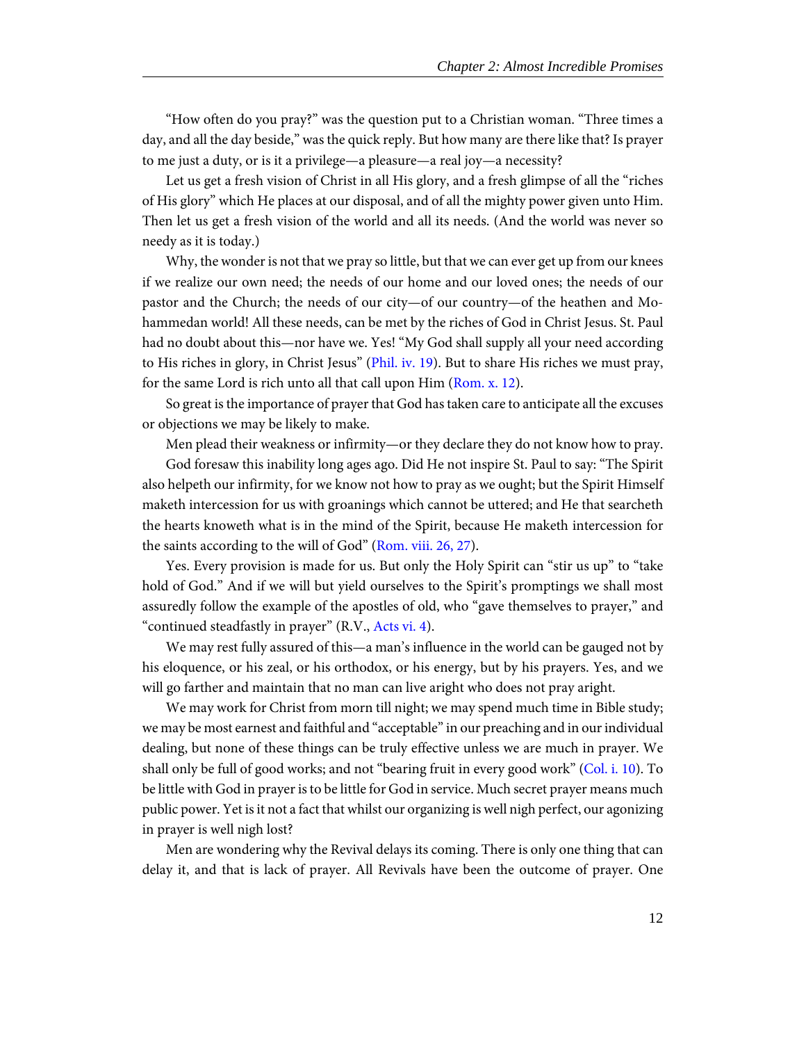"How often do you pray?" was the question put to a Christian woman. "Three times a day, and all the day beside," was the quick reply. But how many are there like that? Is prayer to me just a duty, or is it a privilege—a pleasure—a real joy—a necessity?

Let us get a fresh vision of Christ in all His glory, and a fresh glimpse of all the "riches of His glory" which He places at our disposal, and of all the mighty power given unto Him. Then let us get a fresh vision of the world and all its needs. (And the world was never so needy as it is today.)

Why, the wonder is not that we pray so little, but that we can ever get up from our knees if we realize our own need; the needs of our home and our loved ones; the needs of our pastor and the Church; the needs of our city—of our country—of the heathen and Mohammedan world! All these needs, can be met by the riches of God in Christ Jesus. St. Paul had no doubt about this—nor have we. Yes! "My God shall supply all your need according to His riches in glory, in Christ Jesus" (Phil. iv. 19). But to share His riches we must pray, for the same Lord is rich unto all that call upon Him (Rom. x. 12).

So great is the importance of prayer that God has taken care to anticipate all the excuses or objections we may be likely to make.

Men plead their weakness or infirmity—or they declare they do not know how to pray.

God foresaw this inability long ages ago. Did He not inspire St. Paul to say: "The Spirit also helpeth our infirmity, for we know not how to pray as we ought; but the Spirit Himself maketh intercession for us with groanings which cannot be uttered; and He that searcheth the hearts knoweth what is in the mind of the Spirit, because He maketh intercession for the saints according to the will of God" (Rom. viii. 26, 27).

Yes. Every provision is made for us. But only the Holy Spirit can "stir us up" to "take hold of God." And if we will but yield ourselves to the Spirit's promptings we shall most assuredly follow the example of the apostles of old, who "gave themselves to prayer," and "continued steadfastly in prayer" (R.V., Acts vi. 4).

We may rest fully assured of this—a man's influence in the world can be gauged not by his eloquence, or his zeal, or his orthodox, or his energy, but by his prayers. Yes, and we will go farther and maintain that no man can live aright who does not pray aright.

We may work for Christ from morn till night; we may spend much time in Bible study; we may be most earnest and faithful and "acceptable" in our preaching and in our individual dealing, but none of these things can be truly effective unless we are much in prayer. We shall only be full of good works; and not "bearing fruit in every good work" (Col. i. 10). To be little with God in prayer is to be little for God in service. Much secret prayer means much public power. Yet is it not a fact that whilst our organizing is well nigh perfect, our agonizing in prayer is well nigh lost?

Men are wondering why the Revival delays its coming. There is only one thing that can delay it, and that is lack of prayer. All Revivals have been the outcome of prayer. One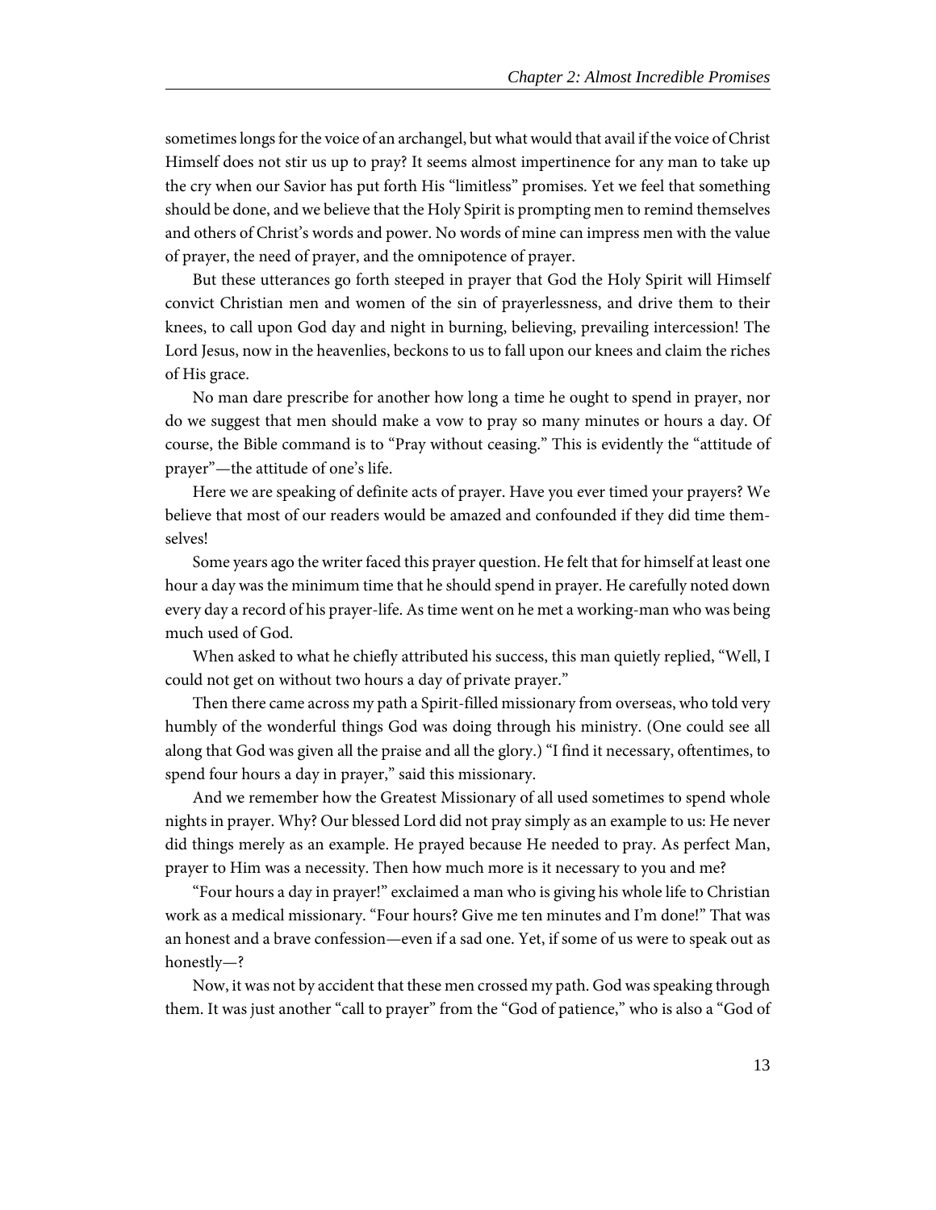sometimes longs for the voice of an archangel, but what would that avail if the voice of Christ Himself does not stir us up to pray? It seems almost impertinence for any man to take up the cry when our Savior has put forth His "limitless" promises. Yet we feel that something should be done, and we believe that the Holy Spirit is prompting men to remind themselves and others of Christ's words and power. No words of mine can impress men with the value of prayer, the need of prayer, and the omnipotence of prayer.

But these utterances go forth steeped in prayer that God the Holy Spirit will Himself convict Christian men and women of the sin of prayerlessness, and drive them to their knees, to call upon God day and night in burning, believing, prevailing intercession! The Lord Jesus, now in the heavenlies, beckons to us to fall upon our knees and claim the riches of His grace.

No man dare prescribe for another how long a time he ought to spend in prayer, nor do we suggest that men should make a vow to pray so many minutes or hours a day. Of course, the Bible command is to "Pray without ceasing." This is evidently the "attitude of prayer"—the attitude of one's life.

Here we are speaking of definite acts of prayer. Have you ever timed your prayers? We believe that most of our readers would be amazed and confounded if they did time themselves!

Some years ago the writer faced this prayer question. He felt that for himself at least one hour a day was the minimum time that he should spend in prayer. He carefully noted down every day a record of his prayer-life. As time went on he met a working-man who was being much used of God.

When asked to what he chiefly attributed his success, this man quietly replied, "Well, I could not get on without two hours a day of private prayer."

Then there came across my path a Spirit-filled missionary from overseas, who told very humbly of the wonderful things God was doing through his ministry. (One could see all along that God was given all the praise and all the glory.) "I find it necessary, oftentimes, to spend four hours a day in prayer," said this missionary.

And we remember how the Greatest Missionary of all used sometimes to spend whole nights in prayer. Why? Our blessed Lord did not pray simply as an example to us: He never did things merely as an example. He prayed because He needed to pray. As perfect Man, prayer to Him was a necessity. Then how much more is it necessary to you and me?

"Four hours a day in prayer!" exclaimed a man who is giving his whole life to Christian work as a medical missionary. "Four hours? Give me ten minutes and I'm done!" That was an honest and a brave confession—even if a sad one. Yet, if some of us were to speak out as honestly—?

Now, it was not by accident that these men crossed my path. God was speaking through them. It was just another "call to prayer" from the "God of patience," who is also a "God of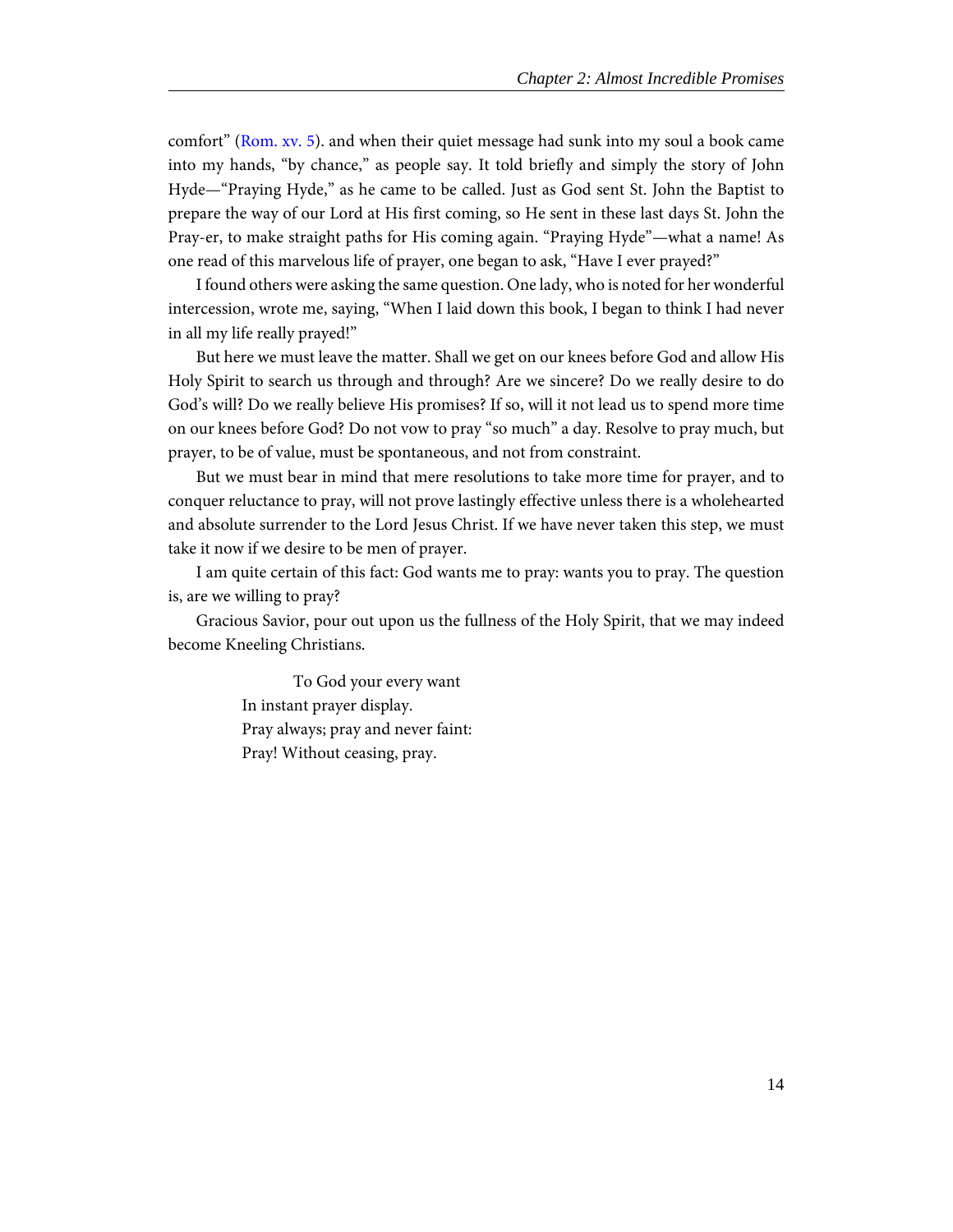comfort" (Rom. xv. 5). and when their quiet message had sunk into my soul a book came into my hands, "by chance," as people say. It told briefly and simply the story of John Hyde—"Praying Hyde," as he came to be called. Just as God sent St. John the Baptist to prepare the way of our Lord at His first coming, so He sent in these last days St. John the Pray-er, to make straight paths for His coming again. "Praying Hyde"—what a name! As one read of this marvelous life of prayer, one began to ask, "Have I ever prayed?"

I found others were asking the same question. One lady, who is noted for her wonderful intercession, wrote me, saying, "When I laid down this book, I began to think I had never in all my life really prayed!"

But here we must leave the matter. Shall we get on our knees before God and allow His Holy Spirit to search us through and through? Are we sincere? Do we really desire to do God's will? Do we really believe His promises? If so, will it not lead us to spend more time on our knees before God? Do not vow to pray "so much" a day. Resolve to pray much, but prayer, to be of value, must be spontaneous, and not from constraint.

But we must bear in mind that mere resolutions to take more time for prayer, and to conquer reluctance to pray, will not prove lastingly effective unless there is a wholehearted and absolute surrender to the Lord Jesus Christ. If we have never taken this step, we must take it now if we desire to be men of prayer.

I am quite certain of this fact: God wants me to pray: wants you to pray. The question is, are we willing to pray?

Gracious Savior, pour out upon us the fullness of the Holy Spirit, that we may indeed become Kneeling Christians.

> To God your every want
> In instant prayer display.
> Pray always; pray and never faint:
> Pray! Without ceasing, pray.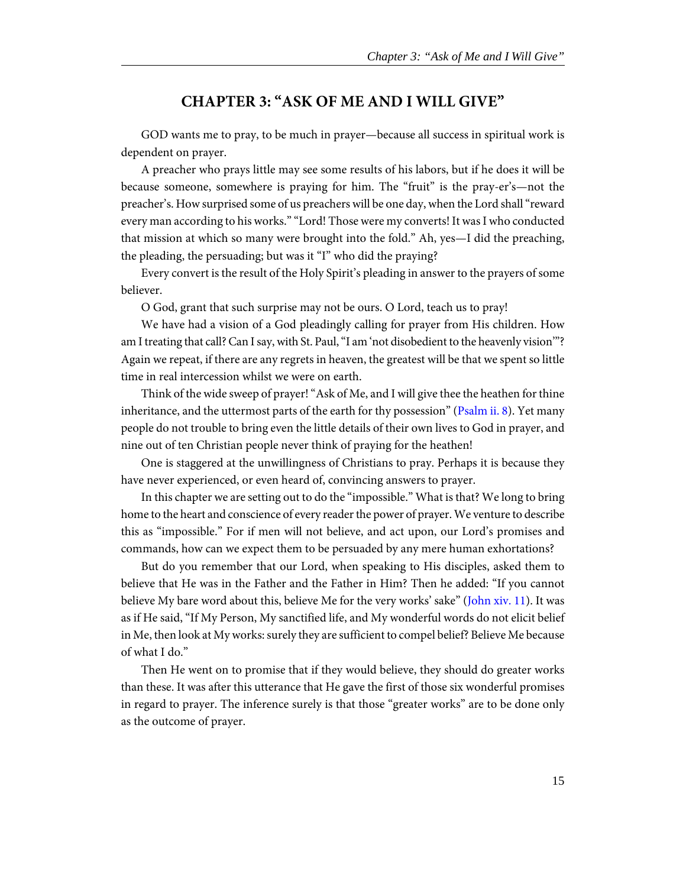# CHAPTER 3: "ASK OF ME AND I WILL GIVE"

GOD wants me to pray, to be much in prayer—because all success in spiritual work is dependent on prayer.

A preacher who prays little may see some results of his labors, but if he does it will be because someone, somewhere is praying for him. The "fruit" is the pray-er's—not the preacher's. How surprised some of us preachers will be one day, when the Lord shall "reward every man according to his works." "Lord! Those were my converts! It was I who conducted that mission at which so many were brought into the fold." Ah, yes—I did the preaching, the pleading, the persuading; but was it "I" who did the praying?

Every convert is the result of the Holy Spirit's pleading in answer to the prayers of some believer.

O God, grant that such surprise may not be ours. O Lord, teach us to pray!

We have had a vision of a God pleadingly calling for prayer from His children. How am I treating that call? Can I say, with St. Paul, "I am 'not disobedient to the heavenly vision'"? Again we repeat, if there are any regrets in heaven, the greatest will be that we spent so little time in real intercession whilst we were on earth.

Think of the wide sweep of prayer! "Ask of Me, and I will give thee the heathen for thine inheritance, and the uttermost parts of the earth for thy possession" (Psalm ii. 8). Yet many people do not trouble to bring even the little details of their own lives to God in prayer, and nine out of ten Christian people never think of praying for the heathen!

One is staggered at the unwillingness of Christians to pray. Perhaps it is because they have never experienced, or even heard of, convincing answers to prayer.

In this chapter we are setting out to do the "impossible." What is that? We long to bring home to the heart and conscience of every reader the power of prayer. We venture to describe this as "impossible." For if men will not believe, and act upon, our Lord's promises and commands, how can we expect them to be persuaded by any mere human exhortations?

But do you remember that our Lord, when speaking to His disciples, asked them to believe that He was in the Father and the Father in Him? Then he added: "If you cannot believe My bare word about this, believe Me for the very works' sake" (John xiv. 11). It was as if He said, "If My Person, My sanctified life, and My wonderful words do not elicit belief in Me, then look at My works: surely they are sufficient to compel belief? Believe Me because of what I do."

Then He went on to promise that if they would believe, they should do greater works than these. It was after this utterance that He gave the first of those six wonderful promises in regard to prayer. The inference surely is that those "greater works" are to be done only as the outcome of prayer.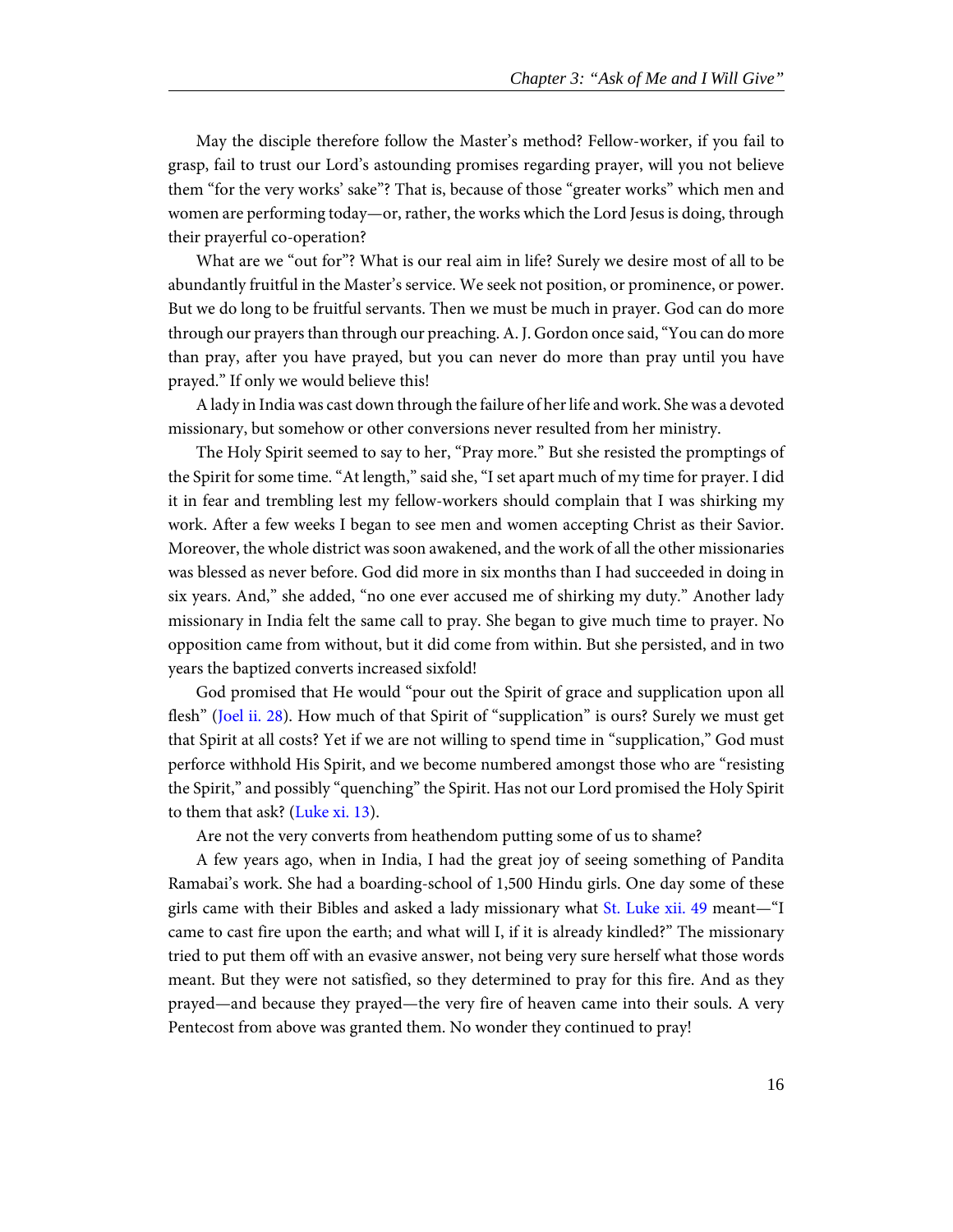May the disciple therefore follow the Master's method? Fellow-worker, if you fail to grasp, fail to trust our Lord's astounding promises regarding prayer, will you not believe them "for the very works' sake"? That is, because of those "greater works" which men and women are performing today—or, rather, the works which the Lord Jesus is doing, through their prayerful co-operation?

What are we "out for"? What is our real aim in life? Surely we desire most of all to be abundantly fruitful in the Master's service. We seek not position, or prominence, or power. But we do long to be fruitful servants. Then we must be much in prayer. God can do more through our prayers than through our preaching. A. J. Gordon once said, "You can do more than pray, after you have prayed, but you can never do more than pray until you have prayed." If only we would believe this!

A lady in India was cast down through the failure of her life and work. She was a devoted missionary, but somehow or other conversions never resulted from her ministry.

The Holy Spirit seemed to say to her, "Pray more." But she resisted the promptings of the Spirit for some time. "At length," said she, "I set apart much of my time for prayer. I did it in fear and trembling lest my fellow-workers should complain that I was shirking my work. After a few weeks I began to see men and women accepting Christ as their Savior. Moreover, the whole district was soon awakened, and the work of all the other missionaries was blessed as never before. God did more in six months than I had succeeded in doing in six years. And," she added, "no one ever accused me of shirking my duty." Another lady missionary in India felt the same call to pray. She began to give much time to prayer. No opposition came from without, but it did come from within. But she persisted, and in two years the baptized converts increased sixfold!

God promised that He would "pour out the Spirit of grace and supplication upon all flesh" (Joel ii. 28). How much of that Spirit of "supplication" is ours? Surely we must get that Spirit at all costs? Yet if we are not willing to spend time in "supplication," God must perforce withhold His Spirit, and we become numbered amongst those who are "resisting the Spirit," and possibly "quenching" the Spirit. Has not our Lord promised the Holy Spirit to them that ask? (Luke xi. 13).

Are not the very converts from heathendom putting some of us to shame?

A few years ago, when in India, I had the great joy of seeing something of Pandita Ramabai's work. She had a boarding-school of 1,500 Hindu girls. One day some of these girls came with their Bibles and asked a lady missionary what St. Luke xii. 49 meant—"I came to cast fire upon the earth; and what will I, if it is already kindled?" The missionary tried to put them off with an evasive answer, not being very sure herself what those words meant. But they were not satisfied, so they determined to pray for this fire. And as they prayed—and because they prayed—the very fire of heaven came into their souls. A very Pentecost from above was granted them. No wonder they continued to pray!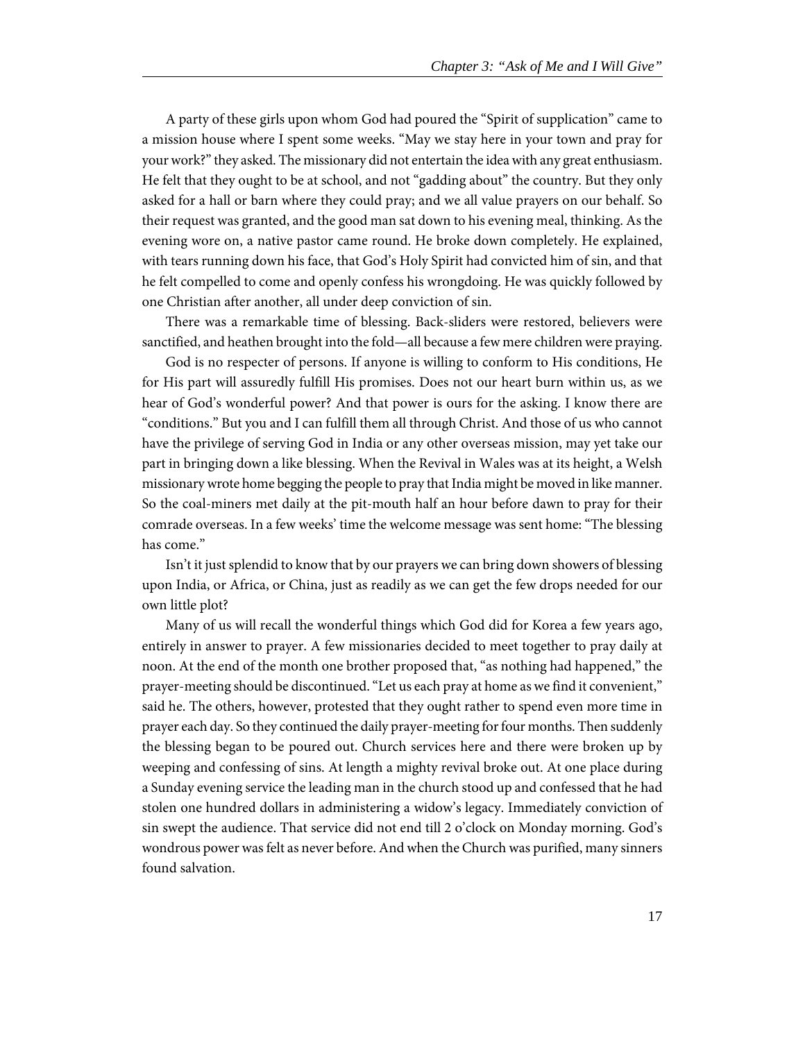A party of these girls upon whom God had poured the "Spirit of supplication" came to a mission house where I spent some weeks. "May we stay here in your town and pray for your work?" they asked. The missionary did not entertain the idea with any great enthusiasm. He felt that they ought to be at school, and not "gadding about" the country. But they only asked for a hall or barn where they could pray; and we all value prayers on our behalf. So their request was granted, and the good man sat down to his evening meal, thinking. As the evening wore on, a native pastor came round. He broke down completely. He explained, with tears running down his face, that God's Holy Spirit had convicted him of sin, and that he felt compelled to come and openly confess his wrongdoing. He was quickly followed by one Christian after another, all under deep conviction of sin.

There was a remarkable time of blessing. Back-sliders were restored, believers were sanctified, and heathen brought into the fold—all because a few mere children were praying.

God is no respecter of persons. If anyone is willing to conform to His conditions, He for His part will assuredly fulfill His promises. Does not our heart burn within us, as we hear of God's wonderful power? And that power is ours for the asking. I know there are "conditions." But you and I can fulfill them all through Christ. And those of us who cannot have the privilege of serving God in India or any other overseas mission, may yet take our part in bringing down a like blessing. When the Revival in Wales was at its height, a Welsh missionary wrote home begging the people to pray that India might be moved in like manner. So the coal-miners met daily at the pit-mouth half an hour before dawn to pray for their comrade overseas. In a few weeks' time the welcome message was sent home: "The blessing has come."

Isn't it just splendid to know that by our prayers we can bring down showers of blessing upon India, or Africa, or China, just as readily as we can get the few drops needed for our own little plot?

Many of us will recall the wonderful things which God did for Korea a few years ago, entirely in answer to prayer. A few missionaries decided to meet together to pray daily at noon. At the end of the month one brother proposed that, "as nothing had happened," the prayer-meeting should be discontinued. "Let us each pray at home as we find it convenient," said he. The others, however, protested that they ought rather to spend even more time in prayer each day. So they continued the daily prayer-meeting for four months. Then suddenly the blessing began to be poured out. Church services here and there were broken up by weeping and confessing of sins. At length a mighty revival broke out. At one place during a Sunday evening service the leading man in the church stood up and confessed that he had stolen one hundred dollars in administering a widow's legacy. Immediately conviction of sin swept the audience. That service did not end till 2 o'clock on Monday morning. God's wondrous power was felt as never before. And when the Church was purified, many sinners found salvation.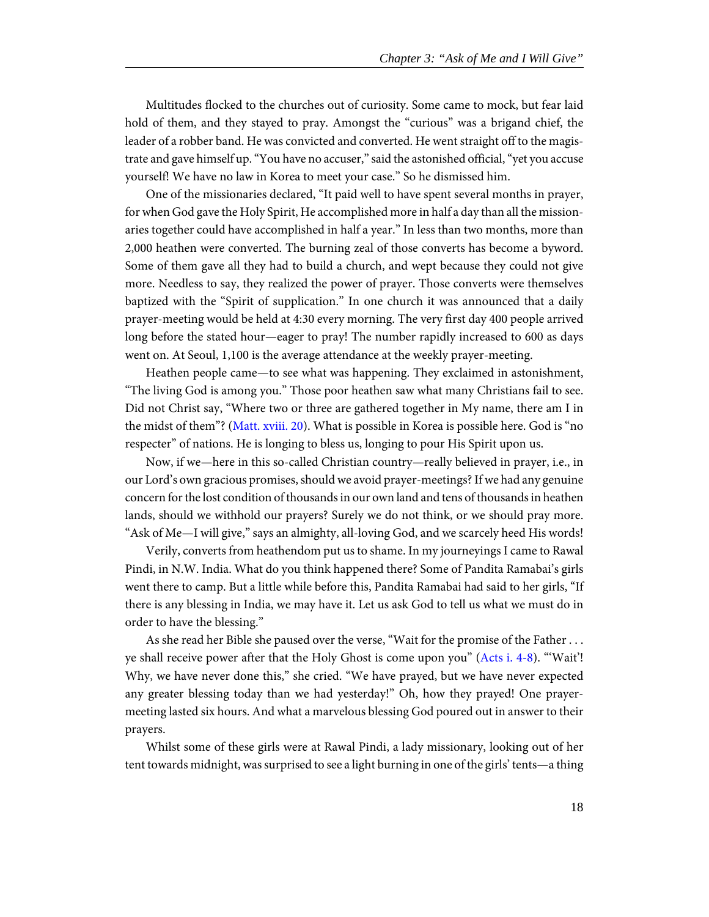Multitudes flocked to the churches out of curiosity. Some came to mock, but fear laid hold of them, and they stayed to pray. Amongst the "curious" was a brigand chief, the leader of a robber band. He was convicted and converted. He went straight off to the magistrate and gave himself up. "You have no accuser," said the astonished official, "yet you accuse yourself! We have no law in Korea to meet your case." So he dismissed him.

One of the missionaries declared, "It paid well to have spent several months in prayer, for when God gave the Holy Spirit, He accomplished more in half a day than all the missionaries together could have accomplished in half a year." In less than two months, more than 2,000 heathen were converted. The burning zeal of those converts has become a byword. Some of them gave all they had to build a church, and wept because they could not give more. Needless to say, they realized the power of prayer. Those converts were themselves baptized with the "Spirit of supplication." In one church it was announced that a daily prayer-meeting would be held at 4:30 every morning. The very first day 400 people arrived long before the stated hour—eager to pray! The number rapidly increased to 600 as days went on. At Seoul, 1,100 is the average attendance at the weekly prayer-meeting.

Heathen people came—to see what was happening. They exclaimed in astonishment, "The living God is among you." Those poor heathen saw what many Christians fail to see. Did not Christ say, "Where two or three are gathered together in My name, there am I in the midst of them"? (Matt. xviii. 20). What is possible in Korea is possible here. God is "no respecter" of nations. He is longing to bless us, longing to pour His Spirit upon us.

Now, if we—here in this so-called Christian country—really believed in prayer, i.e., in our Lord's own gracious promises, should we avoid prayer-meetings? If we had any genuine concern for the lost condition of thousands in our own land and tens of thousands in heathen lands, should we withhold our prayers? Surely we do not think, or we should pray more. "Ask of Me—I will give," says an almighty, all-loving God, and we scarcely heed His words!

Verily, converts from heathendom put us to shame. In my journeyings I came to Rawal Pindi, in N.W. India. What do you think happened there? Some of Pandita Ramabai's girls went there to camp. But a little while before this, Pandita Ramabai had said to her girls, "If there is any blessing in India, we may have it. Let us ask God to tell us what we must do in order to have the blessing."

As she read her Bible she paused over the verse, "Wait for the promise of the Father . . . ye shall receive power after that the Holy Ghost is come upon you" (Acts i. 4-8). "'Wait'! Why, we have never done this," she cried. "We have prayed, but we have never expected any greater blessing today than we had yesterday!" Oh, how they prayed! One prayer-meeting lasted six hours. And what a marvelous blessing God poured out in answer to their prayers.

Whilst some of these girls were at Rawal Pindi, a lady missionary, looking out of her tent towards midnight, was surprised to see a light burning in one of the girls' tents—a thing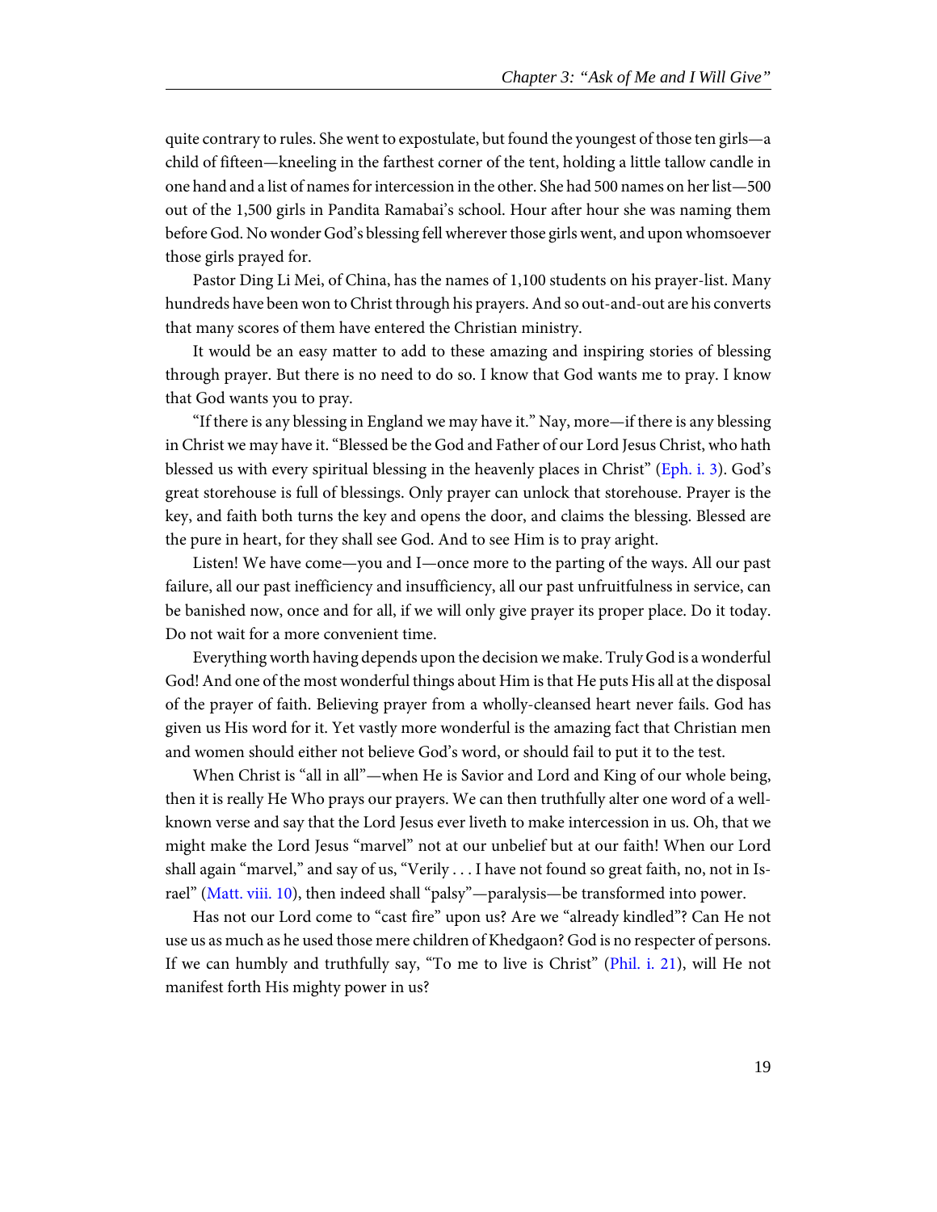quite contrary to rules. She went to expostulate, but found the youngest of those ten girls—a child of fifteen—kneeling in the farthest corner of the tent, holding a little tallow candle in one hand and a list of names for intercession in the other. She had 500 names on her list—500 out of the 1,500 girls in Pandita Ramabai's school. Hour after hour she was naming them before God. No wonder God's blessing fell wherever those girls went, and upon whomsoever those girls prayed for.

Pastor Ding Li Mei, of China, has the names of 1,100 students on his prayer-list. Many hundreds have been won to Christ through his prayers. And so out-and-out are his converts that many scores of them have entered the Christian ministry.

It would be an easy matter to add to these amazing and inspiring stories of blessing through prayer. But there is no need to do so. I know that God wants me to pray. I know that God wants you to pray.

"If there is any blessing in England we may have it." Nay, more—if there is any blessing in Christ we may have it. "Blessed be the God and Father of our Lord Jesus Christ, who hath blessed us with every spiritual blessing in the heavenly places in Christ" (Eph. i. 3). God's great storehouse is full of blessings. Only prayer can unlock that storehouse. Prayer is the key, and faith both turns the key and opens the door, and claims the blessing. Blessed are the pure in heart, for they shall see God. And to see Him is to pray aright.

Listen! We have come—you and I—once more to the parting of the ways. All our past failure, all our past inefficiency and insufficiency, all our past unfruitfulness in service, can be banished now, once and for all, if we will only give prayer its proper place. Do it today. Do not wait for a more convenient time.

Everything worth having depends upon the decision we make. Truly God is a wonderful God! And one of the most wonderful things about Him is that He puts His all at the disposal of the prayer of faith. Believing prayer from a wholly-cleansed heart never fails. God has given us His word for it. Yet vastly more wonderful is the amazing fact that Christian men and women should either not believe God's word, or should fail to put it to the test.

When Christ is "all in all"—when He is Savior and Lord and King of our whole being, then it is really He Who prays our prayers. We can then truthfully alter one word of a well-known verse and say that the Lord Jesus ever liveth to make intercession in us. Oh, that we might make the Lord Jesus "marvel" not at our unbelief but at our faith! When our Lord shall again "marvel," and say of us, "Verily . . . I have not found so great faith, no, not in Israel" (Matt. viii. 10), then indeed shall "palsy"—paralysis—be transformed into power.

Has not our Lord come to "cast fire" upon us? Are we "already kindled"? Can He not use us as much as he used those mere children of Khedgaon? God is no respecter of persons. If we can humbly and truthfully say, "To me to live is Christ" (Phil. i. 21), will He not manifest forth His mighty power in us?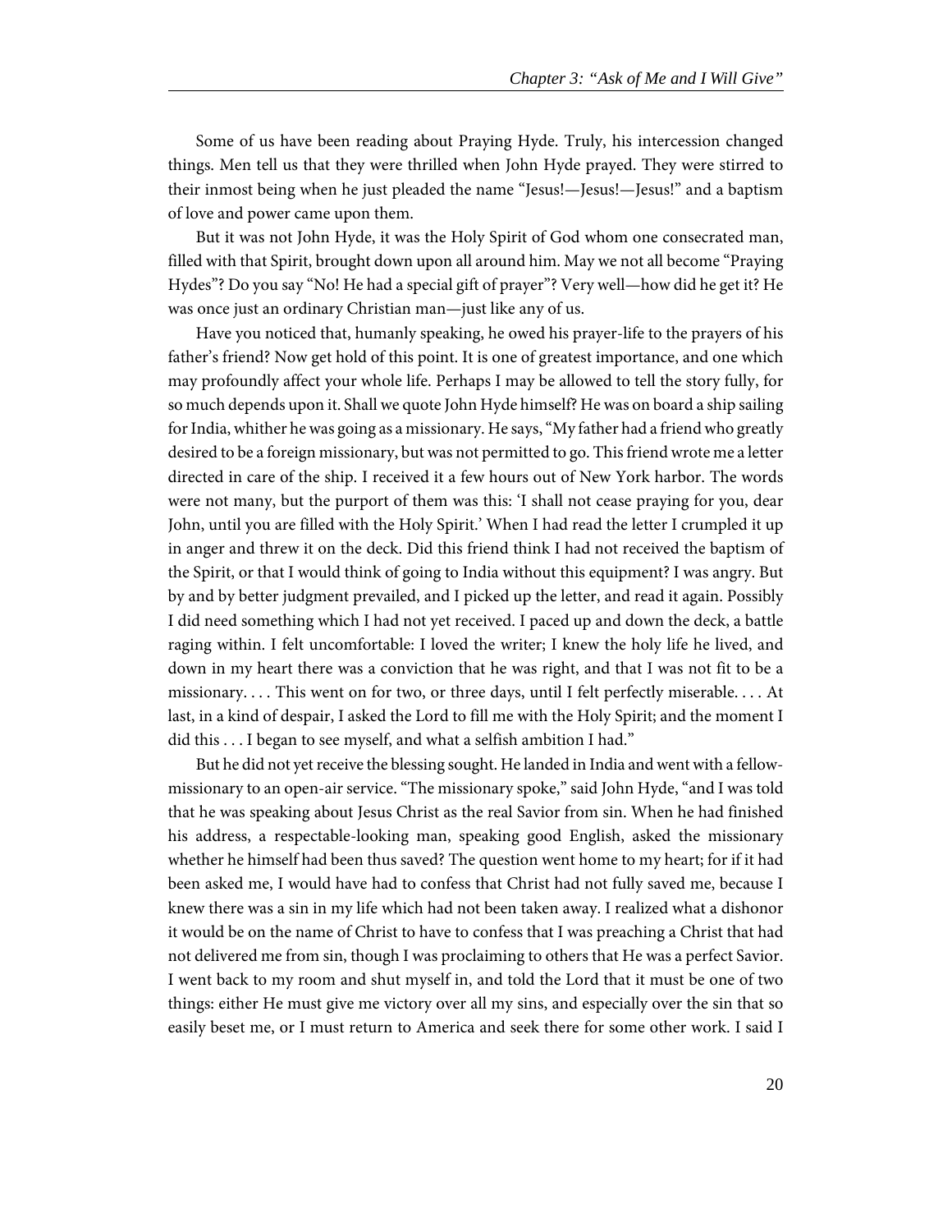Some of us have been reading about Praying Hyde. Truly, his intercession changed things. Men tell us that they were thrilled when John Hyde prayed. They were stirred to their inmost being when he just pleaded the name "Jesus!—Jesus!—Jesus!" and a baptism of love and power came upon them.

But it was not John Hyde, it was the Holy Spirit of God whom one consecrated man, filled with that Spirit, brought down upon all around him. May we not all become "Praying Hydes"? Do you say "No! He had a special gift of prayer"? Very well—how did he get it? He was once just an ordinary Christian man—just like any of us.

Have you noticed that, humanly speaking, he owed his prayer-life to the prayers of his father's friend? Now get hold of this point. It is one of greatest importance, and one which may profoundly affect your whole life. Perhaps I may be allowed to tell the story fully, for so much depends upon it. Shall we quote John Hyde himself? He was on board a ship sailing for India, whither he was going as a missionary. He says, "My father had a friend who greatly desired to be a foreign missionary, but was not permitted to go. This friend wrote me a letter directed in care of the ship. I received it a few hours out of New York harbor. The words were not many, but the purport of them was this: 'I shall not cease praying for you, dear John, until you are filled with the Holy Spirit.' When I had read the letter I crumpled it up in anger and threw it on the deck. Did this friend think I had not received the baptism of the Spirit, or that I would think of going to India without this equipment? I was angry. But by and by better judgment prevailed, and I picked up the letter, and read it again. Possibly I did need something which I had not yet received. I paced up and down the deck, a battle raging within. I felt uncomfortable: I loved the writer; I knew the holy life he lived, and down in my heart there was a conviction that he was right, and that I was not fit to be a missionary. . . . This went on for two, or three days, until I felt perfectly miserable. . . . At last, in a kind of despair, I asked the Lord to fill me with the Holy Spirit; and the moment I did this . . . I began to see myself, and what a selfish ambition I had."

But he did not yet receive the blessing sought. He landed in India and went with a fellow-missionary to an open-air service. "The missionary spoke," said John Hyde, "and I was told that he was speaking about Jesus Christ as the real Savior from sin. When he had finished his address, a respectable-looking man, speaking good English, asked the missionary whether he himself had been thus saved? The question went home to my heart; for if it had been asked me, I would have had to confess that Christ had not fully saved me, because I knew there was a sin in my life which had not been taken away. I realized what a dishonor it would be on the name of Christ to have to confess that I was preaching a Christ that had not delivered me from sin, though I was proclaiming to others that He was a perfect Savior. I went back to my room and shut myself in, and told the Lord that it must be one of two things: either He must give me victory over all my sins, and especially over the sin that so easily beset me, or I must return to America and seek there for some other work. I said I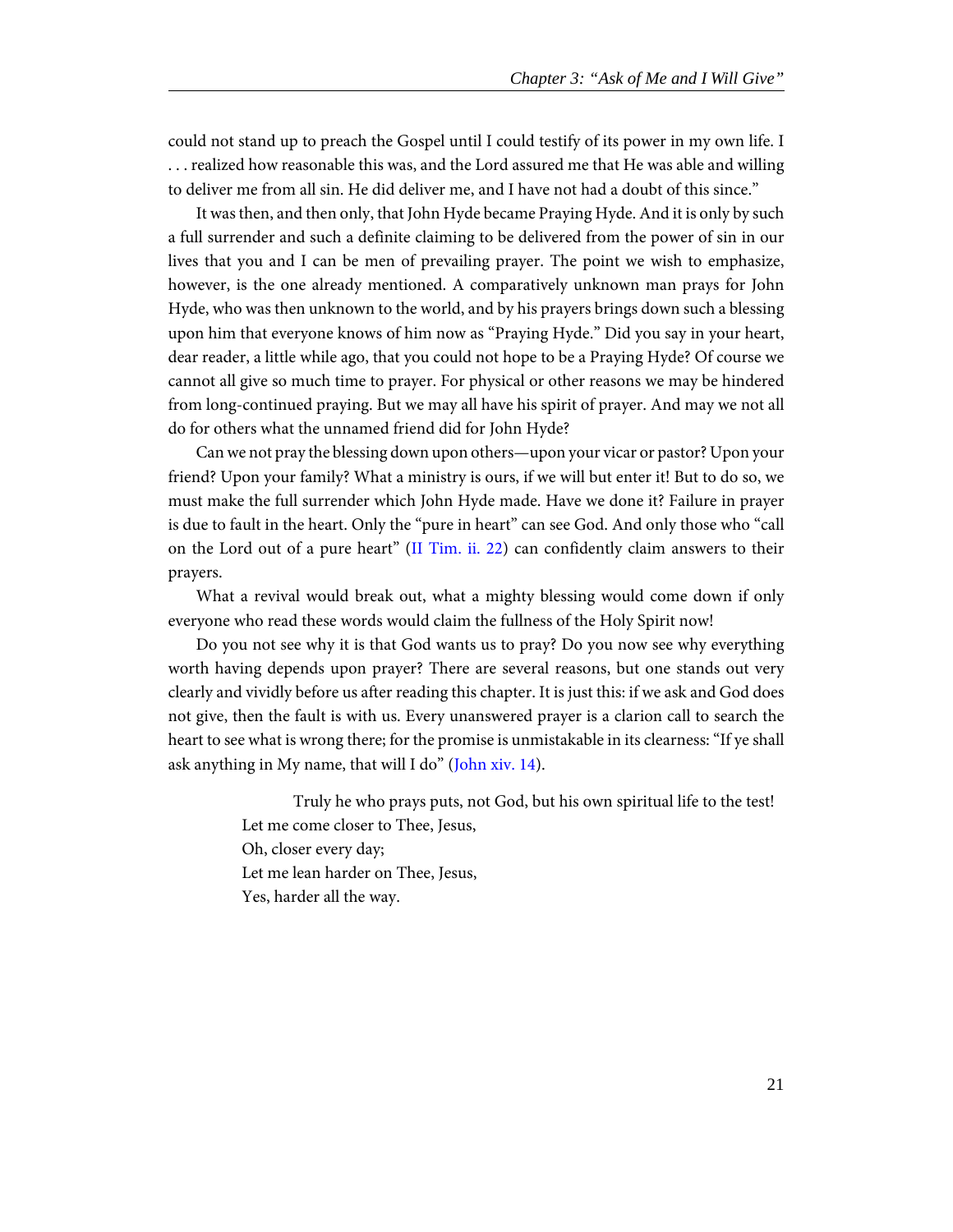could not stand up to preach the Gospel until I could testify of its power in my own life. I . . . realized how reasonable this was, and the Lord assured me that He was able and willing to deliver me from all sin. He did deliver me, and I have not had a doubt of this since."

It was then, and then only, that John Hyde became Praying Hyde. And it is only by such a full surrender and such a definite claiming to be delivered from the power of sin in our lives that you and I can be men of prevailing prayer. The point we wish to emphasize, however, is the one already mentioned. A comparatively unknown man prays for John Hyde, who was then unknown to the world, and by his prayers brings down such a blessing upon him that everyone knows of him now as "Praying Hyde." Did you say in your heart, dear reader, a little while ago, that you could not hope to be a Praying Hyde? Of course we cannot all give so much time to prayer. For physical or other reasons we may be hindered from long-continued praying. But we may all have his spirit of prayer. And may we not all do for others what the unnamed friend did for John Hyde?

Can we not pray the blessing down upon others—upon your vicar or pastor? Upon your friend? Upon your family? What a ministry is ours, if we will but enter it! But to do so, we must make the full surrender which John Hyde made. Have we done it? Failure in prayer is due to fault in the heart. Only the "pure in heart" can see God. And only those who "call on the Lord out of a pure heart" (II Tim. ii. 22) can confidently claim answers to their prayers.

What a revival would break out, what a mighty blessing would come down if only everyone who read these words would claim the fullness of the Holy Spirit now!

Do you not see why it is that God wants us to pray? Do you now see why everything worth having depends upon prayer? There are several reasons, but one stands out very clearly and vividly before us after reading this chapter. It is just this: if we ask and God does not give, then the fault is with us. Every unanswered prayer is a clarion call to search the heart to see what is wrong there; for the promise is unmistakable in its clearness: "If ye shall ask anything in My name, that will I do" (John xiv. 14).

Truly he who prays puts, not God, but his own spiritual life to the test!

Let me come closer to Thee, Jesus,  
Oh, closer every day;  
Let me lean harder on Thee, Jesus,  
Yes, harder all the way.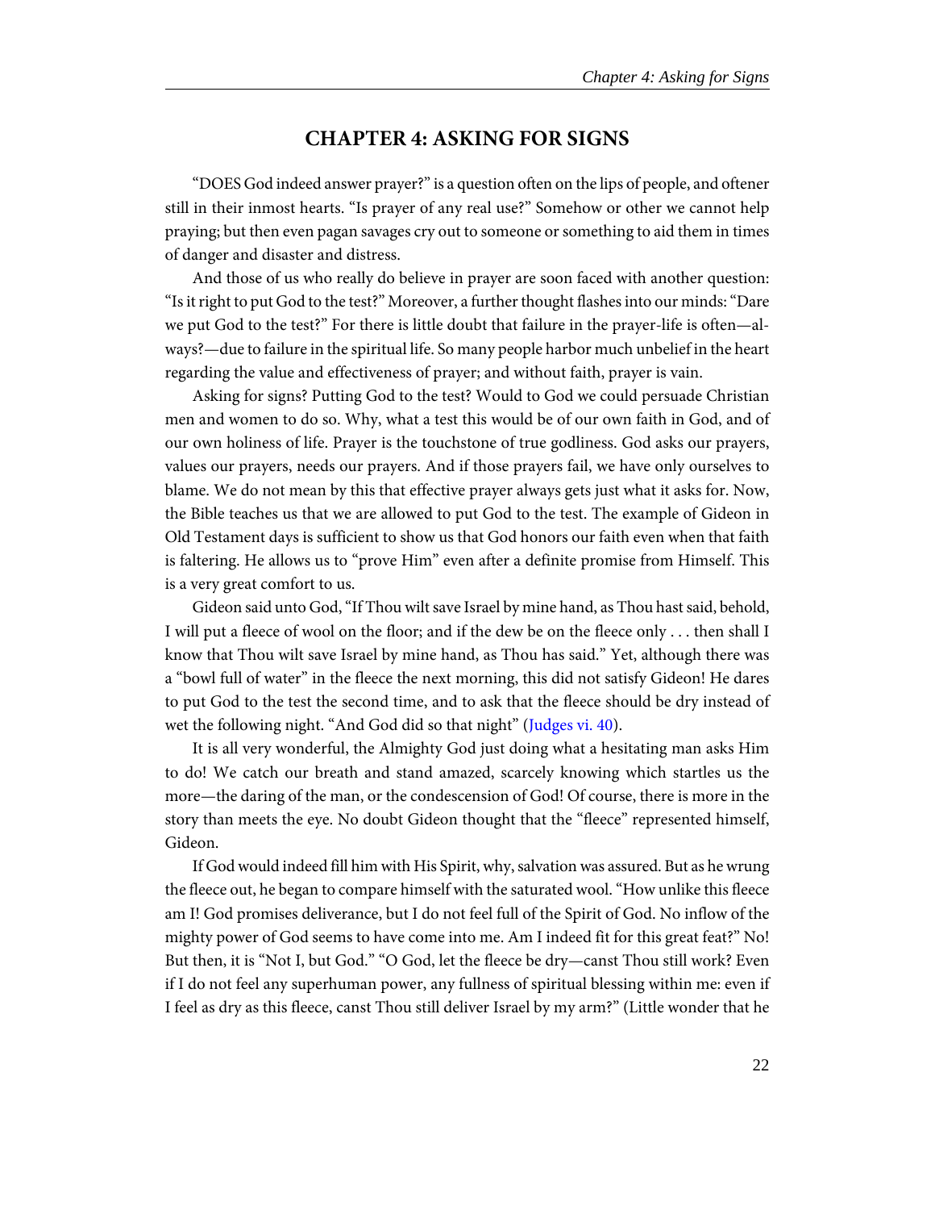# CHAPTER 4: ASKING FOR SIGNS

"DOES God indeed answer prayer?" is a question often on the lips of people, and oftener still in their inmost hearts. "Is prayer of any real use?" Somehow or other we cannot help praying; but then even pagan savages cry out to someone or something to aid them in times of danger and disaster and distress.

And those of us who really do believe in prayer are soon faced with another question: "Is it right to put God to the test?" Moreover, a further thought flashes into our minds: "Dare we put God to the test?" For there is little doubt that failure in the prayer-life is often—always?—due to failure in the spiritual life. So many people harbor much unbelief in the heart regarding the value and effectiveness of prayer; and without faith, prayer is vain.

Asking for signs? Putting God to the test? Would to God we could persuade Christian men and women to do so. Why, what a test this would be of our own faith in God, and of our own holiness of life. Prayer is the touchstone of true godliness. God asks our prayers, values our prayers, needs our prayers. And if those prayers fail, we have only ourselves to blame. We do not mean by this that effective prayer always gets just what it asks for. Now, the Bible teaches us that we are allowed to put God to the test. The example of Gideon in Old Testament days is sufficient to show us that God honors our faith even when that faith is faltering. He allows us to "prove Him" even after a definite promise from Himself. This is a very great comfort to us.

Gideon said unto God, "If Thou wilt save Israel by mine hand, as Thou hast said, behold, I will put a fleece of wool on the floor; and if the dew be on the fleece only . . . then shall I know that Thou wilt save Israel by mine hand, as Thou has said." Yet, although there was a "bowl full of water" in the fleece the next morning, this did not satisfy Gideon! He dares to put God to the test the second time, and to ask that the fleece should be dry instead of wet the following night. "And God did so that night" (Judges vi. 40).

It is all very wonderful, the Almighty God just doing what a hesitating man asks Him to do! We catch our breath and stand amazed, scarcely knowing which startles us the more—the daring of the man, or the condescension of God! Of course, there is more in the story than meets the eye. No doubt Gideon thought that the "fleece" represented himself, Gideon.

If God would indeed fill him with His Spirit, why, salvation was assured. But as he wrung the fleece out, he began to compare himself with the saturated wool. "How unlike this fleece am I! God promises deliverance, but I do not feel full of the Spirit of God. No inflow of the mighty power of God seems to have come into me. Am I indeed fit for this great feat?" No! But then, it is "Not I, but God." "O God, let the fleece be dry—canst Thou still work? Even if I do not feel any superhuman power, any fullness of spiritual blessing within me: even if I feel as dry as this fleece, canst Thou still deliver Israel by my arm?" (Little wonder that he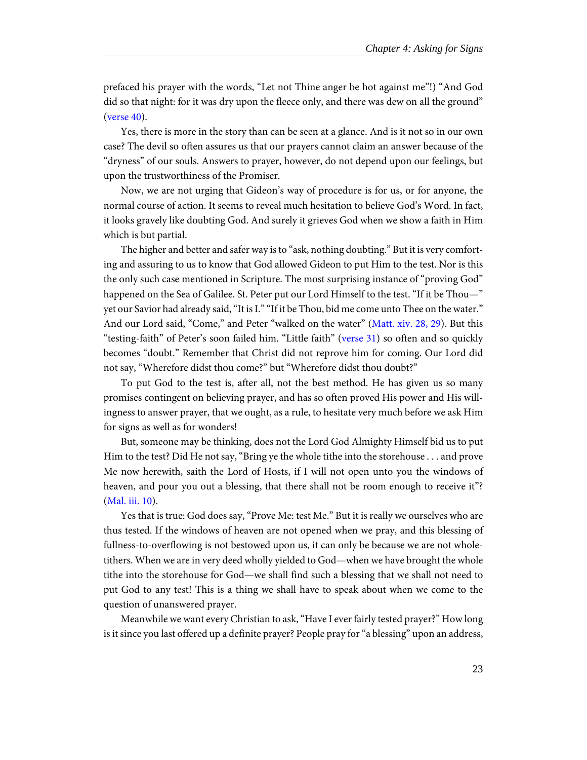prefaced his prayer with the words, “Let not Thine anger be hot against me”!) “And God did so that night: for it was dry upon the fleece only, and there was dew on all the ground” (verse 40).

Yes, there is more in the story than can be seen at a glance. And is it not so in our own case? The devil so often assures us that our prayers cannot claim an answer because of the “dryness” of our souls. Answers to prayer, however, do not depend upon our feelings, but upon the trustworthiness of the Promiser.

Now, we are not urging that Gideon’s way of procedure is for us, or for anyone, the normal course of action. It seems to reveal much hesitation to believe God’s Word. In fact, it looks gravely like doubting God. And surely it grieves God when we show a faith in Him which is but partial.

The higher and better and safer way is to “ask, nothing doubting.” But it is very comforting and assuring to us to know that God allowed Gideon to put Him to the test. Nor is this the only such case mentioned in Scripture. The most surprising instance of “proving God” happened on the Sea of Galilee. St. Peter put our Lord Himself to the test. “If it be Thou—” yet our Savior had already said, “It is I.” “If it be Thou, bid me come unto Thee on the water.” And our Lord said, “Come,” and Peter “walked on the water” (Matt. xiv. 28, 29). But this “testing-faith” of Peter’s soon failed him. “Little faith” (verse 31) so often and so quickly becomes “doubt.” Remember that Christ did not reprove him for coming. Our Lord did not say, “Wherefore didst thou come?” but “Wherefore didst thou doubt?”

To put God to the test is, after all, not the best method. He has given us so many promises contingent on believing prayer, and has so often proved His power and His willingness to answer prayer, that we ought, as a rule, to hesitate very much before we ask Him for signs as well as for wonders!

But, someone may be thinking, does not the Lord God Almighty Himself bid us to put Him to the test? Did He not say, “Bring ye the whole tithe into the storehouse . . . and prove Me now herewith, saith the Lord of Hosts, if I will not open unto you the windows of heaven, and pour you out a blessing, that there shall not be room enough to receive it”? (Mal. iii. 10).

Yes that is true: God does say, “Prove Me: test Me.” But it is really we ourselves who are thus tested. If the windows of heaven are not opened when we pray, and this blessing of fullness-to-overflowing is not bestowed upon us, it can only be because we are not whole-tithers. When we are in very deed wholly yielded to God—when we have brought the whole tithe into the storehouse for God—we shall find such a blessing that we shall not need to put God to any test! This is a thing we shall have to speak about when we come to the question of unanswered prayer.

Meanwhile we want every Christian to ask, “Have I ever fairly tested prayer?” How long is it since you last offered up a definite prayer? People pray for “a blessing” upon an address,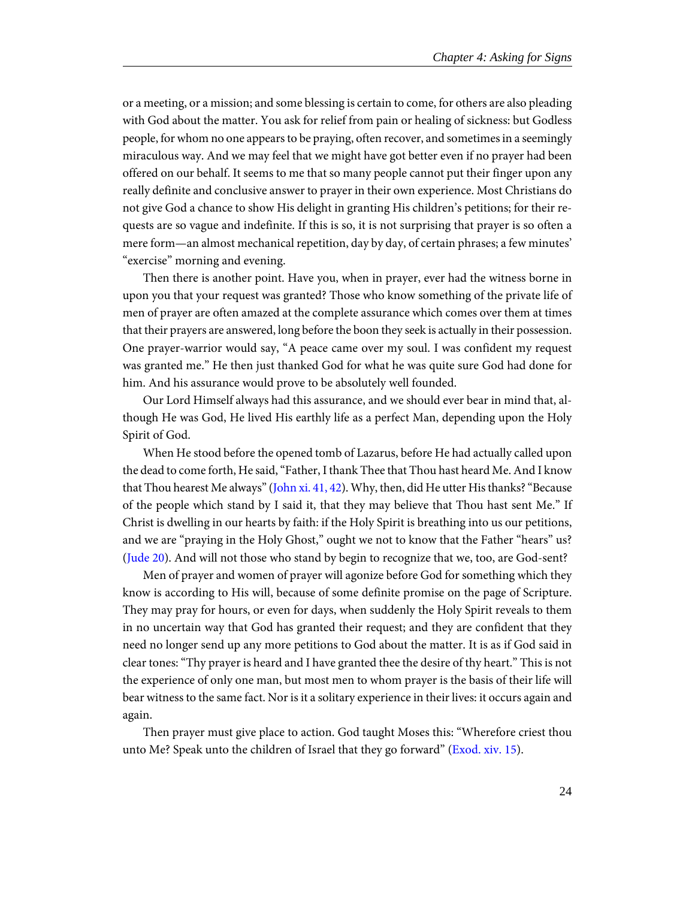or a meeting, or a mission; and some blessing is certain to come, for others are also pleading with God about the matter. You ask for relief from pain or healing of sickness: but Godless people, for whom no one appears to be praying, often recover, and sometimes in a seemingly miraculous way. And we may feel that we might have got better even if no prayer had been offered on our behalf. It seems to me that so many people cannot put their finger upon any really definite and conclusive answer to prayer in their own experience. Most Christians do not give God a chance to show His delight in granting His children's petitions; for their requests are so vague and indefinite. If this is so, it is not surprising that prayer is so often a mere form—an almost mechanical repetition, day by day, of certain phrases; a few minutes' "exercise" morning and evening.

Then there is another point. Have you, when in prayer, ever had the witness borne in upon you that your request was granted? Those who know something of the private life of men of prayer are often amazed at the complete assurance which comes over them at times that their prayers are answered, long before the boon they seek is actually in their possession. One prayer-warrior would say, "A peace came over my soul. I was confident my request was granted me." He then just thanked God for what he was quite sure God had done for him. And his assurance would prove to be absolutely well founded.

Our Lord Himself always had this assurance, and we should ever bear in mind that, although He was God, He lived His earthly life as a perfect Man, depending upon the Holy Spirit of God.

When He stood before the opened tomb of Lazarus, before He had actually called upon the dead to come forth, He said, "Father, I thank Thee that Thou hast heard Me. And I know that Thou hearest Me always" (John xi. 41, 42). Why, then, did He utter His thanks? "Because of the people which stand by I said it, that they may believe that Thou hast sent Me." If Christ is dwelling in our hearts by faith: if the Holy Spirit is breathing into us our petitions, and we are "praying in the Holy Ghost," ought we not to know that the Father "hears" us? (Jude 20). And will not those who stand by begin to recognize that we, too, are God-sent?

Men of prayer and women of prayer will agonize before God for something which they know is according to His will, because of some definite promise on the page of Scripture. They may pray for hours, or even for days, when suddenly the Holy Spirit reveals to them in no uncertain way that God has granted their request; and they are confident that they need no longer send up any more petitions to God about the matter. It is as if God said in clear tones: "Thy prayer is heard and I have granted thee the desire of thy heart." This is not the experience of only one man, but most men to whom prayer is the basis of their life will bear witness to the same fact. Nor is it a solitary experience in their lives: it occurs again and again.

Then prayer must give place to action. God taught Moses this: "Wherefore criest thou unto Me? Speak unto the children of Israel that they go forward" (Exod. xiv. 15).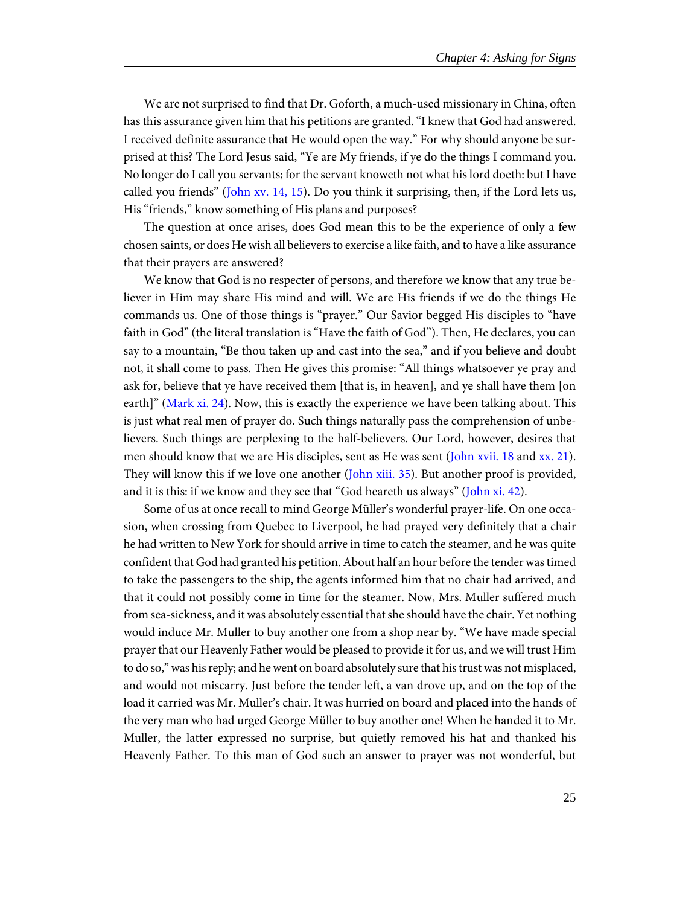We are not surprised to find that Dr. Goforth, a much-used missionary in China, often has this assurance given him that his petitions are granted. "I knew that God had answered. I received definite assurance that He would open the way." For why should anyone be surprised at this? The Lord Jesus said, "Ye are My friends, if ye do the things I command you. No longer do I call you servants; for the servant knoweth not what his lord doeth: but I have called you friends" (John xv. 14, 15). Do you think it surprising, then, if the Lord lets us, His "friends," know something of His plans and purposes?

The question at once arises, does God mean this to be the experience of only a few chosen saints, or does He wish all believers to exercise a like faith, and to have a like assurance that their prayers are answered?

We know that God is no respecter of persons, and therefore we know that any true believer in Him may share His mind and will. We are His friends if we do the things He commands us. One of those things is "prayer." Our Savior begged His disciples to "have faith in God" (the literal translation is "Have the faith of God"). Then, He declares, you can say to a mountain, "Be thou taken up and cast into the sea," and if you believe and doubt not, it shall come to pass. Then He gives this promise: "All things whatsoever ye pray and ask for, believe that ye have received them [that is, in heaven], and ye shall have them [on earth]" (Mark xi. 24). Now, this is exactly the experience we have been talking about. This is just what real men of prayer do. Such things naturally pass the comprehension of unbelievers. Such things are perplexing to the half-believers. Our Lord, however, desires that men should know that we are His disciples, sent as He was sent (John xvii. 18 and xx. 21). They will know this if we love one another (John xiii. 35). But another proof is provided, and it is this: if we know and they see that "God heareth us always" (John xi. 42).

Some of us at once recall to mind George Müller's wonderful prayer-life. On one occasion, when crossing from Quebec to Liverpool, he had prayed very definitely that a chair he had written to New York for should arrive in time to catch the steamer, and he was quite confident that God had granted his petition. About half an hour before the tender was timed to take the passengers to the ship, the agents informed him that no chair had arrived, and that it could not possibly come in time for the steamer. Now, Mrs. Muller suffered much from sea-sickness, and it was absolutely essential that she should have the chair. Yet nothing would induce Mr. Muller to buy another one from a shop near by. "We have made special prayer that our Heavenly Father would be pleased to provide it for us, and we will trust Him to do so," was his reply; and he went on board absolutely sure that his trust was not misplaced, and would not miscarry. Just before the tender left, a van drove up, and on the top of the load it carried was Mr. Muller's chair. It was hurried on board and placed into the hands of the very man who had urged George Müller to buy another one! When he handed it to Mr. Muller, the latter expressed no surprise, but quietly removed his hat and thanked his Heavenly Father. To this man of God such an answer to prayer was not wonderful, but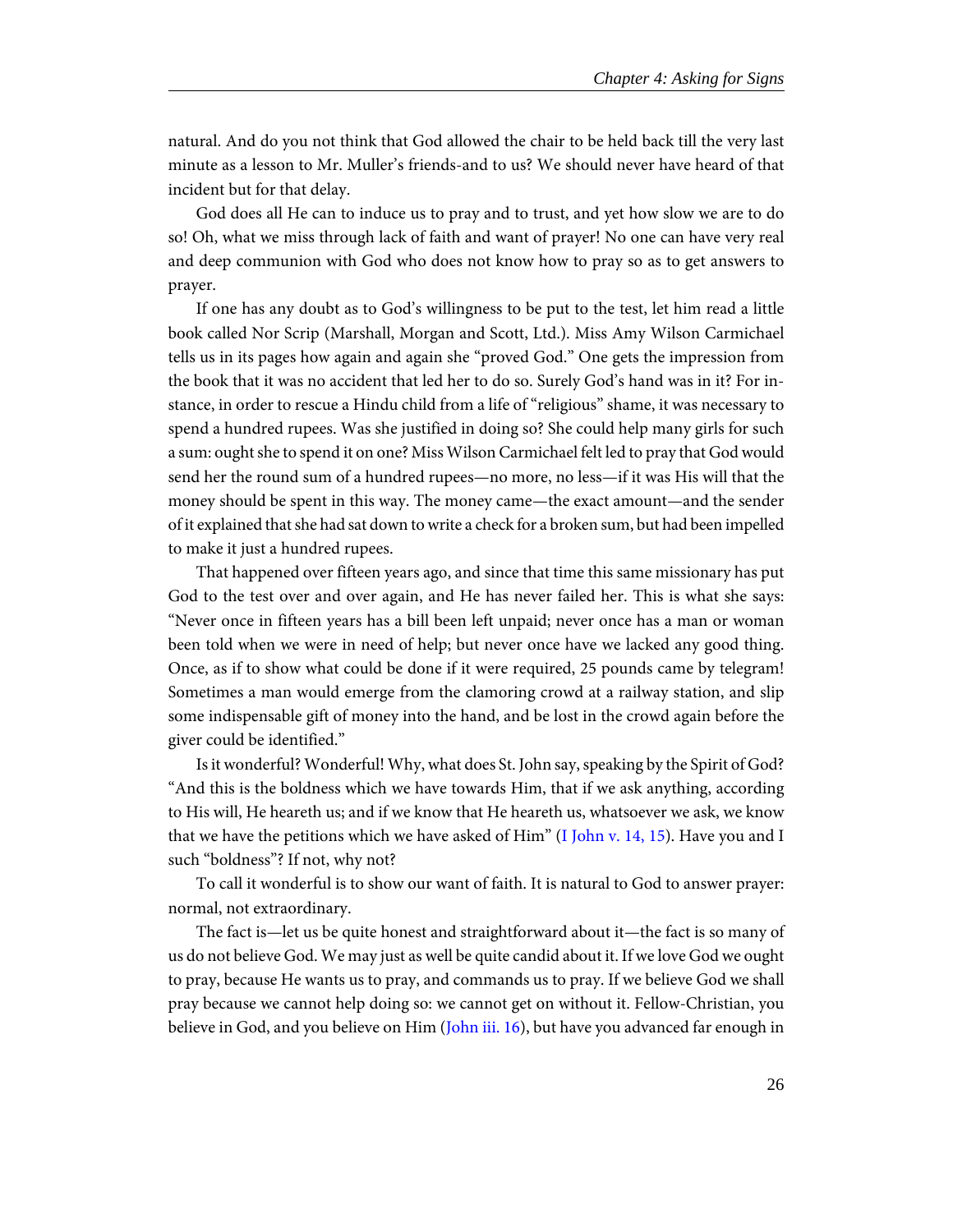natural. And do you not think that God allowed the chair to be held back till the very last minute as a lesson to Mr. Muller's friends-and to us? We should never have heard of that incident but for that delay.

God does all He can to induce us to pray and to trust, and yet how slow we are to do so! Oh, what we miss through lack of faith and want of prayer! No one can have very real and deep communion with God who does not know how to pray so as to get answers to prayer.

If one has any doubt as to God's willingness to be put to the test, let him read a little book called Nor Scrip (Marshall, Morgan and Scott, Ltd.). Miss Amy Wilson Carmichael tells us in its pages how again and again she "proved God." One gets the impression from the book that it was no accident that led her to do so. Surely God's hand was in it? For instance, in order to rescue a Hindu child from a life of "religious" shame, it was necessary to spend a hundred rupees. Was she justified in doing so? She could help many girls for such a sum: ought she to spend it on one? Miss Wilson Carmichael felt led to pray that God would send her the round sum of a hundred rupees—no more, no less—if it was His will that the money should be spent in this way. The money came—the exact amount—and the sender of it explained that she had sat down to write a check for a broken sum, but had been impelled to make it just a hundred rupees.

That happened over fifteen years ago, and since that time this same missionary has put God to the test over and over again, and He has never failed her. This is what she says: "Never once in fifteen years has a bill been left unpaid; never once has a man or woman been told when we were in need of help; but never once have we lacked any good thing. Once, as if to show what could be done if it were required, 25 pounds came by telegram! Sometimes a man would emerge from the clamoring crowd at a railway station, and slip some indispensable gift of money into the hand, and be lost in the crowd again before the giver could be identified."

Is it wonderful? Wonderful! Why, what does St. John say, speaking by the Spirit of God? "And this is the boldness which we have towards Him, that if we ask anything, according to His will, He heareth us; and if we know that He heareth us, whatsoever we ask, we know that we have the petitions which we have asked of Him" (I John v. 14, 15). Have you and I such "boldness"? If not, why not?

To call it wonderful is to show our want of faith. It is natural to God to answer prayer: normal, not extraordinary.

The fact is—let us be quite honest and straightforward about it—the fact is so many of us do not believe God. We may just as well be quite candid about it. If we love God we ought to pray, because He wants us to pray, and commands us to pray. If we believe God we shall pray because we cannot help doing so: we cannot get on without it. Fellow-Christian, you believe in God, and you believe on Him (John iii. 16), but have you advanced far enough in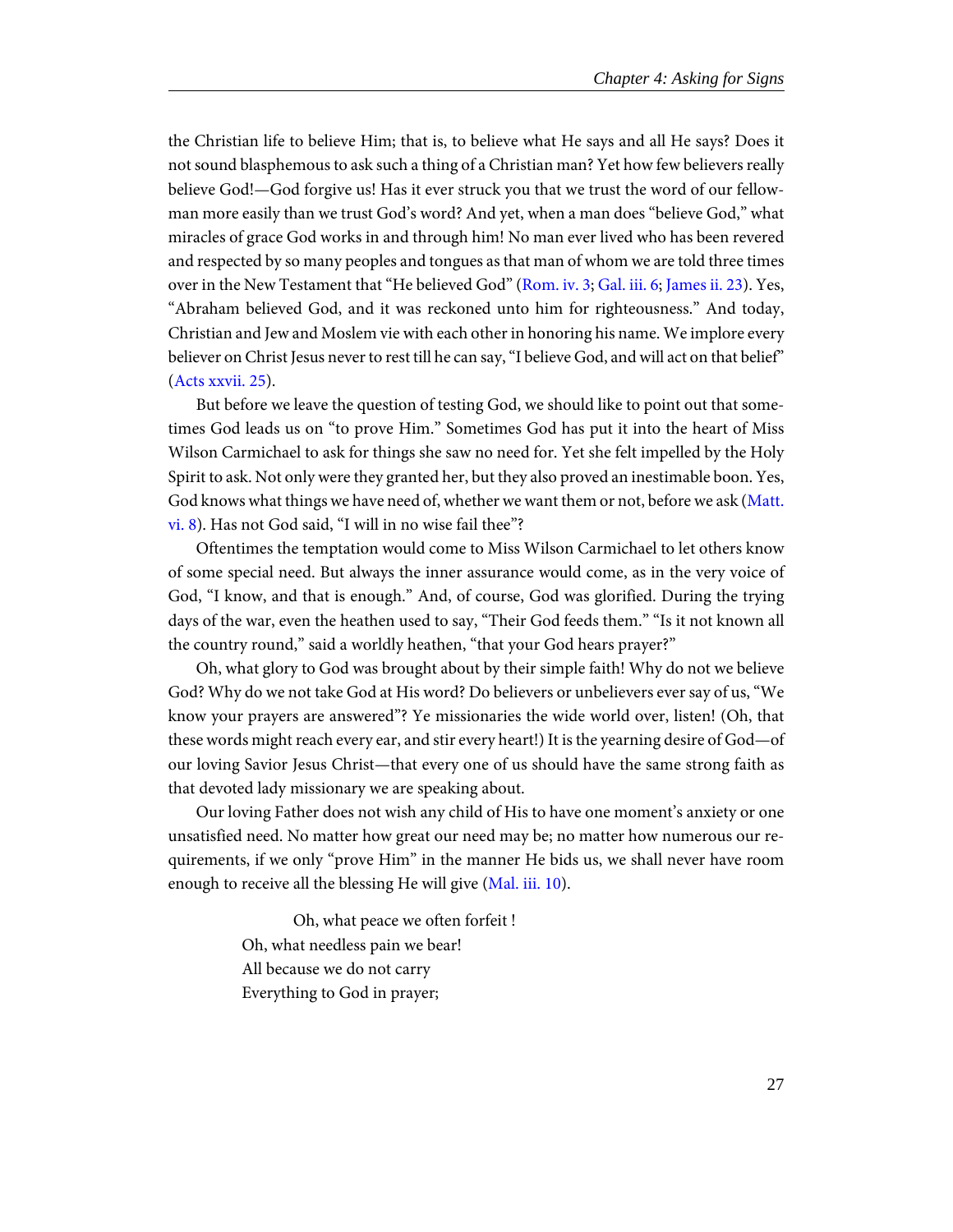the Christian life to believe Him; that is, to believe what He says and all He says? Does it not sound blasphemous to ask such a thing of a Christian man? Yet how few believers really believe God!—God forgive us! Has it ever struck you that we trust the word of our fellow-man more easily than we trust God's word? And yet, when a man does "believe God," what miracles of grace God works in and through him! No man ever lived who has been revered and respected by so many peoples and tongues as that man of whom we are told three times over in the New Testament that "He believed God" (Rom. iv. 3; Gal. iii. 6; James ii. 23). Yes, "Abraham believed God, and it was reckoned unto him for righteousness." And today, Christian and Jew and Moslem vie with each other in honoring his name. We implore every believer on Christ Jesus never to rest till he can say, "I believe God, and will act on that belief" (Acts xxvii. 25).

But before we leave the question of testing God, we should like to point out that sometimes God leads us on "to prove Him." Sometimes God has put it into the heart of Miss Wilson Carmichael to ask for things she saw no need for. Yet she felt impelled by the Holy Spirit to ask. Not only were they granted her, but they also proved an inestimable boon. Yes, God knows what things we have need of, whether we want them or not, before we ask (Matt. vi. 8). Has not God said, "I will in no wise fail thee"?

Oftentimes the temptation would come to Miss Wilson Carmichael to let others know of some special need. But always the inner assurance would come, as in the very voice of God, "I know, and that is enough." And, of course, God was glorified. During the trying days of the war, even the heathen used to say, "Their God feeds them." "Is it not known all the country round," said a worldly heathen, "that your God hears prayer?"

Oh, what glory to God was brought about by their simple faith! Why do not we believe God? Why do we not take God at His word? Do believers or unbelievers ever say of us, "We know your prayers are answered"? Ye missionaries the wide world over, listen! (Oh, that these words might reach every ear, and stir every heart!) It is the yearning desire of God—of our loving Savior Jesus Christ—that every one of us should have the same strong faith as that devoted lady missionary we are speaking about.

Our loving Father does not wish any child of His to have one moment's anxiety or one unsatisfied need. No matter how great our need may be; no matter how numerous our requirements, if we only "prove Him" in the manner He bids us, we shall never have room enough to receive all the blessing He will give (Mal. iii. 10).

Oh, what peace we often forfeit !
Oh, what needless pain we bear!
All because we do not carry
Everything to God in prayer;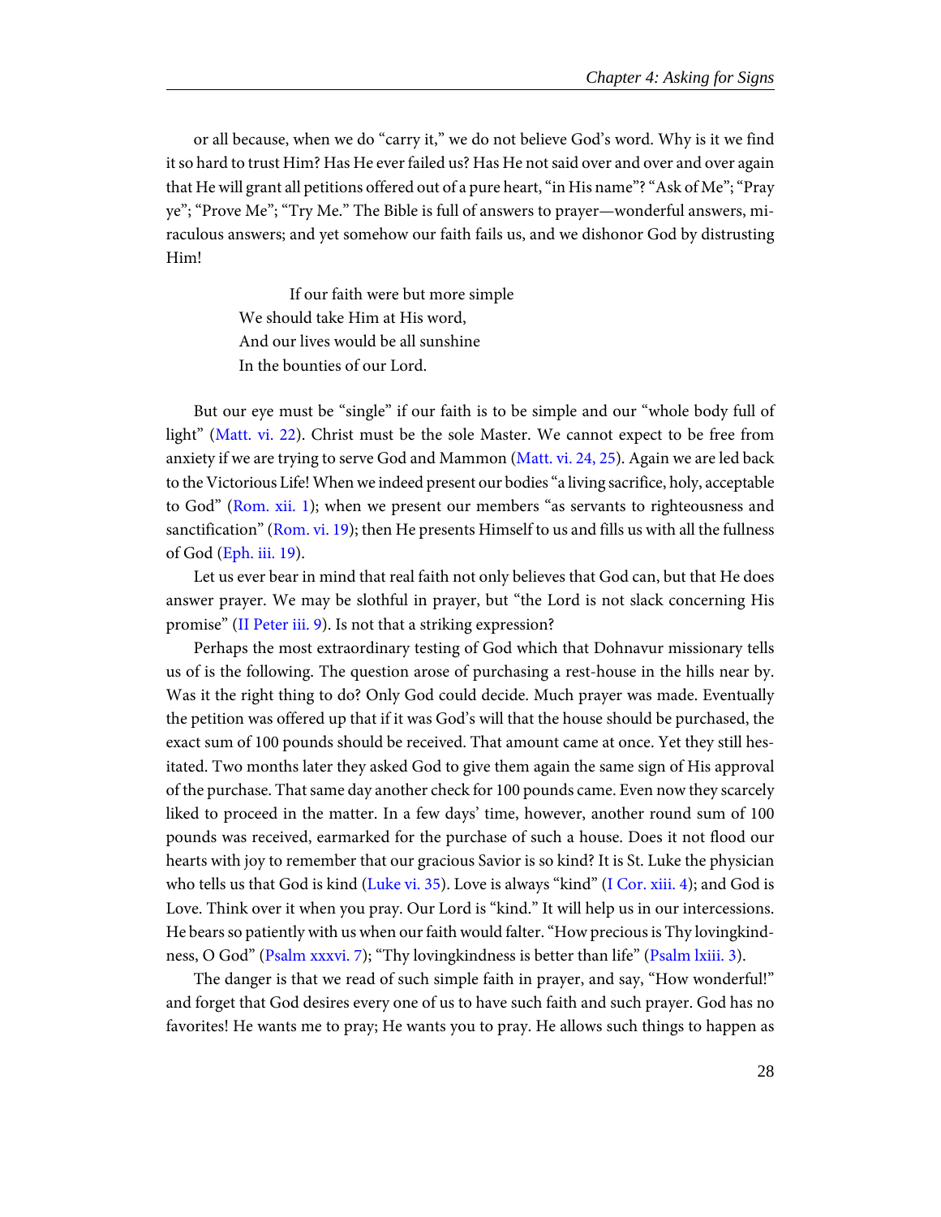or all because, when we do "carry it," we do not believe God's word. Why is it we find it so hard to trust Him? Has He ever failed us? Has He not said over and over and over again that He will grant all petitions offered out of a pure heart, "in His name"? "Ask of Me"; "Pray ye"; "Prove Me"; "Try Me." The Bible is full of answers to prayer—wonderful answers, miraculous answers; and yet somehow our faith fails us, and we dishonor God by distrusting Him!

> If our faith were but more simple
> We should take Him at His word,
> And our lives would be all sunshine
> In the bounties of our Lord.

But our eye must be "single" if our faith is to be simple and our "whole body full of light" (Matt. vi. 22). Christ must be the sole Master. We cannot expect to be free from anxiety if we are trying to serve God and Mammon (Matt. vi. 24, 25). Again we are led back to the Victorious Life! When we indeed present our bodies "a living sacrifice, holy, acceptable to God" (Rom. xii. 1); when we present our members "as servants to righteousness and sanctification" (Rom. vi. 19); then He presents Himself to us and fills us with all the fullness of God (Eph. iii. 19).

Let us ever bear in mind that real faith not only believes that God can, but that He does answer prayer. We may be slothful in prayer, but "the Lord is not slack concerning His promise" (II Peter iii. 9). Is not that a striking expression?

Perhaps the most extraordinary testing of God which that Dohnavur missionary tells us of is the following. The question arose of purchasing a rest-house in the hills near by. Was it the right thing to do? Only God could decide. Much prayer was made. Eventually the petition was offered up that if it was God's will that the house should be purchased, the exact sum of 100 pounds should be received. That amount came at once. Yet they still hesitated. Two months later they asked God to give them again the same sign of His approval of the purchase. That same day another check for 100 pounds came. Even now they scarcely liked to proceed in the matter. In a few days' time, however, another round sum of 100 pounds was received, earmarked for the purchase of such a house. Does it not flood our hearts with joy to remember that our gracious Savior is so kind? It is St. Luke the physician who tells us that God is kind (Luke vi. 35). Love is always "kind" (I Cor. xiii. 4); and God is Love. Think over it when you pray. Our Lord is "kind." It will help us in our intercessions. He bears so patiently with us when our faith would falter. "How precious is Thy lovingkindness, O God" (Psalm xxxvi. 7); "Thy lovingkindness is better than life" (Psalm lxiii. 3).

The danger is that we read of such simple faith in prayer, and say, "How wonderful!" and forget that God desires every one of us to have such faith and such prayer. God has no favorites! He wants me to pray; He wants you to pray. He allows such things to happen as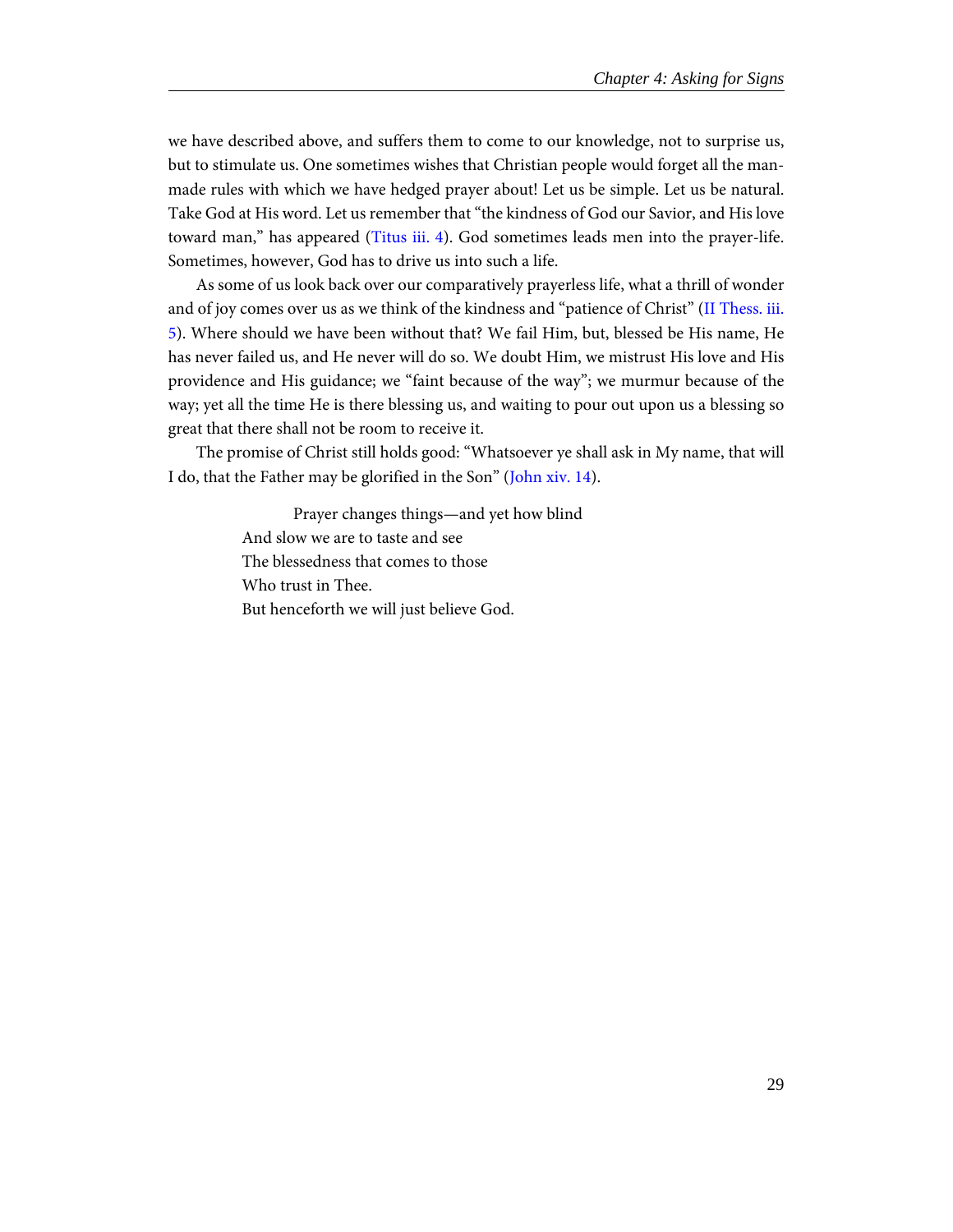we have described above, and suffers them to come to our knowledge, not to surprise us, but to stimulate us. One sometimes wishes that Christian people would forget all the man-made rules with which we have hedged prayer about! Let us be simple. Let us be natural. Take God at His word. Let us remember that "the kindness of God our Savior, and His love toward man," has appeared (Titus iii. 4). God sometimes leads men into the prayer-life. Sometimes, however, God has to drive us into such a life.

As some of us look back over our comparatively prayerless life, what a thrill of wonder and of joy comes over us as we think of the kindness and "patience of Christ" (II Thess. iii. 5). Where should we have been without that? We fail Him, but, blessed be His name, He has never failed us, and He never will do so. We doubt Him, we mistrust His love and His providence and His guidance; we "faint because of the way"; we murmur because of the way; yet all the time He is there blessing us, and waiting to pour out upon us a blessing so great that there shall not be room to receive it.

The promise of Christ still holds good: "Whatsoever ye shall ask in My name, that will I do, that the Father may be glorified in the Son" (John xiv. 14).

> Prayer changes things—and yet how blind
> And slow we are to taste and see
> The blessedness that comes to those
> Who trust in Thee.
> But henceforth we will just believe God.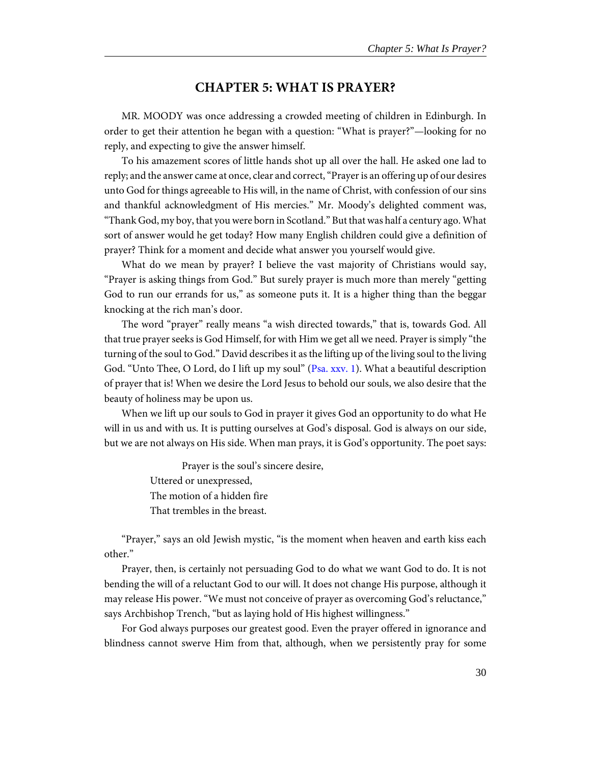## CHAPTER 5: WHAT IS PRAYER?

MR. MOODY was once addressing a crowded meeting of children in Edinburgh. In order to get their attention he began with a question: "What is prayer?"—looking for no reply, and expecting to give the answer himself.

To his amazement scores of little hands shot up all over the hall. He asked one lad to reply; and the answer came at once, clear and correct, "Prayer is an offering up of our desires unto God for things agreeable to His will, in the name of Christ, with confession of our sins and thankful acknowledgment of His mercies." Mr. Moody's delighted comment was, "Thank God, my boy, that you were born in Scotland." But that was half a century ago. What sort of answer would he get today? How many English children could give a definition of prayer? Think for a moment and decide what answer you yourself would give.

What do we mean by prayer? I believe the vast majority of Christians would say, "Prayer is asking things from God." But surely prayer is much more than merely "getting God to run our errands for us," as someone puts it. It is a higher thing than the beggar knocking at the rich man's door.

The word "prayer" really means "a wish directed towards," that is, towards God. All that true prayer seeks is God Himself, for with Him we get all we need. Prayer is simply "the turning of the soul to God." David describes it as the lifting up of the living soul to the living God. "Unto Thee, O Lord, do I lift up my soul" (Psa. xxv. 1). What a beautiful description of prayer that is! When we desire the Lord Jesus to behold our souls, we also desire that the beauty of holiness may be upon us.

When we lift up our souls to God in prayer it gives God an opportunity to do what He will in us and with us. It is putting ourselves at God's disposal. God is always on our side, but we are not always on His side. When man prays, it is God's opportunity. The poet says:

> Prayer is the soul's sincere desire,
> Uttered or unexpressed,
> The motion of a hidden fire
> That trembles in the breast.

"Prayer," says an old Jewish mystic, "is the moment when heaven and earth kiss each other."

Prayer, then, is certainly not persuading God to do what we want God to do. It is not bending the will of a reluctant God to our will. It does not change His purpose, although it may release His power. "We must not conceive of prayer as overcoming God's reluctance," says Archbishop Trench, "but as laying hold of His highest willingness."

For God always purposes our greatest good. Even the prayer offered in ignorance and blindness cannot swerve Him from that, although, when we persistently pray for some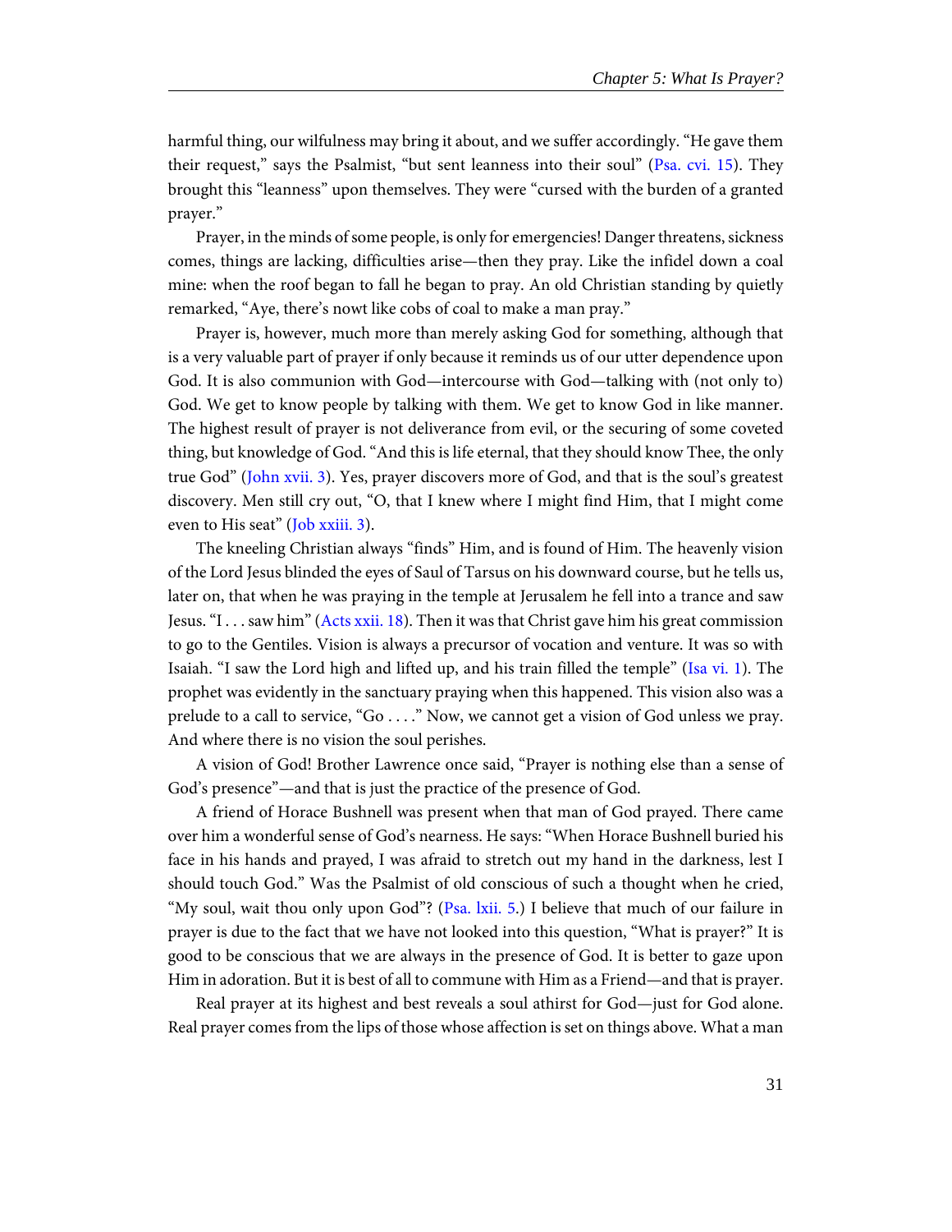harmful thing, our wilfulness may bring it about, and we suffer accordingly. “He gave them their request,” says the Psalmist, “but sent leanness into their soul” (Psa. cvi. 15). They brought this “leanness” upon themselves. They were “cursed with the burden of a granted prayer.”

Prayer, in the minds of some people, is only for emergencies! Danger threatens, sickness comes, things are lacking, difficulties arise—then they pray. Like the infidel down a coal mine: when the roof began to fall he began to pray. An old Christian standing by quietly remarked, “Aye, there’s nowt like cobs of coal to make a man pray.”

Prayer is, however, much more than merely asking God for something, although that is a very valuable part of prayer if only because it reminds us of our utter dependence upon God. It is also communion with God—intercourse with God—talking with (not only to) God. We get to know people by talking with them. We get to know God in like manner. The highest result of prayer is not deliverance from evil, or the securing of some coveted thing, but knowledge of God. “And this is life eternal, that they should know Thee, the only true God” (John xvii. 3). Yes, prayer discovers more of God, and that is the soul’s greatest discovery. Men still cry out, “O, that I knew where I might find Him, that I might come even to His seat” (Job xxiii. 3).

The kneeling Christian always “finds” Him, and is found of Him. The heavenly vision of the Lord Jesus blinded the eyes of Saul of Tarsus on his downward course, but he tells us, later on, that when he was praying in the temple at Jerusalem he fell into a trance and saw Jesus. “I . . . saw him” (Acts xxii. 18). Then it was that Christ gave him his great commission to go to the Gentiles. Vision is always a precursor of vocation and venture. It was so with Isaiah. “I saw the Lord high and lifted up, and his train filled the temple” (Isa vi. 1). The prophet was evidently in the sanctuary praying when this happened. This vision also was a prelude to a call to service, “Go . . . .” Now, we cannot get a vision of God unless we pray. And where there is no vision the soul perishes.

A vision of God! Brother Lawrence once said, “Prayer is nothing else than a sense of God’s presence”—and that is just the practice of the presence of God.

A friend of Horace Bushnell was present when that man of God prayed. There came over him a wonderful sense of God’s nearness. He says: “When Horace Bushnell buried his face in his hands and prayed, I was afraid to stretch out my hand in the darkness, lest I should touch God.” Was the Psalmist of old conscious of such a thought when he cried, “My soul, wait thou only upon God”? (Psa. lxii. 5.) I believe that much of our failure in prayer is due to the fact that we have not looked into this question, “What is prayer?” It is good to be conscious that we are always in the presence of God. It is better to gaze upon Him in adoration. But it is best of all to commune with Him as a Friend—and that is prayer.

Real prayer at its highest and best reveals a soul athirst for God—just for God alone. Real prayer comes from the lips of those whose affection is set on things above. What a man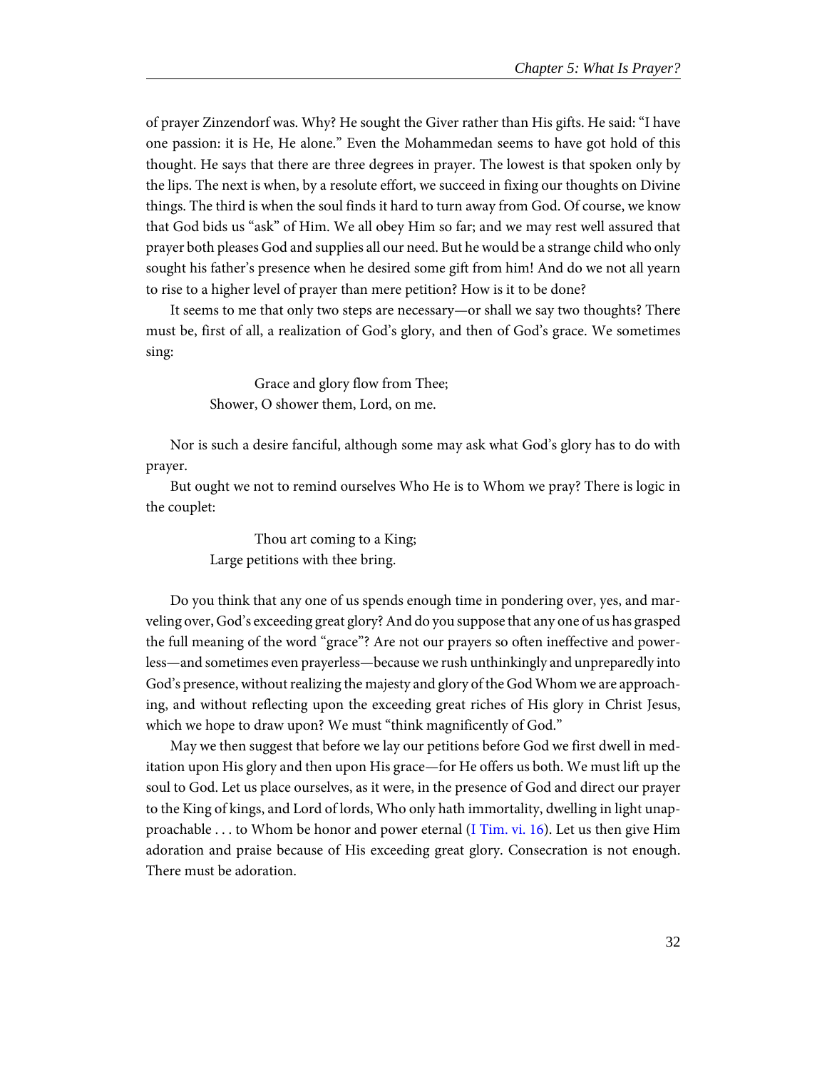of prayer Zinzendorf was. Why? He sought the Giver rather than His gifts. He said: "I have one passion: it is He, He alone." Even the Mohammedan seems to have got hold of this thought. He says that there are three degrees in prayer. The lowest is that spoken only by the lips. The next is when, by a resolute effort, we succeed in fixing our thoughts on Divine things. The third is when the soul finds it hard to turn away from God. Of course, we know that God bids us "ask" of Him. We all obey Him so far; and we may rest well assured that prayer both pleases God and supplies all our need. But he would be a strange child who only sought his father's presence when he desired some gift from him! And do we not all yearn to rise to a higher level of prayer than mere petition? How is it to be done?

It seems to me that only two steps are necessary—or shall we say two thoughts? There must be, first of all, a realization of God's glory, and then of God's grace. We sometimes sing:

> Grace and glory flow from Thee;
> Shower, O shower them, Lord, on me.

Nor is such a desire fanciful, although some may ask what God's glory has to do with prayer.

But ought we not to remind ourselves Who He is to Whom we pray? There is logic in the couplet:

> Thou art coming to a King;
> Large petitions with thee bring.

Do you think that any one of us spends enough time in pondering over, yes, and marveling over, God's exceeding great glory? And do you suppose that any one of us has grasped the full meaning of the word "grace"? Are not our prayers so often ineffective and powerless—and sometimes even prayerless—because we rush unthinkingly and unpreparedly into God's presence, without realizing the majesty and glory of the God Whom we are approaching, and without reflecting upon the exceeding great riches of His glory in Christ Jesus, which we hope to draw upon? We must "think magnificently of God."

May we then suggest that before we lay our petitions before God we first dwell in meditation upon His glory and then upon His grace—for He offers us both. We must lift up the soul to God. Let us place ourselves, as it were, in the presence of God and direct our prayer to the King of kings, and Lord of lords, Who only hath immortality, dwelling in light unapproachable . . . to Whom be honor and power eternal (I Tim. vi. 16). Let us then give Him adoration and praise because of His exceeding great glory. Consecration is not enough. There must be adoration.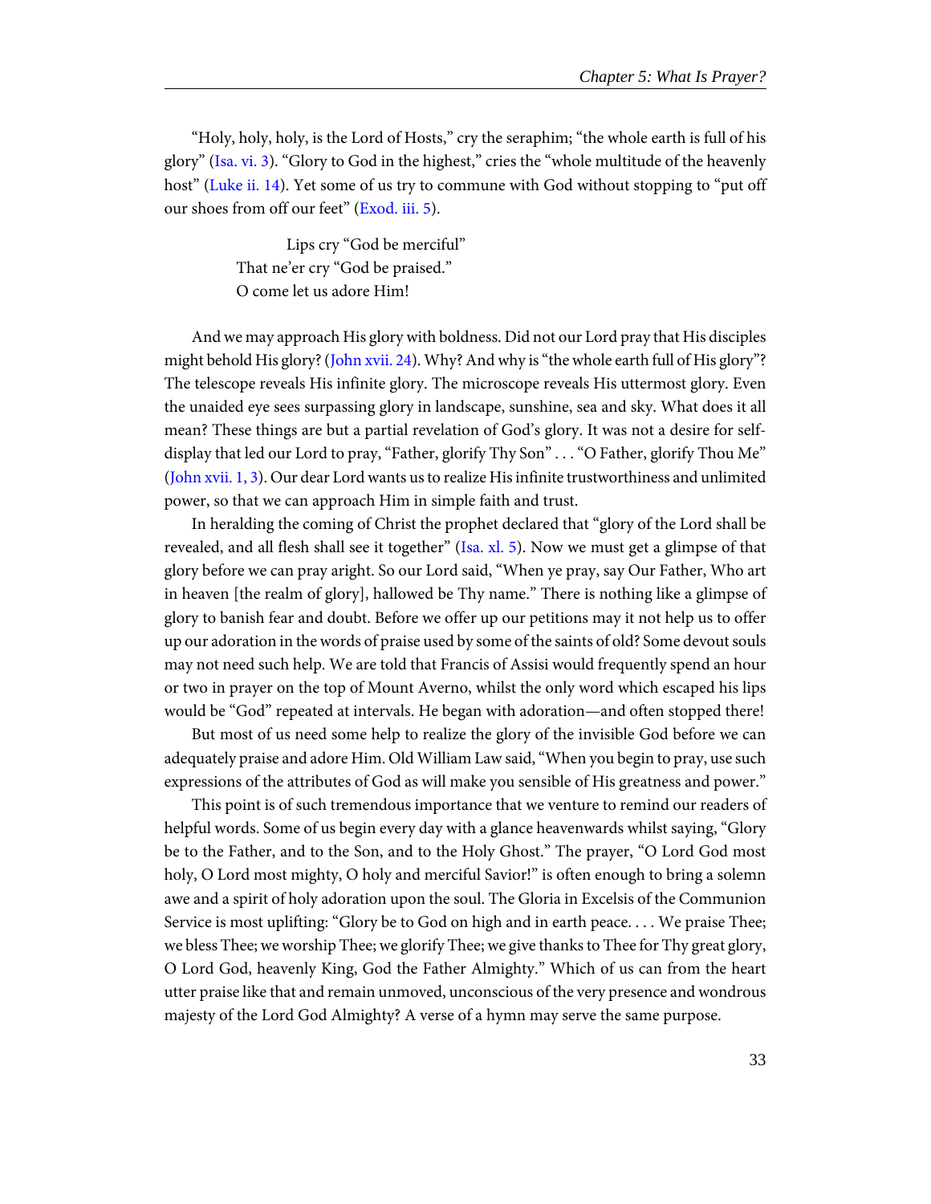"Holy, holy, holy, is the Lord of Hosts," cry the seraphim; "the whole earth is full of his glory" (Isa. vi. 3). "Glory to God in the highest," cries the "whole multitude of the heavenly host" (Luke ii. 14). Yet some of us try to commune with God without stopping to "put off our shoes from off our feet" (Exod. iii. 5).

> Lips cry "God be merciful"
> That ne'er cry "God be praised."
> O come let us adore Him!

And we may approach His glory with boldness. Did not our Lord pray that His disciples might behold His glory? (John xvii. 24). Why? And why is "the whole earth full of His glory"? The telescope reveals His infinite glory. The microscope reveals His uttermost glory. Even the unaided eye sees surpassing glory in landscape, sunshine, sea and sky. What does it all mean? These things are but a partial revelation of God's glory. It was not a desire for self-display that led our Lord to pray, "Father, glorify Thy Son" . . . "O Father, glorify Thou Me" (John xvii. 1, 3). Our dear Lord wants us to realize His infinite trustworthiness and unlimited power, so that we can approach Him in simple faith and trust.

In heralding the coming of Christ the prophet declared that "glory of the Lord shall be revealed, and all flesh shall see it together" (Isa. xl. 5). Now we must get a glimpse of that glory before we can pray aright. So our Lord said, "When ye pray, say Our Father, Who art in heaven [the realm of glory], hallowed be Thy name." There is nothing like a glimpse of glory to banish fear and doubt. Before we offer up our petitions may it not help us to offer up our adoration in the words of praise used by some of the saints of old? Some devout souls may not need such help. We are told that Francis of Assisi would frequently spend an hour or two in prayer on the top of Mount Averno, whilst the only word which escaped his lips would be "God" repeated at intervals. He began with adoration—and often stopped there!

But most of us need some help to realize the glory of the invisible God before we can adequately praise and adore Him. Old William Law said, "When you begin to pray, use such expressions of the attributes of God as will make you sensible of His greatness and power."

This point is of such tremendous importance that we venture to remind our readers of helpful words. Some of us begin every day with a glance heavenwards whilst saying, "Glory be to the Father, and to the Son, and to the Holy Ghost." The prayer, "O Lord God most holy, O Lord most mighty, O holy and merciful Savior!" is often enough to bring a solemn awe and a spirit of holy adoration upon the soul. The Gloria in Excelsis of the Communion Service is most uplifting: "Glory be to God on high and in earth peace. . . . We praise Thee; we bless Thee; we worship Thee; we glorify Thee; we give thanks to Thee for Thy great glory, O Lord God, heavenly King, God the Father Almighty." Which of us can from the heart utter praise like that and remain unmoved, unconscious of the very presence and wondrous majesty of the Lord God Almighty? A verse of a hymn may serve the same purpose.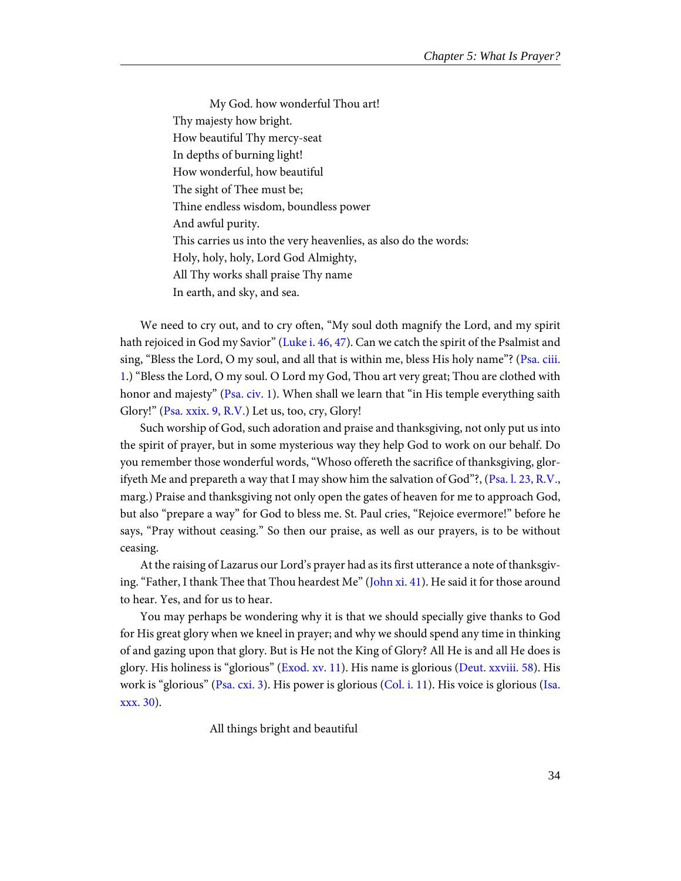My God. how wonderful Thou art!  
Thy majesty how bright.  
How beautiful Thy mercy-seat  
In depths of burning light!  
How wonderful, how beautiful  
The sight of Thee must be;  
Thine endless wisdom, boundless power  
And awful purity.  
This carries us into the very heavenlies, as also do the words:  
Holy, holy, holy, Lord God Almighty,  
All Thy works shall praise Thy name  
In earth, and sky, and sea.

We need to cry out, and to cry often, "My soul doth magnify the Lord, and my spirit hath rejoiced in God my Savior" (Luke i. 46, 47). Can we catch the spirit of the Psalmist and sing, "Bless the Lord, O my soul, and all that is within me, bless His holy name"? (Psa. ciii. 1.) "Bless the Lord, O my soul. O Lord my God, Thou art very great; Thou are clothed with honor and majesty" (Psa. civ. 1). When shall we learn that "in His temple everything saith Glory!" (Psa. xxix. 9, R.V.) Let us, too, cry, Glory!

Such worship of God, such adoration and praise and thanksgiving, not only put us into the spirit of prayer, but in some mysterious way they help God to work on our behalf. Do you remember those wonderful words, "Whoso offereth the sacrifice of thanksgiving, glorifyeth Me and prepareth a way that I may show him the salvation of God"?, (Psa. l. 23, R.V., marg.) Praise and thanksgiving not only open the gates of heaven for me to approach God, but also "prepare a way" for God to bless me. St. Paul cries, "Rejoice evermore!" before he says, "Pray without ceasing." So then our praise, as well as our prayers, is to be without ceasing.

At the raising of Lazarus our Lord's prayer had as its first utterance a note of thanksgiving. "Father, I thank Thee that Thou heardest Me" (John xi. 41). He said it for those around to hear. Yes, and for us to hear.

You may perhaps be wondering why it is that we should specially give thanks to God for His great glory when we kneel in prayer; and why we should spend any time in thinking of and gazing upon that glory. But is He not the King of Glory? All He is and all He does is glory. His holiness is "glorious" (Exod. xv. 11). His name is glorious (Deut. xxviii. 58). His work is "glorious" (Psa. cxi. 3). His power is glorious (Col. i. 11). His voice is glorious (Isa. xxx. 30).

All things bright and beautiful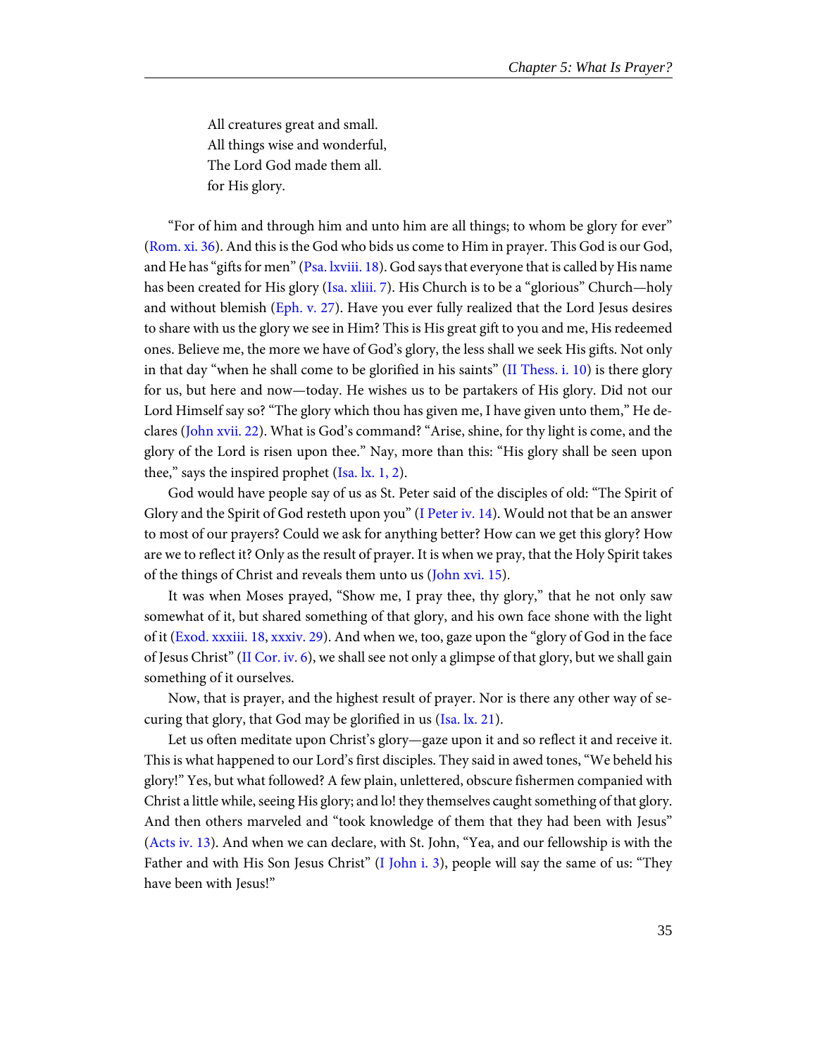All creatures great and small.  
All things wise and wonderful,  
The Lord God made them all.  
for His glory.

"For of him and through him and unto him are all things; to whom be glory for ever" (Rom. xi. 36). And this is the God who bids us come to Him in prayer. This God is our God, and He has "gifts for men" (Psa. lxviii. 18). God says that everyone that is called by His name has been created for His glory (Isa. xliii. 7). His Church is to be a "glorious" Church—holy and without blemish (Eph. v. 27). Have you ever fully realized that the Lord Jesus desires to share with us the glory we see in Him? This is His great gift to you and me, His redeemed ones. Believe me, the more we have of God's glory, the less shall we seek His gifts. Not only in that day "when he shall come to be glorified in his saints" (II Thess. i. 10) is there glory for us, but here and now—today. He wishes us to be partakers of His glory. Did not our Lord Himself say so? "The glory which thou has given me, I have given unto them," He declares (John xvii. 22). What is God's command? "Arise, shine, for thy light is come, and the glory of the Lord is risen upon thee." Nay, more than this: "His glory shall be seen upon thee," says the inspired prophet (Isa. lx. 1, 2).

God would have people say of us as St. Peter said of the disciples of old: "The Spirit of Glory and the Spirit of God resteth upon you" (I Peter iv. 14). Would not that be an answer to most of our prayers? Could we ask for anything better? How can we get this glory? How are we to reflect it? Only as the result of prayer. It is when we pray, that the Holy Spirit takes of the things of Christ and reveals them unto us (John xvi. 15).

It was when Moses prayed, "Show me, I pray thee, thy glory," that he not only saw somewhat of it, but shared something of that glory, and his own face shone with the light of it (Exod. xxxiii. 18, xxxiv. 29). And when we, too, gaze upon the "glory of God in the face of Jesus Christ" (II Cor. iv. 6), we shall see not only a glimpse of that glory, but we shall gain something of it ourselves.

Now, that is prayer, and the highest result of prayer. Nor is there any other way of securing that glory, that God may be glorified in us (Isa. lx. 21).

Let us often meditate upon Christ's glory—gaze upon it and so reflect it and receive it. This is what happened to our Lord's first disciples. They said in awed tones, "We beheld his glory!" Yes, but what followed? A few plain, unlettered, obscure fishermen companied with Christ a little while, seeing His glory; and lo! they themselves caught something of that glory. And then others marveled and "took knowledge of them that they had been with Jesus" (Acts iv. 13). And when we can declare, with St. John, "Yea, and our fellowship is with the Father and with His Son Jesus Christ" (I John i. 3), people will say the same of us: "They have been with Jesus!"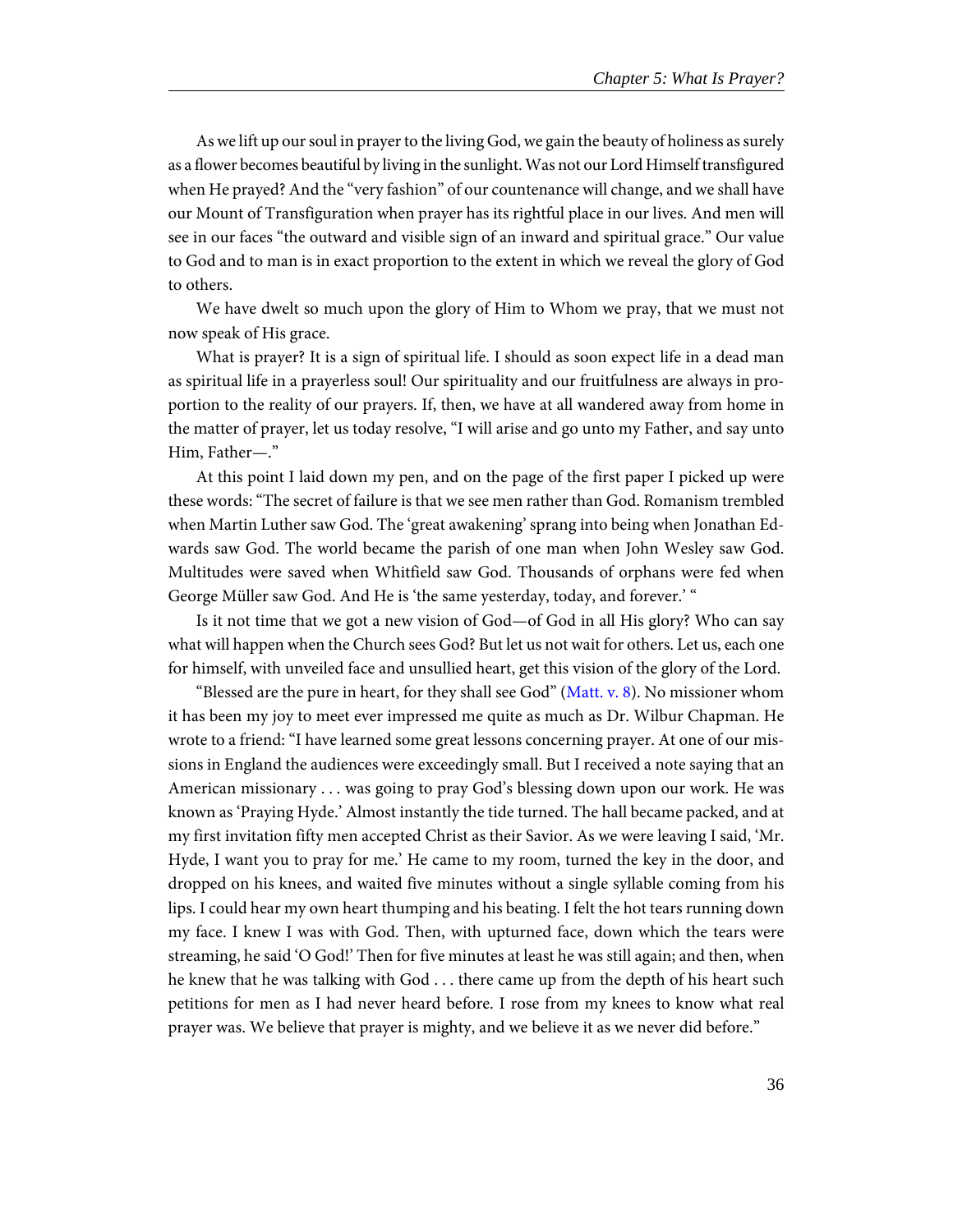As we lift up our soul in prayer to the living God, we gain the beauty of holiness as surely as a flower becomes beautiful by living in the sunlight. Was not our Lord Himself transfigured when He prayed? And the "very fashion" of our countenance will change, and we shall have our Mount of Transfiguration when prayer has its rightful place in our lives. And men will see in our faces "the outward and visible sign of an inward and spiritual grace." Our value to God and to man is in exact proportion to the extent in which we reveal the glory of God to others.

We have dwelt so much upon the glory of Him to Whom we pray, that we must not now speak of His grace.

What is prayer? It is a sign of spiritual life. I should as soon expect life in a dead man as spiritual life in a prayerless soul! Our spirituality and our fruitfulness are always in proportion to the reality of our prayers. If, then, we have at all wandered away from home in the matter of prayer, let us today resolve, "I will arise and go unto my Father, and say unto Him, Father—."

At this point I laid down my pen, and on the page of the first paper I picked up were these words: "The secret of failure is that we see men rather than God. Romanism trembled when Martin Luther saw God. The 'great awakening' sprang into being when Jonathan Edwards saw God. The world became the parish of one man when John Wesley saw God. Multitudes were saved when Whitfield saw God. Thousands of orphans were fed when George Müller saw God. And He is 'the same yesterday, today, and forever.' "

Is it not time that we got a new vision of God—of God in all His glory? Who can say what will happen when the Church sees God? But let us not wait for others. Let us, each one for himself, with unveiled face and unsullied heart, get this vision of the glory of the Lord.

"Blessed are the pure in heart, for they shall see God" (Matt. v. 8). No missioner whom it has been my joy to meet ever impressed me quite as much as Dr. Wilbur Chapman. He wrote to a friend: "I have learned some great lessons concerning prayer. At one of our missions in England the audiences were exceedingly small. But I received a note saying that an American missionary . . . was going to pray God's blessing down upon our work. He was known as 'Praying Hyde.' Almost instantly the tide turned. The hall became packed, and at my first invitation fifty men accepted Christ as their Savior. As we were leaving I said, 'Mr. Hyde, I want you to pray for me.' He came to my room, turned the key in the door, and dropped on his knees, and waited five minutes without a single syllable coming from his lips. I could hear my own heart thumping and his beating. I felt the hot tears running down my face. I knew I was with God. Then, with upturned face, down which the tears were streaming, he said 'O God!' Then for five minutes at least he was still again; and then, when he knew that he was talking with God . . . there came up from the depth of his heart such petitions for men as I had never heard before. I rose from my knees to know what real prayer was. We believe that prayer is mighty, and we believe it as we never did before."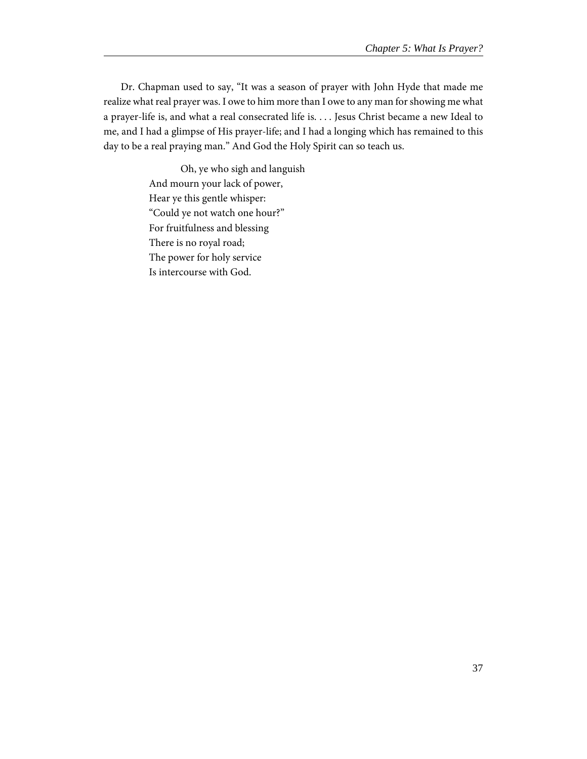Dr. Chapman used to say, "It was a season of prayer with John Hyde that made me realize what real prayer was. I owe to him more than I owe to any man for showing me what a prayer-life is, and what a real consecrated life is. . . . Jesus Christ became a new Ideal to me, and I had a glimpse of His prayer-life; and I had a longing which has remained to this day to be a real praying man." And God the Holy Spirit can so teach us.

> Oh, ye who sigh and languish  
> And mourn your lack of power,  
> Hear ye this gentle whisper:  
> "Could ye not watch one hour?"  
> For fruitfulness and blessing  
> There is no royal road;  
> The power for holy service  
> Is intercourse with God.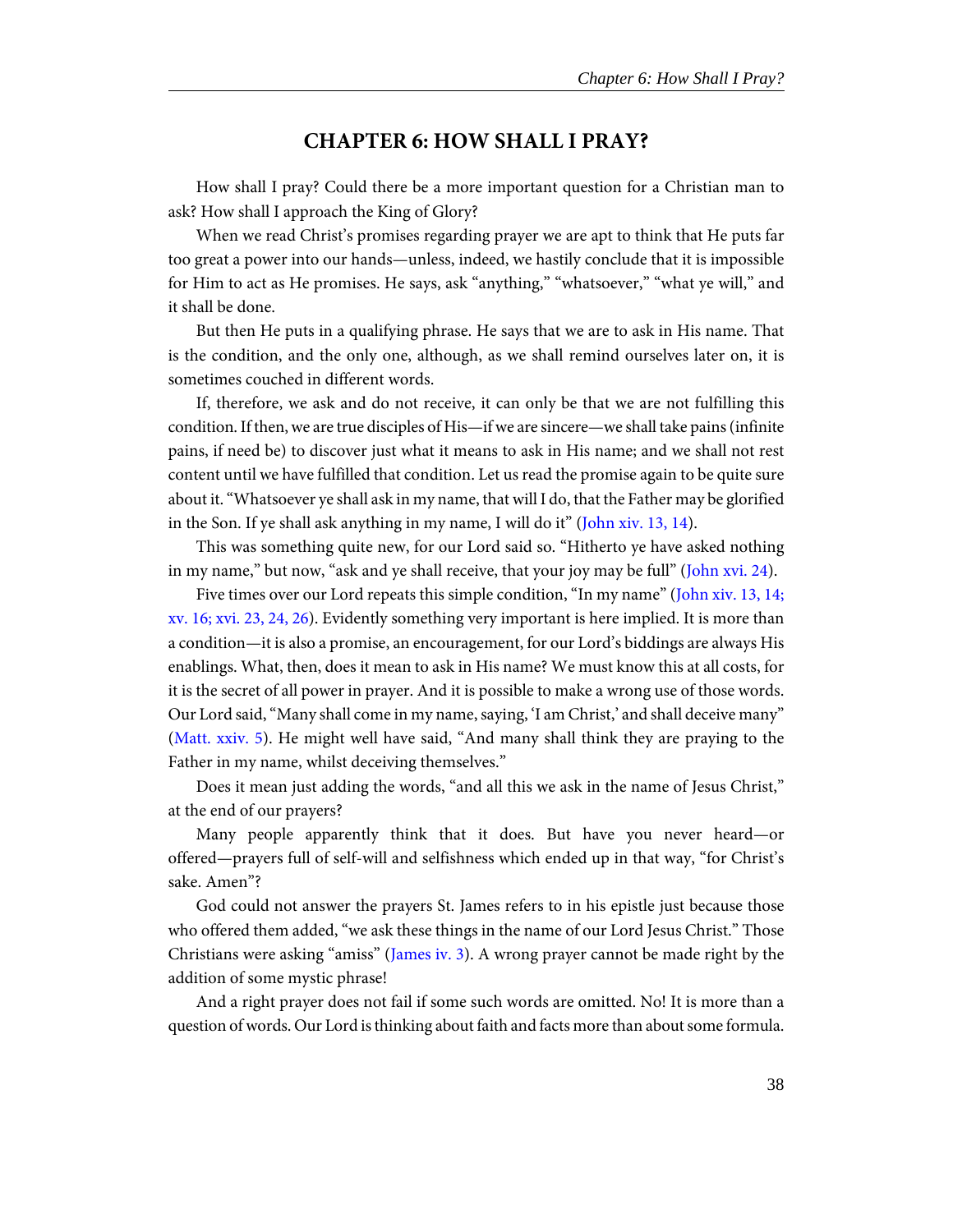# CHAPTER 6: HOW SHALL I PRAY?

How shall I pray? Could there be a more important question for a Christian man to ask? How shall I approach the King of Glory?

When we read Christ's promises regarding prayer we are apt to think that He puts far too great a power into our hands—unless, indeed, we hastily conclude that it is impossible for Him to act as He promises. He says, ask "anything," "whatsoever," "what ye will," and it shall be done.

But then He puts in a qualifying phrase. He says that we are to ask in His name. That is the condition, and the only one, although, as we shall remind ourselves later on, it is sometimes couched in different words.

If, therefore, we ask and do not receive, it can only be that we are not fulfilling this condition. If then, we are true disciples of His—if we are sincere—we shall take pains (infinite pains, if need be) to discover just what it means to ask in His name; and we shall not rest content until we have fulfilled that condition. Let us read the promise again to be quite sure about it. "Whatsoever ye shall ask in my name, that will I do, that the Father may be glorified in the Son. If ye shall ask anything in my name, I will do it" (John xiv. 13, 14).

This was something quite new, for our Lord said so. "Hitherto ye have asked nothing in my name," but now, "ask and ye shall receive, that your joy may be full" (John xvi. 24).

Five times over our Lord repeats this simple condition, "In my name" (John xiv. 13, 14; xv. 16; xvi. 23, 24, 26). Evidently something very important is here implied. It is more than a condition—it is also a promise, an encouragement, for our Lord's biddings are always His enablings. What, then, does it mean to ask in His name? We must know this at all costs, for it is the secret of all power in prayer. And it is possible to make a wrong use of those words. Our Lord said, "Many shall come in my name, saying, 'I am Christ,' and shall deceive many" (Matt. xxiv. 5). He might well have said, "And many shall think they are praying to the Father in my name, whilst deceiving themselves."

Does it mean just adding the words, "and all this we ask in the name of Jesus Christ," at the end of our prayers?

Many people apparently think that it does. But have you never heard—or offered—prayers full of self-will and selfishness which ended up in that way, "for Christ's sake. Amen"?

God could not answer the prayers St. James refers to in his epistle just because those who offered them added, "we ask these things in the name of our Lord Jesus Christ." Those Christians were asking "amiss" (James iv. 3). A wrong prayer cannot be made right by the addition of some mystic phrase!

And a right prayer does not fail if some such words are omitted. No! It is more than a question of words. Our Lord is thinking about faith and facts more than about some formula.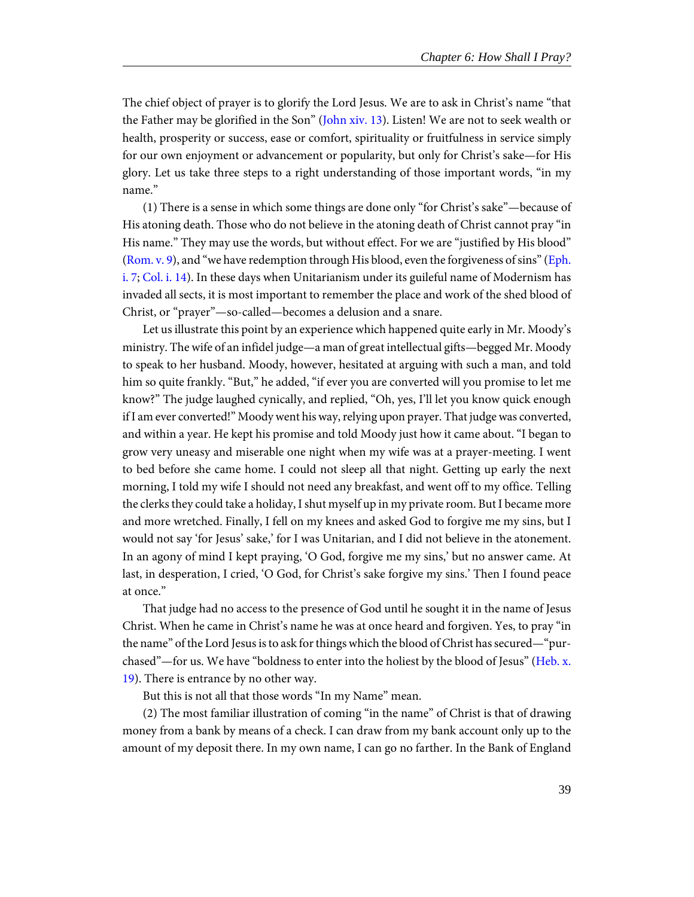The chief object of prayer is to glorify the Lord Jesus. We are to ask in Christ's name "that the Father may be glorified in the Son" (John xiv. 13). Listen! We are not to seek wealth or health, prosperity or success, ease or comfort, spirituality or fruitfulness in service simply for our own enjoyment or advancement or popularity, but only for Christ's sake—for His glory. Let us take three steps to a right understanding of those important words, "in my name."

(1) There is a sense in which some things are done only "for Christ's sake"—because of His atoning death. Those who do not believe in the atoning death of Christ cannot pray "in His name." They may use the words, but without effect. For we are "justified by His blood" (Rom. v. 9), and "we have redemption through His blood, even the forgiveness of sins" (Eph. i. 7; Col. i. 14). In these days when Unitarianism under its guileful name of Modernism has invaded all sects, it is most important to remember the place and work of the shed blood of Christ, or "prayer"—so-called—becomes a delusion and a snare.

Let us illustrate this point by an experience which happened quite early in Mr. Moody's ministry. The wife of an infidel judge—a man of great intellectual gifts—begged Mr. Moody to speak to her husband. Moody, however, hesitated at arguing with such a man, and told him so quite frankly. "But," he added, "if ever you are converted will you promise to let me know?" The judge laughed cynically, and replied, "Oh, yes, I'll let you know quick enough if I am ever converted!" Moody went his way, relying upon prayer. That judge was converted, and within a year. He kept his promise and told Moody just how it came about. "I began to grow very uneasy and miserable one night when my wife was at a prayer-meeting. I went to bed before she came home. I could not sleep all that night. Getting up early the next morning, I told my wife I should not need any breakfast, and went off to my office. Telling the clerks they could take a holiday, I shut myself up in my private room. But I became more and more wretched. Finally, I fell on my knees and asked God to forgive me my sins, but I would not say 'for Jesus' sake,' for I was Unitarian, and I did not believe in the atonement. In an agony of mind I kept praying, 'O God, forgive me my sins,' but no answer came. At last, in desperation, I cried, 'O God, for Christ's sake forgive my sins.' Then I found peace at once."

That judge had no access to the presence of God until he sought it in the name of Jesus Christ. When he came in Christ's name he was at once heard and forgiven. Yes, to pray "in the name" of the Lord Jesus is to ask for things which the blood of Christ has secured—"purchased"—for us. We have "boldness to enter into the holiest by the blood of Jesus" (Heb. x. 19). There is entrance by no other way.

But this is not all that those words "In my Name" mean.

(2) The most familiar illustration of coming "in the name" of Christ is that of drawing money from a bank by means of a check. I can draw from my bank account only up to the amount of my deposit there. In my own name, I can go no farther. In the Bank of England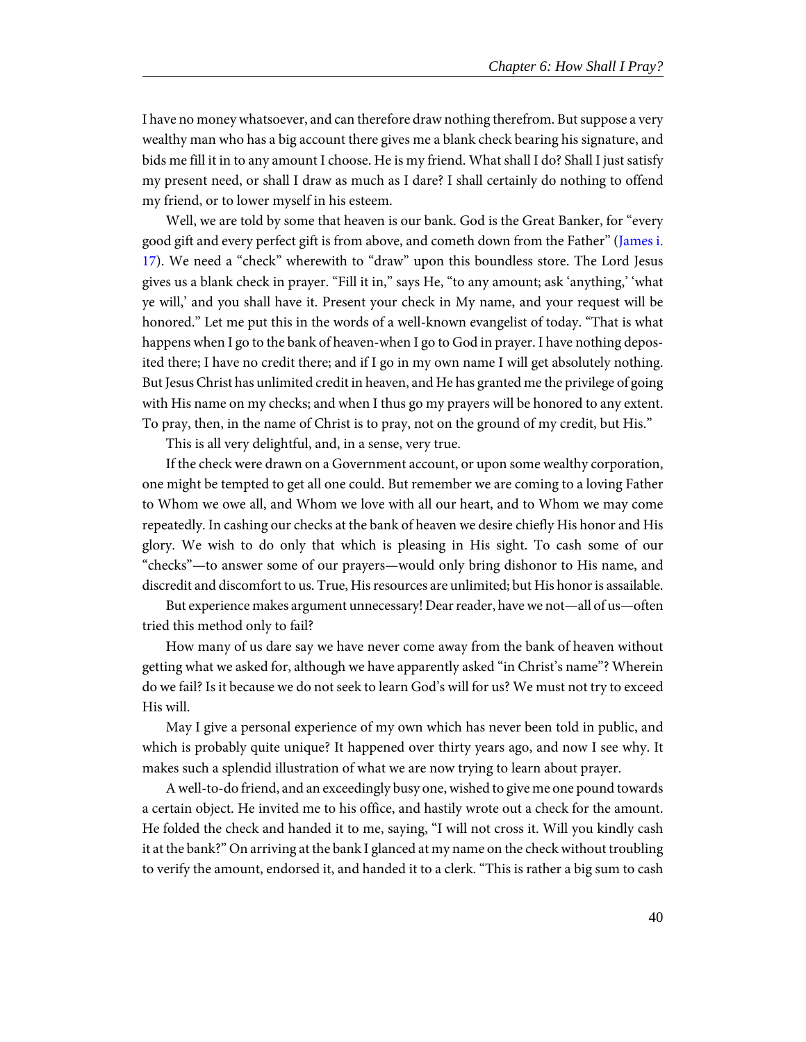I have no money whatsoever, and can therefore draw nothing therefrom. But suppose a very wealthy man who has a big account there gives me a blank check bearing his signature, and bids me fill it in to any amount I choose. He is my friend. What shall I do? Shall I just satisfy my present need, or shall I draw as much as I dare? I shall certainly do nothing to offend my friend, or to lower myself in his esteem.

Well, we are told by some that heaven is our bank. God is the Great Banker, for "every good gift and every perfect gift is from above, and cometh down from the Father" (James i. 17). We need a "check" wherewith to "draw" upon this boundless store. The Lord Jesus gives us a blank check in prayer. "Fill it in," says He, "to any amount; ask 'anything,' 'what ye will,' and you shall have it. Present your check in My name, and your request will be honored." Let me put this in the words of a well-known evangelist of today. "That is what happens when I go to the bank of heaven-when I go to God in prayer. I have nothing deposited there; I have no credit there; and if I go in my own name I will get absolutely nothing. But Jesus Christ has unlimited credit in heaven, and He has granted me the privilege of going with His name on my checks; and when I thus go my prayers will be honored to any extent. To pray, then, in the name of Christ is to pray, not on the ground of my credit, but His."

This is all very delightful, and, in a sense, very true.

If the check were drawn on a Government account, or upon some wealthy corporation, one might be tempted to get all one could. But remember we are coming to a loving Father to Whom we owe all, and Whom we love with all our heart, and to Whom we may come repeatedly. In cashing our checks at the bank of heaven we desire chiefly His honor and His glory. We wish to do only that which is pleasing in His sight. To cash some of our "checks"—to answer some of our prayers—would only bring dishonor to His name, and discredit and discomfort to us. True, His resources are unlimited; but His honor is assailable.

But experience makes argument unnecessary! Dear reader, have we not—all of us—often tried this method only to fail?

How many of us dare say we have never come away from the bank of heaven without getting what we asked for, although we have apparently asked "in Christ's name"? Wherein do we fail? Is it because we do not seek to learn God's will for us? We must not try to exceed His will.

May I give a personal experience of my own which has never been told in public, and which is probably quite unique? It happened over thirty years ago, and now I see why. It makes such a splendid illustration of what we are now trying to learn about prayer.

A well-to-do friend, and an exceedingly busy one, wished to give me one pound towards a certain object. He invited me to his office, and hastily wrote out a check for the amount. He folded the check and handed it to me, saying, "I will not cross it. Will you kindly cash it at the bank?" On arriving at the bank I glanced at my name on the check without troubling to verify the amount, endorsed it, and handed it to a clerk. "This is rather a big sum to cash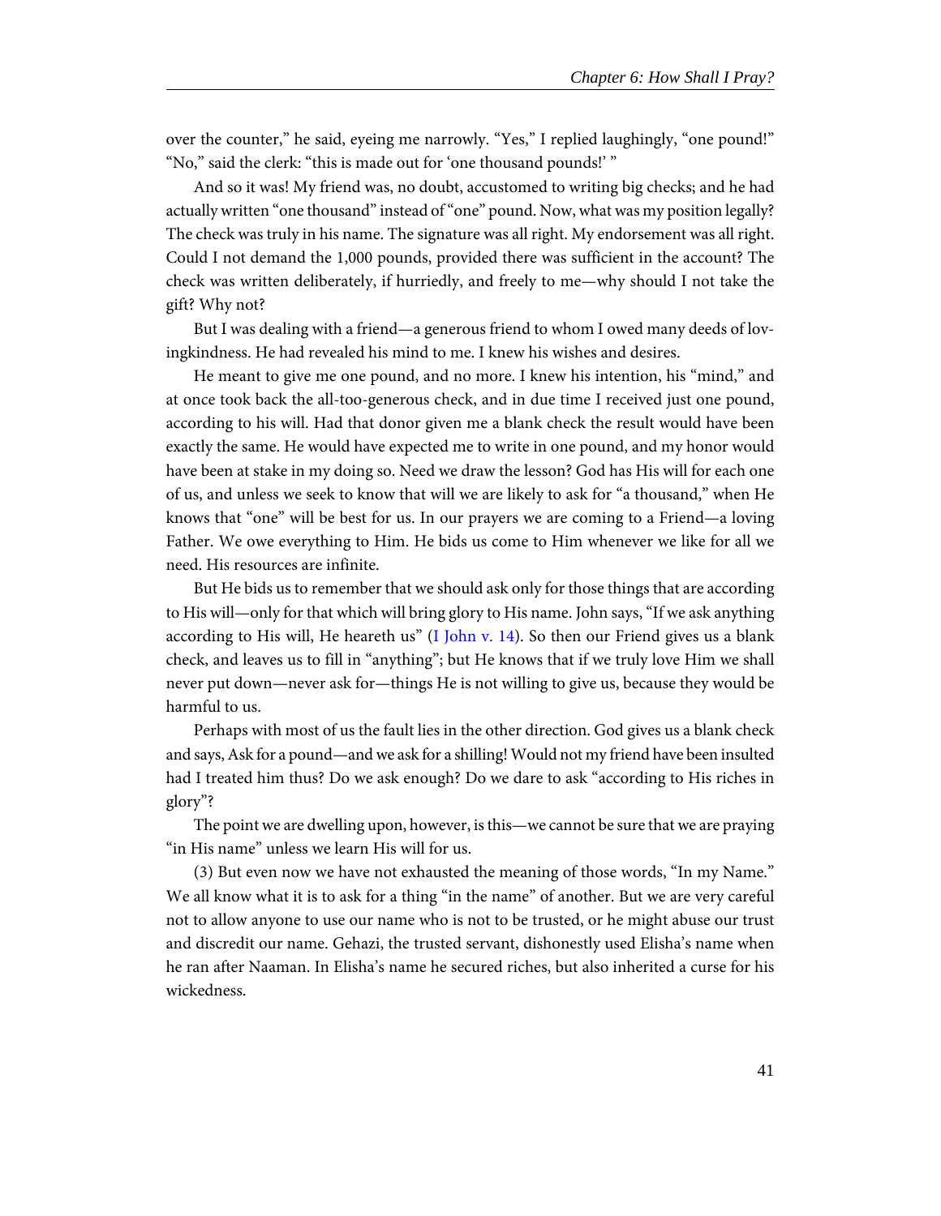over the counter," he said, eyeing me narrowly. "Yes," I replied laughingly, "one pound!" "No," said the clerk: "this is made out for 'one thousand pounds!' "

And so it was! My friend was, no doubt, accustomed to writing big checks; and he had actually written "one thousand" instead of "one" pound. Now, what was my position legally? The check was truly in his name. The signature was all right. My endorsement was all right. Could I not demand the 1,000 pounds, provided there was sufficient in the account? The check was written deliberately, if hurriedly, and freely to me—why should I not take the gift? Why not?

But I was dealing with a friend—a generous friend to whom I owed many deeds of lovingkindness. He had revealed his mind to me. I knew his wishes and desires.

He meant to give me one pound, and no more. I knew his intention, his "mind," and at once took back the all-too-generous check, and in due time I received just one pound, according to his will. Had that donor given me a blank check the result would have been exactly the same. He would have expected me to write in one pound, and my honor would have been at stake in my doing so. Need we draw the lesson? God has His will for each one of us, and unless we seek to know that will we are likely to ask for "a thousand," when He knows that "one" will be best for us. In our prayers we are coming to a Friend—a loving Father. We owe everything to Him. He bids us come to Him whenever we like for all we need. His resources are infinite.

But He bids us to remember that we should ask only for those things that are according to His will—only for that which will bring glory to His name. John says, "If we ask anything according to His will, He heareth us" (I John v. 14). So then our Friend gives us a blank check, and leaves us to fill in "anything"; but He knows that if we truly love Him we shall never put down—never ask for—things He is not willing to give us, because they would be harmful to us.

Perhaps with most of us the fault lies in the other direction. God gives us a blank check and says, Ask for a pound—and we ask for a shilling! Would not my friend have been insulted had I treated him thus? Do we ask enough? Do we dare to ask "according to His riches in glory"?

The point we are dwelling upon, however, is this—we cannot be sure that we are praying "in His name" unless we learn His will for us.

(3) But even now we have not exhausted the meaning of those words, "In my Name." We all know what it is to ask for a thing "in the name" of another. But we are very careful not to allow anyone to use our name who is not to be trusted, or he might abuse our trust and discredit our name. Gehazi, the trusted servant, dishonestly used Elisha's name when he ran after Naaman. In Elisha's name he secured riches, but also inherited a curse for his wickedness.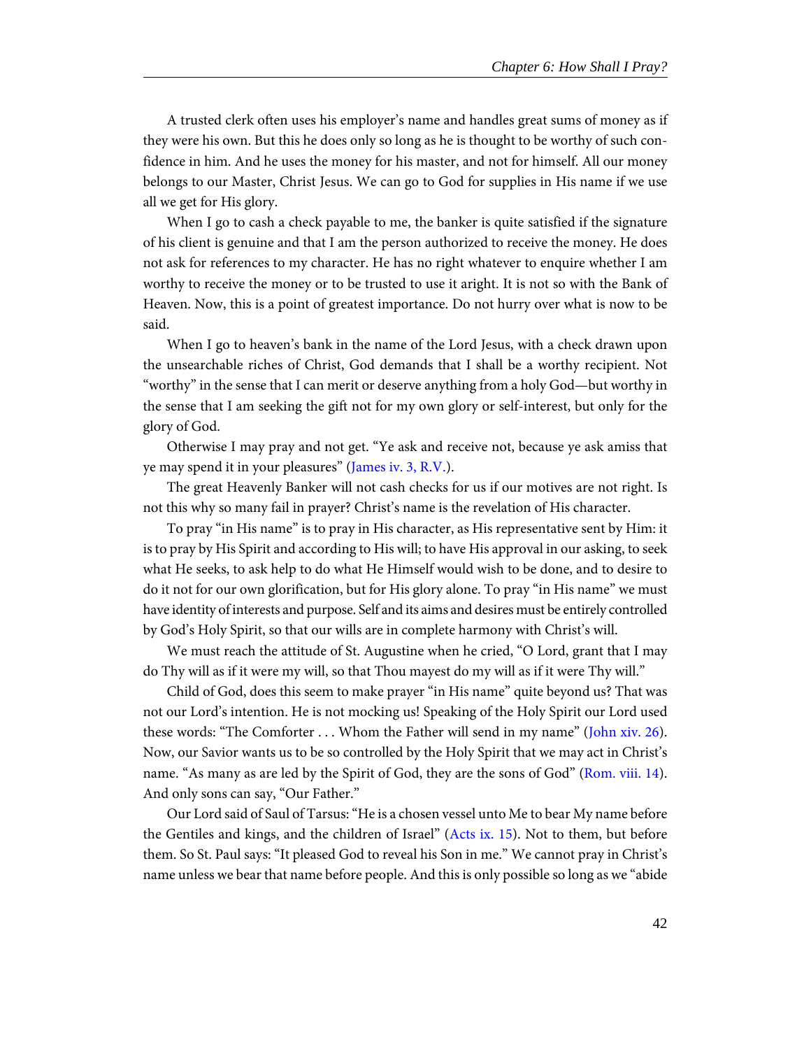A trusted clerk often uses his employer's name and handles great sums of money as if they were his own. But this he does only so long as he is thought to be worthy of such confidence in him. And he uses the money for his master, and not for himself. All our money belongs to our Master, Christ Jesus. We can go to God for supplies in His name if we use all we get for His glory.

When I go to cash a check payable to me, the banker is quite satisfied if the signature of his client is genuine and that I am the person authorized to receive the money. He does not ask for references to my character. He has no right whatever to enquire whether I am worthy to receive the money or to be trusted to use it aright. It is not so with the Bank of Heaven. Now, this is a point of greatest importance. Do not hurry over what is now to be said.

When I go to heaven's bank in the name of the Lord Jesus, with a check drawn upon the unsearchable riches of Christ, God demands that I shall be a worthy recipient. Not "worthy" in the sense that I can merit or deserve anything from a holy God—but worthy in the sense that I am seeking the gift not for my own glory or self-interest, but only for the glory of God.

Otherwise I may pray and not get. "Ye ask and receive not, because ye ask amiss that ye may spend it in your pleasures" (James iv. 3, R.V.).

The great Heavenly Banker will not cash checks for us if our motives are not right. Is not this why so many fail in prayer? Christ's name is the revelation of His character.

To pray "in His name" is to pray in His character, as His representative sent by Him: it is to pray by His Spirit and according to His will; to have His approval in our asking, to seek what He seeks, to ask help to do what He Himself would wish to be done, and to desire to do it not for our own glorification, but for His glory alone. To pray "in His name" we must have identity of interests and purpose. Self and its aims and desires must be entirely controlled by God's Holy Spirit, so that our wills are in complete harmony with Christ's will.

We must reach the attitude of St. Augustine when he cried, "O Lord, grant that I may do Thy will as if it were my will, so that Thou mayest do my will as if it were Thy will."

Child of God, does this seem to make prayer "in His name" quite beyond us? That was not our Lord's intention. He is not mocking us! Speaking of the Holy Spirit our Lord used these words: "The Comforter . . . Whom the Father will send in my name" (John xiv. 26). Now, our Savior wants us to be so controlled by the Holy Spirit that we may act in Christ's name. "As many as are led by the Spirit of God, they are the sons of God" (Rom. viii. 14). And only sons can say, "Our Father."

Our Lord said of Saul of Tarsus: "He is a chosen vessel unto Me to bear My name before the Gentiles and kings, and the children of Israel" (Acts ix. 15). Not to them, but before them. So St. Paul says: "It pleased God to reveal his Son in me." We cannot pray in Christ's name unless we bear that name before people. And this is only possible so long as we "abide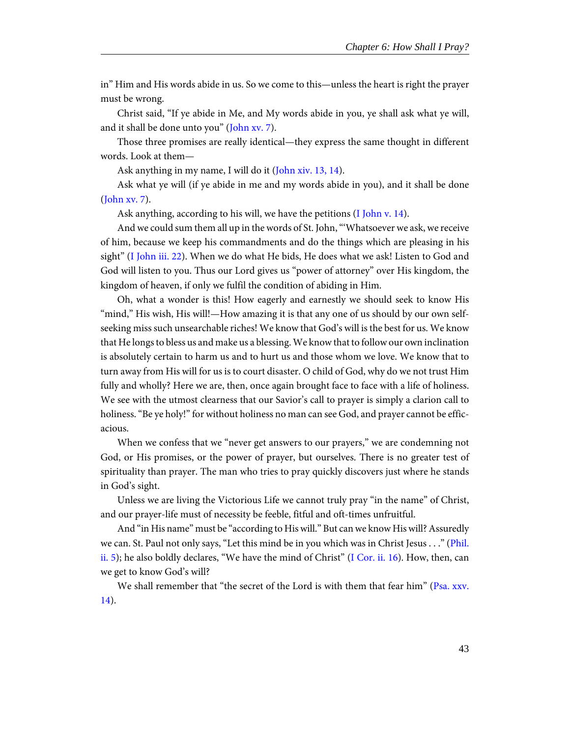in" Him and His words abide in us. So we come to this—unless the heart is right the prayer must be wrong.

Christ said, "If ye abide in Me, and My words abide in you, ye shall ask what ye will, and it shall be done unto you" (John xv. 7).

Those three promises are really identical—they express the same thought in different words. Look at them—

Ask anything in my name, I will do it (John xiv. 13, 14).

Ask what ye will (if ye abide in me and my words abide in you), and it shall be done (John xv. 7).

Ask anything, according to his will, we have the petitions (I John v. 14).

And we could sum them all up in the words of St. John, "'Whatsoever we ask, we receive of him, because we keep his commandments and do the things which are pleasing in his sight" (I John iii. 22). When we do what He bids, He does what we ask! Listen to God and God will listen to you. Thus our Lord gives us "power of attorney" over His kingdom, the kingdom of heaven, if only we fulfil the condition of abiding in Him.

Oh, what a wonder is this! How eagerly and earnestly we should seek to know His "mind," His wish, His will!—How amazing it is that any one of us should by our own self-seeking miss such unsearchable riches! We know that God's will is the best for us. We know that He longs to bless us and make us a blessing. We know that to follow our own inclination is absolutely certain to harm us and to hurt us and those whom we love. We know that to turn away from His will for us is to court disaster. O child of God, why do we not trust Him fully and wholly? Here we are, then, once again brought face to face with a life of holiness. We see with the utmost clearness that our Savior's call to prayer is simply a clarion call to holiness. "Be ye holy!" for without holiness no man can see God, and prayer cannot be efficacious.

When we confess that we "never get answers to our prayers," we are condemning not God, or His promises, or the power of prayer, but ourselves. There is no greater test of spirituality than prayer. The man who tries to pray quickly discovers just where he stands in God's sight.

Unless we are living the Victorious Life we cannot truly pray "in the name" of Christ, and our prayer-life must of necessity be feeble, fitful and oft-times unfruitful.

And "in His name" must be "according to His will." But can we know His will? Assuredly we can. St. Paul not only says, "Let this mind be in you which was in Christ Jesus . . ." (Phil. ii. 5); he also boldly declares, "We have the mind of Christ" (I Cor. ii. 16). How, then, can we get to know God's will?

We shall remember that "the secret of the Lord is with them that fear him" (Psa. xxv. 14).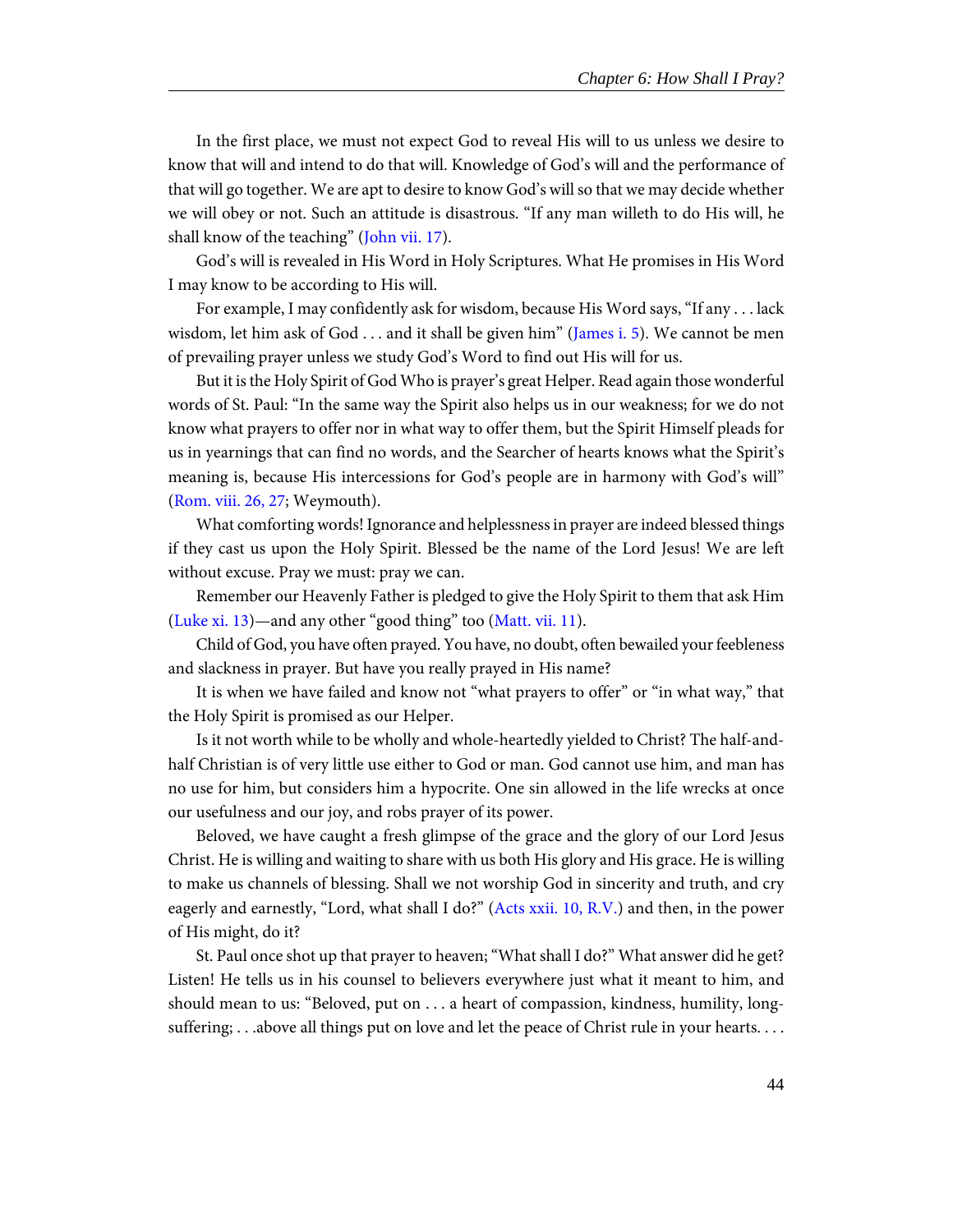In the first place, we must not expect God to reveal His will to us unless we desire to know that will and intend to do that will. Knowledge of God's will and the performance of that will go together. We are apt to desire to know God's will so that we may decide whether we will obey or not. Such an attitude is disastrous. "If any man willeth to do His will, he shall know of the teaching" (John vii. 17).

God's will is revealed in His Word in Holy Scriptures. What He promises in His Word I may know to be according to His will.

For example, I may confidently ask for wisdom, because His Word says, "If any . . . lack wisdom, let him ask of God . . . and it shall be given him" (James i. 5). We cannot be men of prevailing prayer unless we study God's Word to find out His will for us.

But it is the Holy Spirit of God Who is prayer's great Helper. Read again those wonderful words of St. Paul: "In the same way the Spirit also helps us in our weakness; for we do not know what prayers to offer nor in what way to offer them, but the Spirit Himself pleads for us in yearnings that can find no words, and the Searcher of hearts knows what the Spirit's meaning is, because His intercessions for God's people are in harmony with God's will" (Rom. viii. 26, 27; Weymouth).

What comforting words! Ignorance and helplessness in prayer are indeed blessed things if they cast us upon the Holy Spirit. Blessed be the name of the Lord Jesus! We are left without excuse. Pray we must: pray we can.

Remember our Heavenly Father is pledged to give the Holy Spirit to them that ask Him (Luke xi. 13)—and any other "good thing" too (Matt. vii. 11).

Child of God, you have often prayed. You have, no doubt, often bewailed your feebleness and slackness in prayer. But have you really prayed in His name?

It is when we have failed and know not "what prayers to offer" or "in what way," that the Holy Spirit is promised as our Helper.

Is it not worth while to be wholly and whole-heartedly yielded to Christ? The half-and-half Christian is of very little use either to God or man. God cannot use him, and man has no use for him, but considers him a hypocrite. One sin allowed in the life wrecks at once our usefulness and our joy, and robs prayer of its power.

Beloved, we have caught a fresh glimpse of the grace and the glory of our Lord Jesus Christ. He is willing and waiting to share with us both His glory and His grace. He is willing to make us channels of blessing. Shall we not worship God in sincerity and truth, and cry eagerly and earnestly, "Lord, what shall I do?" (Acts xxii. 10, R.V.) and then, in the power of His might, do it?

St. Paul once shot up that prayer to heaven; "What shall I do?" What answer did he get? Listen! He tells us in his counsel to believers everywhere just what it meant to him, and should mean to us: "Beloved, put on . . . a heart of compassion, kindness, humility, long-suffering; . . .above all things put on love and let the peace of Christ rule in your hearts. . . .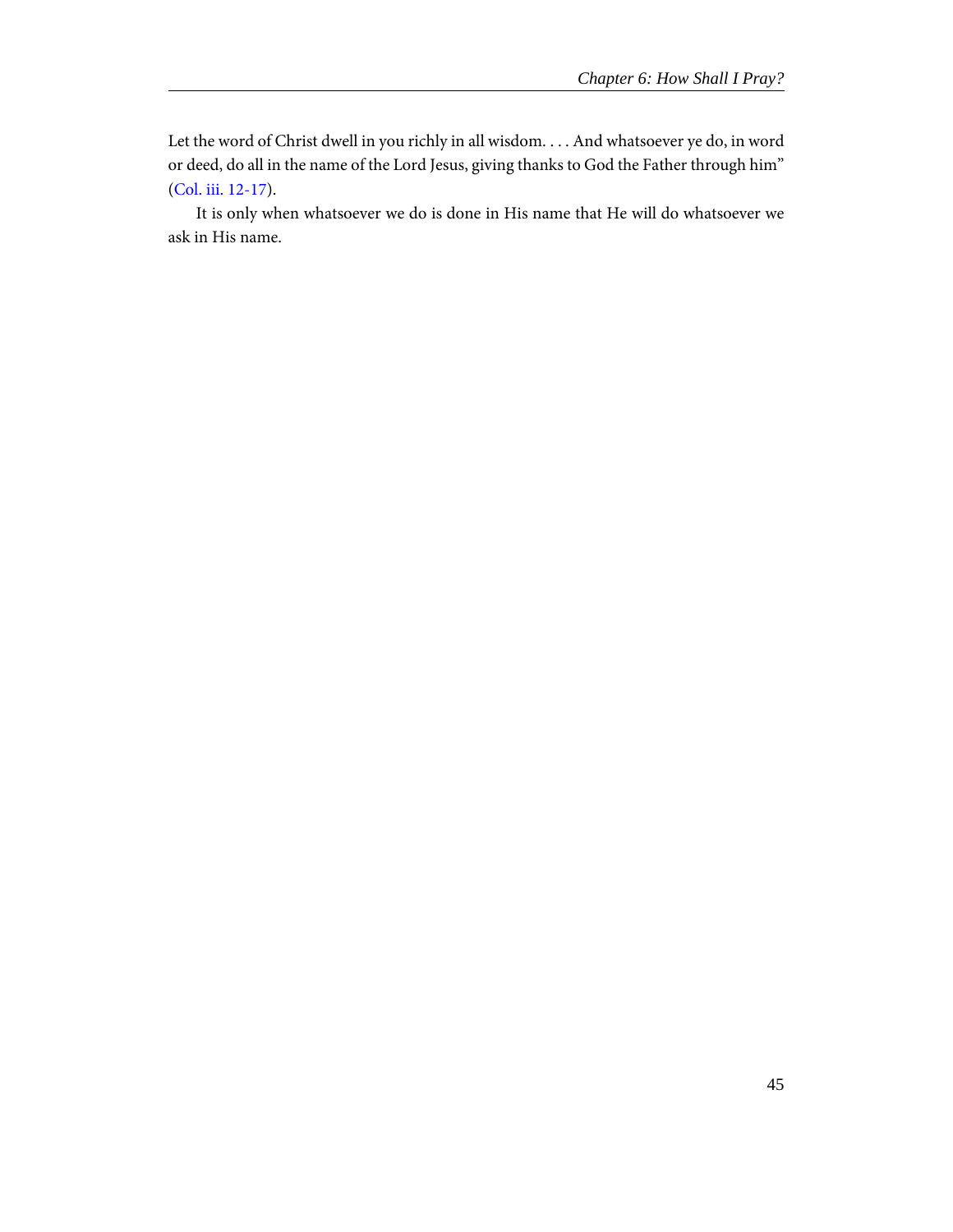Let the word of Christ dwell in you richly in all wisdom. . . . And whatsoever ye do, in word or deed, do all in the name of the Lord Jesus, giving thanks to God the Father through him" (Col. iii. 12-17).

It is only when whatsoever we do is done in His name that He will do whatsoever we ask in His name.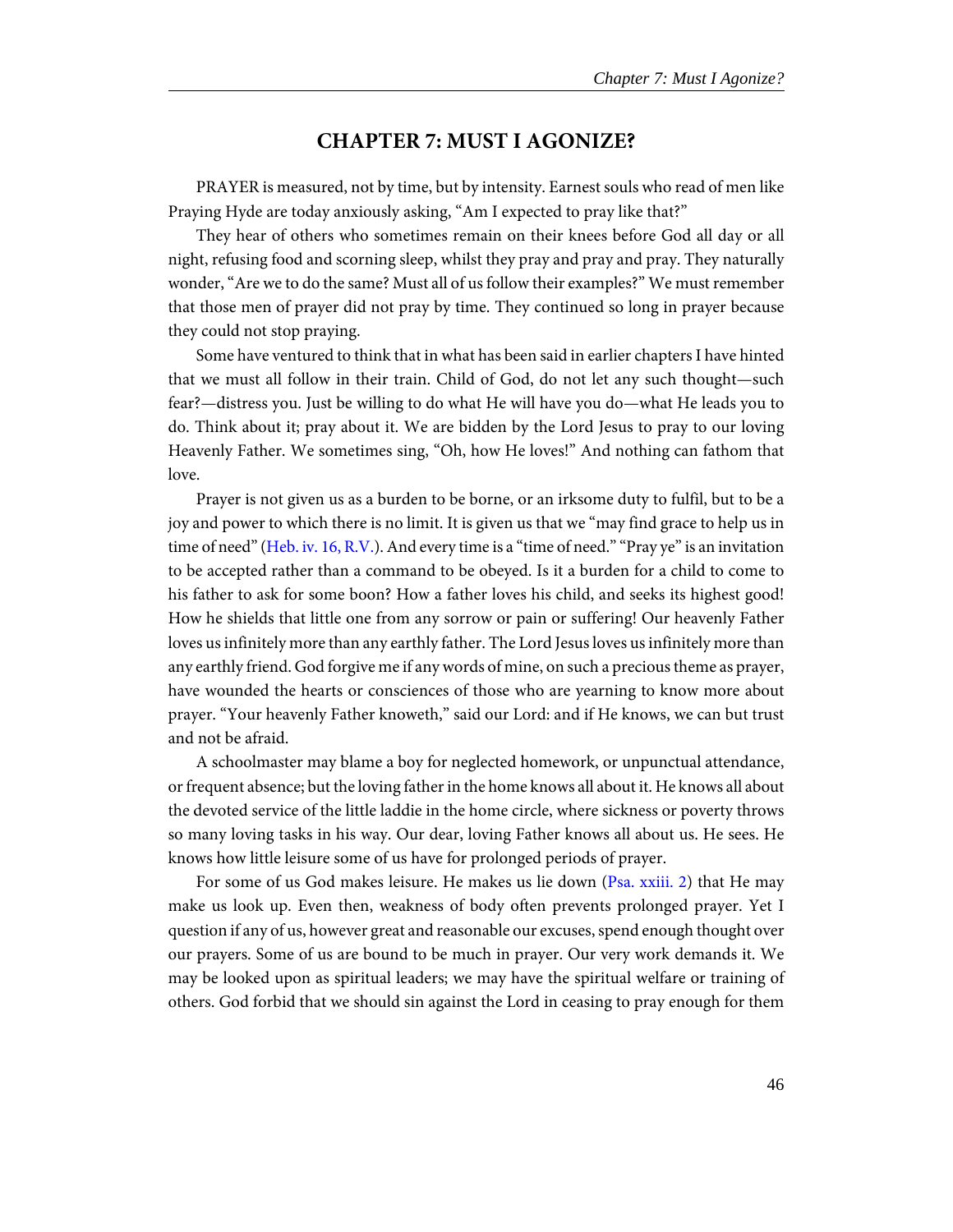# CHAPTER 7: MUST I AGONIZE?

PRAYER is measured, not by time, but by intensity. Earnest souls who read of men like Praying Hyde are today anxiously asking, “Am I expected to pray like that?”

They hear of others who sometimes remain on their knees before God all day or all night, refusing food and scorning sleep, whilst they pray and pray and pray. They naturally wonder, “Are we to do the same? Must all of us follow their examples?” We must remember that those men of prayer did not pray by time. They continued so long in prayer because they could not stop praying.

Some have ventured to think that in what has been said in earlier chapters I have hinted that we must all follow in their train. Child of God, do not let any such thought—such fear?—distress you. Just be willing to do what He will have you do—what He leads you to do. Think about it; pray about it. We are bidden by the Lord Jesus to pray to our loving Heavenly Father. We sometimes sing, “Oh, how He loves!” And nothing can fathom that love.

Prayer is not given us as a burden to be borne, or an irksome duty to fulfil, but to be a joy and power to which there is no limit. It is given us that we “may find grace to help us in time of need” (Heb. iv. 16, R.V.). And every time is a “time of need.” “Pray ye” is an invitation to be accepted rather than a command to be obeyed. Is it a burden for a child to come to his father to ask for some boon? How a father loves his child, and seeks its highest good! How he shields that little one from any sorrow or pain or suffering! Our heavenly Father loves us infinitely more than any earthly father. The Lord Jesus loves us infinitely more than any earthly friend. God forgive me if any words of mine, on such a precious theme as prayer, have wounded the hearts or consciences of those who are yearning to know more about prayer. “Your heavenly Father knoweth,” said our Lord: and if He knows, we can but trust and not be afraid.

A schoolmaster may blame a boy for neglected homework, or unpunctual attendance, or frequent absence; but the loving father in the home knows all about it. He knows all about the devoted service of the little laddie in the home circle, where sickness or poverty throws so many loving tasks in his way. Our dear, loving Father knows all about us. He sees. He knows how little leisure some of us have for prolonged periods of prayer.

For some of us God makes leisure. He makes us lie down (Psa. xxiii. 2) that He may make us look up. Even then, weakness of body often prevents prolonged prayer. Yet I question if any of us, however great and reasonable our excuses, spend enough thought over our prayers. Some of us are bound to be much in prayer. Our very work demands it. We may be looked upon as spiritual leaders; we may have the spiritual welfare or training of others. God forbid that we should sin against the Lord in ceasing to pray enough for them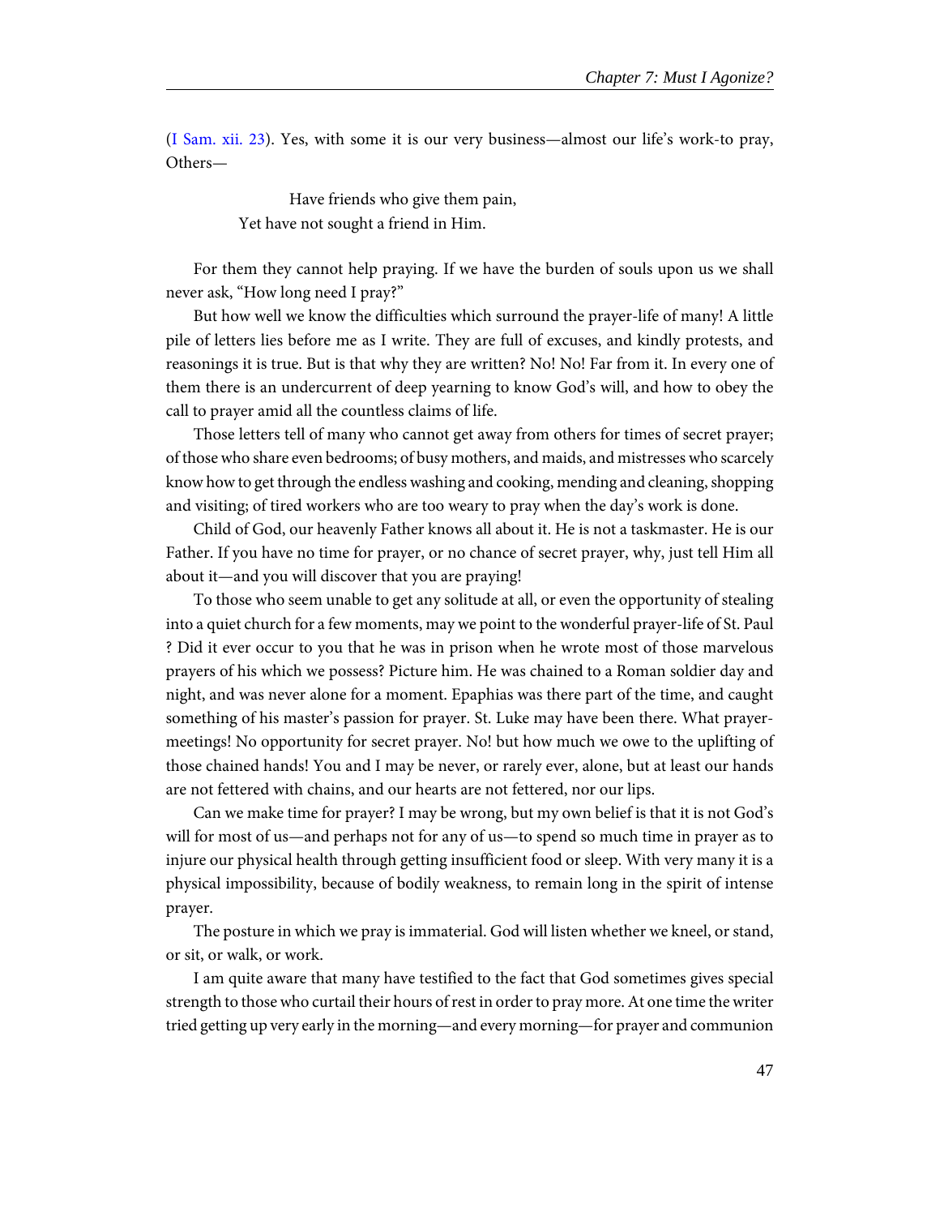(I Sam. xii. 23). Yes, with some it is our very business—almost our life's work-to pray, Others—

> Have friends who give them pain,
> Yet have not sought a friend in Him.

For them they cannot help praying. If we have the burden of souls upon us we shall never ask, "How long need I pray?"

But how well we know the difficulties which surround the prayer-life of many! A little pile of letters lies before me as I write. They are full of excuses, and kindly protests, and reasonings it is true. But is that why they are written? No! No! Far from it. In every one of them there is an undercurrent of deep yearning to know God's will, and how to obey the call to prayer amid all the countless claims of life.

Those letters tell of many who cannot get away from others for times of secret prayer; of those who share even bedrooms; of busy mothers, and maids, and mistresses who scarcely know how to get through the endless washing and cooking, mending and cleaning, shopping and visiting; of tired workers who are too weary to pray when the day's work is done.

Child of God, our heavenly Father knows all about it. He is not a taskmaster. He is our Father. If you have no time for prayer, or no chance of secret prayer, why, just tell Him all about it—and you will discover that you are praying!

To those who seem unable to get any solitude at all, or even the opportunity of stealing into a quiet church for a few moments, may we point to the wonderful prayer-life of St. Paul ? Did it ever occur to you that he was in prison when he wrote most of those marvelous prayers of his which we possess? Picture him. He was chained to a Roman soldier day and night, and was never alone for a moment. Epaphias was there part of the time, and caught something of his master's passion for prayer. St. Luke may have been there. What prayer-meetings! No opportunity for secret prayer. No! but how much we owe to the uplifting of those chained hands! You and I may be never, or rarely ever, alone, but at least our hands are not fettered with chains, and our hearts are not fettered, nor our lips.

Can we make time for prayer? I may be wrong, but my own belief is that it is not God's will for most of us—and perhaps not for any of us—to spend so much time in prayer as to injure our physical health through getting insufficient food or sleep. With very many it is a physical impossibility, because of bodily weakness, to remain long in the spirit of intense prayer.

The posture in which we pray is immaterial. God will listen whether we kneel, or stand, or sit, or walk, or work.

I am quite aware that many have testified to the fact that God sometimes gives special strength to those who curtail their hours of rest in order to pray more. At one time the writer tried getting up very early in the morning—and every morning—for prayer and communion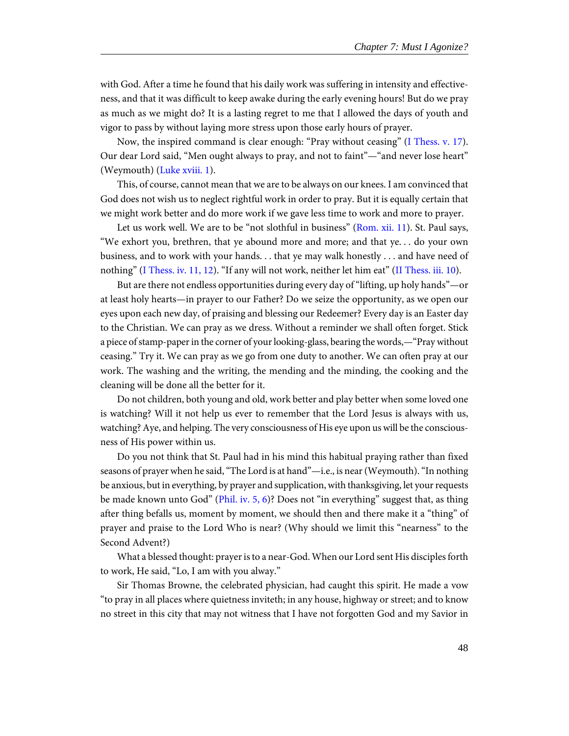with God. After a time he found that his daily work was suffering in intensity and effectiveness, and that it was difficult to keep awake during the early evening hours! But do we pray as much as we might do? It is a lasting regret to me that I allowed the days of youth and vigor to pass by without laying more stress upon those early hours of prayer.

Now, the inspired command is clear enough: "Pray without ceasing" (I Thess. v. 17). Our dear Lord said, "Men ought always to pray, and not to faint"—"and never lose heart" (Weymouth) (Luke xviii. 1).

This, of course, cannot mean that we are to be always on our knees. I am convinced that God does not wish us to neglect rightful work in order to pray. But it is equally certain that we might work better and do more work if we gave less time to work and more to prayer.

Let us work well. We are to be "not slothful in business" (Rom. xii. 11). St. Paul says, "We exhort you, brethren, that ye abound more and more; and that ye. . . do your own business, and to work with your hands. . . that ye may walk honestly . . . and have need of nothing" (I Thess. iv. 11, 12). "If any will not work, neither let him eat" (II Thess. iii. 10).

But are there not endless opportunities during every day of "lifting, up holy hands"—or at least holy hearts—in prayer to our Father? Do we seize the opportunity, as we open our eyes upon each new day, of praising and blessing our Redeemer? Every day is an Easter day to the Christian. We can pray as we dress. Without a reminder we shall often forget. Stick a piece of stamp-paper in the corner of your looking-glass, bearing the words,—"Pray without ceasing." Try it. We can pray as we go from one duty to another. We can often pray at our work. The washing and the writing, the mending and the minding, the cooking and the cleaning will be done all the better for it.

Do not children, both young and old, work better and play better when some loved one is watching? Will it not help us ever to remember that the Lord Jesus is always with us, watching? Aye, and helping. The very consciousness of His eye upon us will be the consciousness of His power within us.

Do you not think that St. Paul had in his mind this habitual praying rather than fixed seasons of prayer when he said, "The Lord is at hand"—i.e., is near (Weymouth). "In nothing be anxious, but in everything, by prayer and supplication, with thanksgiving, let your requests be made known unto God" (Phil. iv. 5, 6)? Does not "in everything" suggest that, as thing after thing befalls us, moment by moment, we should then and there make it a "thing" of prayer and praise to the Lord Who is near? (Why should we limit this "nearness" to the Second Advent?)

What a blessed thought: prayer is to a near-God. When our Lord sent His disciples forth to work, He said, "Lo, I am with you alway."

Sir Thomas Browne, the celebrated physician, had caught this spirit. He made a vow "to pray in all places where quietness inviteth; in any house, highway or street; and to know no street in this city that may not witness that I have not forgotten God and my Savior in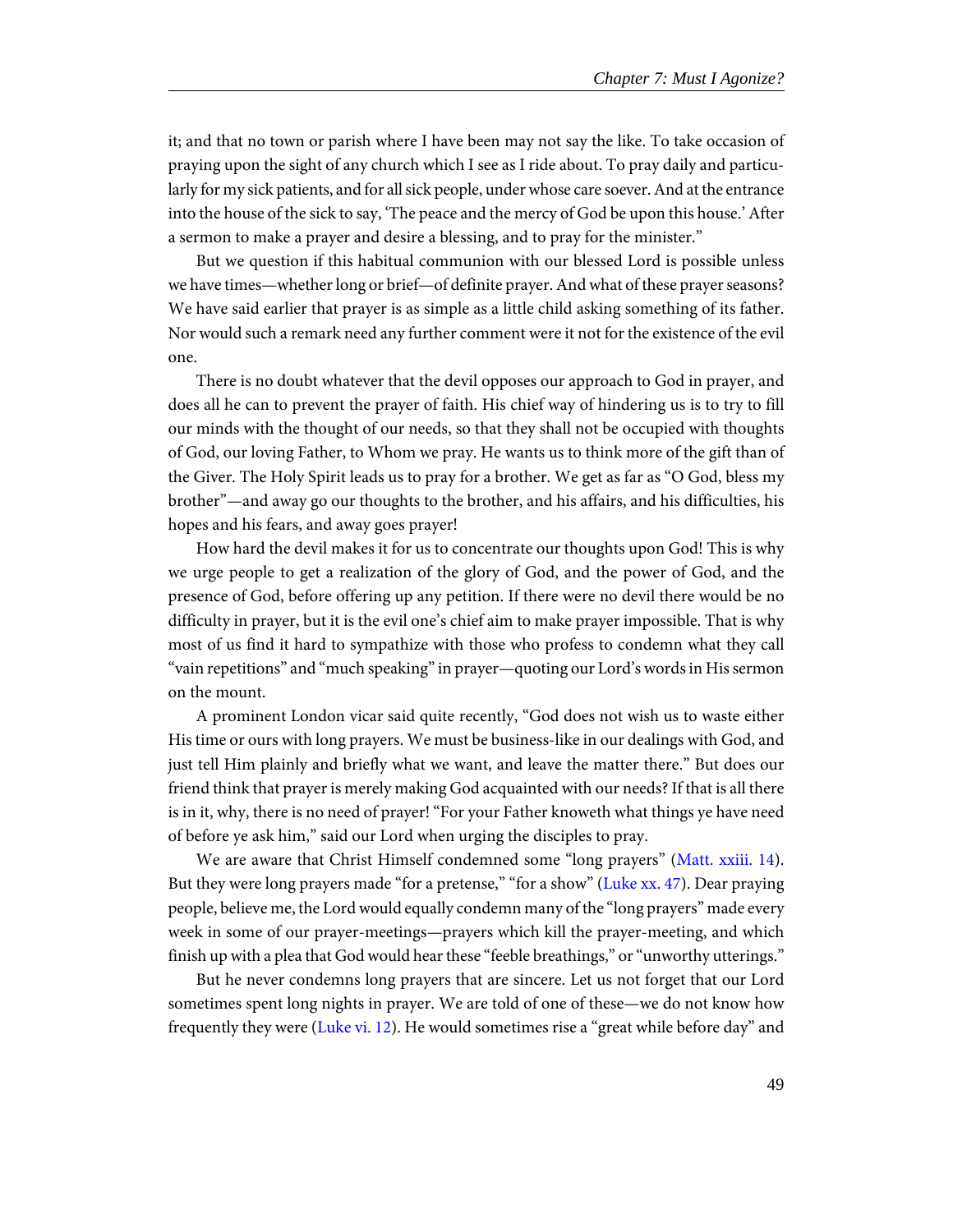it; and that no town or parish where I have been may not say the like. To take occasion of praying upon the sight of any church which I see as I ride about. To pray daily and particularly for my sick patients, and for all sick people, under whose care soever. And at the entrance into the house of the sick to say, 'The peace and the mercy of God be upon this house.' After a sermon to make a prayer and desire a blessing, and to pray for the minister."

But we question if this habitual communion with our blessed Lord is possible unless we have times—whether long or brief—of definite prayer. And what of these prayer seasons? We have said earlier that prayer is as simple as a little child asking something of its father. Nor would such a remark need any further comment were it not for the existence of the evil one.

There is no doubt whatever that the devil opposes our approach to God in prayer, and does all he can to prevent the prayer of faith. His chief way of hindering us is to try to fill our minds with the thought of our needs, so that they shall not be occupied with thoughts of God, our loving Father, to Whom we pray. He wants us to think more of the gift than of the Giver. The Holy Spirit leads us to pray for a brother. We get as far as "O God, bless my brother"—and away go our thoughts to the brother, and his affairs, and his difficulties, his hopes and his fears, and away goes prayer!

How hard the devil makes it for us to concentrate our thoughts upon God! This is why we urge people to get a realization of the glory of God, and the power of God, and the presence of God, before offering up any petition. If there were no devil there would be no difficulty in prayer, but it is the evil one's chief aim to make prayer impossible. That is why most of us find it hard to sympathize with those who profess to condemn what they call "vain repetitions" and "much speaking" in prayer—quoting our Lord's words in His sermon on the mount.

A prominent London vicar said quite recently, "God does not wish us to waste either His time or ours with long prayers. We must be business-like in our dealings with God, and just tell Him plainly and briefly what we want, and leave the matter there." But does our friend think that prayer is merely making God acquainted with our needs? If that is all there is in it, why, there is no need of prayer! "For your Father knoweth what things ye have need of before ye ask him," said our Lord when urging the disciples to pray.

We are aware that Christ Himself condemned some "long prayers" (Matt. xxiii. 14). But they were long prayers made "for a pretense," "for a show" (Luke xx. 47). Dear praying people, believe me, the Lord would equally condemn many of the "long prayers" made every week in some of our prayer-meetings—prayers which kill the prayer-meeting, and which finish up with a plea that God would hear these "feeble breathings," or "unworthy utterings."

But he never condemns long prayers that are sincere. Let us not forget that our Lord sometimes spent long nights in prayer. We are told of one of these—we do not know how frequently they were (Luke vi. 12). He would sometimes rise a "great while before day" and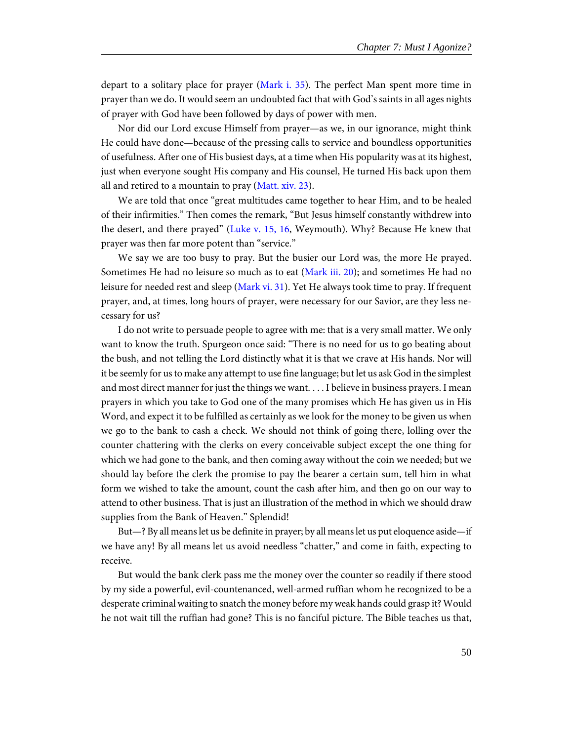depart to a solitary place for prayer (Mark i. 35). The perfect Man spent more time in prayer than we do. It would seem an undoubted fact that with God's saints in all ages nights of prayer with God have been followed by days of power with men.

Nor did our Lord excuse Himself from prayer—as we, in our ignorance, might think He could have done—because of the pressing calls to service and boundless opportunities of usefulness. After one of His busiest days, at a time when His popularity was at its highest, just when everyone sought His company and His counsel, He turned His back upon them all and retired to a mountain to pray (Matt. xiv. 23).

We are told that once "great multitudes came together to hear Him, and to be healed of their infirmities." Then comes the remark, "But Jesus himself constantly withdrew into the desert, and there prayed" (Luke v. 15, 16, Weymouth). Why? Because He knew that prayer was then far more potent than "service."

We say we are too busy to pray. But the busier our Lord was, the more He prayed. Sometimes He had no leisure so much as to eat (Mark iii. 20); and sometimes He had no leisure for needed rest and sleep (Mark vi. 31). Yet He always took time to pray. If frequent prayer, and, at times, long hours of prayer, were necessary for our Savior, are they less necessary for us?

I do not write to persuade people to agree with me: that is a very small matter. We only want to know the truth. Spurgeon once said: "There is no need for us to go beating about the bush, and not telling the Lord distinctly what it is that we crave at His hands. Nor will it be seemly for us to make any attempt to use fine language; but let us ask God in the simplest and most direct manner for just the things we want. . . . I believe in business prayers. I mean prayers in which you take to God one of the many promises which He has given us in His Word, and expect it to be fulfilled as certainly as we look for the money to be given us when we go to the bank to cash a check. We should not think of going there, lolling over the counter chattering with the clerks on every conceivable subject except the one thing for which we had gone to the bank, and then coming away without the coin we needed; but we should lay before the clerk the promise to pay the bearer a certain sum, tell him in what form we wished to take the amount, count the cash after him, and then go on our way to attend to other business. That is just an illustration of the method in which we should draw supplies from the Bank of Heaven." Splendid!

But—? By all means let us be definite in prayer; by all means let us put eloquence aside—if we have any! By all means let us avoid needless "chatter," and come in faith, expecting to receive.

But would the bank clerk pass me the money over the counter so readily if there stood by my side a powerful, evil-countenanced, well-armed ruffian whom he recognized to be a desperate criminal waiting to snatch the money before my weak hands could grasp it? Would he not wait till the ruffian had gone? This is no fanciful picture. The Bible teaches us that,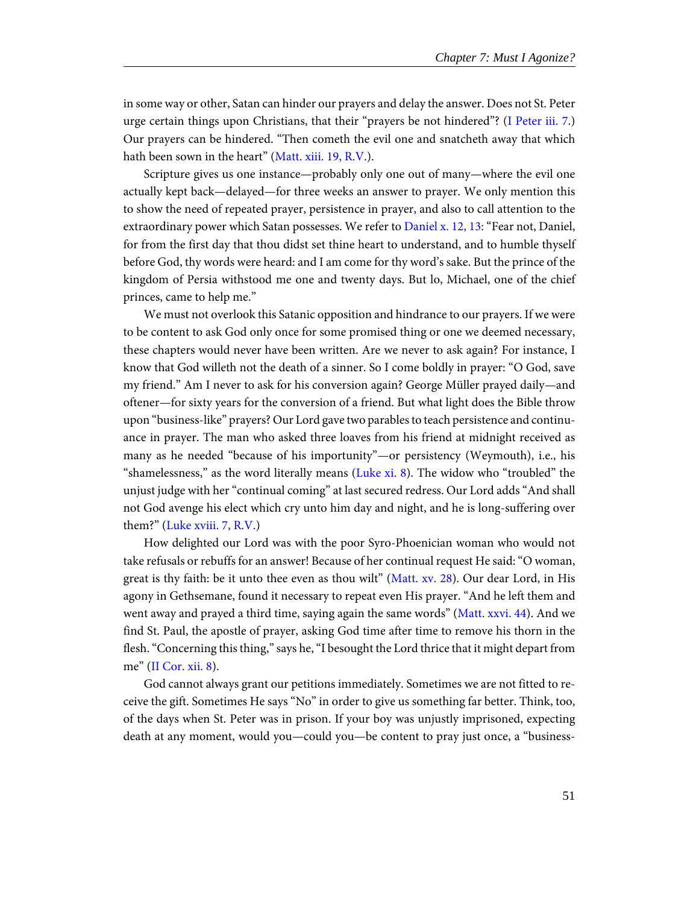in some way or other, Satan can hinder our prayers and delay the answer. Does not St. Peter urge certain things upon Christians, that their "prayers be not hindered"? (I Peter iii. 7.) Our prayers can be hindered. "Then cometh the evil one and snatcheth away that which hath been sown in the heart" (Matt. xiii. 19, R.V.).

Scripture gives us one instance—probably only one out of many—where the evil one actually kept back—delayed—for three weeks an answer to prayer. We only mention this to show the need of repeated prayer, persistence in prayer, and also to call attention to the extraordinary power which Satan possesses. We refer to Daniel x. 12, 13: "Fear not, Daniel, for from the first day that thou didst set thine heart to understand, and to humble thyself before God, thy words were heard: and I am come for thy word's sake. But the prince of the kingdom of Persia withstood me one and twenty days. But lo, Michael, one of the chief princes, came to help me."

We must not overlook this Satanic opposition and hindrance to our prayers. If we were to be content to ask God only once for some promised thing or one we deemed necessary, these chapters would never have been written. Are we never to ask again? For instance, I know that God willeth not the death of a sinner. So I come boldly in prayer: "O God, save my friend." Am I never to ask for his conversion again? George Müller prayed daily—and oftener—for sixty years for the conversion of a friend. But what light does the Bible throw upon "business-like" prayers? Our Lord gave two parables to teach persistence and continuance in prayer. The man who asked three loaves from his friend at midnight received as many as he needed "because of his importunity"—or persistency (Weymouth), i.e., his "shamelessness," as the word literally means (Luke xi. 8). The widow who "troubled" the unjust judge with her "continual coming" at last secured redress. Our Lord adds "And shall not God avenge his elect which cry unto him day and night, and he is long-suffering over them?" (Luke xviii. 7, R.V.)

How delighted our Lord was with the poor Syro-Phoenician woman who would not take refusals or rebuffs for an answer! Because of her continual request He said: "O woman, great is thy faith: be it unto thee even as thou wilt" (Matt. xv. 28). Our dear Lord, in His agony in Gethsemane, found it necessary to repeat even His prayer. "And he left them and went away and prayed a third time, saying again the same words" (Matt. xxvi. 44). And we find St. Paul, the apostle of prayer, asking God time after time to remove his thorn in the flesh. "Concerning this thing," says he, "I besought the Lord thrice that it might depart from me" (II Cor. xii. 8).

God cannot always grant our petitions immediately. Sometimes we are not fitted to receive the gift. Sometimes He says "No" in order to give us something far better. Think, too, of the days when St. Peter was in prison. If your boy was unjustly imprisoned, expecting death at any moment, would you—could you—be content to pray just once, a "business-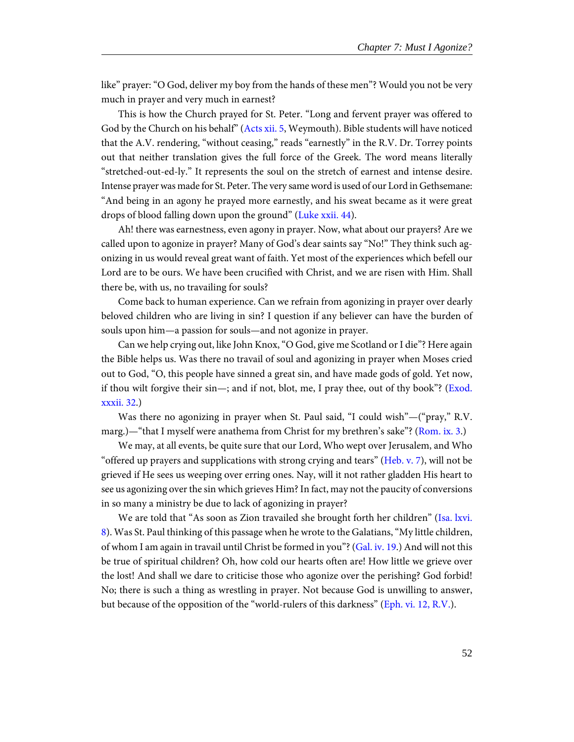like" prayer: "O God, deliver my boy from the hands of these men"? Would you not be very much in prayer and very much in earnest?

This is how the Church prayed for St. Peter. "Long and fervent prayer was offered to God by the Church on his behalf" (Acts xii. 5, Weymouth). Bible students will have noticed that the A.V. rendering, "without ceasing," reads "earnestly" in the R.V. Dr. Torrey points out that neither translation gives the full force of the Greek. The word means literally "stretched-out-ed-ly." It represents the soul on the stretch of earnest and intense desire. Intense prayer was made for St. Peter. The very same word is used of our Lord in Gethsemane: "And being in an agony he prayed more earnestly, and his sweat became as it were great drops of blood falling down upon the ground" (Luke xxii. 44).

Ah! there was earnestness, even agony in prayer. Now, what about our prayers? Are we called upon to agonize in prayer? Many of God's dear saints say "No!" They think such agonizing in us would reveal great want of faith. Yet most of the experiences which befell our Lord are to be ours. We have been crucified with Christ, and we are risen with Him. Shall there be, with us, no travailing for souls?

Come back to human experience. Can we refrain from agonizing in prayer over dearly beloved children who are living in sin? I question if any believer can have the burden of souls upon him—a passion for souls—and not agonize in prayer.

Can we help crying out, like John Knox, "O God, give me Scotland or I die"? Here again the Bible helps us. Was there no travail of soul and agonizing in prayer when Moses cried out to God, "O, this people have sinned a great sin, and have made gods of gold. Yet now, if thou wilt forgive their sin—; and if not, blot, me, I pray thee, out of thy book"? (Exod. xxxii. 32.)

Was there no agonizing in prayer when St. Paul said, "I could wish"—("pray," R.V. marg.)—"that I myself were anathema from Christ for my brethren's sake"? (Rom. ix. 3.)

We may, at all events, be quite sure that our Lord, Who wept over Jerusalem, and Who "offered up prayers and supplications with strong crying and tears" (Heb. v. 7), will not be grieved if He sees us weeping over erring ones. Nay, will it not rather gladden His heart to see us agonizing over the sin which grieves Him? In fact, may not the paucity of conversions in so many a ministry be due to lack of agonizing in prayer?

We are told that "As soon as Zion travailed she brought forth her children" (Isa. lxvi. 8). Was St. Paul thinking of this passage when he wrote to the Galatians, "My little children, of whom I am again in travail until Christ be formed in you"? (Gal. iv. 19.) And will not this be true of spiritual children? Oh, how cold our hearts often are! How little we grieve over the lost! And shall we dare to criticise those who agonize over the perishing? God forbid! No; there is such a thing as wrestling in prayer. Not because God is unwilling to answer, but because of the opposition of the "world-rulers of this darkness" (Eph. vi. 12, R.V.).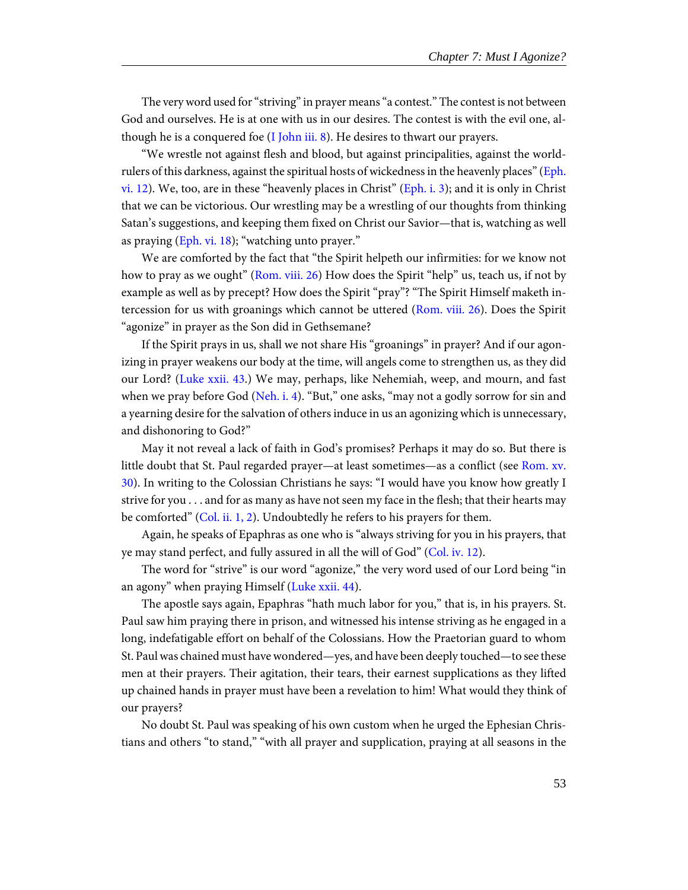The very word used for "striving" in prayer means "a contest." The contest is not between God and ourselves. He is at one with us in our desires. The contest is with the evil one, although he is a conquered foe (I John iii. 8). He desires to thwart our prayers.

"We wrestle not against flesh and blood, but against principalities, against the world-rulers of this darkness, against the spiritual hosts of wickedness in the heavenly places" (Eph. vi. 12). We, too, are in these "heavenly places in Christ" (Eph. i. 3); and it is only in Christ that we can be victorious. Our wrestling may be a wrestling of our thoughts from thinking Satan's suggestions, and keeping them fixed on Christ our Savior—that is, watching as well as praying (Eph. vi. 18); "watching unto prayer."

We are comforted by the fact that "the Spirit helpeth our infirmities: for we know not how to pray as we ought" (Rom. viii. 26) How does the Spirit "help" us, teach us, if not by example as well as by precept? How does the Spirit "pray"? "The Spirit Himself maketh intercession for us with groanings which cannot be uttered (Rom. viii. 26). Does the Spirit "agonize" in prayer as the Son did in Gethsemane?

If the Spirit prays in us, shall we not share His "groanings" in prayer? And if our agonizing in prayer weakens our body at the time, will angels come to strengthen us, as they did our Lord? (Luke xxii. 43.) We may, perhaps, like Nehemiah, weep, and mourn, and fast when we pray before God (Neh. i. 4). "But," one asks, "may not a godly sorrow for sin and a yearning desire for the salvation of others induce in us an agonizing which is unnecessary, and dishonoring to God?"

May it not reveal a lack of faith in God's promises? Perhaps it may do so. But there is little doubt that St. Paul regarded prayer—at least sometimes—as a conflict (see Rom. xv. 30). In writing to the Colossian Christians he says: "I would have you know how greatly I strive for you . . . and for as many as have not seen my face in the flesh; that their hearts may be comforted" (Col. ii. 1, 2). Undoubtedly he refers to his prayers for them.

Again, he speaks of Epaphras as one who is "always striving for you in his prayers, that ye may stand perfect, and fully assured in all the will of God" (Col. iv. 12).

The word for "strive" is our word "agonize," the very word used of our Lord being "in an agony" when praying Himself (Luke xxii. 44).

The apostle says again, Epaphras "hath much labor for you," that is, in his prayers. St. Paul saw him praying there in prison, and witnessed his intense striving as he engaged in a long, indefatigable effort on behalf of the Colossians. How the Praetorian guard to whom St. Paul was chained must have wondered—yes, and have been deeply touched—to see these men at their prayers. Their agitation, their tears, their earnest supplications as they lifted up chained hands in prayer must have been a revelation to him! What would they think of our prayers?

No doubt St. Paul was speaking of his own custom when he urged the Ephesian Christians and others "to stand," "with all prayer and supplication, praying at all seasons in the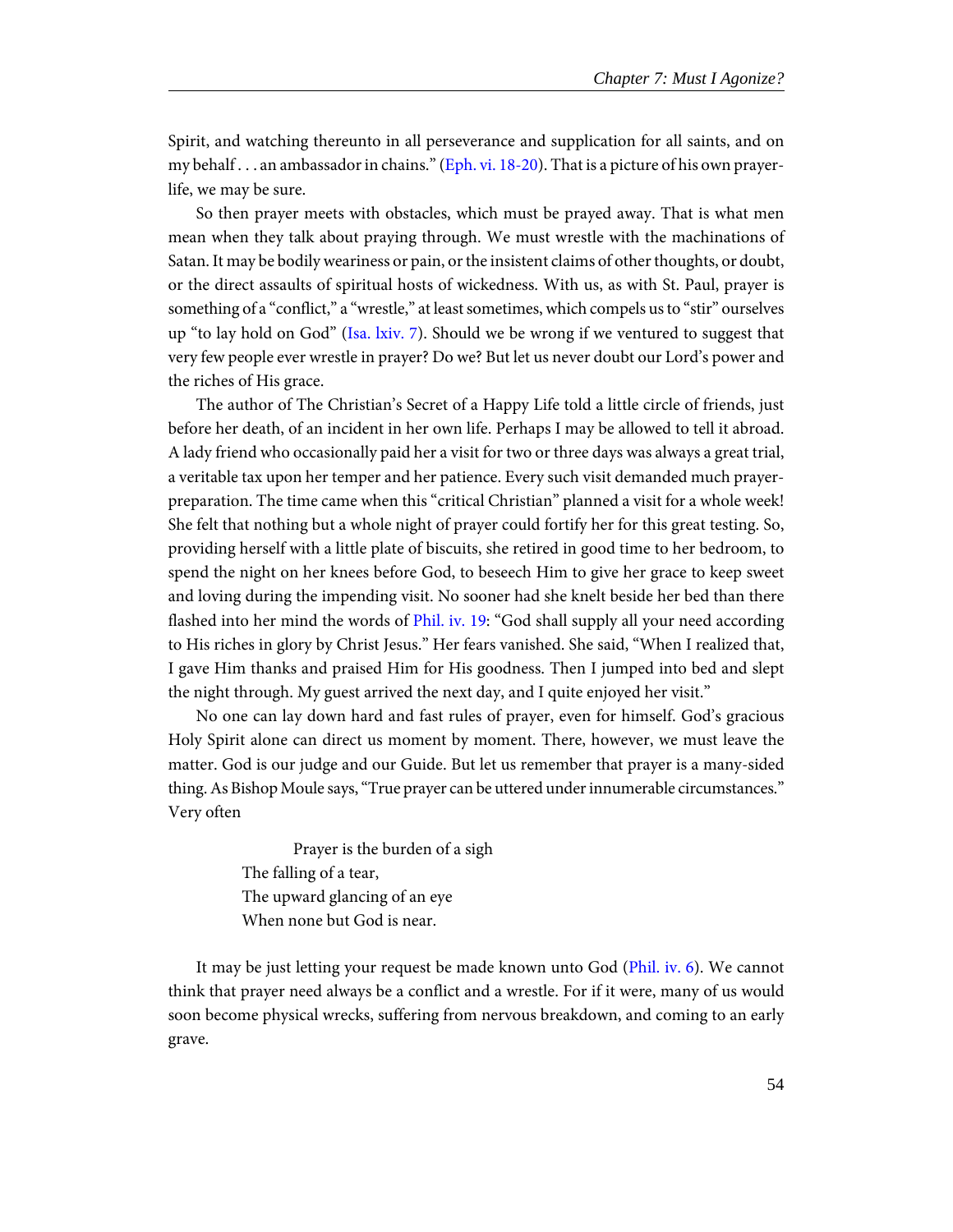Spirit, and watching thereunto in all perseverance and supplication for all saints, and on my behalf . . . an ambassador in chains." (Eph. vi. 18-20). That is a picture of his own prayer-life, we may be sure.

So then prayer meets with obstacles, which must be prayed away. That is what men mean when they talk about praying through. We must wrestle with the machinations of Satan. It may be bodily weariness or pain, or the insistent claims of other thoughts, or doubt, or the direct assaults of spiritual hosts of wickedness. With us, as with St. Paul, prayer is something of a "conflict," a "wrestle," at least sometimes, which compels us to "stir" ourselves up "to lay hold on God" (Isa. lxiv. 7). Should we be wrong if we ventured to suggest that very few people ever wrestle in prayer? Do we? But let us never doubt our Lord's power and the riches of His grace.

The author of The Christian's Secret of a Happy Life told a little circle of friends, just before her death, of an incident in her own life. Perhaps I may be allowed to tell it abroad. A lady friend who occasionally paid her a visit for two or three days was always a great trial, a veritable tax upon her temper and her patience. Every such visit demanded much prayer-preparation. The time came when this "critical Christian" planned a visit for a whole week! She felt that nothing but a whole night of prayer could fortify her for this great testing. So, providing herself with a little plate of biscuits, she retired in good time to her bedroom, to spend the night on her knees before God, to beseech Him to give her grace to keep sweet and loving during the impending visit. No sooner had she knelt beside her bed than there flashed into her mind the words of Phil. iv. 19: "God shall supply all your need according to His riches in glory by Christ Jesus." Her fears vanished. She said, "When I realized that, I gave Him thanks and praised Him for His goodness. Then I jumped into bed and slept the night through. My guest arrived the next day, and I quite enjoyed her visit."

No one can lay down hard and fast rules of prayer, even for himself. God's gracious Holy Spirit alone can direct us moment by moment. There, however, we must leave the matter. God is our judge and our Guide. But let us remember that prayer is a many-sided thing. As Bishop Moule says, "True prayer can be uttered under innumerable circumstances." Very often

> Prayer is the burden of a sigh
> The falling of a tear,
> The upward glancing of an eye
> When none but God is near.

It may be just letting your request be made known unto God (Phil. iv. 6). We cannot think that prayer need always be a conflict and a wrestle. For if it were, many of us would soon become physical wrecks, suffering from nervous breakdown, and coming to an early grave.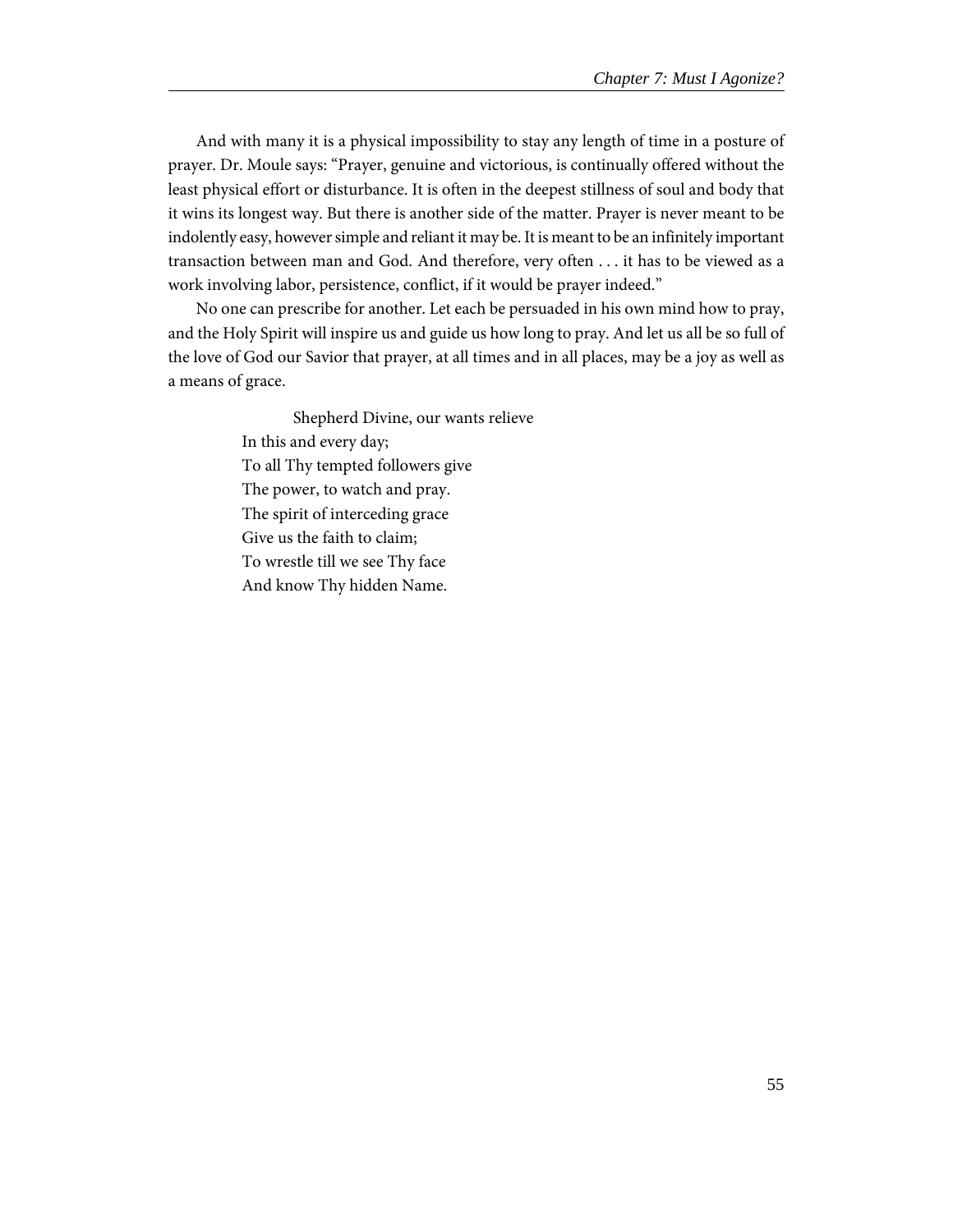And with many it is a physical impossibility to stay any length of time in a posture of prayer. Dr. Moule says: “Prayer, genuine and victorious, is continually offered without the least physical effort or disturbance. It is often in the deepest stillness of soul and body that it wins its longest way. But there is another side of the matter. Prayer is never meant to be indolently easy, however simple and reliant it may be. It is meant to be an infinitely important transaction between man and God. And therefore, very often . . . it has to be viewed as a work involving labor, persistence, conflict, if it would be prayer indeed.”

No one can prescribe for another. Let each be persuaded in his own mind how to pray, and the Holy Spirit will inspire us and guide us how long to pray. And let us all be so full of the love of God our Savior that prayer, at all times and in all places, may be a joy as well as a means of grace.

> Shepherd Divine, our wants relieve
> In this and every day;
> To all Thy tempted followers give
> The power, to watch and pray.
> The spirit of interceding grace
> Give us the faith to claim;
> To wrestle till we see Thy face
> And know Thy hidden Name.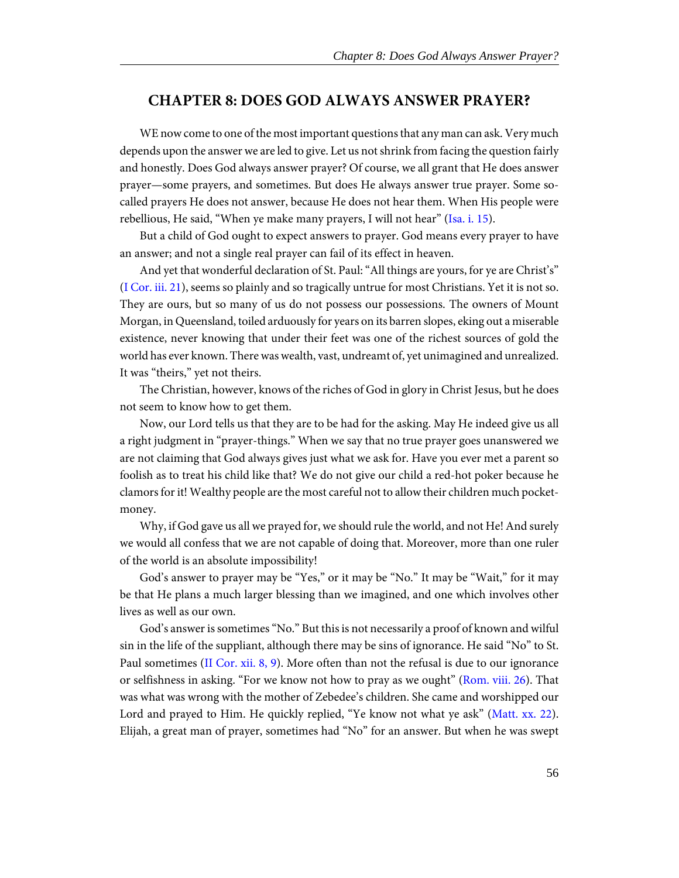## CHAPTER 8: DOES GOD ALWAYS ANSWER PRAYER?

WE now come to one of the most important questions that any man can ask. Very much depends upon the answer we are led to give. Let us not shrink from facing the question fairly and honestly. Does God always answer prayer? Of course, we all grant that He does answer prayer—some prayers, and sometimes. But does He always answer true prayer. Some so-called prayers He does not answer, because He does not hear them. When His people were rebellious, He said, "When ye make many prayers, I will not hear" (Isa. i. 15).

But a child of God ought to expect answers to prayer. God means every prayer to have an answer; and not a single real prayer can fail of its effect in heaven.

And yet that wonderful declaration of St. Paul: "All things are yours, for ye are Christ's" (I Cor. iii. 21), seems so plainly and so tragically untrue for most Christians. Yet it is not so. They are ours, but so many of us do not possess our possessions. The owners of Mount Morgan, in Queensland, toiled arduously for years on its barren slopes, eking out a miserable existence, never knowing that under their feet was one of the richest sources of gold the world has ever known. There was wealth, vast, undreamt of, yet unimagined and unrealized. It was "theirs," yet not theirs.

The Christian, however, knows of the riches of God in glory in Christ Jesus, but he does not seem to know how to get them.

Now, our Lord tells us that they are to be had for the asking. May He indeed give us all a right judgment in "prayer-things." When we say that no true prayer goes unanswered we are not claiming that God always gives just what we ask for. Have you ever met a parent so foolish as to treat his child like that? We do not give our child a red-hot poker because he clamors for it! Wealthy people are the most careful not to allow their children much pocket-money.

Why, if God gave us all we prayed for, we should rule the world, and not He! And surely we would all confess that we are not capable of doing that. Moreover, more than one ruler of the world is an absolute impossibility!

God's answer to prayer may be "Yes," or it may be "No." It may be "Wait," for it may be that He plans a much larger blessing than we imagined, and one which involves other lives as well as our own.

God's answer is sometimes "No." But this is not necessarily a proof of known and wilful sin in the life of the suppliant, although there may be sins of ignorance. He said "No" to St. Paul sometimes (II Cor. xii. 8, 9). More often than not the refusal is due to our ignorance or selfishness in asking. "For we know not how to pray as we ought" (Rom. viii. 26). That was what was wrong with the mother of Zebedee's children. She came and worshipped our Lord and prayed to Him. He quickly replied, "Ye know not what ye ask" (Matt. xx. 22). Elijah, a great man of prayer, sometimes had "No" for an answer. But when he was swept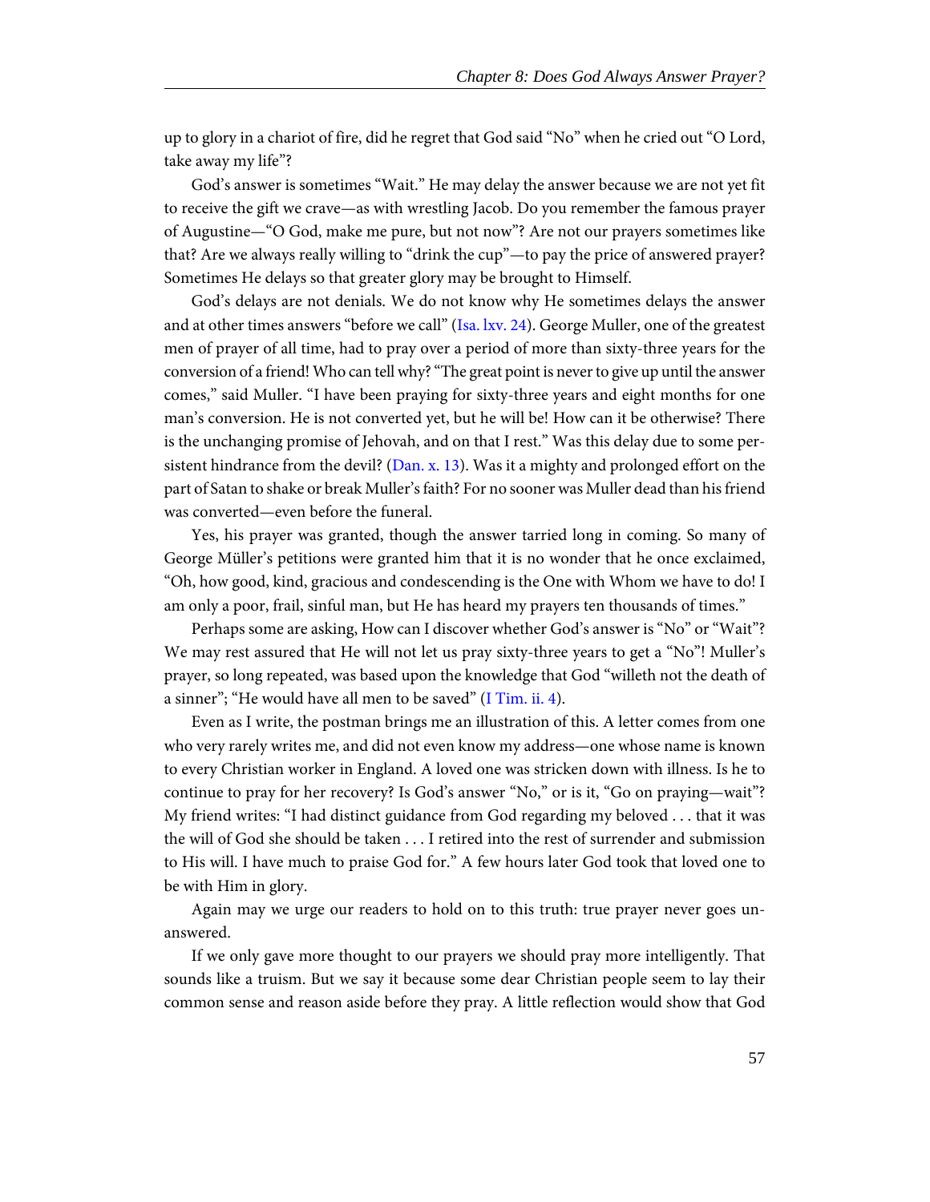up to glory in a chariot of fire, did he regret that God said "No" when he cried out "O Lord, take away my life"?

God's answer is sometimes "Wait." He may delay the answer because we are not yet fit to receive the gift we crave—as with wrestling Jacob. Do you remember the famous prayer of Augustine—"O God, make me pure, but not now"? Are not our prayers sometimes like that? Are we always really willing to "drink the cup"—to pay the price of answered prayer? Sometimes He delays so that greater glory may be brought to Himself.

God's delays are not denials. We do not know why He sometimes delays the answer and at other times answers "before we call" (Isa. lxv. 24). George Muller, one of the greatest men of prayer of all time, had to pray over a period of more than sixty-three years for the conversion of a friend! Who can tell why? "The great point is never to give up until the answer comes," said Muller. "I have been praying for sixty-three years and eight months for one man's conversion. He is not converted yet, but he will be! How can it be otherwise? There is the unchanging promise of Jehovah, and on that I rest." Was this delay due to some persistent hindrance from the devil? (Dan. x. 13). Was it a mighty and prolonged effort on the part of Satan to shake or break Muller's faith? For no sooner was Muller dead than his friend was converted—even before the funeral.

Yes, his prayer was granted, though the answer tarried long in coming. So many of George Müller's petitions were granted him that it is no wonder that he once exclaimed, "Oh, how good, kind, gracious and condescending is the One with Whom we have to do! I am only a poor, frail, sinful man, but He has heard my prayers ten thousands of times."

Perhaps some are asking, How can I discover whether God's answer is "No" or "Wait"? We may rest assured that He will not let us pray sixty-three years to get a "No"! Muller's prayer, so long repeated, was based upon the knowledge that God "willeth not the death of a sinner"; "He would have all men to be saved" (I Tim. ii. 4).

Even as I write, the postman brings me an illustration of this. A letter comes from one who very rarely writes me, and did not even know my address—one whose name is known to every Christian worker in England. A loved one was stricken down with illness. Is he to continue to pray for her recovery? Is God's answer "No," or is it, "Go on praying—wait"? My friend writes: "I had distinct guidance from God regarding my beloved . . . that it was the will of God she should be taken . . . I retired into the rest of surrender and submission to His will. I have much to praise God for." A few hours later God took that loved one to be with Him in glory.

Again may we urge our readers to hold on to this truth: true prayer never goes unanswered.

If we only gave more thought to our prayers we should pray more intelligently. That sounds like a truism. But we say it because some dear Christian people seem to lay their common sense and reason aside before they pray. A little reflection would show that God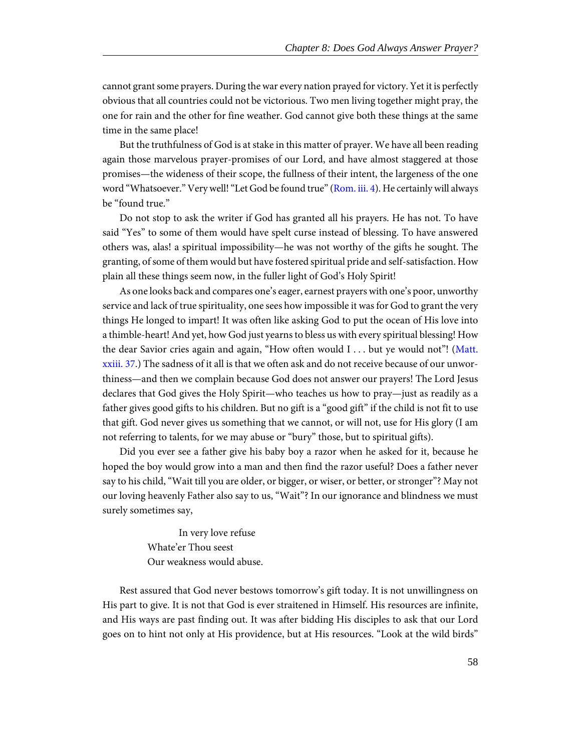cannot grant some prayers. During the war every nation prayed for victory. Yet it is perfectly obvious that all countries could not be victorious. Two men living together might pray, the one for rain and the other for fine weather. God cannot give both these things at the same time in the same place!

But the truthfulness of God is at stake in this matter of prayer. We have all been reading again those marvelous prayer-promises of our Lord, and have almost staggered at those promises—the wideness of their scope, the fullness of their intent, the largeness of the one word "Whatsoever." Very well! "Let God be found true" (Rom. iii. 4). He certainly will always be "found true."

Do not stop to ask the writer if God has granted all his prayers. He has not. To have said "Yes" to some of them would have spelt curse instead of blessing. To have answered others was, alas! a spiritual impossibility—he was not worthy of the gifts he sought. The granting, of some of them would but have fostered spiritual pride and self-satisfaction. How plain all these things seem now, in the fuller light of God's Holy Spirit!

As one looks back and compares one's eager, earnest prayers with one's poor, unworthy service and lack of true spirituality, one sees how impossible it was for God to grant the very things He longed to impart! It was often like asking God to put the ocean of His love into a thimble-heart! And yet, how God just yearns to bless us with every spiritual blessing! How the dear Savior cries again and again, "How often would I . . . but ye would not"! (Matt. xxiii. 37.) The sadness of it all is that we often ask and do not receive because of our unworthiness—and then we complain because God does not answer our prayers! The Lord Jesus declares that God gives the Holy Spirit—who teaches us how to pray—just as readily as a father gives good gifts to his children. But no gift is a "good gift" if the child is not fit to use that gift. God never gives us something that we cannot, or will not, use for His glory (I am not referring to talents, for we may abuse or "bury" those, but to spiritual gifts).

Did you ever see a father give his baby boy a razor when he asked for it, because he hoped the boy would grow into a man and then find the razor useful? Does a father never say to his child, "Wait till you are older, or bigger, or wiser, or better, or stronger"? May not our loving heavenly Father also say to us, "Wait"? In our ignorance and blindness we must surely sometimes say,

> In very love refuse
> Whate'er Thou seest
> Our weakness would abuse.

Rest assured that God never bestows tomorrow's gift today. It is not unwillingness on His part to give. It is not that God is ever straitened in Himself. His resources are infinite, and His ways are past finding out. It was after bidding His disciples to ask that our Lord goes on to hint not only at His providence, but at His resources. "Look at the wild birds"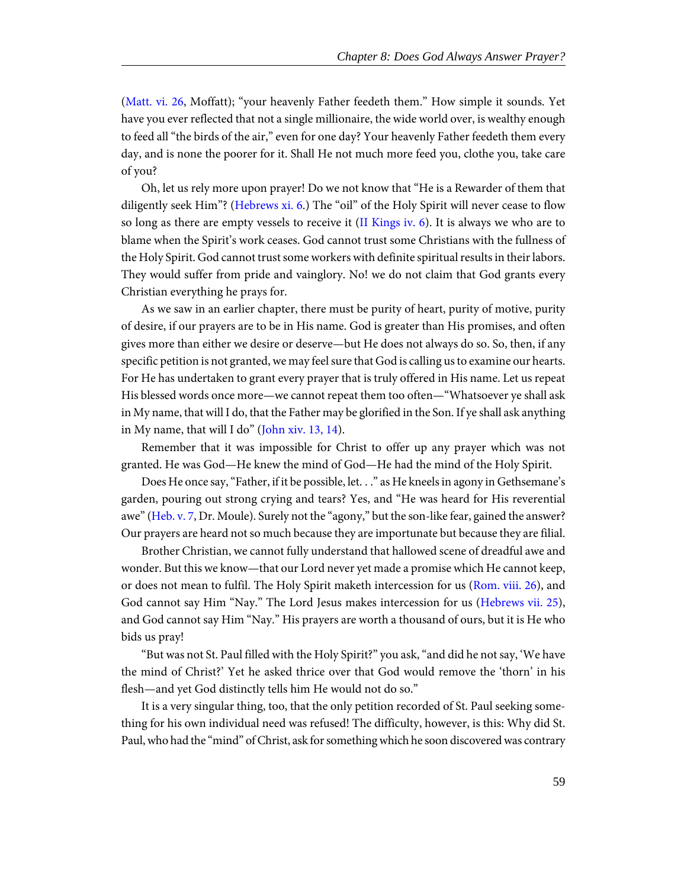(Matt. vi. 26, Moffatt); "your heavenly Father feedeth them." How simple it sounds. Yet have you ever reflected that not a single millionaire, the wide world over, is wealthy enough to feed all "the birds of the air," even for one day? Your heavenly Father feedeth them every day, and is none the poorer for it. Shall He not much more feed you, clothe you, take care of you?

Oh, let us rely more upon prayer! Do we not know that "He is a Rewarder of them that diligently seek Him"? (Hebrews xi. 6.) The "oil" of the Holy Spirit will never cease to flow so long as there are empty vessels to receive it (II Kings iv. 6). It is always we who are to blame when the Spirit's work ceases. God cannot trust some Christians with the fullness of the Holy Spirit. God cannot trust some workers with definite spiritual results in their labors. They would suffer from pride and vainglory. No! we do not claim that God grants every Christian everything he prays for.

As we saw in an earlier chapter, there must be purity of heart, purity of motive, purity of desire, if our prayers are to be in His name. God is greater than His promises, and often gives more than either we desire or deserve—but He does not always do so. So, then, if any specific petition is not granted, we may feel sure that God is calling us to examine our hearts. For He has undertaken to grant every prayer that is truly offered in His name. Let us repeat His blessed words once more—we cannot repeat them too often—"Whatsoever ye shall ask in My name, that will I do, that the Father may be glorified in the Son. If ye shall ask anything in My name, that will I do" (John xiv. 13, 14).

Remember that it was impossible for Christ to offer up any prayer which was not granted. He was God—He knew the mind of God—He had the mind of the Holy Spirit.

Does He once say, "Father, if it be possible, let. . ." as He kneels in agony in Gethsemane's garden, pouring out strong crying and tears? Yes, and "He was heard for His reverential awe" (Heb. v. 7, Dr. Moule). Surely not the "agony," but the son-like fear, gained the answer? Our prayers are heard not so much because they are importunate but because they are filial.

Brother Christian, we cannot fully understand that hallowed scene of dreadful awe and wonder. But this we know—that our Lord never yet made a promise which He cannot keep, or does not mean to fulfil. The Holy Spirit maketh intercession for us (Rom. viii. 26), and God cannot say Him "Nay." The Lord Jesus makes intercession for us (Hebrews vii. 25), and God cannot say Him "Nay." His prayers are worth a thousand of ours, but it is He who bids us pray!

"But was not St. Paul filled with the Holy Spirit?" you ask, "and did he not say, 'We have the mind of Christ?' Yet he asked thrice over that God would remove the 'thorn' in his flesh—and yet God distinctly tells him He would not do so."

It is a very singular thing, too, that the only petition recorded of St. Paul seeking something for his own individual need was refused! The difficulty, however, is this: Why did St. Paul, who had the "mind" of Christ, ask for something which he soon discovered was contrary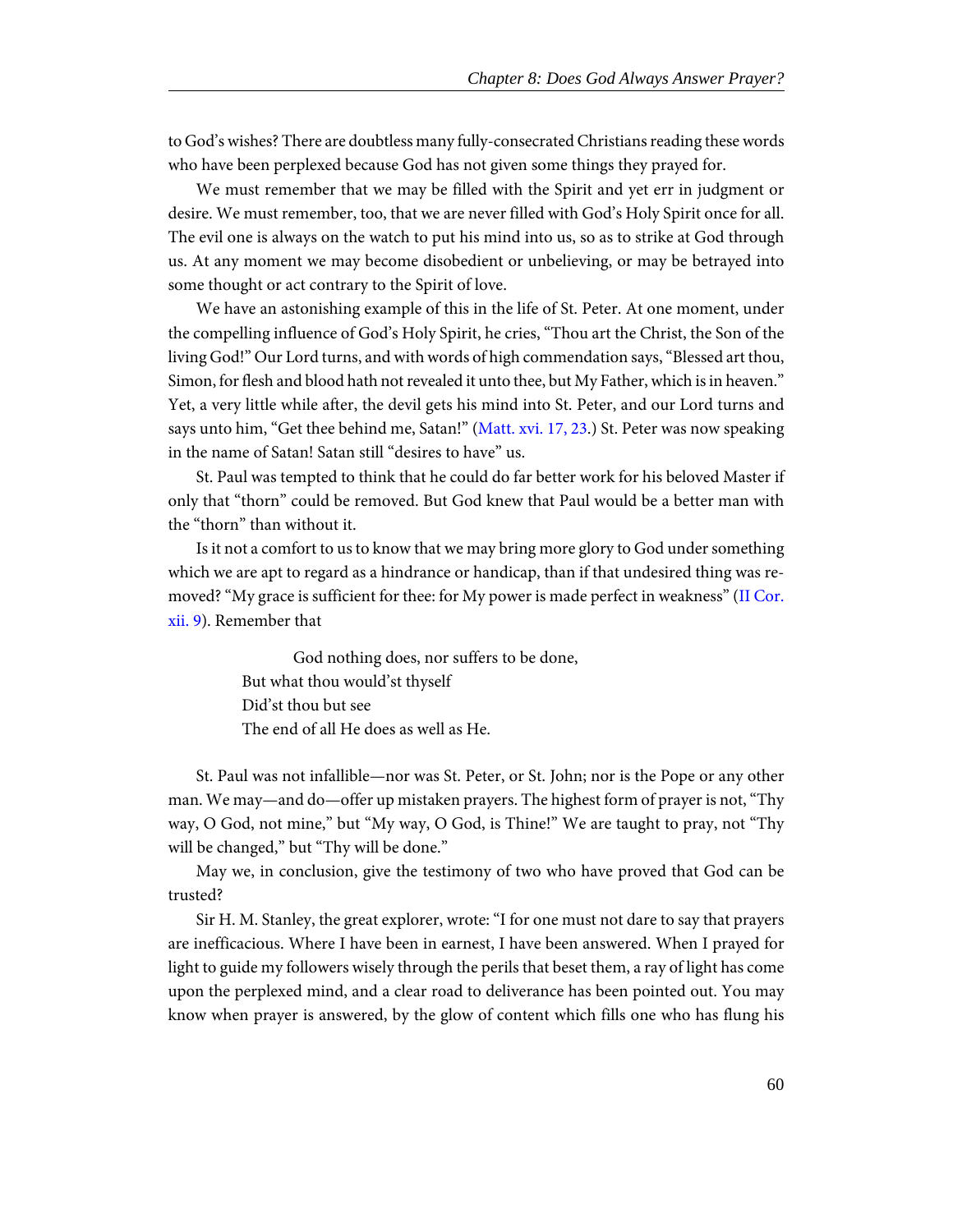to God's wishes? There are doubtless many fully-consecrated Christians reading these words who have been perplexed because God has not given some things they prayed for.

We must remember that we may be filled with the Spirit and yet err in judgment or desire. We must remember, too, that we are never filled with God's Holy Spirit once for all. The evil one is always on the watch to put his mind into us, so as to strike at God through us. At any moment we may become disobedient or unbelieving, or may be betrayed into some thought or act contrary to the Spirit of love.

We have an astonishing example of this in the life of St. Peter. At one moment, under the compelling influence of God's Holy Spirit, he cries, "Thou art the Christ, the Son of the living God!" Our Lord turns, and with words of high commendation says, "Blessed art thou, Simon, for flesh and blood hath not revealed it unto thee, but My Father, which is in heaven." Yet, a very little while after, the devil gets his mind into St. Peter, and our Lord turns and says unto him, "Get thee behind me, Satan!" (Matt. xvi. 17, 23.) St. Peter was now speaking in the name of Satan! Satan still "desires to have" us.

St. Paul was tempted to think that he could do far better work for his beloved Master if only that "thorn" could be removed. But God knew that Paul would be a better man with the "thorn" than without it.

Is it not a comfort to us to know that we may bring more glory to God under something which we are apt to regard as a hindrance or handicap, than if that undesired thing was removed? "My grace is sufficient for thee: for My power is made perfect in weakness" (II Cor. xii. 9). Remember that

> God nothing does, nor suffers to be done,
> But what thou would'st thyself
> Did'st thou but see
> The end of all He does as well as He.

St. Paul was not infallible—nor was St. Peter, or St. John; nor is the Pope or any other man. We may—and do—offer up mistaken prayers. The highest form of prayer is not, "Thy way, O God, not mine," but "My way, O God, is Thine!" We are taught to pray, not "Thy will be changed," but "Thy will be done."

May we, in conclusion, give the testimony of two who have proved that God can be trusted?

Sir H. M. Stanley, the great explorer, wrote: "I for one must not dare to say that prayers are inefficacious. Where I have been in earnest, I have been answered. When I prayed for light to guide my followers wisely through the perils that beset them, a ray of light has come upon the perplexed mind, and a clear road to deliverance has been pointed out. You may know when prayer is answered, by the glow of content which fills one who has flung his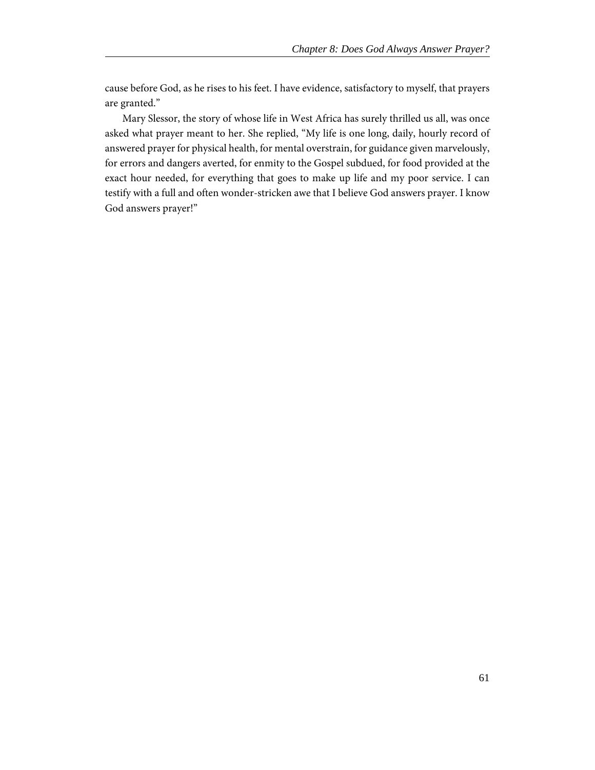cause before God, as he rises to his feet. I have evidence, satisfactory to myself, that prayers are granted."

Mary Slessor, the story of whose life in West Africa has surely thrilled us all, was once asked what prayer meant to her. She replied, "My life is one long, daily, hourly record of answered prayer for physical health, for mental overstrain, for guidance given marvelously, for errors and dangers averted, for enmity to the Gospel subdued, for food provided at the exact hour needed, for everything that goes to make up life and my poor service. I can testify with a full and often wonder-stricken awe that I believe God answers prayer. I know God answers prayer!"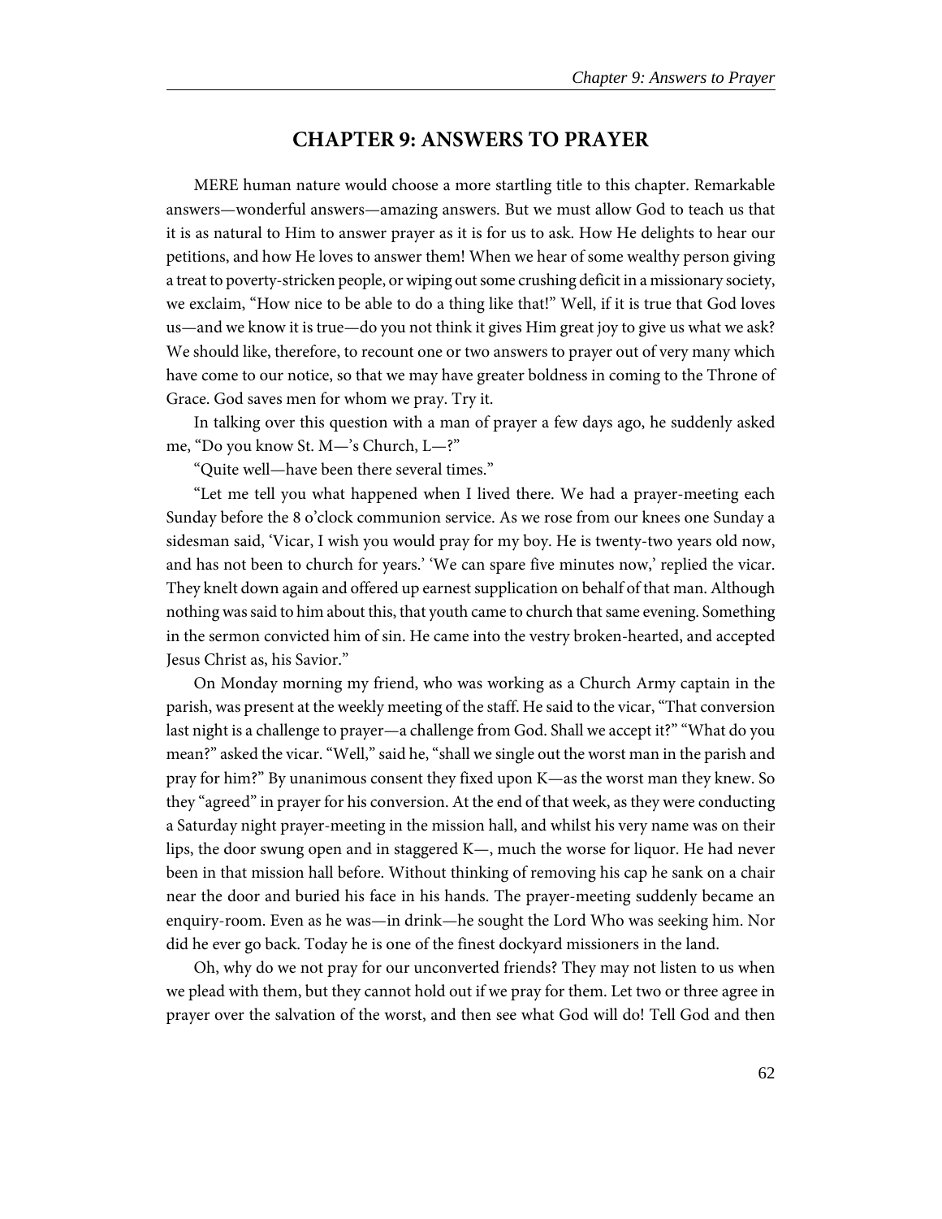# CHAPTER 9: ANSWERS TO PRAYER

MERE human nature would choose a more startling title to this chapter. Remarkable answers—wonderful answers—amazing answers. But we must allow God to teach us that it is as natural to Him to answer prayer as it is for us to ask. How He delights to hear our petitions, and how He loves to answer them! When we hear of some wealthy person giving a treat to poverty-stricken people, or wiping out some crushing deficit in a missionary society, we exclaim, "How nice to be able to do a thing like that!" Well, if it is true that God loves us—and we know it is true—do you not think it gives Him great joy to give us what we ask? We should like, therefore, to recount one or two answers to prayer out of very many which have come to our notice, so that we may have greater boldness in coming to the Throne of Grace. God saves men for whom we pray. Try it.

In talking over this question with a man of prayer a few days ago, he suddenly asked me, "Do you know St. M—'s Church, L—?"

"Quite well—have been there several times."

"Let me tell you what happened when I lived there. We had a prayer-meeting each Sunday before the 8 o'clock communion service. As we rose from our knees one Sunday a sidesman said, 'Vicar, I wish you would pray for my boy. He is twenty-two years old now, and has not been to church for years.' 'We can spare five minutes now,' replied the vicar. They knelt down again and offered up earnest supplication on behalf of that man. Although nothing was said to him about this, that youth came to church that same evening. Something in the sermon convicted him of sin. He came into the vestry broken-hearted, and accepted Jesus Christ as, his Savior."

On Monday morning my friend, who was working as a Church Army captain in the parish, was present at the weekly meeting of the staff. He said to the vicar, "That conversion last night is a challenge to prayer—a challenge from God. Shall we accept it?" "What do you mean?" asked the vicar. "Well," said he, "shall we single out the worst man in the parish and pray for him?" By unanimous consent they fixed upon K—as the worst man they knew. So they "agreed" in prayer for his conversion. At the end of that week, as they were conducting a Saturday night prayer-meeting in the mission hall, and whilst his very name was on their lips, the door swung open and in staggered K—, much the worse for liquor. He had never been in that mission hall before. Without thinking of removing his cap he sank on a chair near the door and buried his face in his hands. The prayer-meeting suddenly became an enquiry-room. Even as he was—in drink—he sought the Lord Who was seeking him. Nor did he ever go back. Today he is one of the finest dockyard missioners in the land.

Oh, why do we not pray for our unconverted friends? They may not listen to us when we plead with them, but they cannot hold out if we pray for them. Let two or three agree in prayer over the salvation of the worst, and then see what God will do! Tell God and then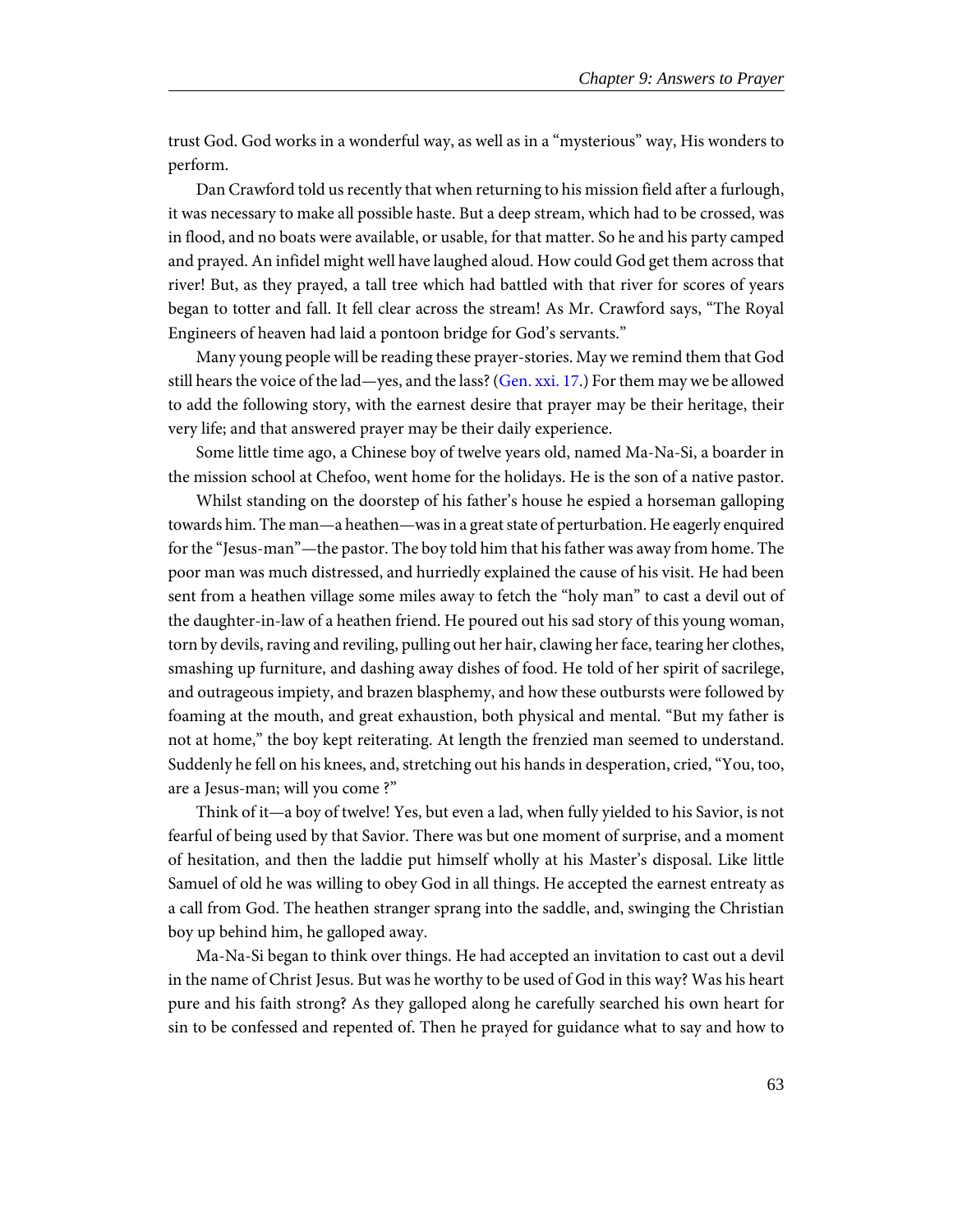trust God. God works in a wonderful way, as well as in a "mysterious" way, His wonders to perform.

Dan Crawford told us recently that when returning to his mission field after a furlough, it was necessary to make all possible haste. But a deep stream, which had to be crossed, was in flood, and no boats were available, or usable, for that matter. So he and his party camped and prayed. An infidel might well have laughed aloud. How could God get them across that river! But, as they prayed, a tall tree which had battled with that river for scores of years began to totter and fall. It fell clear across the stream! As Mr. Crawford says, "The Royal Engineers of heaven had laid a pontoon bridge for God's servants."

Many young people will be reading these prayer-stories. May we remind them that God still hears the voice of the lad—yes, and the lass? (Gen. xxi. 17.) For them may we be allowed to add the following story, with the earnest desire that prayer may be their heritage, their very life; and that answered prayer may be their daily experience.

Some little time ago, a Chinese boy of twelve years old, named Ma-Na-Si, a boarder in the mission school at Chefoo, went home for the holidays. He is the son of a native pastor.

Whilst standing on the doorstep of his father's house he espied a horseman galloping towards him. The man—a heathen—was in a great state of perturbation. He eagerly enquired for the "Jesus-man"—the pastor. The boy told him that his father was away from home. The poor man was much distressed, and hurriedly explained the cause of his visit. He had been sent from a heathen village some miles away to fetch the "holy man" to cast a devil out of the daughter-in-law of a heathen friend. He poured out his sad story of this young woman, torn by devils, raving and reviling, pulling out her hair, clawing her face, tearing her clothes, smashing up furniture, and dashing away dishes of food. He told of her spirit of sacrilege, and outrageous impiety, and brazen blasphemy, and how these outbursts were followed by foaming at the mouth, and great exhaustion, both physical and mental. "But my father is not at home," the boy kept reiterating. At length the frenzied man seemed to understand. Suddenly he fell on his knees, and, stretching out his hands in desperation, cried, "You, too, are a Jesus-man; will you come ?"

Think of it—a boy of twelve! Yes, but even a lad, when fully yielded to his Savior, is not fearful of being used by that Savior. There was but one moment of surprise, and a moment of hesitation, and then the laddie put himself wholly at his Master's disposal. Like little Samuel of old he was willing to obey God in all things. He accepted the earnest entreaty as a call from God. The heathen stranger sprang into the saddle, and, swinging the Christian boy up behind him, he galloped away.

Ma-Na-Si began to think over things. He had accepted an invitation to cast out a devil in the name of Christ Jesus. But was he worthy to be used of God in this way? Was his heart pure and his faith strong? As they galloped along he carefully searched his own heart for sin to be confessed and repented of. Then he prayed for guidance what to say and how to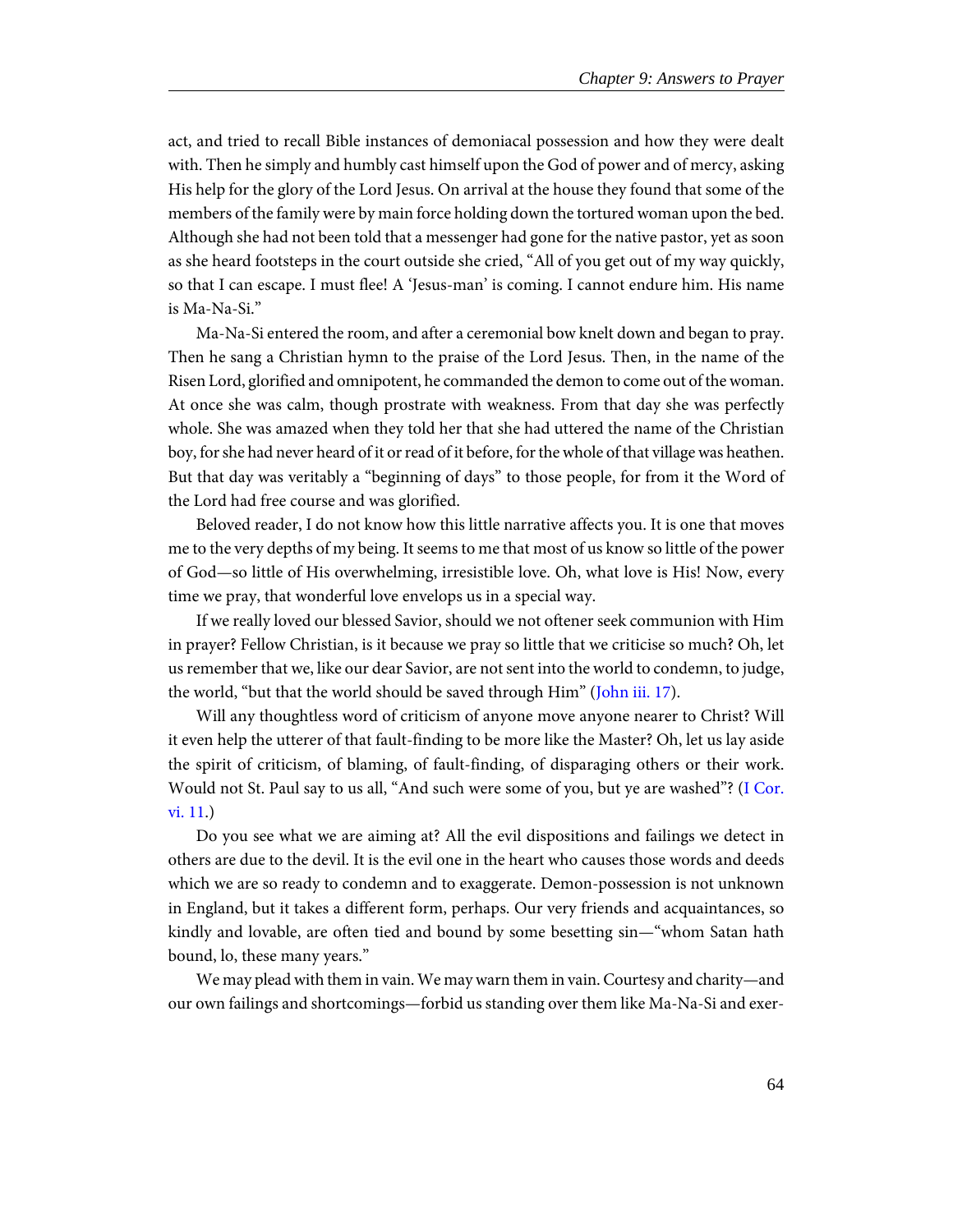act, and tried to recall Bible instances of demoniacal possession and how they were dealt with. Then he simply and humbly cast himself upon the God of power and of mercy, asking His help for the glory of the Lord Jesus. On arrival at the house they found that some of the members of the family were by main force holding down the tortured woman upon the bed. Although she had not been told that a messenger had gone for the native pastor, yet as soon as she heard footsteps in the court outside she cried, "All of you get out of my way quickly, so that I can escape. I must flee! A 'Jesus-man' is coming. I cannot endure him. His name is Ma-Na-Si."

Ma-Na-Si entered the room, and after a ceremonial bow knelt down and began to pray. Then he sang a Christian hymn to the praise of the Lord Jesus. Then, in the name of the Risen Lord, glorified and omnipotent, he commanded the demon to come out of the woman. At once she was calm, though prostrate with weakness. From that day she was perfectly whole. She was amazed when they told her that she had uttered the name of the Christian boy, for she had never heard of it or read of it before, for the whole of that village was heathen. But that day was veritably a "beginning of days" to those people, for from it the Word of the Lord had free course and was glorified.

Beloved reader, I do not know how this little narrative affects you. It is one that moves me to the very depths of my being. It seems to me that most of us know so little of the power of God—so little of His overwhelming, irresistible love. Oh, what love is His! Now, every time we pray, that wonderful love envelops us in a special way.

If we really loved our blessed Savior, should we not oftener seek communion with Him in prayer? Fellow Christian, is it because we pray so little that we criticise so much? Oh, let us remember that we, like our dear Savior, are not sent into the world to condemn, to judge, the world, "but that the world should be saved through Him" (John iii. 17).

Will any thoughtless word of criticism of anyone move anyone nearer to Christ? Will it even help the utterer of that fault-finding to be more like the Master? Oh, let us lay aside the spirit of criticism, of blaming, of fault-finding, of disparaging others or their work. Would not St. Paul say to us all, "And such were some of you, but ye are washed"? (I Cor. vi. 11.)

Do you see what we are aiming at? All the evil dispositions and failings we detect in others are due to the devil. It is the evil one in the heart who causes those words and deeds which we are so ready to condemn and to exaggerate. Demon-possession is not unknown in England, but it takes a different form, perhaps. Our very friends and acquaintances, so kindly and lovable, are often tied and bound by some besetting sin—"whom Satan hath bound, lo, these many years."

We may plead with them in vain. We may warn them in vain. Courtesy and charity—and our own failings and shortcomings—forbid us standing over them like Ma-Na-Si and exer-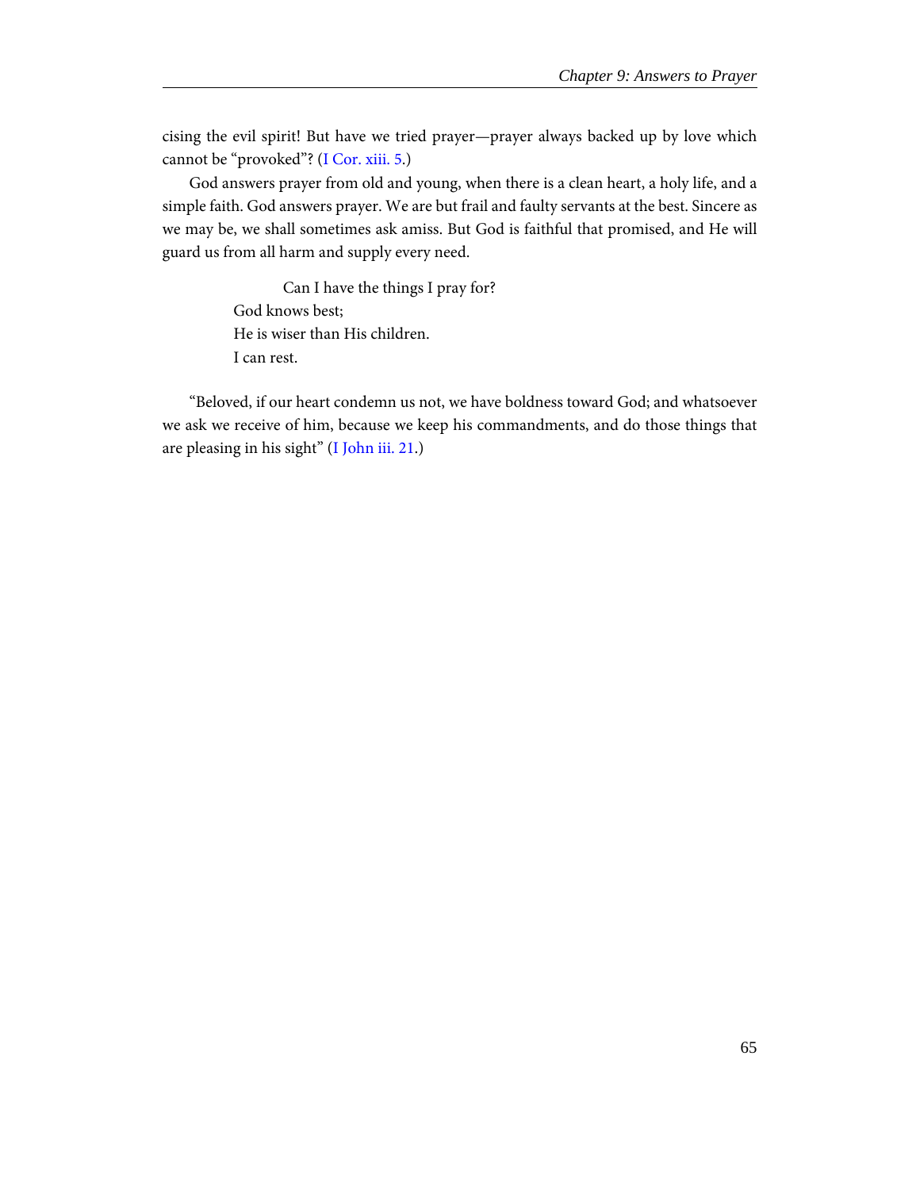cising the evil spirit! But have we tried prayer—prayer always backed up by love which cannot be "provoked"? (I Cor. xiii. 5.)

God answers prayer from old and young, when there is a clean heart, a holy life, and a simple faith. God answers prayer. We are but frail and faulty servants at the best. Sincere as we may be, we shall sometimes ask amiss. But God is faithful that promised, and He will guard us from all harm and supply every need.

> Can I have the things I pray for?
> God knows best;
> He is wiser than His children.
> I can rest.

"Beloved, if our heart condemn us not, we have boldness toward God; and whatsoever we ask we receive of him, because we keep his commandments, and do those things that are pleasing in his sight" (I John iii. 21.)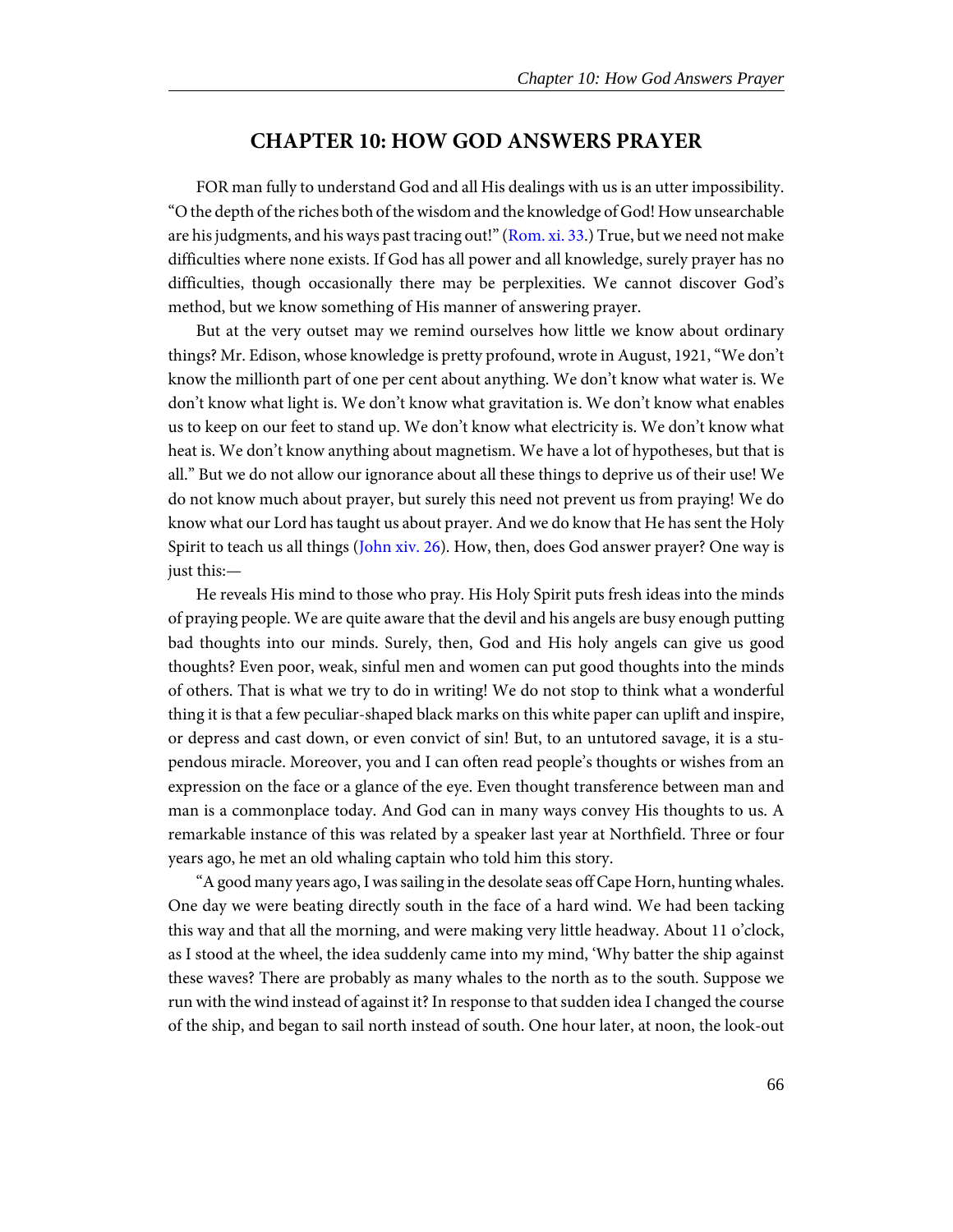# CHAPTER 10: HOW GOD ANSWERS PRAYER

FOR man fully to understand God and all His dealings with us is an utter impossibility. "O the depth of the riches both of the wisdom and the knowledge of God! How unsearchable are his judgments, and his ways past tracing out!" (Rom. xi. 33.) True, but we need not make difficulties where none exists. If God has all power and all knowledge, surely prayer has no difficulties, though occasionally there may be perplexities. We cannot discover God's method, but we know something of His manner of answering prayer.

But at the very outset may we remind ourselves how little we know about ordinary things? Mr. Edison, whose knowledge is pretty profound, wrote in August, 1921, "We don't know the millionth part of one per cent about anything. We don't know what water is. We don't know what light is. We don't know what gravitation is. We don't know what enables us to keep on our feet to stand up. We don't know what electricity is. We don't know what heat is. We don't know anything about magnetism. We have a lot of hypotheses, but that is all." But we do not allow our ignorance about all these things to deprive us of their use! We do not know much about prayer, but surely this need not prevent us from praying! We do know what our Lord has taught us about prayer. And we do know that He has sent the Holy Spirit to teach us all things (John xiv. 26). How, then, does God answer prayer? One way is just this:—

He reveals His mind to those who pray. His Holy Spirit puts fresh ideas into the minds of praying people. We are quite aware that the devil and his angels are busy enough putting bad thoughts into our minds. Surely, then, God and His holy angels can give us good thoughts? Even poor, weak, sinful men and women can put good thoughts into the minds of others. That is what we try to do in writing! We do not stop to think what a wonderful thing it is that a few peculiar-shaped black marks on this white paper can uplift and inspire, or depress and cast down, or even convict of sin! But, to an untutored savage, it is a stupendous miracle. Moreover, you and I can often read people's thoughts or wishes from an expression on the face or a glance of the eye. Even thought transference between man and man is a commonplace today. And God can in many ways convey His thoughts to us. A remarkable instance of this was related by a speaker last year at Northfield. Three or four years ago, he met an old whaling captain who told him this story.

"A good many years ago, I was sailing in the desolate seas off Cape Horn, hunting whales. One day we were beating directly south in the face of a hard wind. We had been tacking this way and that all the morning, and were making very little headway. About 11 o'clock, as I stood at the wheel, the idea suddenly came into my mind, 'Why batter the ship against these waves? There are probably as many whales to the north as to the south. Suppose we run with the wind instead of against it? In response to that sudden idea I changed the course of the ship, and began to sail north instead of south. One hour later, at noon, the look-out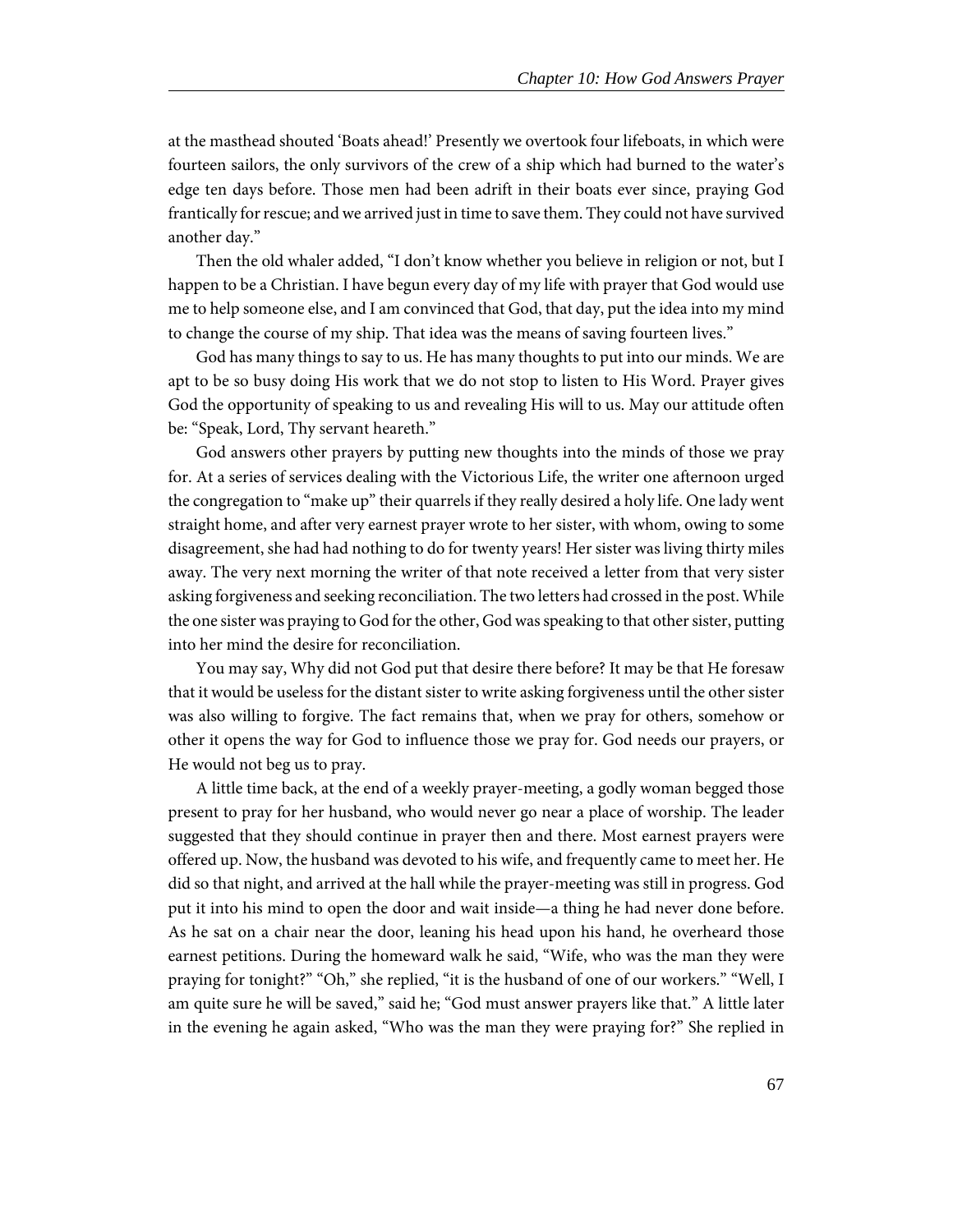at the masthead shouted 'Boats ahead!' Presently we overtook four lifeboats, in which were fourteen sailors, the only survivors of the crew of a ship which had burned to the water's edge ten days before. Those men had been adrift in their boats ever since, praying God frantically for rescue; and we arrived just in time to save them. They could not have survived another day."

Then the old whaler added, "I don't know whether you believe in religion or not, but I happen to be a Christian. I have begun every day of my life with prayer that God would use me to help someone else, and I am convinced that God, that day, put the idea into my mind to change the course of my ship. That idea was the means of saving fourteen lives."

God has many things to say to us. He has many thoughts to put into our minds. We are apt to be so busy doing His work that we do not stop to listen to His Word. Prayer gives God the opportunity of speaking to us and revealing His will to us. May our attitude often be: "Speak, Lord, Thy servant heareth."

God answers other prayers by putting new thoughts into the minds of those we pray for. At a series of services dealing with the Victorious Life, the writer one afternoon urged the congregation to "make up" their quarrels if they really desired a holy life. One lady went straight home, and after very earnest prayer wrote to her sister, with whom, owing to some disagreement, she had had nothing to do for twenty years! Her sister was living thirty miles away. The very next morning the writer of that note received a letter from that very sister asking forgiveness and seeking reconciliation. The two letters had crossed in the post. While the one sister was praying to God for the other, God was speaking to that other sister, putting into her mind the desire for reconciliation.

You may say, Why did not God put that desire there before? It may be that He foresaw that it would be useless for the distant sister to write asking forgiveness until the other sister was also willing to forgive. The fact remains that, when we pray for others, somehow or other it opens the way for God to influence those we pray for. God needs our prayers, or He would not beg us to pray.

A little time back, at the end of a weekly prayer-meeting, a godly woman begged those present to pray for her husband, who would never go near a place of worship. The leader suggested that they should continue in prayer then and there. Most earnest prayers were offered up. Now, the husband was devoted to his wife, and frequently came to meet her. He did so that night, and arrived at the hall while the prayer-meeting was still in progress. God put it into his mind to open the door and wait inside—a thing he had never done before. As he sat on a chair near the door, leaning his head upon his hand, he overheard those earnest petitions. During the homeward walk he said, "Wife, who was the man they were praying for tonight?" "Oh," she replied, "it is the husband of one of our workers." "Well, I am quite sure he will be saved," said he; "God must answer prayers like that." A little later in the evening he again asked, "Who was the man they were praying for?" She replied in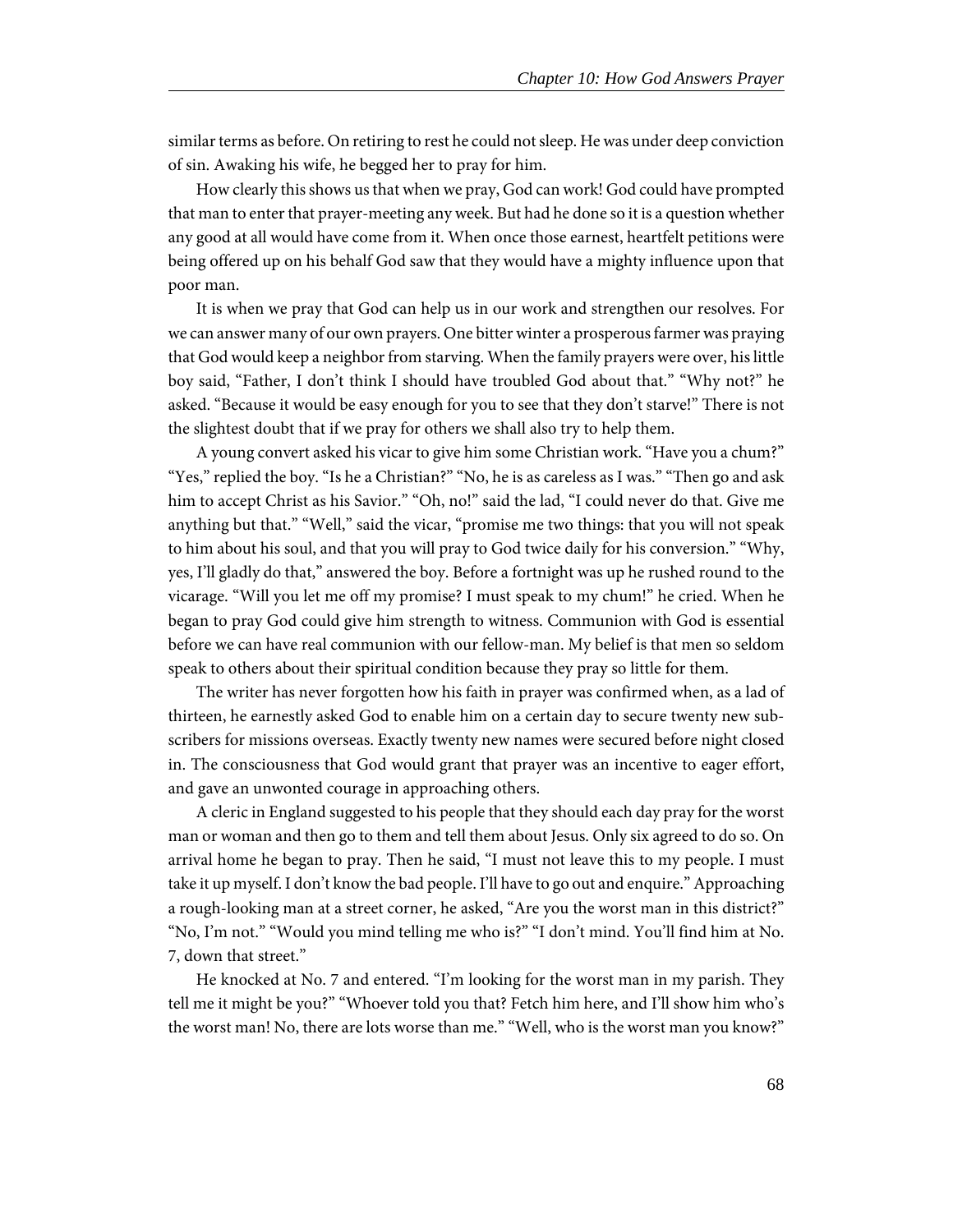similar terms as before. On retiring to rest he could not sleep. He was under deep conviction of sin. Awaking his wife, he begged her to pray for him.

How clearly this shows us that when we pray, God can work! God could have prompted that man to enter that prayer-meeting any week. But had he done so it is a question whether any good at all would have come from it. When once those earnest, heartfelt petitions were being offered up on his behalf God saw that they would have a mighty influence upon that poor man.

It is when we pray that God can help us in our work and strengthen our resolves. For we can answer many of our own prayers. One bitter winter a prosperous farmer was praying that God would keep a neighbor from starving. When the family prayers were over, his little boy said, "Father, I don't think I should have troubled God about that." "Why not?" he asked. "Because it would be easy enough for you to see that they don't starve!" There is not the slightest doubt that if we pray for others we shall also try to help them.

A young convert asked his vicar to give him some Christian work. "Have you a chum?" "Yes," replied the boy. "Is he a Christian?" "No, he is as careless as I was." "Then go and ask him to accept Christ as his Savior." "Oh, no!" said the lad, "I could never do that. Give me anything but that." "Well," said the vicar, "promise me two things: that you will not speak to him about his soul, and that you will pray to God twice daily for his conversion." "Why, yes, I'll gladly do that," answered the boy. Before a fortnight was up he rushed round to the vicarage. "Will you let me off my promise? I must speak to my chum!" he cried. When he began to pray God could give him strength to witness. Communion with God is essential before we can have real communion with our fellow-man. My belief is that men so seldom speak to others about their spiritual condition because they pray so little for them.

The writer has never forgotten how his faith in prayer was confirmed when, as a lad of thirteen, he earnestly asked God to enable him on a certain day to secure twenty new subscribers for missions overseas. Exactly twenty new names were secured before night closed in. The consciousness that God would grant that prayer was an incentive to eager effort, and gave an unwonted courage in approaching others.

A cleric in England suggested to his people that they should each day pray for the worst man or woman and then go to them and tell them about Jesus. Only six agreed to do so. On arrival home he began to pray. Then he said, "I must not leave this to my people. I must take it up myself. I don't know the bad people. I'll have to go out and enquire." Approaching a rough-looking man at a street corner, he asked, "Are you the worst man in this district?" "No, I'm not." "Would you mind telling me who is?" "I don't mind. You'll find him at No. 7, down that street."

He knocked at No. 7 and entered. "I'm looking for the worst man in my parish. They tell me it might be you?" "Whoever told you that? Fetch him here, and I'll show him who's the worst man! No, there are lots worse than me." "Well, who is the worst man you know?"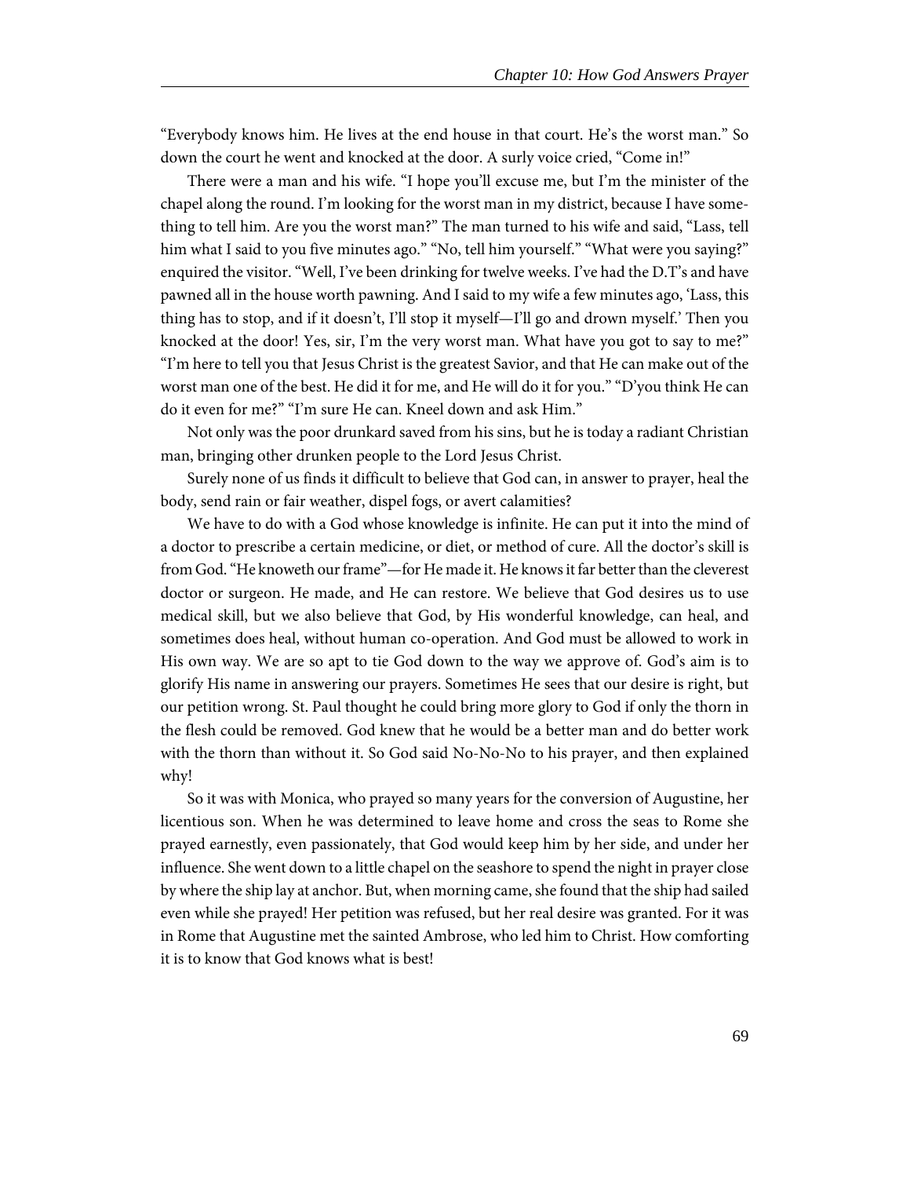"Everybody knows him. He lives at the end house in that court. He's the worst man." So down the court he went and knocked at the door. A surly voice cried, "Come in!"

There were a man and his wife. "I hope you'll excuse me, but I'm the minister of the chapel along the round. I'm looking for the worst man in my district, because I have something to tell him. Are you the worst man?" The man turned to his wife and said, "Lass, tell him what I said to you five minutes ago." "No, tell him yourself." "What were you saying?" enquired the visitor. "Well, I've been drinking for twelve weeks. I've had the D.T's and have pawned all in the house worth pawning. And I said to my wife a few minutes ago, 'Lass, this thing has to stop, and if it doesn't, I'll stop it myself—I'll go and drown myself.' Then you knocked at the door! Yes, sir, I'm the very worst man. What have you got to say to me?" "I'm here to tell you that Jesus Christ is the greatest Savior, and that He can make out of the worst man one of the best. He did it for me, and He will do it for you." "D'you think He can do it even for me?" "I'm sure He can. Kneel down and ask Him."

Not only was the poor drunkard saved from his sins, but he is today a radiant Christian man, bringing other drunken people to the Lord Jesus Christ.

Surely none of us finds it difficult to believe that God can, in answer to prayer, heal the body, send rain or fair weather, dispel fogs, or avert calamities?

We have to do with a God whose knowledge is infinite. He can put it into the mind of a doctor to prescribe a certain medicine, or diet, or method of cure. All the doctor's skill is from God. "He knoweth our frame"—for He made it. He knows it far better than the cleverest doctor or surgeon. He made, and He can restore. We believe that God desires us to use medical skill, but we also believe that God, by His wonderful knowledge, can heal, and sometimes does heal, without human co-operation. And God must be allowed to work in His own way. We are so apt to tie God down to the way we approve of. God's aim is to glorify His name in answering our prayers. Sometimes He sees that our desire is right, but our petition wrong. St. Paul thought he could bring more glory to God if only the thorn in the flesh could be removed. God knew that he would be a better man and do better work with the thorn than without it. So God said No-No-No to his prayer, and then explained why!

So it was with Monica, who prayed so many years for the conversion of Augustine, her licentious son. When he was determined to leave home and cross the seas to Rome she prayed earnestly, even passionately, that God would keep him by her side, and under her influence. She went down to a little chapel on the seashore to spend the night in prayer close by where the ship lay at anchor. But, when morning came, she found that the ship had sailed even while she prayed! Her petition was refused, but her real desire was granted. For it was in Rome that Augustine met the sainted Ambrose, who led him to Christ. How comforting it is to know that God knows what is best!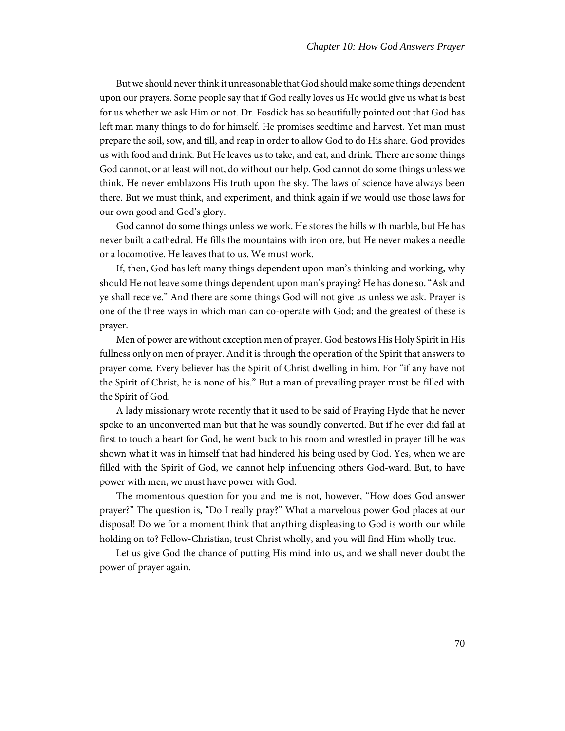But we should never think it unreasonable that God should make some things dependent upon our prayers. Some people say that if God really loves us He would give us what is best for us whether we ask Him or not. Dr. Fosdick has so beautifully pointed out that God has left man many things to do for himself. He promises seedtime and harvest. Yet man must prepare the soil, sow, and till, and reap in order to allow God to do His share. God provides us with food and drink. But He leaves us to take, and eat, and drink. There are some things God cannot, or at least will not, do without our help. God cannot do some things unless we think. He never emblazons His truth upon the sky. The laws of science have always been there. But we must think, and experiment, and think again if we would use those laws for our own good and God's glory.

God cannot do some things unless we work. He stores the hills with marble, but He has never built a cathedral. He fills the mountains with iron ore, but He never makes a needle or a locomotive. He leaves that to us. We must work.

If, then, God has left many things dependent upon man's thinking and working, why should He not leave some things dependent upon man's praying? He has done so. "Ask and ye shall receive." And there are some things God will not give us unless we ask. Prayer is one of the three ways in which man can co-operate with God; and the greatest of these is prayer.

Men of power are without exception men of prayer. God bestows His Holy Spirit in His fullness only on men of prayer. And it is through the operation of the Spirit that answers to prayer come. Every believer has the Spirit of Christ dwelling in him. For "if any have not the Spirit of Christ, he is none of his." But a man of prevailing prayer must be filled with the Spirit of God.

A lady missionary wrote recently that it used to be said of Praying Hyde that he never spoke to an unconverted man but that he was soundly converted. But if he ever did fail at first to touch a heart for God, he went back to his room and wrestled in prayer till he was shown what it was in himself that had hindered his being used by God. Yes, when we are filled with the Spirit of God, we cannot help influencing others God-ward. But, to have power with men, we must have power with God.

The momentous question for you and me is not, however, "How does God answer prayer?" The question is, "Do I really pray?" What a marvelous power God places at our disposal! Do we for a moment think that anything displeasing to God is worth our while holding on to? Fellow-Christian, trust Christ wholly, and you will find Him wholly true.

Let us give God the chance of putting His mind into us, and we shall never doubt the power of prayer again.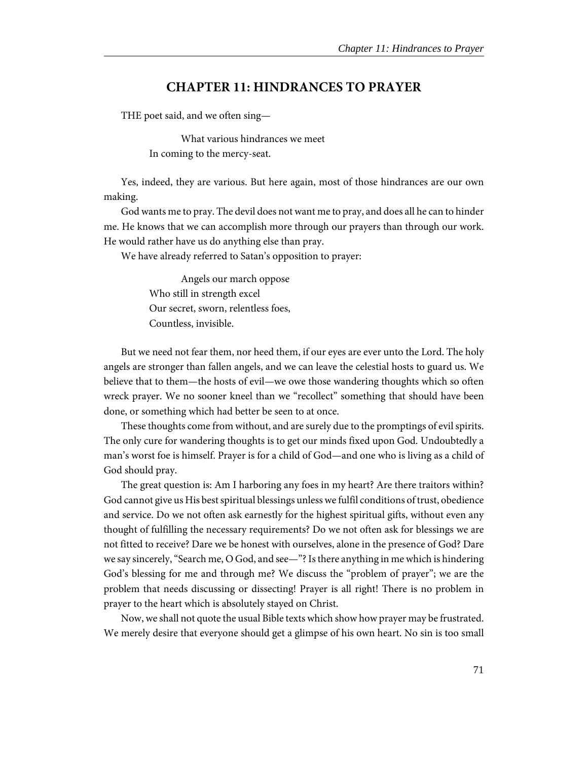# CHAPTER 11: HINDRANCES TO PRAYER

THE poet said, and we often sing—

> What various hindrances we meet
> In coming to the mercy-seat.

Yes, indeed, they are various. But here again, most of those hindrances are our own making.

God wants me to pray. The devil does not want me to pray, and does all he can to hinder me. He knows that we can accomplish more through our prayers than through our work. He would rather have us do anything else than pray.

We have already referred to Satan's opposition to prayer:

> Angels our march oppose
> Who still in strength excel
> Our secret, sworn, relentless foes,
> Countless, invisible.

But we need not fear them, nor heed them, if our eyes are ever unto the Lord. The holy angels are stronger than fallen angels, and we can leave the celestial hosts to guard us. We believe that to them—the hosts of evil—we owe those wandering thoughts which so often wreck prayer. We no sooner kneel than we "recollect" something that should have been done, or something which had better be seen to at once.

These thoughts come from without, and are surely due to the promptings of evil spirits. The only cure for wandering thoughts is to get our minds fixed upon God. Undoubtedly a man's worst foe is himself. Prayer is for a child of God—and one who is living as a child of God should pray.

The great question is: Am I harboring any foes in my heart? Are there traitors within? God cannot give us His best spiritual blessings unless we fulfil conditions of trust, obedience and service. Do we not often ask earnestly for the highest spiritual gifts, without even any thought of fulfilling the necessary requirements? Do we not often ask for blessings we are not fitted to receive? Dare we be honest with ourselves, alone in the presence of God? Dare we say sincerely, "Search me, O God, and see—"? Is there anything in me which is hindering God's blessing for me and through me? We discuss the "problem of prayer"; we are the problem that needs discussing or dissecting! Prayer is all right! There is no problem in prayer to the heart which is absolutely stayed on Christ.

Now, we shall not quote the usual Bible texts which show how prayer may be frustrated. We merely desire that everyone should get a glimpse of his own heart. No sin is too small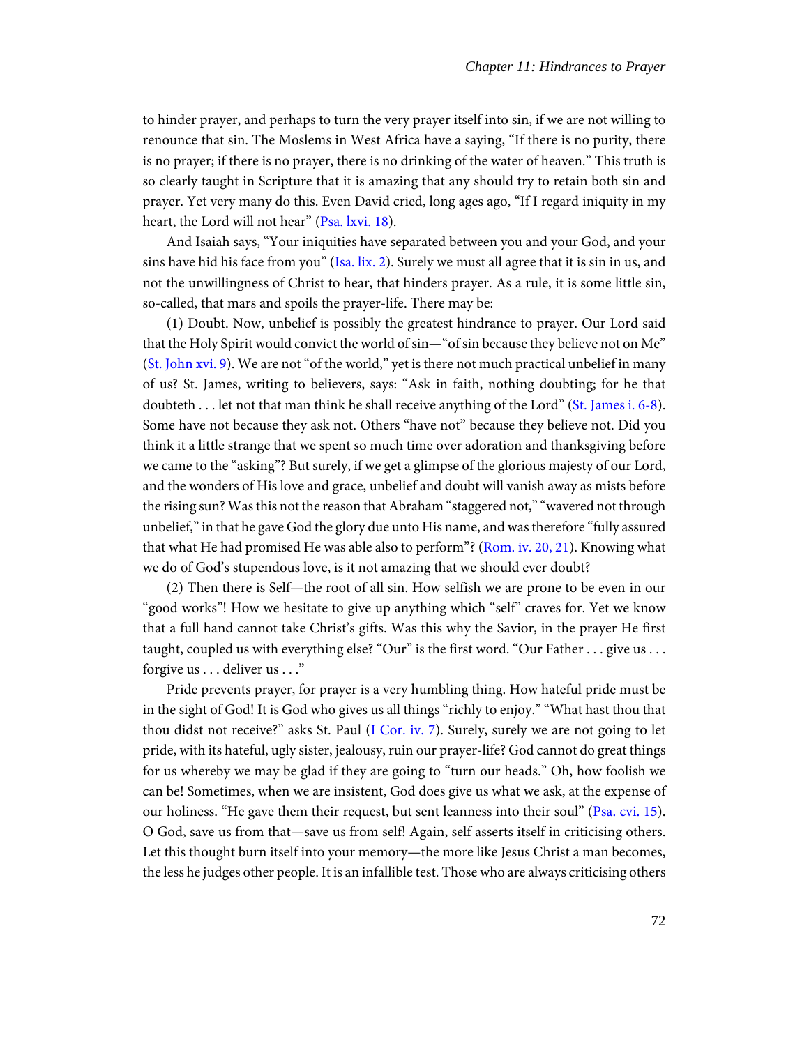to hinder prayer, and perhaps to turn the very prayer itself into sin, if we are not willing to renounce that sin. The Moslems in West Africa have a saying, "If there is no purity, there is no prayer; if there is no prayer, there is no drinking of the water of heaven." This truth is so clearly taught in Scripture that it is amazing that any should try to retain both sin and prayer. Yet very many do this. Even David cried, long ages ago, "If I regard iniquity in my heart, the Lord will not hear" (Psa. lxvi. 18).

And Isaiah says, "Your iniquities have separated between you and your God, and your sins have hid his face from you" (Isa. lix. 2). Surely we must all agree that it is sin in us, and not the unwillingness of Christ to hear, that hinders prayer. As a rule, it is some little sin, so-called, that mars and spoils the prayer-life. There may be:

(1) Doubt. Now, unbelief is possibly the greatest hindrance to prayer. Our Lord said that the Holy Spirit would convict the world of sin—"of sin because they believe not on Me" (St. John xvi. 9). We are not "of the world," yet is there not much practical unbelief in many of us? St. James, writing to believers, says: "Ask in faith, nothing doubting; for he that doubteth . . . let not that man think he shall receive anything of the Lord" (St. James i. 6-8). Some have not because they ask not. Others "have not" because they believe not. Did you think it a little strange that we spent so much time over adoration and thanksgiving before we came to the "asking"? But surely, if we get a glimpse of the glorious majesty of our Lord, and the wonders of His love and grace, unbelief and doubt will vanish away as mists before the rising sun? Was this not the reason that Abraham "staggered not," "wavered not through unbelief," in that he gave God the glory due unto His name, and was therefore "fully assured that what He had promised He was able also to perform"? (Rom. iv. 20, 21). Knowing what we do of God's stupendous love, is it not amazing that we should ever doubt?

(2) Then there is Self—the root of all sin. How selfish we are prone to be even in our "good works"! How we hesitate to give up anything which "self" craves for. Yet we know that a full hand cannot take Christ's gifts. Was this why the Savior, in the prayer He first taught, coupled us with everything else? "Our" is the first word. "Our Father . . . give us . . . forgive us . . . deliver us . . ."

Pride prevents prayer, for prayer is a very humbling thing. How hateful pride must be in the sight of God! It is God who gives us all things "richly to enjoy." "What hast thou that thou didst not receive?" asks St. Paul (I Cor. iv. 7). Surely, surely we are not going to let pride, with its hateful, ugly sister, jealousy, ruin our prayer-life? God cannot do great things for us whereby we may be glad if they are going to "turn our heads." Oh, how foolish we can be! Sometimes, when we are insistent, God does give us what we ask, at the expense of our holiness. "He gave them their request, but sent leanness into their soul" (Psa. cvi. 15). O God, save us from that—save us from self! Again, self asserts itself in criticising others. Let this thought burn itself into your memory—the more like Jesus Christ a man becomes, the less he judges other people. It is an infallible test. Those who are always criticising others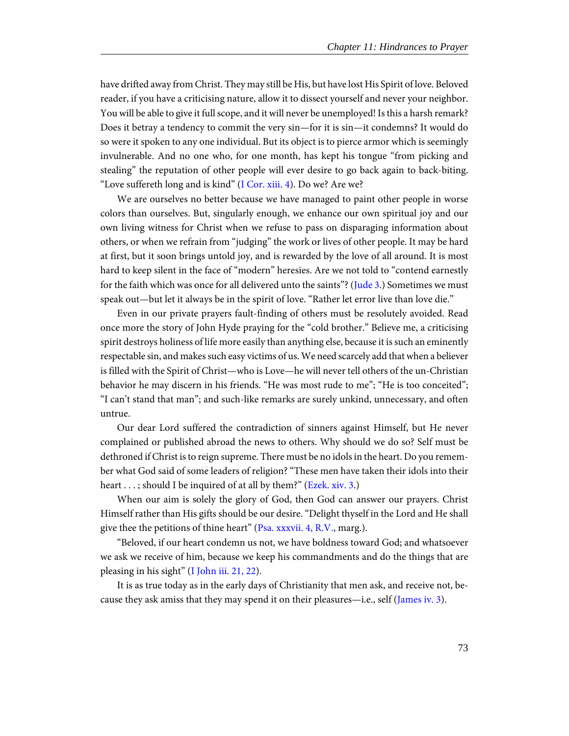have drifted away from Christ. They may still be His, but have lost His Spirit of love. Beloved reader, if you have a criticising nature, allow it to dissect yourself and never your neighbor. You will be able to give it full scope, and it will never be unemployed! Is this a harsh remark? Does it betray a tendency to commit the very sin—for it is sin—it condemns? It would do so were it spoken to any one individual. But its object is to pierce armor which is seemingly invulnerable. And no one who, for one month, has kept his tongue "from picking and stealing" the reputation of other people will ever desire to go back again to back-biting. "Love suffereth long and is kind" (I Cor. xiii. 4). Do we? Are we?

We are ourselves no better because we have managed to paint other people in worse colors than ourselves. But, singularly enough, we enhance our own spiritual joy and our own living witness for Christ when we refuse to pass on disparaging information about others, or when we refrain from "judging" the work or lives of other people. It may be hard at first, but it soon brings untold joy, and is rewarded by the love of all around. It is most hard to keep silent in the face of "modern" heresies. Are we not told to "contend earnestly for the faith which was once for all delivered unto the saints"? (Jude 3.) Sometimes we must speak out—but let it always be in the spirit of love. "Rather let error live than love die."

Even in our private prayers fault-finding of others must be resolutely avoided. Read once more the story of John Hyde praying for the "cold brother." Believe me, a criticising spirit destroys holiness of life more easily than anything else, because it is such an eminently respectable sin, and makes such easy victims of us. We need scarcely add that when a believer is filled with the Spirit of Christ—who is Love—he will never tell others of the un-Christian behavior he may discern in his friends. "He was most rude to me"; "He is too conceited"; "I can't stand that man"; and such-like remarks are surely unkind, unnecessary, and often untrue.

Our dear Lord suffered the contradiction of sinners against Himself, but He never complained or published abroad the news to others. Why should we do so? Self must be dethroned if Christ is to reign supreme. There must be no idols in the heart. Do you remember what God said of some leaders of religion? "These men have taken their idols into their heart . . . ; should I be inquired of at all by them?" (Ezek. xiv. 3.)

When our aim is solely the glory of God, then God can answer our prayers. Christ Himself rather than His gifts should be our desire. "Delight thyself in the Lord and He shall give thee the petitions of thine heart" (Psa. xxxvii. 4, R.V., marg.).

"Beloved, if our heart condemn us not, we have boldness toward God; and whatsoever we ask we receive of him, because we keep his commandments and do the things that are pleasing in his sight" (I John iii. 21, 22).

It is as true today as in the early days of Christianity that men ask, and receive not, because they ask amiss that they may spend it on their pleasures—i.e., self (James iv. 3).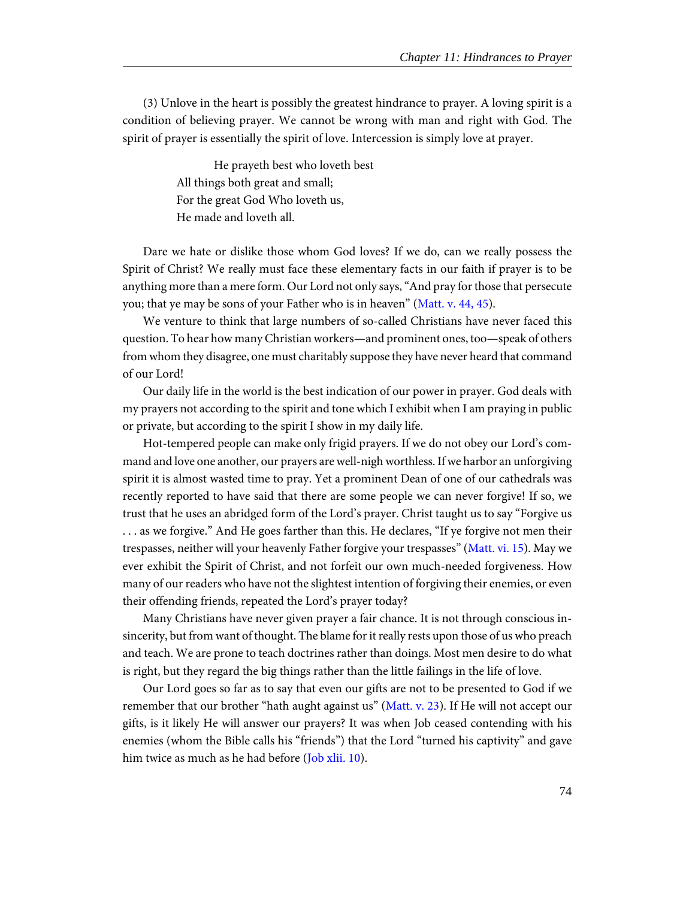(3) Unlove in the heart is possibly the greatest hindrance to prayer. A loving spirit is a condition of believing prayer. We cannot be wrong with man and right with God. The spirit of prayer is essentially the spirit of love. Intercession is simply love at prayer.

> He prayeth best who loveth best  
> All things both great and small;  
> For the great God Who loveth us,  
> He made and loveth all.

Dare we hate or dislike those whom God loves? If we do, can we really possess the Spirit of Christ? We really must face these elementary facts in our faith if prayer is to be anything more than a mere form. Our Lord not only says, "And pray for those that persecute you; that ye may be sons of your Father who is in heaven" (Matt. v. 44, 45).

We venture to think that large numbers of so-called Christians have never faced this question. To hear how many Christian workers—and prominent ones, too—speak of others from whom they disagree, one must charitably suppose they have never heard that command of our Lord!

Our daily life in the world is the best indication of our power in prayer. God deals with my prayers not according to the spirit and tone which I exhibit when I am praying in public or private, but according to the spirit I show in my daily life.

Hot-tempered people can make only frigid prayers. If we do not obey our Lord's command and love one another, our prayers are well-nigh worthless. If we harbor an unforgiving spirit it is almost wasted time to pray. Yet a prominent Dean of one of our cathedrals was recently reported to have said that there are some people we can never forgive! If so, we trust that he uses an abridged form of the Lord's prayer. Christ taught us to say "Forgive us . . . as we forgive." And He goes farther than this. He declares, "If ye forgive not men their trespasses, neither will your heavenly Father forgive your trespasses" (Matt. vi. 15). May we ever exhibit the Spirit of Christ, and not forfeit our own much-needed forgiveness. How many of our readers who have not the slightest intention of forgiving their enemies, or even their offending friends, repeated the Lord's prayer today?

Many Christians have never given prayer a fair chance. It is not through conscious insincerity, but from want of thought. The blame for it really rests upon those of us who preach and teach. We are prone to teach doctrines rather than doings. Most men desire to do what is right, but they regard the big things rather than the little failings in the life of love.

Our Lord goes so far as to say that even our gifts are not to be presented to God if we remember that our brother "hath aught against us" (Matt. v. 23). If He will not accept our gifts, is it likely He will answer our prayers? It was when Job ceased contending with his enemies (whom the Bible calls his "friends") that the Lord "turned his captivity" and gave him twice as much as he had before (Job xlii. 10).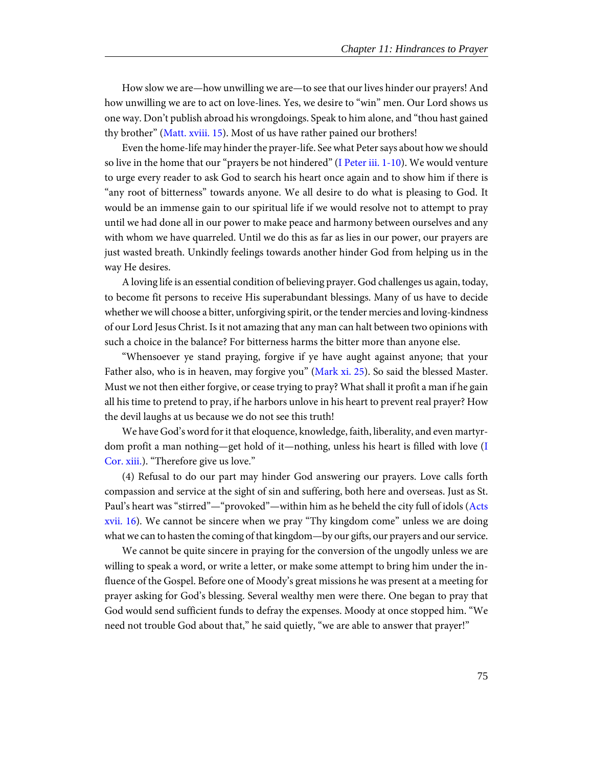How slow we are—how unwilling we are—to see that our lives hinder our prayers! And how unwilling we are to act on love-lines. Yes, we desire to "win" men. Our Lord shows us one way. Don't publish abroad his wrongdoings. Speak to him alone, and "thou hast gained thy brother" (Matt. xviii. 15). Most of us have rather pained our brothers!

Even the home-life may hinder the prayer-life. See what Peter says about how we should so live in the home that our "prayers be not hindered" (I Peter iii. 1-10). We would venture to urge every reader to ask God to search his heart once again and to show him if there is "any root of bitterness" towards anyone. We all desire to do what is pleasing to God. It would be an immense gain to our spiritual life if we would resolve not to attempt to pray until we had done all in our power to make peace and harmony between ourselves and any with whom we have quarreled. Until we do this as far as lies in our power, our prayers are just wasted breath. Unkindly feelings towards another hinder God from helping us in the way He desires.

A loving life is an essential condition of believing prayer. God challenges us again, today, to become fit persons to receive His superabundant blessings. Many of us have to decide whether we will choose a bitter, unforgiving spirit, or the tender mercies and loving-kindness of our Lord Jesus Christ. Is it not amazing that any man can halt between two opinions with such a choice in the balance? For bitterness harms the bitter more than anyone else.

"Whensoever ye stand praying, forgive if ye have aught against anyone; that your Father also, who is in heaven, may forgive you" (Mark xi. 25). So said the blessed Master. Must we not then either forgive, or cease trying to pray? What shall it profit a man if he gain all his time to pretend to pray, if he harbors unlove in his heart to prevent real prayer? How the devil laughs at us because we do not see this truth!

We have God's word for it that eloquence, knowledge, faith, liberality, and even martyrdom profit a man nothing—get hold of it—nothing, unless his heart is filled with love (I Cor. xiii.). "Therefore give us love."

(4) Refusal to do our part may hinder God answering our prayers. Love calls forth compassion and service at the sight of sin and suffering, both here and overseas. Just as St. Paul's heart was "stirred"—"provoked"—within him as he beheld the city full of idols (Acts xvii. 16). We cannot be sincere when we pray "Thy kingdom come" unless we are doing what we can to hasten the coming of that kingdom—by our gifts, our prayers and our service.

We cannot be quite sincere in praying for the conversion of the ungodly unless we are willing to speak a word, or write a letter, or make some attempt to bring him under the influence of the Gospel. Before one of Moody's great missions he was present at a meeting for prayer asking for God's blessing. Several wealthy men were there. One began to pray that God would send sufficient funds to defray the expenses. Moody at once stopped him. "We need not trouble God about that," he said quietly, "we are able to answer that prayer!"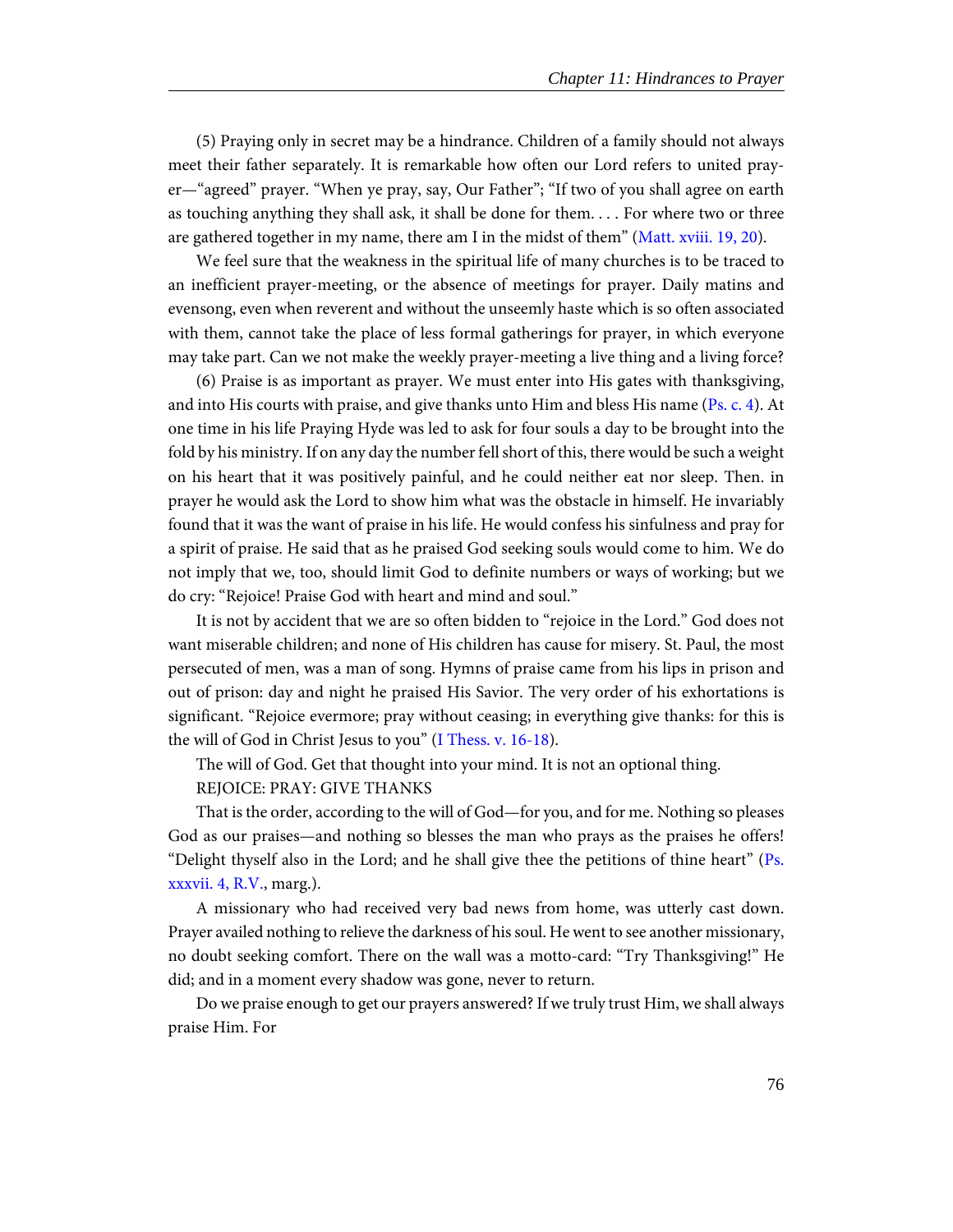(5) Praying only in secret may be a hindrance. Children of a family should not always meet their father separately. It is remarkable how often our Lord refers to united prayer—"agreed" prayer. "When ye pray, say, Our Father"; "If two of you shall agree on earth as touching anything they shall ask, it shall be done for them. . . . For where two or three are gathered together in my name, there am I in the midst of them" (Matt. xviii. 19, 20).

We feel sure that the weakness in the spiritual life of many churches is to be traced to an inefficient prayer-meeting, or the absence of meetings for prayer. Daily matins and evensong, even when reverent and without the unseemly haste which is so often associated with them, cannot take the place of less formal gatherings for prayer, in which everyone may take part. Can we not make the weekly prayer-meeting a live thing and a living force?

(6) Praise is as important as prayer. We must enter into His gates with thanksgiving, and into His courts with praise, and give thanks unto Him and bless His name (Ps. c. 4). At one time in his life Praying Hyde was led to ask for four souls a day to be brought into the fold by his ministry. If on any day the number fell short of this, there would be such a weight on his heart that it was positively painful, and he could neither eat nor sleep. Then. in prayer he would ask the Lord to show him what was the obstacle in himself. He invariably found that it was the want of praise in his life. He would confess his sinfulness and pray for a spirit of praise. He said that as he praised God seeking souls would come to him. We do not imply that we, too, should limit God to definite numbers or ways of working; but we do cry: "Rejoice! Praise God with heart and mind and soul."

It is not by accident that we are so often bidden to "rejoice in the Lord." God does not want miserable children; and none of His children has cause for misery. St. Paul, the most persecuted of men, was a man of song. Hymns of praise came from his lips in prison and out of prison: day and night he praised His Savior. The very order of his exhortations is significant. "Rejoice evermore; pray without ceasing; in everything give thanks: for this is the will of God in Christ Jesus to you" (I Thess. v. 16-18).

The will of God. Get that thought into your mind. It is not an optional thing.

REJOICE: PRAY: GIVE THANKS

That is the order, according to the will of God—for you, and for me. Nothing so pleases God as our praises—and nothing so blesses the man who prays as the praises he offers! "Delight thyself also in the Lord; and he shall give thee the petitions of thine heart" (Ps. xxxvii. 4, R.V., marg.).

A missionary who had received very bad news from home, was utterly cast down. Prayer availed nothing to relieve the darkness of his soul. He went to see another missionary, no doubt seeking comfort. There on the wall was a motto-card: "Try Thanksgiving!" He did; and in a moment every shadow was gone, never to return.

Do we praise enough to get our prayers answered? If we truly trust Him, we shall always praise Him. For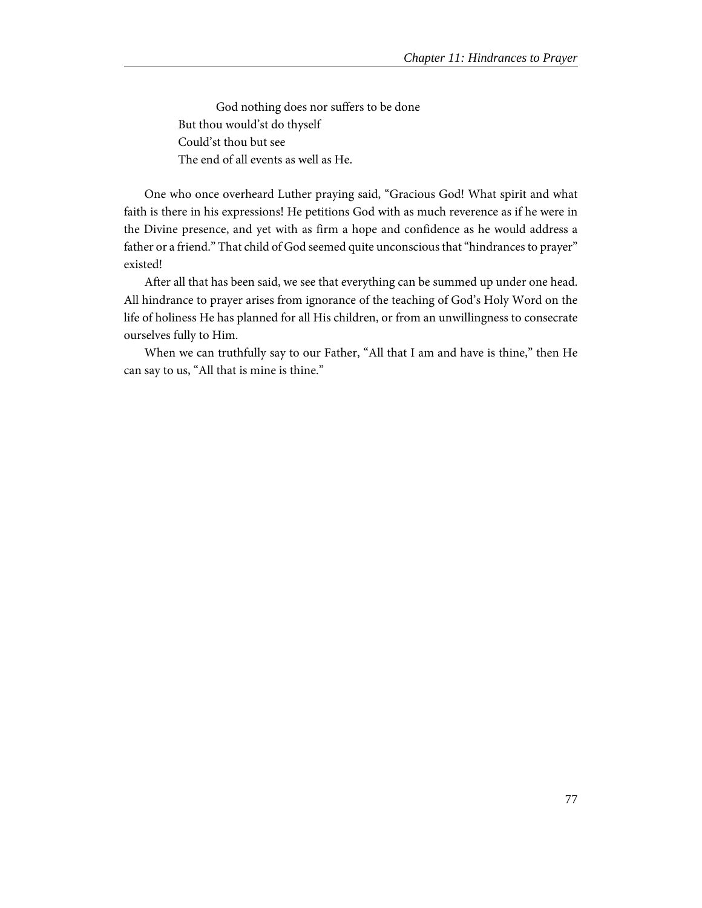God nothing does nor suffers to be done
But thou would'st do thyself
Could'st thou but see
The end of all events as well as He.

One who once overheard Luther praying said, "Gracious God! What spirit and what faith is there in his expressions! He petitions God with as much reverence as if he were in the Divine presence, and yet with as firm a hope and confidence as he would address a father or a friend." That child of God seemed quite unconscious that "hindrances to prayer" existed!

After all that has been said, we see that everything can be summed up under one head. All hindrance to prayer arises from ignorance of the teaching of God's Holy Word on the life of holiness He has planned for all His children, or from an unwillingness to consecrate ourselves fully to Him.

When we can truthfully say to our Father, "All that I am and have is thine," then He can say to us, "All that is mine is thine."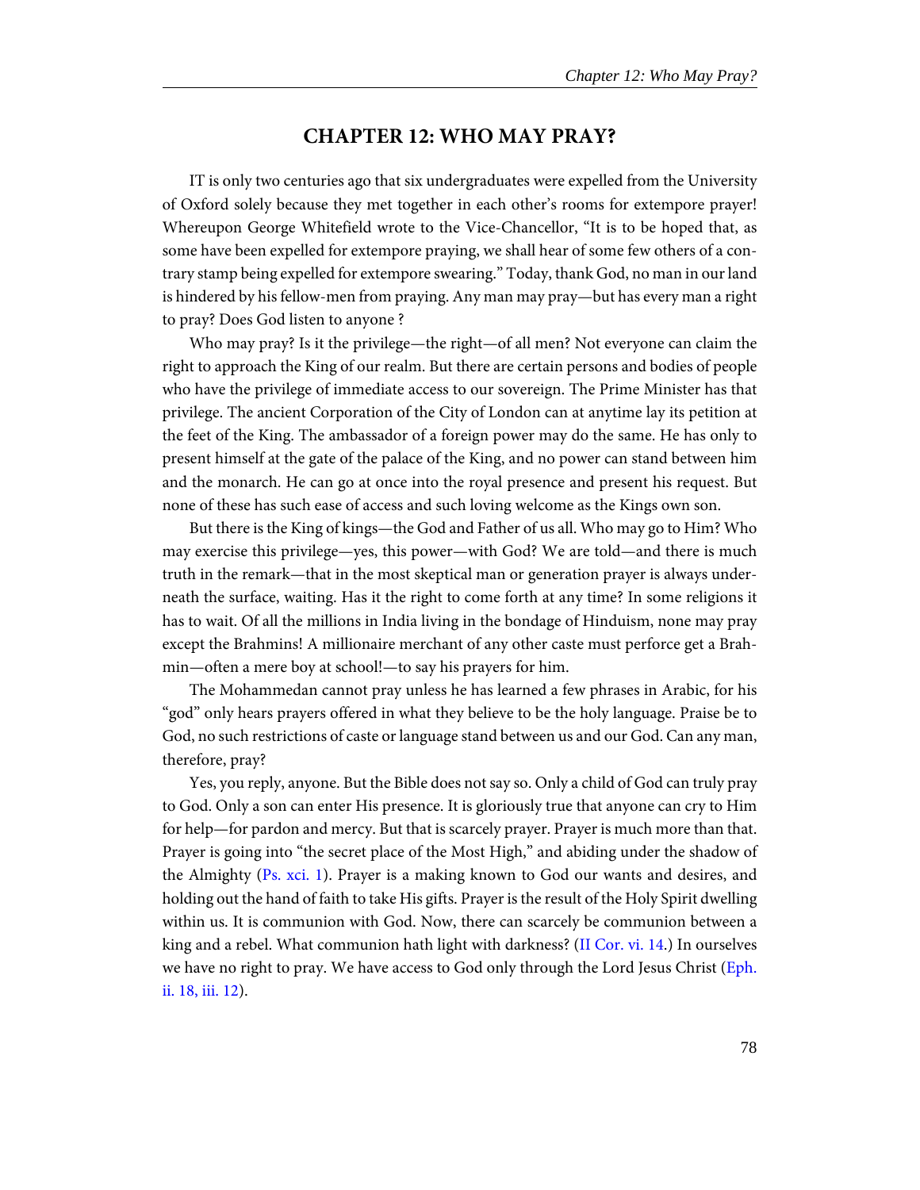# CHAPTER 12: WHO MAY PRAY?

IT is only two centuries ago that six undergraduates were expelled from the University of Oxford solely because they met together in each other's rooms for extempore prayer! Whereupon George Whitefield wrote to the Vice-Chancellor, "It is to be hoped that, as some have been expelled for extempore praying, we shall hear of some few others of a contrary stamp being expelled for extempore swearing." Today, thank God, no man in our land is hindered by his fellow-men from praying. Any man may pray—but has every man a right to pray? Does God listen to anyone ?

Who may pray? Is it the privilege—the right—of all men? Not everyone can claim the right to approach the King of our realm. But there are certain persons and bodies of people who have the privilege of immediate access to our sovereign. The Prime Minister has that privilege. The ancient Corporation of the City of London can at anytime lay its petition at the feet of the King. The ambassador of a foreign power may do the same. He has only to present himself at the gate of the palace of the King, and no power can stand between him and the monarch. He can go at once into the royal presence and present his request. But none of these has such ease of access and such loving welcome as the Kings own son.

But there is the King of kings—the God and Father of us all. Who may go to Him? Who may exercise this privilege—yes, this power—with God? We are told—and there is much truth in the remark—that in the most skeptical man or generation prayer is always underneath the surface, waiting. Has it the right to come forth at any time? In some religions it has to wait. Of all the millions in India living in the bondage of Hinduism, none may pray except the Brahmins! A millionaire merchant of any other caste must perforce get a Brahmin—often a mere boy at school!—to say his prayers for him.

The Mohammedan cannot pray unless he has learned a few phrases in Arabic, for his "god" only hears prayers offered in what they believe to be the holy language. Praise be to God, no such restrictions of caste or language stand between us and our God. Can any man, therefore, pray?

Yes, you reply, anyone. But the Bible does not say so. Only a child of God can truly pray to God. Only a son can enter His presence. It is gloriously true that anyone can cry to Him for help—for pardon and mercy. But that is scarcely prayer. Prayer is much more than that. Prayer is going into "the secret place of the Most High," and abiding under the shadow of the Almighty (Ps. xci. 1). Prayer is a making known to God our wants and desires, and holding out the hand of faith to take His gifts. Prayer is the result of the Holy Spirit dwelling within us. It is communion with God. Now, there can scarcely be communion between a king and a rebel. What communion hath light with darkness? (II Cor. vi. 14.) In ourselves we have no right to pray. We have access to God only through the Lord Jesus Christ (Eph. ii. 18, iii. 12).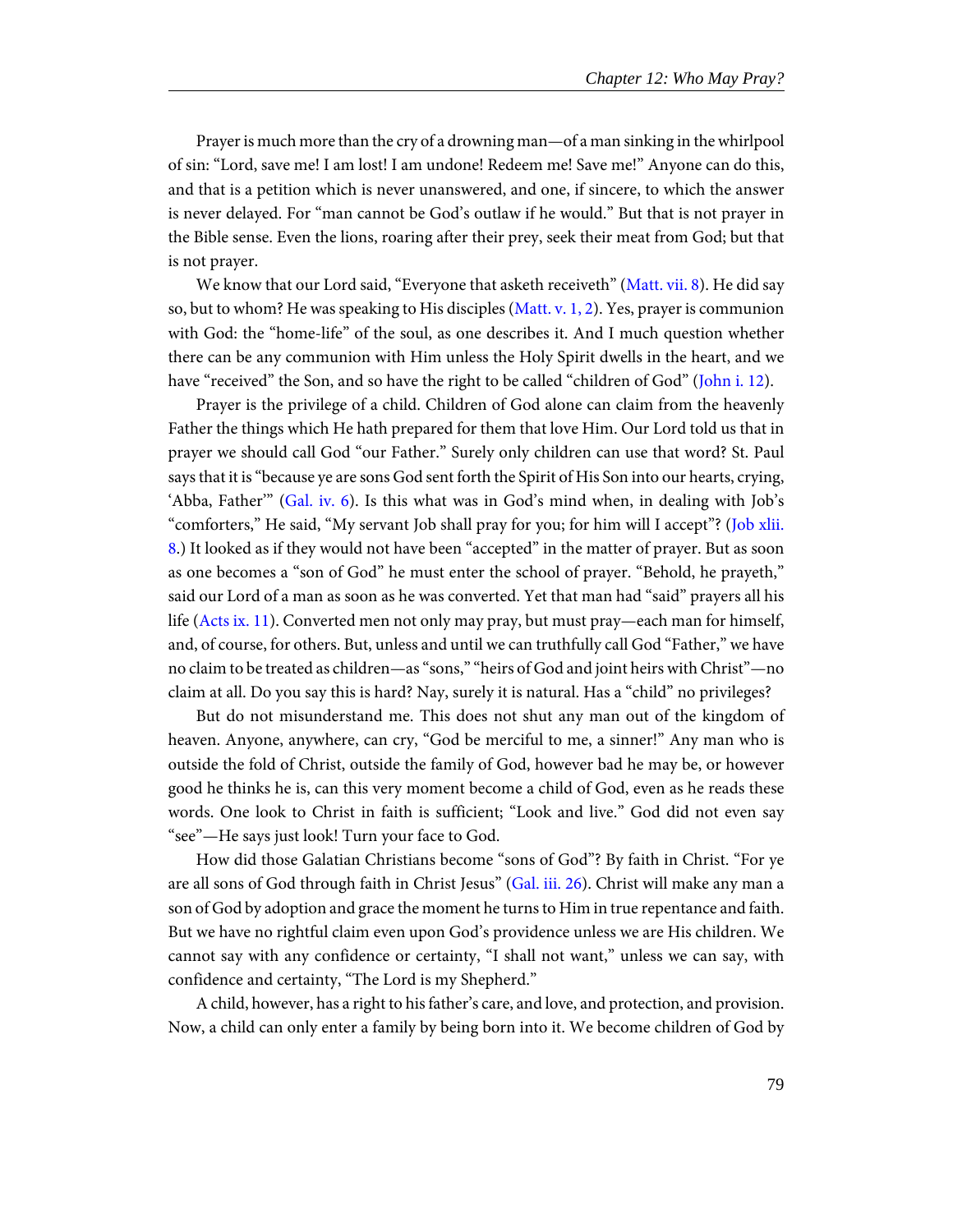Prayer is much more than the cry of a drowning man—of a man sinking in the whirlpool of sin: "Lord, save me! I am lost! I am undone! Redeem me! Save me!" Anyone can do this, and that is a petition which is never unanswered, and one, if sincere, to which the answer is never delayed. For "man cannot be God's outlaw if he would." But that is not prayer in the Bible sense. Even the lions, roaring after their prey, seek their meat from God; but that is not prayer.

We know that our Lord said, "Everyone that asketh receiveth" (Matt. vii. 8). He did say so, but to whom? He was speaking to His disciples (Matt. v. 1, 2). Yes, prayer is communion with God: the "home-life" of the soul, as one describes it. And I much question whether there can be any communion with Him unless the Holy Spirit dwells in the heart, and we have "received" the Son, and so have the right to be called "children of God" (John i. 12).

Prayer is the privilege of a child. Children of God alone can claim from the heavenly Father the things which He hath prepared for them that love Him. Our Lord told us that in prayer we should call God "our Father." Surely only children can use that word? St. Paul says that it is "because ye are sons God sent forth the Spirit of His Son into our hearts, crying, 'Abba, Father'" (Gal. iv. 6). Is this what was in God's mind when, in dealing with Job's "comforters," He said, "My servant Job shall pray for you; for him will I accept"? (Job xlii. 8.) It looked as if they would not have been "accepted" in the matter of prayer. But as soon as one becomes a "son of God" he must enter the school of prayer. "Behold, he prayeth," said our Lord of a man as soon as he was converted. Yet that man had "said" prayers all his life (Acts ix. 11). Converted men not only may pray, but must pray—each man for himself, and, of course, for others. But, unless and until we can truthfully call God "Father," we have no claim to be treated as children—as "sons," "heirs of God and joint heirs with Christ"—no claim at all. Do you say this is hard? Nay, surely it is natural. Has a "child" no privileges?

But do not misunderstand me. This does not shut any man out of the kingdom of heaven. Anyone, anywhere, can cry, "God be merciful to me, a sinner!" Any man who is outside the fold of Christ, outside the family of God, however bad he may be, or however good he thinks he is, can this very moment become a child of God, even as he reads these words. One look to Christ in faith is sufficient; "Look and live." God did not even say "see"—He says just look! Turn your face to God.

How did those Galatian Christians become "sons of God"? By faith in Christ. "For ye are all sons of God through faith in Christ Jesus" (Gal. iii. 26). Christ will make any man a son of God by adoption and grace the moment he turns to Him in true repentance and faith. But we have no rightful claim even upon God's providence unless we are His children. We cannot say with any confidence or certainty, "I shall not want," unless we can say, with confidence and certainty, "The Lord is my Shepherd."

A child, however, has a right to his father's care, and love, and protection, and provision. Now, a child can only enter a family by being born into it. We become children of God by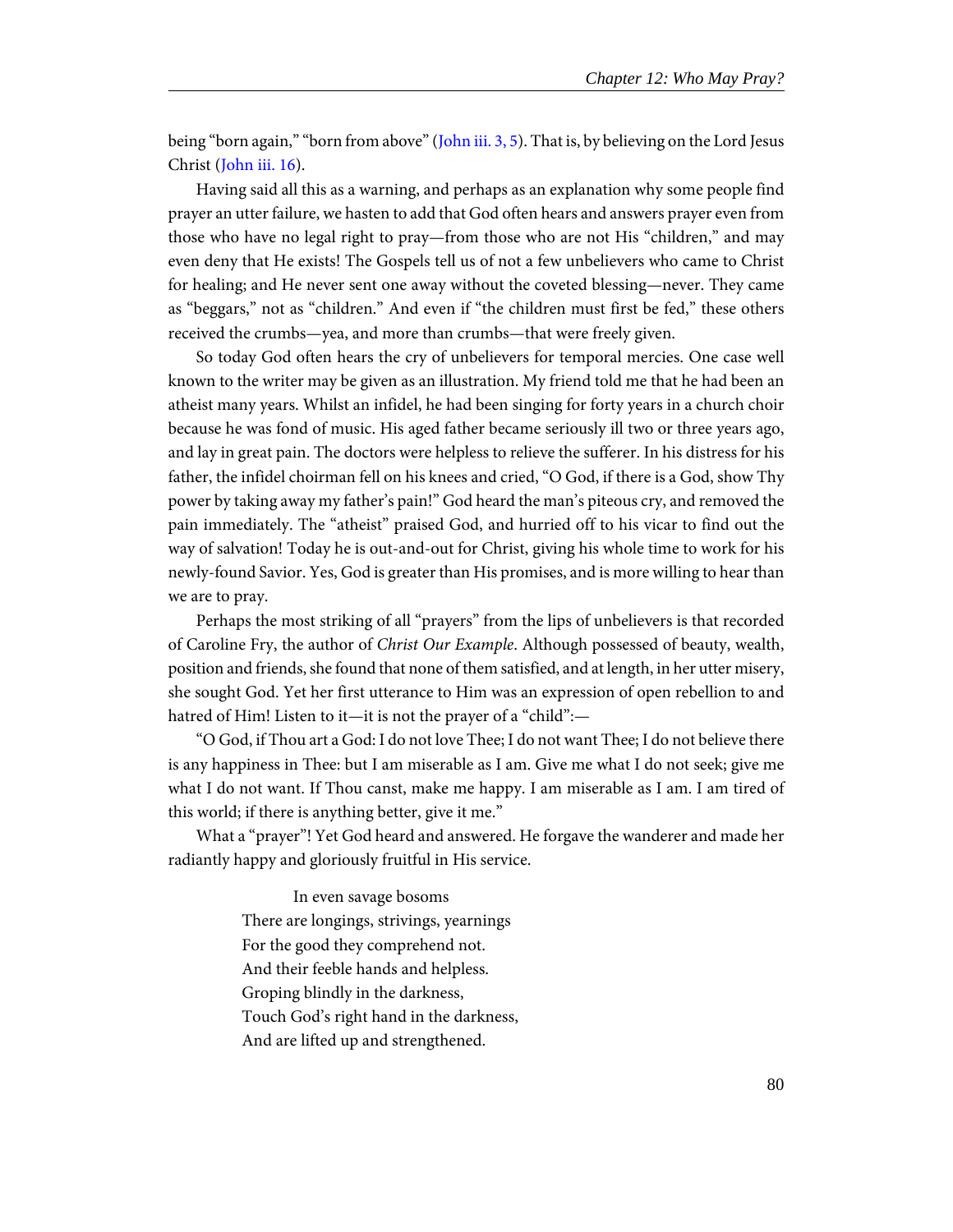being "born again," "born from above" (John iii. 3, 5). That is, by believing on the Lord Jesus Christ (John iii. 16).

Having said all this as a warning, and perhaps as an explanation why some people find prayer an utter failure, we hasten to add that God often hears and answers prayer even from those who have no legal right to pray—from those who are not His "children," and may even deny that He exists! The Gospels tell us of not a few unbelievers who came to Christ for healing; and He never sent one away without the coveted blessing—never. They came as "beggars," not as "children." And even if "the children must first be fed," these others received the crumbs—yea, and more than crumbs—that were freely given.

So today God often hears the cry of unbelievers for temporal mercies. One case well known to the writer may be given as an illustration. My friend told me that he had been an atheist many years. Whilst an infidel, he had been singing for forty years in a church choir because he was fond of music. His aged father became seriously ill two or three years ago, and lay in great pain. The doctors were helpless to relieve the sufferer. In his distress for his father, the infidel choirman fell on his knees and cried, "O God, if there is a God, show Thy power by taking away my father's pain!" God heard the man's piteous cry, and removed the pain immediately. The "atheist" praised God, and hurried off to his vicar to find out the way of salvation! Today he is out-and-out for Christ, giving his whole time to work for his newly-found Savior. Yes, God is greater than His promises, and is more willing to hear than we are to pray.

Perhaps the most striking of all "prayers" from the lips of unbelievers is that recorded of Caroline Fry, the author of *Christ Our Example*. Although possessed of beauty, wealth, position and friends, she found that none of them satisfied, and at length, in her utter misery, she sought God. Yet her first utterance to Him was an expression of open rebellion to and hatred of Him! Listen to it—it is not the prayer of a "child":—

"O God, if Thou art a God: I do not love Thee; I do not want Thee; I do not believe there is any happiness in Thee: but I am miserable as I am. Give me what I do not seek; give me what I do not want. If Thou canst, make me happy. I am miserable as I am. I am tired of this world; if there is anything better, give it me."

What a "prayer"! Yet God heard and answered. He forgave the wanderer and made her radiantly happy and gloriously fruitful in His service.

> In even savage bosoms
> There are longings, strivings, yearnings
> For the good they comprehend not.
> And their feeble hands and helpless.
> Groping blindly in the darkness,
> Touch God's right hand in the darkness,
> And are lifted up and strengthened.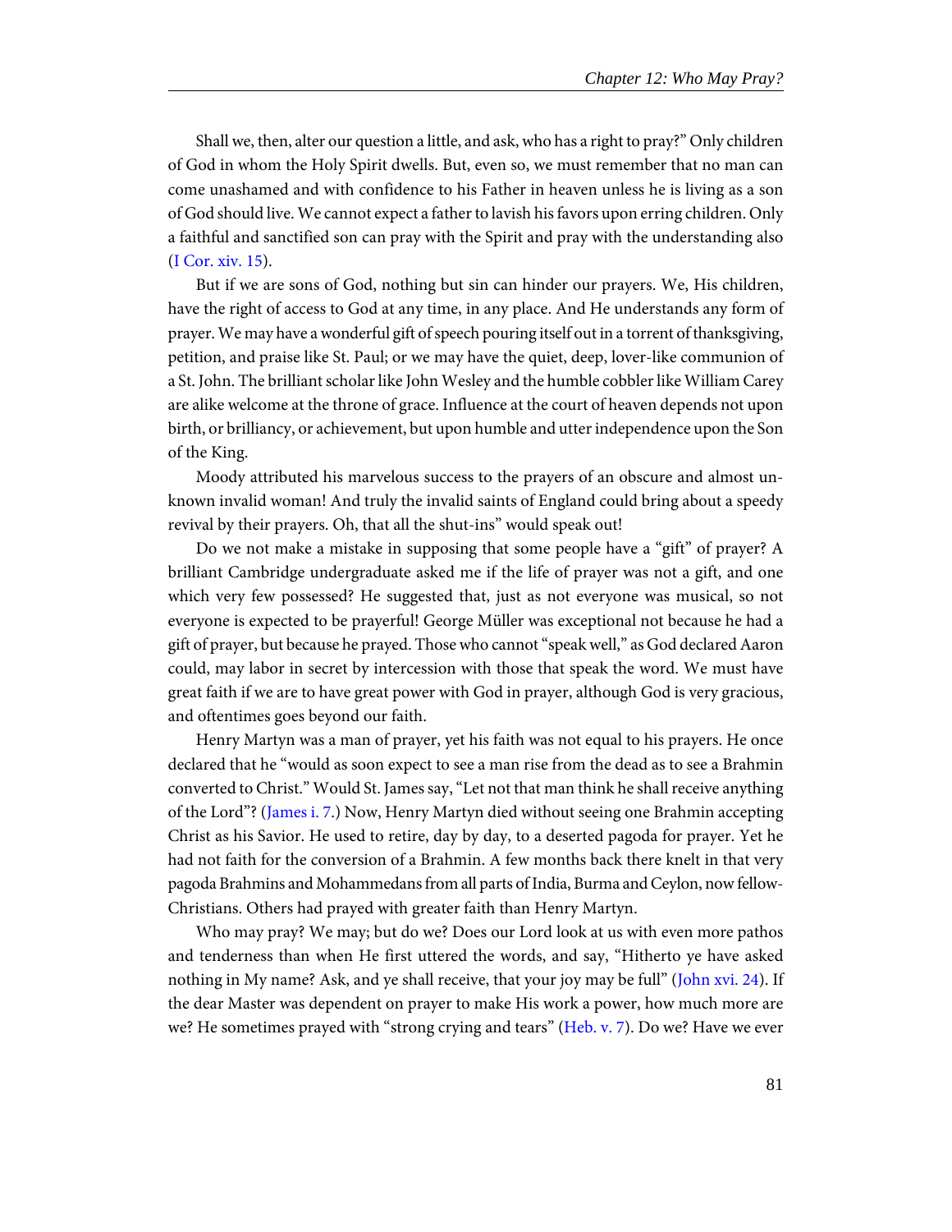Shall we, then, alter our question a little, and ask, who has a right to pray?" Only children of God in whom the Holy Spirit dwells. But, even so, we must remember that no man can come unashamed and with confidence to his Father in heaven unless he is living as a son of God should live. We cannot expect a father to lavish his favors upon erring children. Only a faithful and sanctified son can pray with the Spirit and pray with the understanding also (I Cor. xiv. 15).

But if we are sons of God, nothing but sin can hinder our prayers. We, His children, have the right of access to God at any time, in any place. And He understands any form of prayer. We may have a wonderful gift of speech pouring itself out in a torrent of thanksgiving, petition, and praise like St. Paul; or we may have the quiet, deep, lover-like communion of a St. John. The brilliant scholar like John Wesley and the humble cobbler like William Carey are alike welcome at the throne of grace. Influence at the court of heaven depends not upon birth, or brilliancy, or achievement, but upon humble and utter independence upon the Son of the King.

Moody attributed his marvelous success to the prayers of an obscure and almost unknown invalid woman! And truly the invalid saints of England could bring about a speedy revival by their prayers. Oh, that all the shut-ins" would speak out!

Do we not make a mistake in supposing that some people have a "gift" of prayer? A brilliant Cambridge undergraduate asked me if the life of prayer was not a gift, and one which very few possessed? He suggested that, just as not everyone was musical, so not everyone is expected to be prayerful! George Müller was exceptional not because he had a gift of prayer, but because he prayed. Those who cannot "speak well," as God declared Aaron could, may labor in secret by intercession with those that speak the word. We must have great faith if we are to have great power with God in prayer, although God is very gracious, and oftentimes goes beyond our faith.

Henry Martyn was a man of prayer, yet his faith was not equal to his prayers. He once declared that he "would as soon expect to see a man rise from the dead as to see a Brahmin converted to Christ." Would St. James say, "Let not that man think he shall receive anything of the Lord"? (James i. 7.) Now, Henry Martyn died without seeing one Brahmin accepting Christ as his Savior. He used to retire, day by day, to a deserted pagoda for prayer. Yet he had not faith for the conversion of a Brahmin. A few months back there knelt in that very pagoda Brahmins and Mohammedans from all parts of India, Burma and Ceylon, now fellow-Christians. Others had prayed with greater faith than Henry Martyn.

Who may pray? We may; but do we? Does our Lord look at us with even more pathos and tenderness than when He first uttered the words, and say, "Hitherto ye have asked nothing in My name? Ask, and ye shall receive, that your joy may be full" (John xvi. 24). If the dear Master was dependent on prayer to make His work a power, how much more are we? He sometimes prayed with "strong crying and tears" (Heb. v. 7). Do we? Have we ever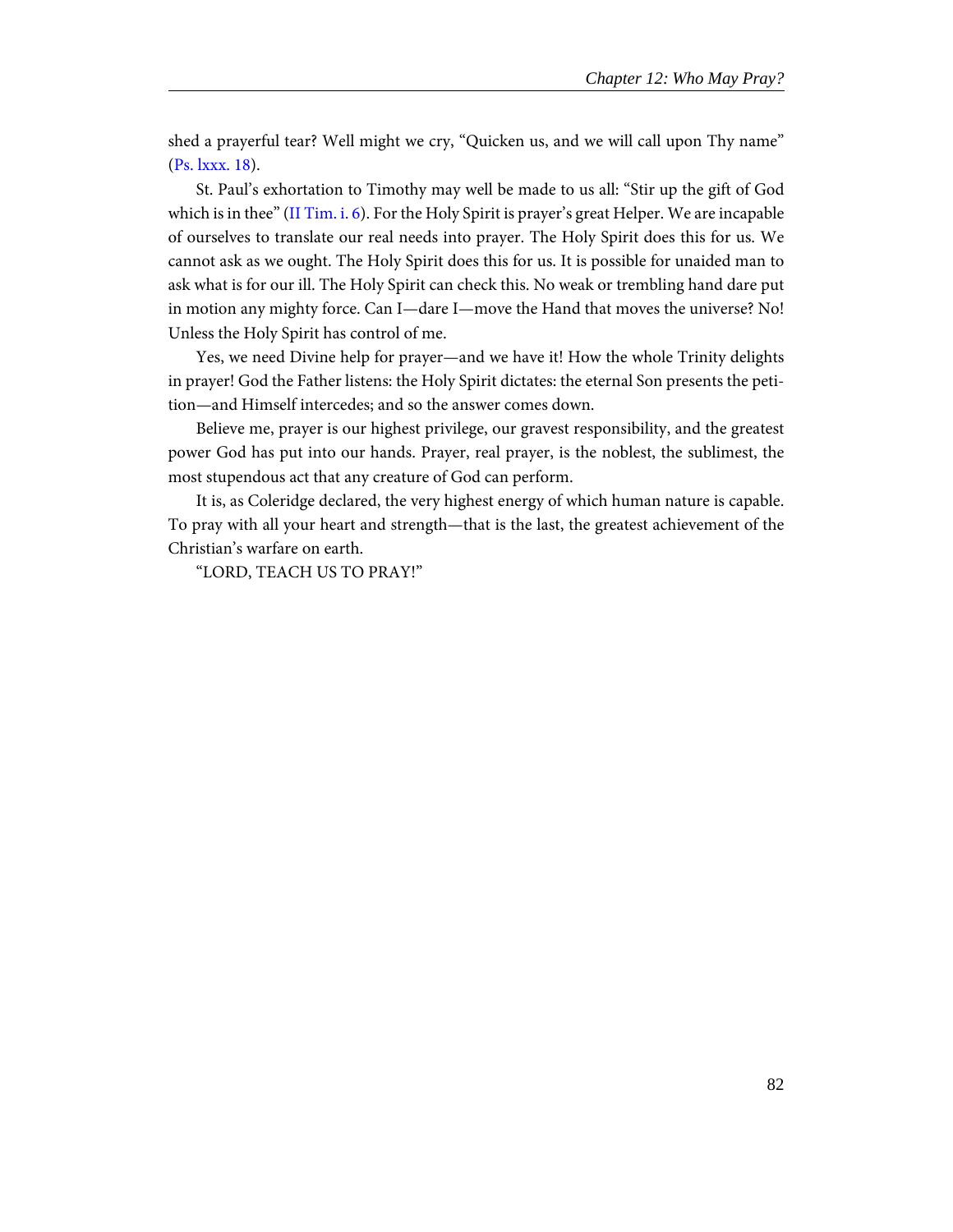shed a prayerful tear? Well might we cry, “Quicken us, and we will call upon Thy name” (Ps. lxxx. 18).

St. Paul’s exhortation to Timothy may well be made to us all: “Stir up the gift of God which is in thee” (II Tim. i. 6). For the Holy Spirit is prayer’s great Helper. We are incapable of ourselves to translate our real needs into prayer. The Holy Spirit does this for us. We cannot ask as we ought. The Holy Spirit does this for us. It is possible for unaided man to ask what is for our ill. The Holy Spirit can check this. No weak or trembling hand dare put in motion any mighty force. Can I—dare I—move the Hand that moves the universe? No! Unless the Holy Spirit has control of me.

Yes, we need Divine help for prayer—and we have it! How the whole Trinity delights in prayer! God the Father listens: the Holy Spirit dictates: the eternal Son presents the petition—and Himself intercedes; and so the answer comes down.

Believe me, prayer is our highest privilege, our gravest responsibility, and the greatest power God has put into our hands. Prayer, real prayer, is the noblest, the sublimest, the most stupendous act that any creature of God can perform.

It is, as Coleridge declared, the very highest energy of which human nature is capable. To pray with all your heart and strength—that is the last, the greatest achievement of the Christian’s warfare on earth.

“LORD, TEACH US TO PRAY!”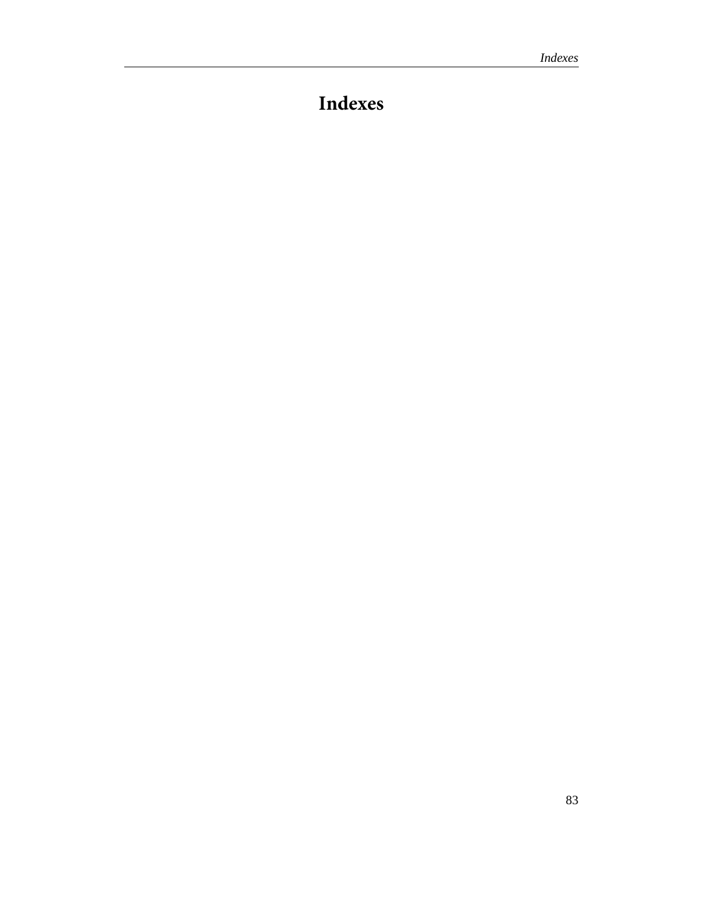# Indexes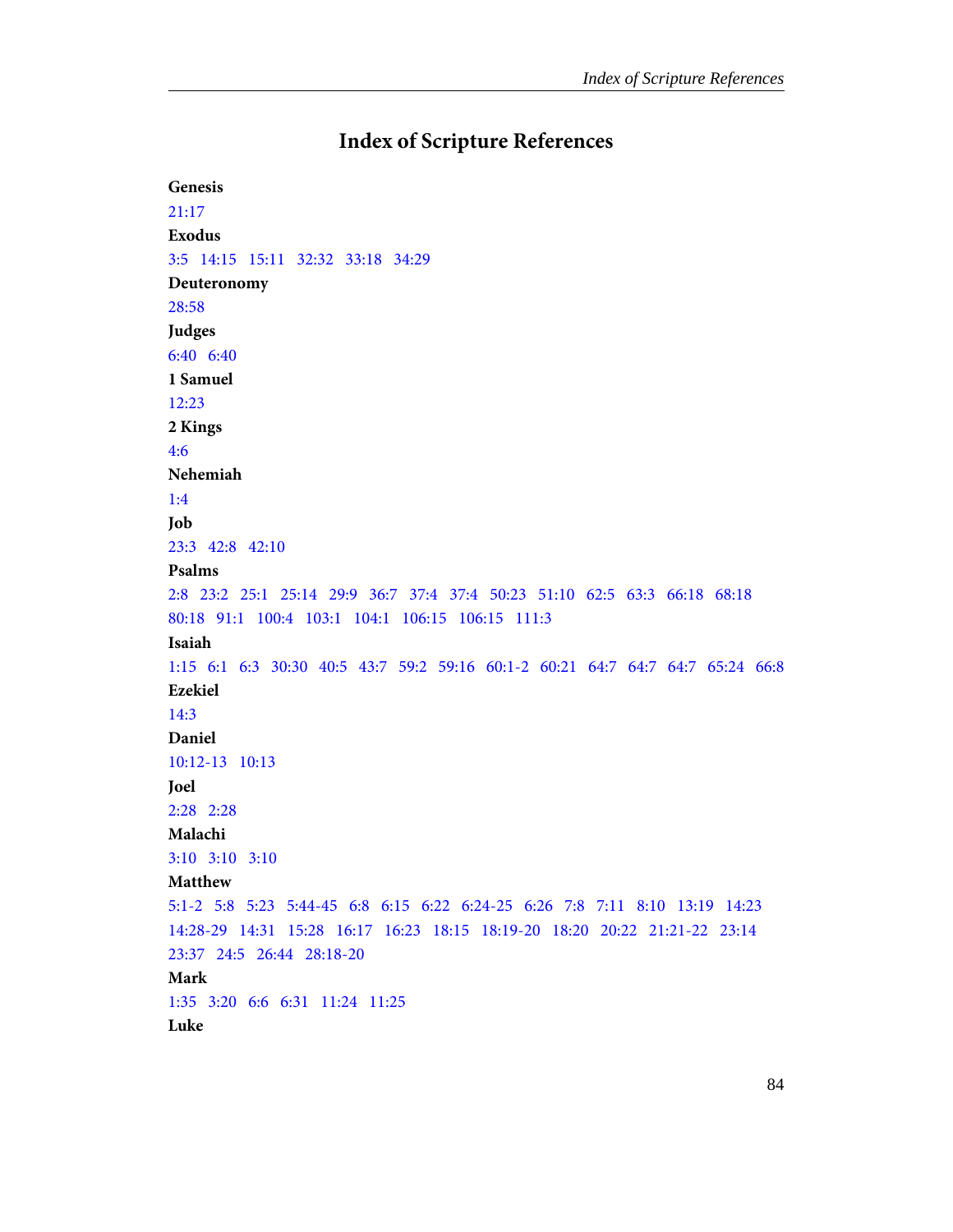# Index of Scripture References

**Genesis**

21:17

**Exodus**

3:5   14:15   15:11   32:32   33:18   34:29

**Deuteronomy**

28:58

**Judges**

6:40   6:40

**1 Samuel**

12:23

**2 Kings**

4:6

**Nehemiah**

1:4

**Job**

23:3   42:8   42:10

**Psalms**

2:8   23:2   25:1   25:14   29:9   36:7   37:4   37:4   50:23   51:10   62:5   63:3   66:18   68:18   80:18   91:1   100:4   103:1   104:1   106:15   106:15   111:3

**Isaiah**

1:15   6:1   6:3   30:30   40:5   43:7   59:2   59:16   60:1-2   60:21   64:7   64:7   64:7   65:24   66:8

**Ezekiel**

14:3

**Daniel**

10:12-13   10:13

**Joel**

2:28   2:28

**Malachi**

3:10   3:10   3:10

**Matthew**

5:1-2   5:8   5:23   5:44-45   6:8   6:15   6:22   6:24-25   6:26   7:8   7:11   8:10   13:19   14:23   14:28-29   14:31   15:28   16:17   16:23   18:15   18:19-20   18:20   20:22   21:21-22   23:14   23:37   24:5   26:44   28:18-20

**Mark**

1:35   3:20   6:6   6:31   11:24   11:25

**Luke**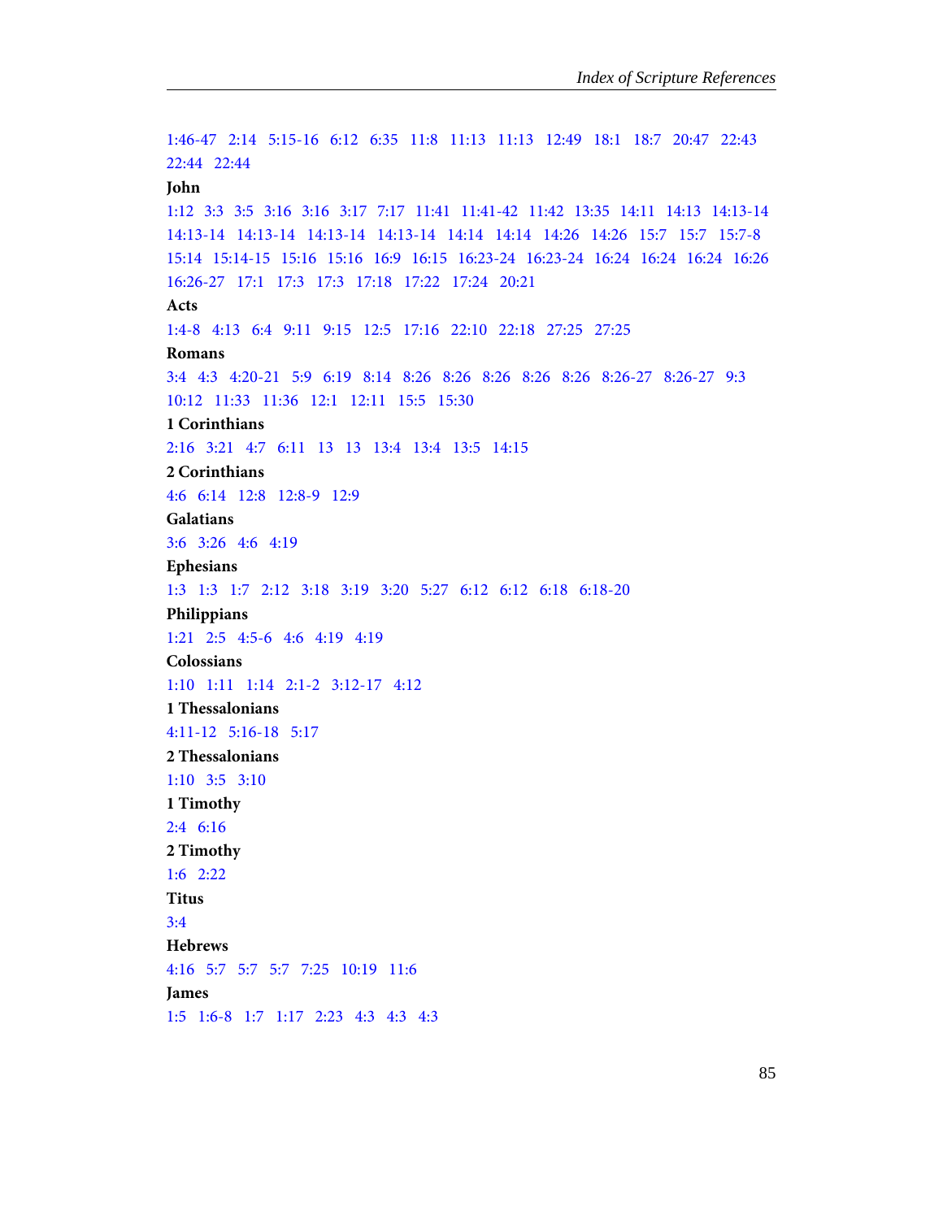1:46-47   2:14   5:15-16   6:12   6:35   11:8   11:13   11:13   12:49   18:1   18:7   20:47   22:43   22:44   22:44

**John**

1:12   3:3   3:5   3:16   3:16   3:17   7:17   11:41   11:41-42   11:42   13:35   14:11   14:13   14:13-14   14:13-14   14:13-14   14:13-14   14:13-14   14:14   14:14   14:26   14:26   15:7   15:7   15:7-8   15:14   15:14-15   15:16   15:16   16:9   16:15   16:23-24   16:23-24   16:24   16:24   16:24   16:26   16:26-27   17:1   17:3   17:3   17:18   17:22   17:24   20:21

**Acts**

1:4-8   4:13   6:4   9:11   9:15   12:5   17:16   22:10   22:18   27:25   27:25

**Romans**

3:4   4:3   4:20-21   5:9   6:19   8:14   8:26   8:26   8:26   8:26   8:26   8:26-27   8:26-27   9:3   10:12   11:33   11:36   12:1   12:11   15:5   15:30

**1 Corinthians**

2:16   3:21   4:7   6:11   13   13   13:4   13:4   13:5   14:15

**2 Corinthians**

4:6   6:14   12:8   12:8-9   12:9

**Galatians**

3:6   3:26   4:6   4:19

**Ephesians**

1:3   1:3   1:7   2:12   3:18   3:19   3:20   5:27   6:12   6:12   6:18   6:18-20

**Philippians**

1:21   2:5   4:5-6   4:6   4:19   4:19

**Colossians**

1:10   1:11   1:14   2:1-2   3:12-17   4:12

**1 Thessalonians**

4:11-12   5:16-18   5:17

**2 Thessalonians**

1:10   3:5   3:10

**1 Timothy**

2:4   6:16

**2 Timothy**

1:6   2:22

**Titus**

3:4

**Hebrews**

4:16   5:7   5:7   5:7   7:25   10:19   11:6

**James**

1:5   1:6-8   1:7   1:17   2:23   4:3   4:3   4:3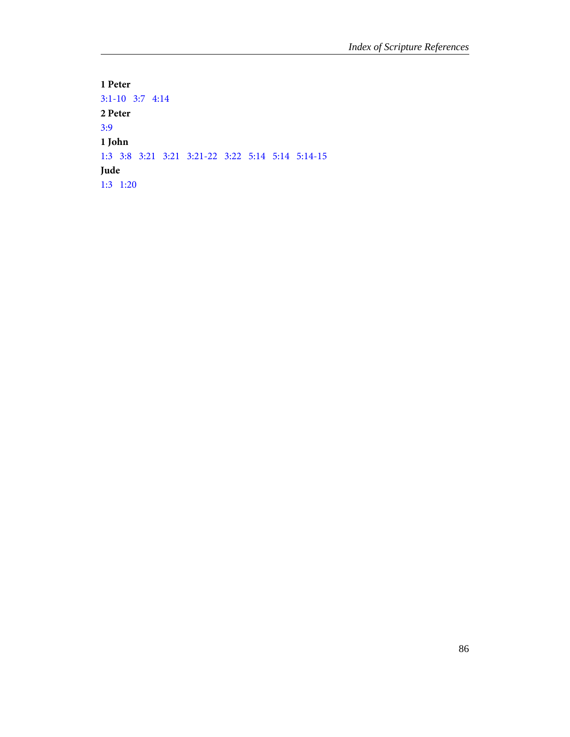**1 Peter**

3:1-10   3:7   4:14

**2 Peter**

3:9

**1 John**

1:3   3:8   3:21   3:21   3:21-22   3:22   5:14   5:14   5:14-15

**Jude**

1:3   1:20